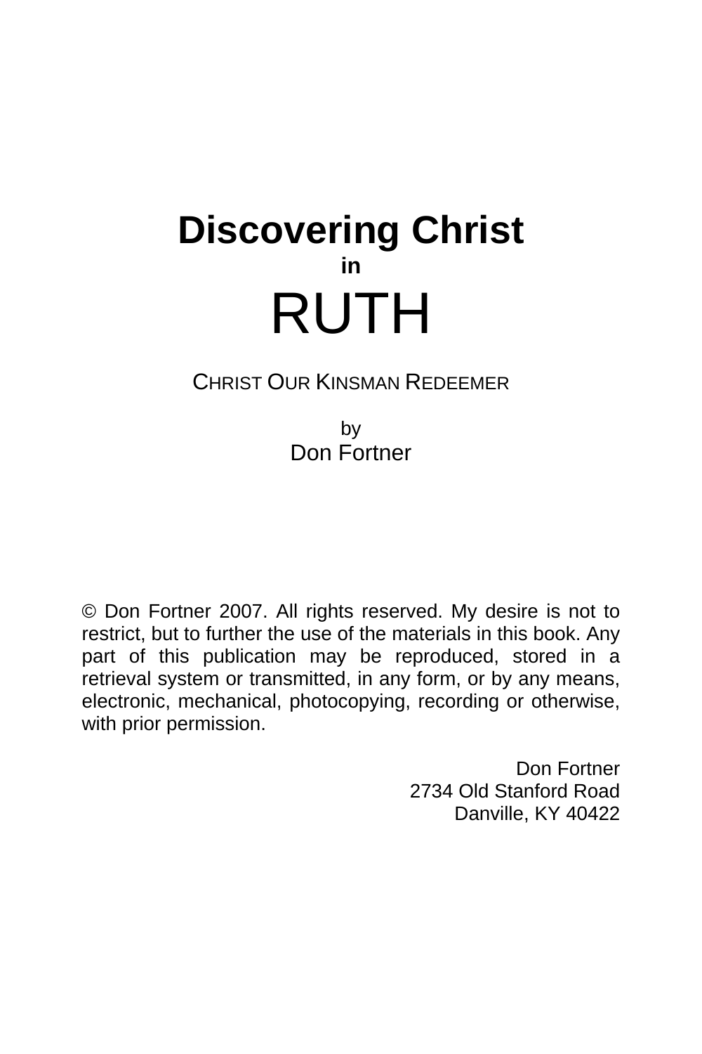# Discovering Christ

**in**

# RUTH

CHRIST OUR KINSMAN REDEEMER

by

Don Fortner

© Don Fortner 2007. All rights reserved. My desire is not to restrict, but to further the use of the materials in this book. Any part of this publication may be reproduced, stored in a retrieval system or transmitted, in any form, or by any means, electronic, mechanical, photocopying, recording or otherwise, with prior permission.

Don Fortner
2734 Old Stanford Road
Danville, KY 40422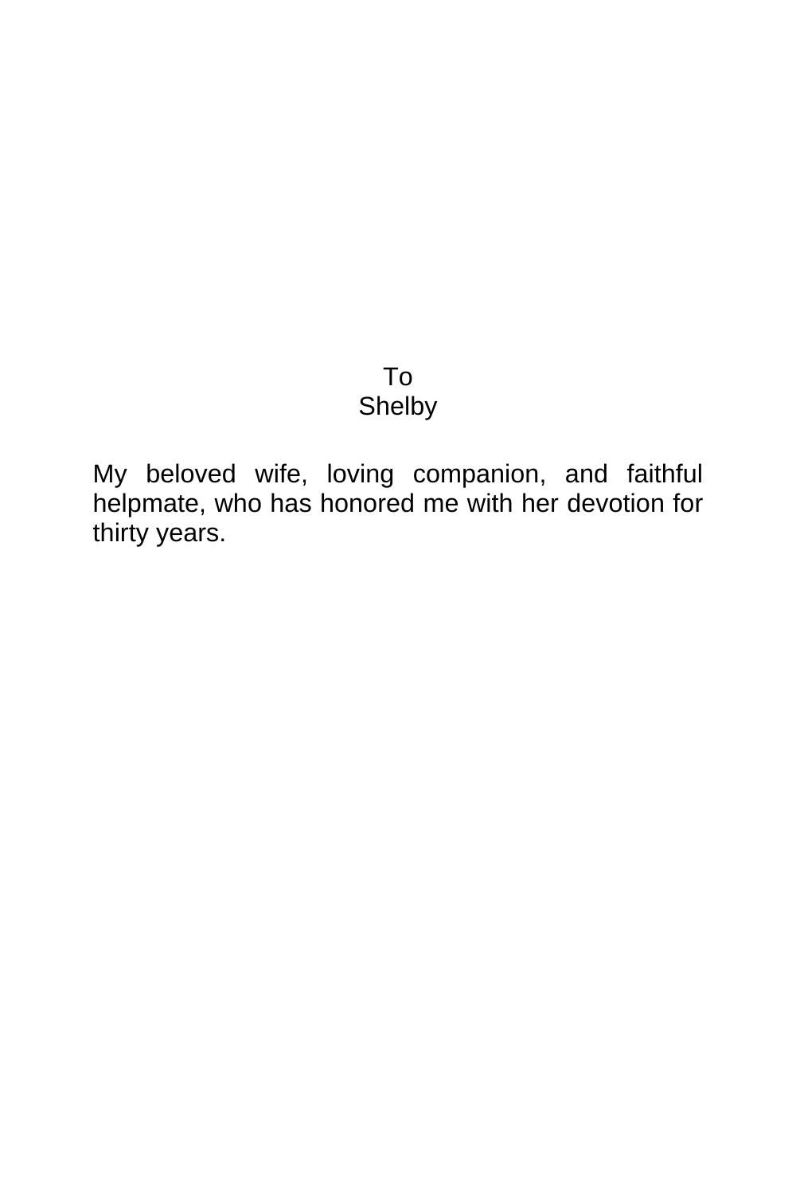To
Shelby

My beloved wife, loving companion, and faithful helpmate, who has honored me with her devotion for thirty years.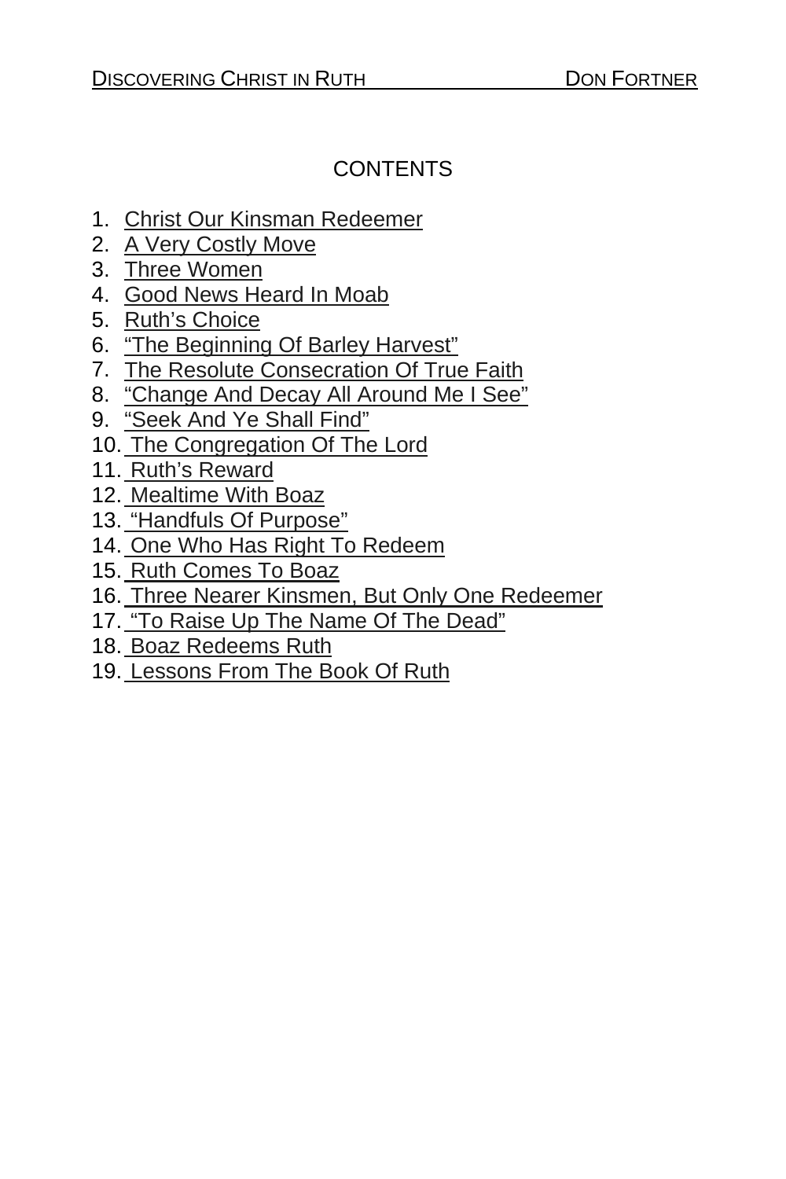# CONTENTS

1. Christ Our Kinsman Redeemer
2. A Very Costly Move
3. Three Women
4. Good News Heard In Moab
5. Ruth's Choice
6. "The Beginning Of Barley Harvest"
7. The Resolute Consecration Of True Faith
8. "Change And Decay All Around Me I See"
9. "Seek And Ye Shall Find"
10. The Congregation Of The Lord
11. Ruth's Reward
12. Mealtime With Boaz
13. "Handfuls Of Purpose"
14. One Who Has Right To Redeem
15. Ruth Comes To Boaz
16. Three Nearer Kinsmen, But Only One Redeemer
17. "To Raise Up The Name Of The Dead"
18. Boaz Redeems Ruth
19. Lessons From The Book Of Ruth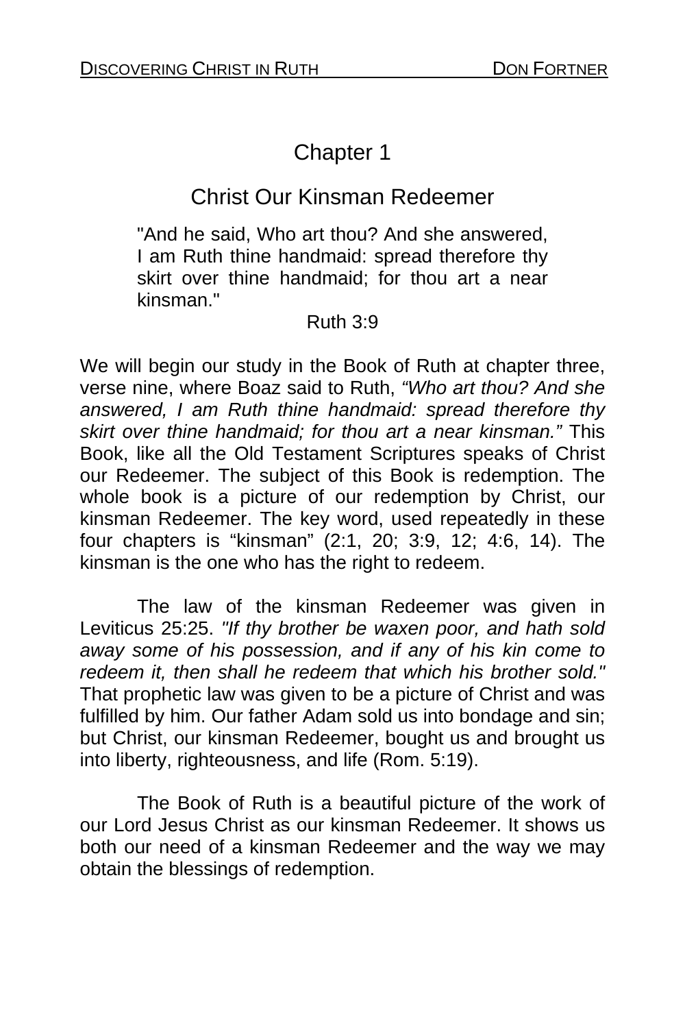# Chapter 1

## Christ Our Kinsman Redeemer

> "And he said, Who art thou? And she answered, I am Ruth thine handmaid: spread therefore thy skirt over thine handmaid; for thou art a near kinsman."
>
> Ruth 3:9

We will begin our study in the Book of Ruth at chapter three, verse nine, where Boaz said to Ruth, *"Who art thou? And she answered, I am Ruth thine handmaid: spread therefore thy skirt over thine handmaid; for thou art a near kinsman."* This Book, like all the Old Testament Scriptures speaks of Christ our Redeemer. The subject of this Book is redemption. The whole book is a picture of our redemption by Christ, our kinsman Redeemer. The key word, used repeatedly in these four chapters is "kinsman" (2:1, 20; 3:9, 12; 4:6, 14). The kinsman is the one who has the right to redeem.

The law of the kinsman Redeemer was given in Leviticus 25:25. *"If thy brother be waxen poor, and hath sold away some of his possession, and if any of his kin come to redeem it, then shall he redeem that which his brother sold."* That prophetic law was given to be a picture of Christ and was fulfilled by him. Our father Adam sold us into bondage and sin; but Christ, our kinsman Redeemer, bought us and brought us into liberty, righteousness, and life (Rom. 5:19).

The Book of Ruth is a beautiful picture of the work of our Lord Jesus Christ as our kinsman Redeemer. It shows us both our need of a kinsman Redeemer and the way we may obtain the blessings of redemption.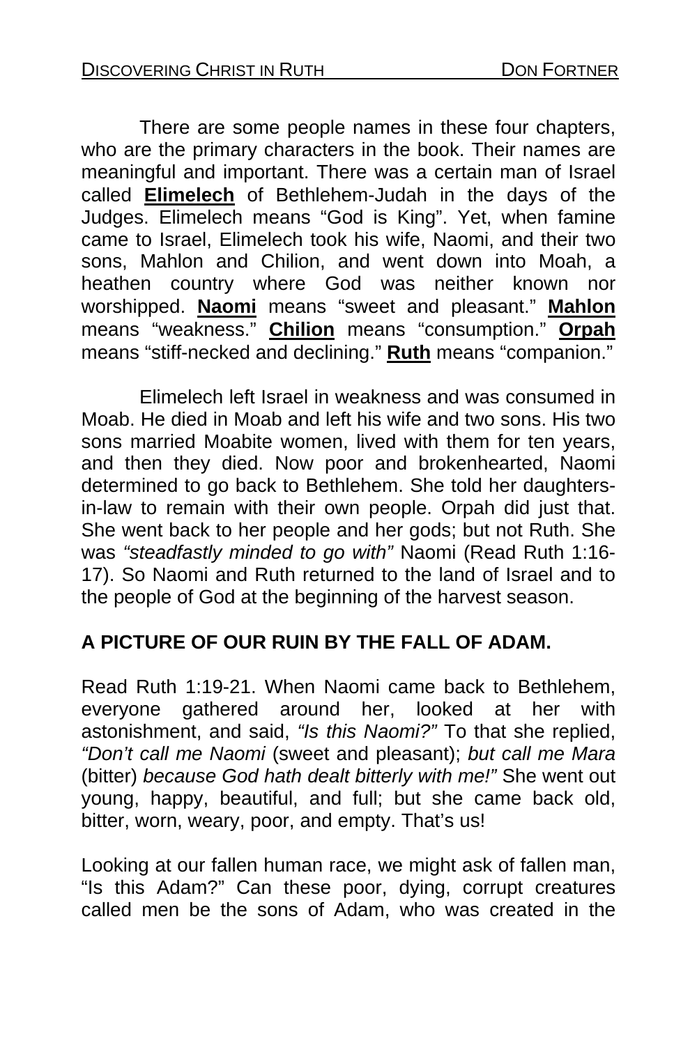There are some people names in these four chapters, who are the primary characters in the book. Their names are meaningful and important. There was a certain man of Israel called **Elimelech** of Bethlehem-Judah in the days of the Judges. Elimelech means "God is King". Yet, when famine came to Israel, Elimelech took his wife, Naomi, and their two sons, Mahlon and Chilion, and went down into Moah, a heathen country where God was neither known nor worshipped. **Naomi** means "sweet and pleasant." **Mahlon** means "weakness." **Chilion** means "consumption." **Orpah** means "stiff-necked and declining." **Ruth** means "companion."

Elimelech left Israel in weakness and was consumed in Moab. He died in Moab and left his wife and two sons. His two sons married Moabite women, lived with them for ten years, and then they died. Now poor and brokenhearted, Naomi determined to go back to Bethlehem. She told her daughters-in-law to remain with their own people. Orpah did just that. She went back to her people and her gods; but not Ruth. She was *"steadfastly minded to go with"* Naomi (Read Ruth 1:16-17). So Naomi and Ruth returned to the land of Israel and to the people of God at the beginning of the harvest season.

## A PICTURE OF OUR RUIN BY THE FALL OF ADAM.

Read Ruth 1:19-21. When Naomi came back to Bethlehem, everyone gathered around her, looked at her with astonishment, and said, *"Is this Naomi?"* To that she replied, *"Don't call me Naomi* (sweet and pleasant); *but call me Mara* (bitter) *because God hath dealt bitterly with me!"* She went out young, happy, beautiful, and full; but she came back old, bitter, worn, weary, poor, and empty. That's us!

Looking at our fallen human race, we might ask of fallen man, "Is this Adam?" Can these poor, dying, corrupt creatures called men be the sons of Adam, who was created in the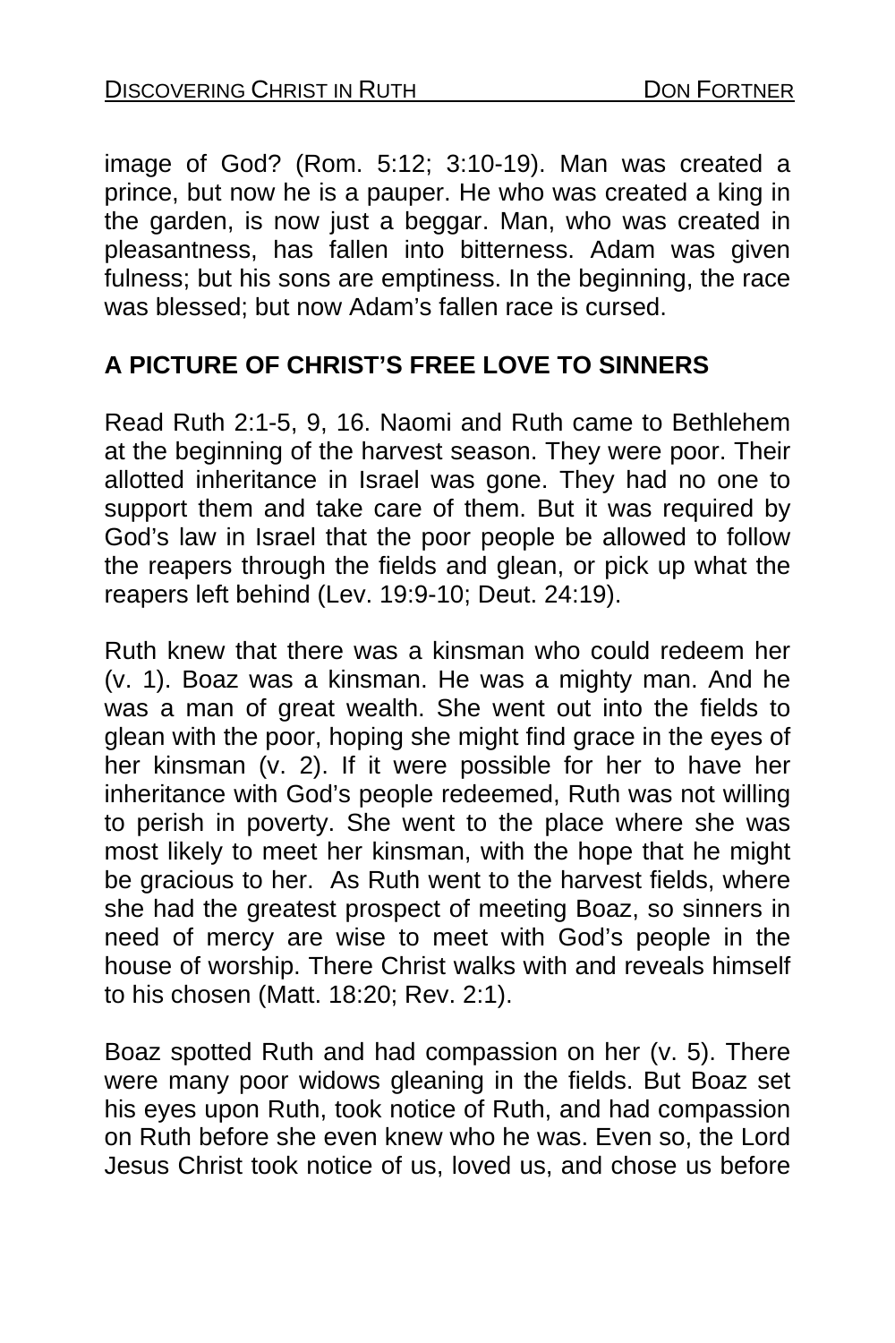image of God? (Rom. 5:12; 3:10-19). Man was created a prince, but now he is a pauper. He who was created a king in the garden, is now just a beggar. Man, who was created in pleasantness, has fallen into bitterness. Adam was given fulness; but his sons are emptiness. In the beginning, the race was blessed; but now Adam's fallen race is cursed.

## A PICTURE OF CHRIST'S FREE LOVE TO SINNERS

Read Ruth 2:1-5, 9, 16. Naomi and Ruth came to Bethlehem at the beginning of the harvest season. They were poor. Their allotted inheritance in Israel was gone. They had no one to support them and take care of them. But it was required by God's law in Israel that the poor people be allowed to follow the reapers through the fields and glean, or pick up what the reapers left behind (Lev. 19:9-10; Deut. 24:19).

Ruth knew that there was a kinsman who could redeem her (v. 1). Boaz was a kinsman. He was a mighty man. And he was a man of great wealth. She went out into the fields to glean with the poor, hoping she might find grace in the eyes of her kinsman (v. 2). If it were possible for her to have her inheritance with God's people redeemed, Ruth was not willing to perish in poverty. She went to the place where she was most likely to meet her kinsman, with the hope that he might be gracious to her. As Ruth went to the harvest fields, where she had the greatest prospect of meeting Boaz, so sinners in need of mercy are wise to meet with God's people in the house of worship. There Christ walks with and reveals himself to his chosen (Matt. 18:20; Rev. 2:1).

Boaz spotted Ruth and had compassion on her (v. 5). There were many poor widows gleaning in the fields. But Boaz set his eyes upon Ruth, took notice of Ruth, and had compassion on Ruth before she even knew who he was. Even so, the Lord Jesus Christ took notice of us, loved us, and chose us before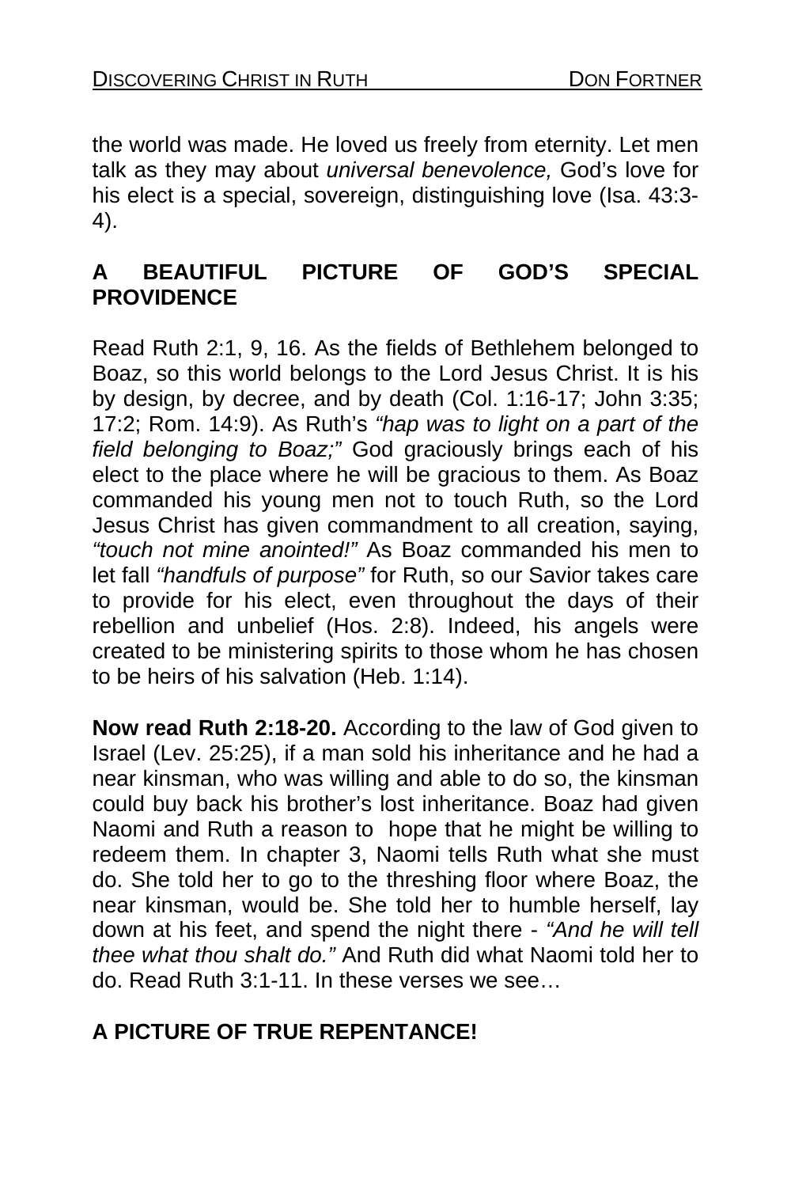the world was made. He loved us freely from eternity. Let men talk as they may about *universal benevolence,* God's love for his elect is a special, sovereign, distinguishing love (Isa. 43:3-4).

## A BEAUTIFUL PICTURE OF GOD'S SPECIAL PROVIDENCE

Read Ruth 2:1, 9, 16. As the fields of Bethlehem belonged to Boaz, so this world belongs to the Lord Jesus Christ. It is his by design, by decree, and by death (Col. 1:16-17; John 3:35; 17:2; Rom. 14:9). As Ruth's *"hap was to light on a part of the field belonging to Boaz;"* God graciously brings each of his elect to the place where he will be gracious to them. As Boaz commanded his young men not to touch Ruth, so the Lord Jesus Christ has given commandment to all creation, saying, *"touch not mine anointed!"* As Boaz commanded his men to let fall *"handfuls of purpose"* for Ruth, so our Savior takes care to provide for his elect, even throughout the days of their rebellion and unbelief (Hos. 2:8). Indeed, his angels were created to be ministering spirits to those whom he has chosen to be heirs of his salvation (Heb. 1:14).

**Now read Ruth 2:18-20.** According to the law of God given to Israel (Lev. 25:25), if a man sold his inheritance and he had a near kinsman, who was willing and able to do so, the kinsman could buy back his brother's lost inheritance. Boaz had given Naomi and Ruth a reason to hope that he might be willing to redeem them. In chapter 3, Naomi tells Ruth what she must do. She told her to go to the threshing floor where Boaz, the near kinsman, would be. She told her to humble herself, lay down at his feet, and spend the night there - *"And he will tell thee what thou shalt do."* And Ruth did what Naomi told her to do. Read Ruth 3:1-11. In these verses we see…

## A PICTURE OF TRUE REPENTANCE!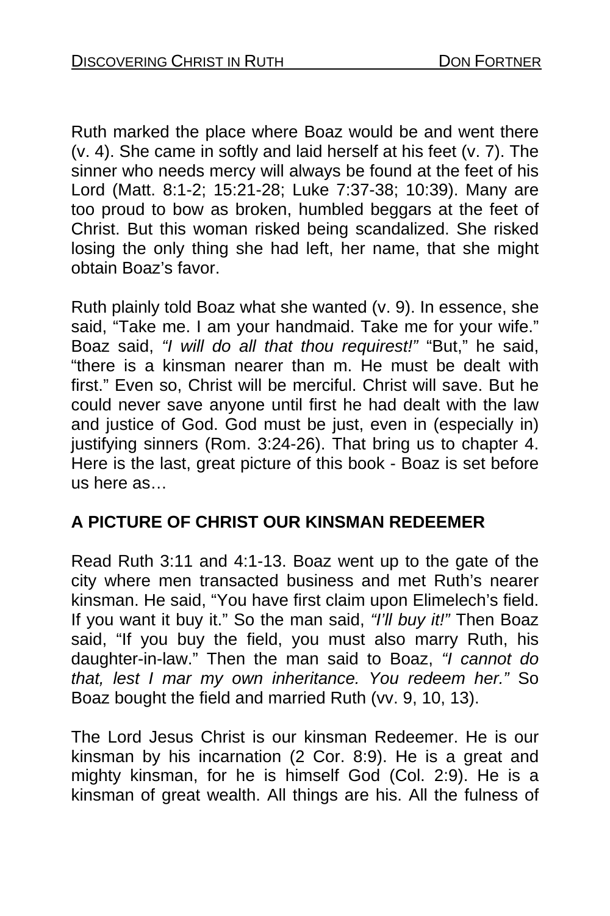Ruth marked the place where Boaz would be and went there (v. 4). She came in softly and laid herself at his feet (v. 7). The sinner who needs mercy will always be found at the feet of his Lord (Matt. 8:1-2; 15:21-28; Luke 7:37-38; 10:39). Many are too proud to bow as broken, humbled beggars at the feet of Christ. But this woman risked being scandalized. She risked losing the only thing she had left, her name, that she might obtain Boaz's favor.

Ruth plainly told Boaz what she wanted (v. 9). In essence, she said, "Take me. I am your handmaid. Take me for your wife." Boaz said, *"I will do all that thou requirest!"* "But," he said, "there is a kinsman nearer than m. He must be dealt with first." Even so, Christ will be merciful. Christ will save. But he could never save anyone until first he had dealt with the law and justice of God. God must be just, even in (especially in) justifying sinners (Rom. 3:24-26). That bring us to chapter 4. Here is the last, great picture of this book - Boaz is set before us here as…

## A PICTURE OF CHRIST OUR KINSMAN REDEEMER

Read Ruth 3:11 and 4:1-13. Boaz went up to the gate of the city where men transacted business and met Ruth's nearer kinsman. He said, "You have first claim upon Elimelech's field. If you want it buy it." So the man said, *"I'll buy it!"* Then Boaz said, "If you buy the field, you must also marry Ruth, his daughter-in-law." Then the man said to Boaz, *"I cannot do that, lest I mar my own inheritance. You redeem her."* So Boaz bought the field and married Ruth (vv. 9, 10, 13).

The Lord Jesus Christ is our kinsman Redeemer. He is our kinsman by his incarnation (2 Cor. 8:9). He is a great and mighty kinsman, for he is himself God (Col. 2:9). He is a kinsman of great wealth. All things are his. All the fulness of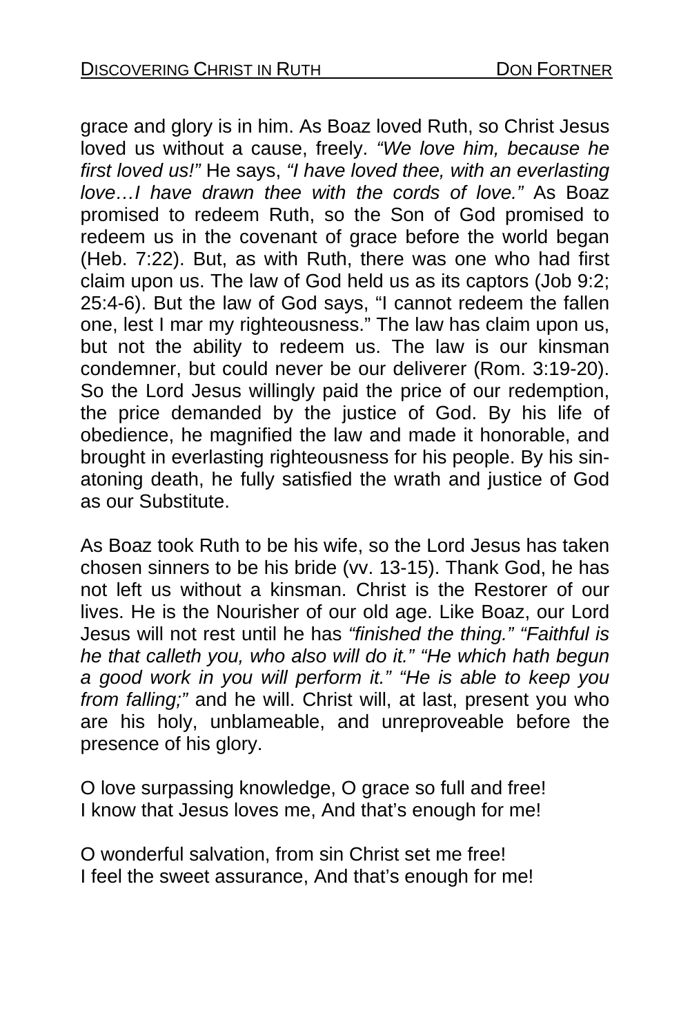grace and glory is in him. As Boaz loved Ruth, so Christ Jesus loved us without a cause, freely. *"We love him, because he first loved us!"* He says, *"I have loved thee, with an everlasting love…I have drawn thee with the cords of love."* As Boaz promised to redeem Ruth, so the Son of God promised to redeem us in the covenant of grace before the world began (Heb. 7:22). But, as with Ruth, there was one who had first claim upon us. The law of God held us as its captors (Job 9:2; 25:4-6). But the law of God says, "I cannot redeem the fallen one, lest I mar my righteousness." The law has claim upon us, but not the ability to redeem us. The law is our kinsman condemner, but could never be our deliverer (Rom. 3:19-20). So the Lord Jesus willingly paid the price of our redemption, the price demanded by the justice of God. By his life of obedience, he magnified the law and made it honorable, and brought in everlasting righteousness for his people. By his sin-atoning death, he fully satisfied the wrath and justice of God as our Substitute.

As Boaz took Ruth to be his wife, so the Lord Jesus has taken chosen sinners to be his bride (vv. 13-15). Thank God, he has not left us without a kinsman. Christ is the Restorer of our lives. He is the Nourisher of our old age. Like Boaz, our Lord Jesus will not rest until he has *"finished the thing." "Faithful is he that calleth you, who also will do it." "He which hath begun a good work in you will perform it." "He is able to keep you from falling;"* and he will. Christ will, at last, present you who are his holy, unblameable, and unreproveable before the presence of his glory.

O love surpassing knowledge, O grace so full and free!
I know that Jesus loves me, And that's enough for me!

O wonderful salvation, from sin Christ set me free!
I feel the sweet assurance, And that's enough for me!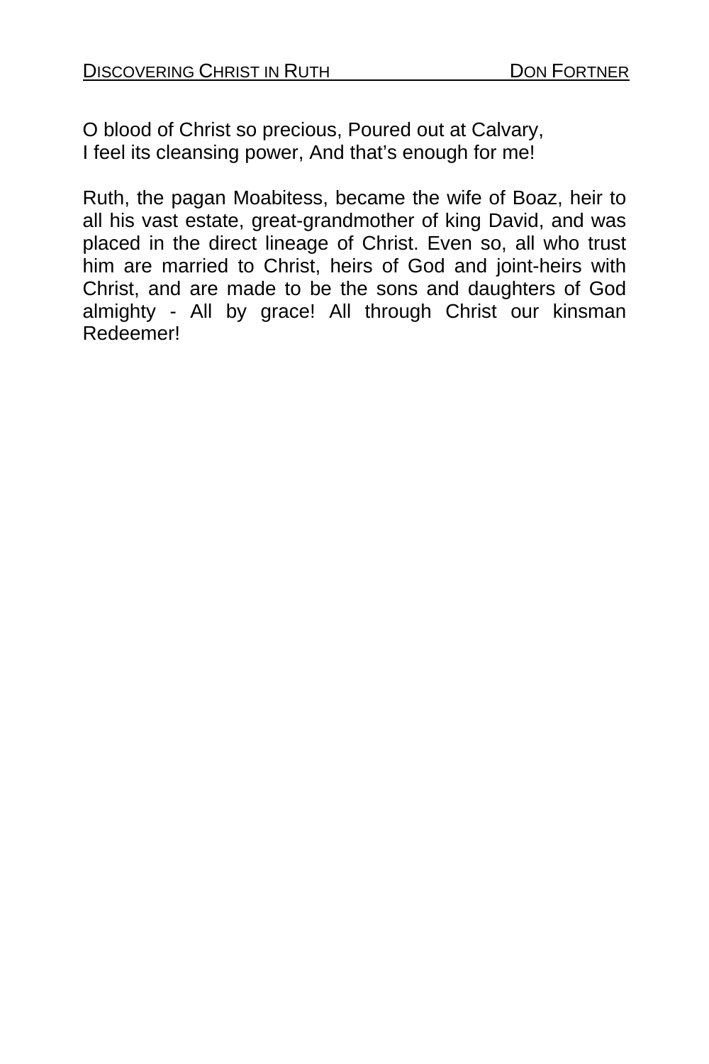O blood of Christ so precious, Poured out at Calvary,
I feel its cleansing power, And that's enough for me!

Ruth, the pagan Moabitess, became the wife of Boaz, heir to all his vast estate, great-grandmother of king David, and was placed in the direct lineage of Christ. Even so, all who trust him are married to Christ, heirs of God and joint-heirs with Christ, and are made to be the sons and daughters of God almighty - All by grace! All through Christ our kinsman Redeemer!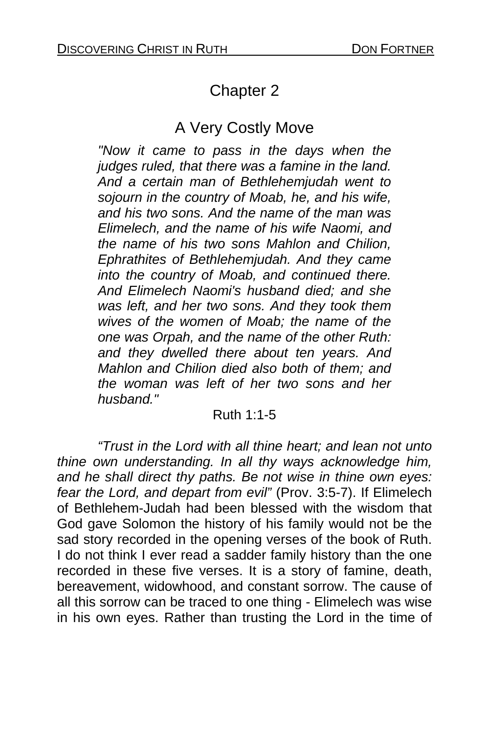# Chapter 2

## A Very Costly Move

> *"Now it came to pass in the days when the judges ruled, that there was a famine in the land. And a certain man of Bethlehemjudah went to sojourn in the country of Moab, he, and his wife, and his two sons. And the name of the man was Elimelech, and the name of his wife Naomi, and the name of his two sons Mahlon and Chilion, Ephrathites of Bethlehemjudah. And they came into the country of Moab, and continued there. And Elimelech Naomi's husband died; and she was left, and her two sons. And they took them wives of the women of Moab; the name of the one was Orpah, and the name of the other Ruth: and they dwelled there about ten years. And Mahlon and Chilion died also both of them; and the woman was left of her two sons and her husband."*
>
> Ruth 1:1-5

*"Trust in the Lord with all thine heart; and lean not unto thine own understanding. In all thy ways acknowledge him, and he shall direct thy paths. Be not wise in thine own eyes: fear the Lord, and depart from evil"* (Prov. 3:5-7). If Elimelech of Bethlehem-Judah had been blessed with the wisdom that God gave Solomon the history of his family would not be the sad story recorded in the opening verses of the book of Ruth. I do not think I ever read a sadder family history than the one recorded in these five verses. It is a story of famine, death, bereavement, widowhood, and constant sorrow. The cause of all this sorrow can be traced to one thing - Elimelech was wise in his own eyes. Rather than trusting the Lord in the time of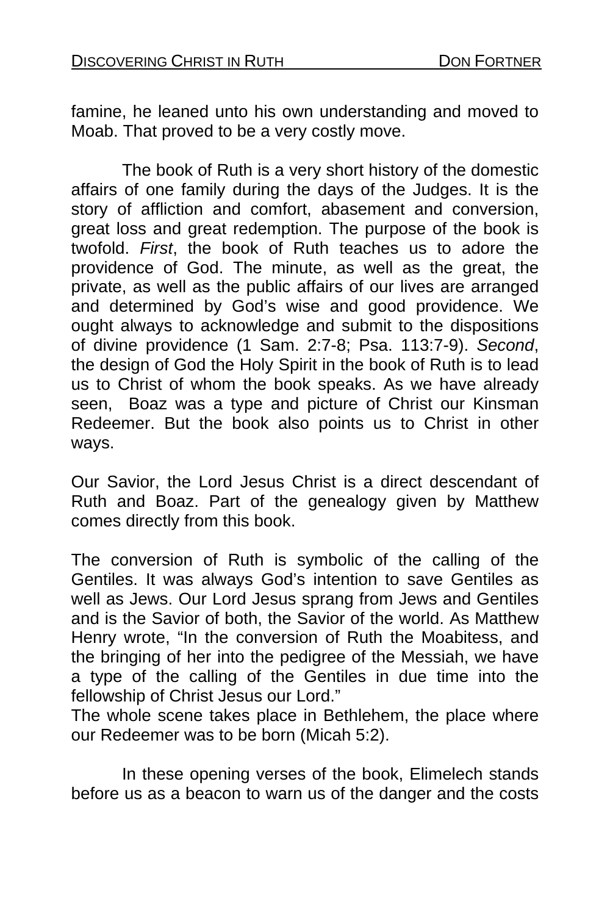famine, he leaned unto his own understanding and moved to Moab. That proved to be a very costly move.

The book of Ruth is a very short history of the domestic affairs of one family during the days of the Judges. It is the story of affliction and comfort, abasement and conversion, great loss and great redemption. The purpose of the book is twofold. *First*, the book of Ruth teaches us to adore the providence of God. The minute, as well as the great, the private, as well as the public affairs of our lives are arranged and determined by God's wise and good providence. We ought always to acknowledge and submit to the dispositions of divine providence (1 Sam. 2:7-8; Psa. 113:7-9). *Second*, the design of God the Holy Spirit in the book of Ruth is to lead us to Christ of whom the book speaks. As we have already seen, Boaz was a type and picture of Christ our Kinsman Redeemer. But the book also points us to Christ in other ways.

Our Savior, the Lord Jesus Christ is a direct descendant of Ruth and Boaz. Part of the genealogy given by Matthew comes directly from this book.

The conversion of Ruth is symbolic of the calling of the Gentiles. It was always God's intention to save Gentiles as well as Jews. Our Lord Jesus sprang from Jews and Gentiles and is the Savior of both, the Savior of the world. As Matthew Henry wrote, "In the conversion of Ruth the Moabitess, and the bringing of her into the pedigree of the Messiah, we have a type of the calling of the Gentiles in due time into the fellowship of Christ Jesus our Lord."
The whole scene takes place in Bethlehem, the place where our Redeemer was to be born (Micah 5:2).

In these opening verses of the book, Elimelech stands before us as a beacon to warn us of the danger and the costs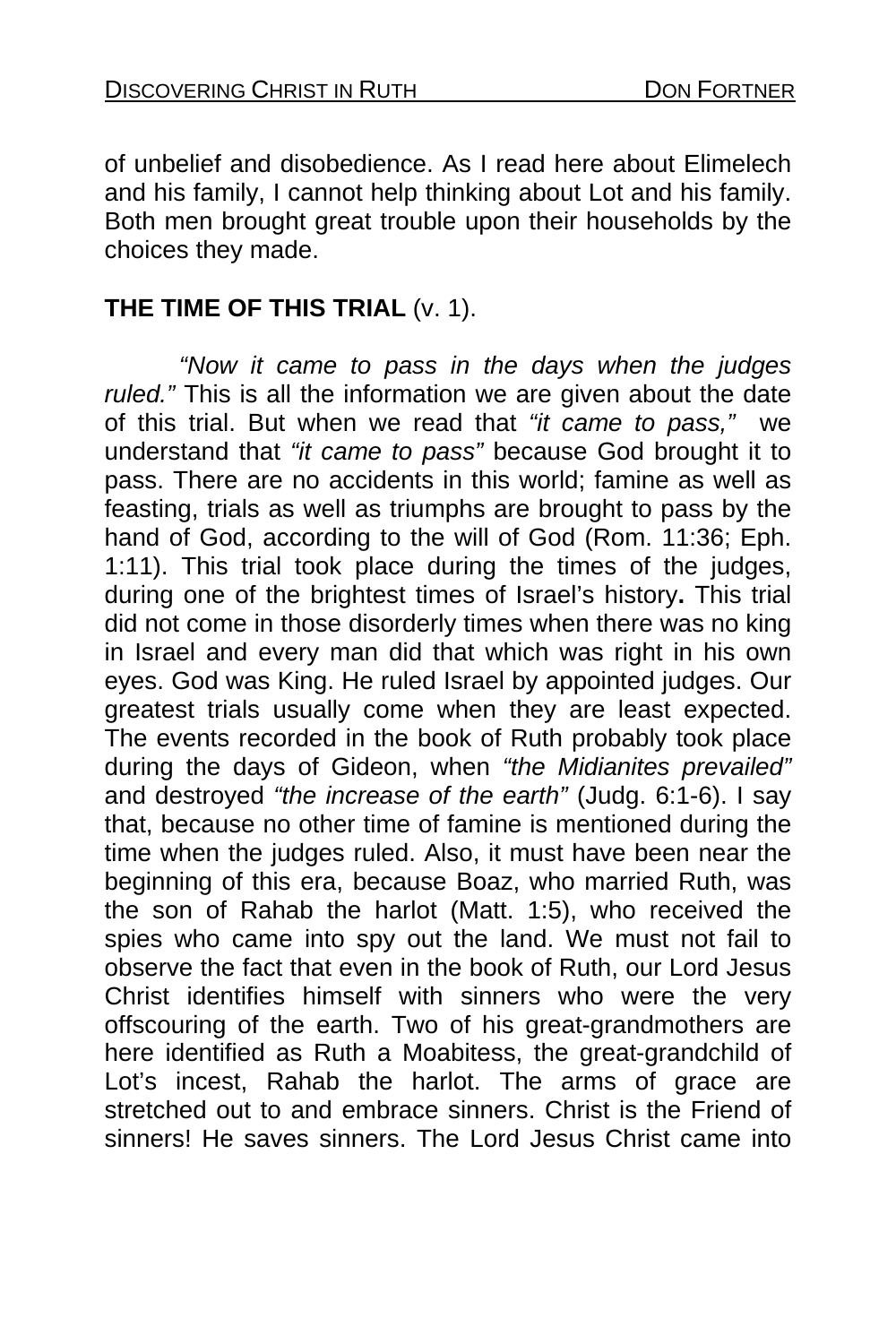of unbelief and disobedience. As I read here about Elimelech and his family, I cannot help thinking about Lot and his family. Both men brought great trouble upon their households by the choices they made.

**THE TIME OF THIS TRIAL** (v. 1).

*"Now it came to pass in the days when the judges ruled."* This is all the information we are given about the date of this trial. But when we read that *"it came to pass,"* we understand that *"it came to pass"* because God brought it to pass. There are no accidents in this world; famine as well as feasting, trials as well as triumphs are brought to pass by the hand of God, according to the will of God (Rom. 11:36; Eph. 1:11). This trial took place during the times of the judges, during one of the brightest times of Israel's history**.** This trial did not come in those disorderly times when there was no king in Israel and every man did that which was right in his own eyes. God was King. He ruled Israel by appointed judges. Our greatest trials usually come when they are least expected. The events recorded in the book of Ruth probably took place during the days of Gideon, when *"the Midianites prevailed"* and destroyed *"the increase of the earth"* (Judg. 6:1-6). I say that, because no other time of famine is mentioned during the time when the judges ruled. Also, it must have been near the beginning of this era, because Boaz, who married Ruth, was the son of Rahab the harlot (Matt. 1:5), who received the spies who came into spy out the land. We must not fail to observe the fact that even in the book of Ruth, our Lord Jesus Christ identifies himself with sinners who were the very offscouring of the earth. Two of his great-grandmothers are here identified as Ruth a Moabitess, the great-grandchild of Lot's incest, Rahab the harlot. The arms of grace are stretched out to and embrace sinners. Christ is the Friend of sinners! He saves sinners. The Lord Jesus Christ came into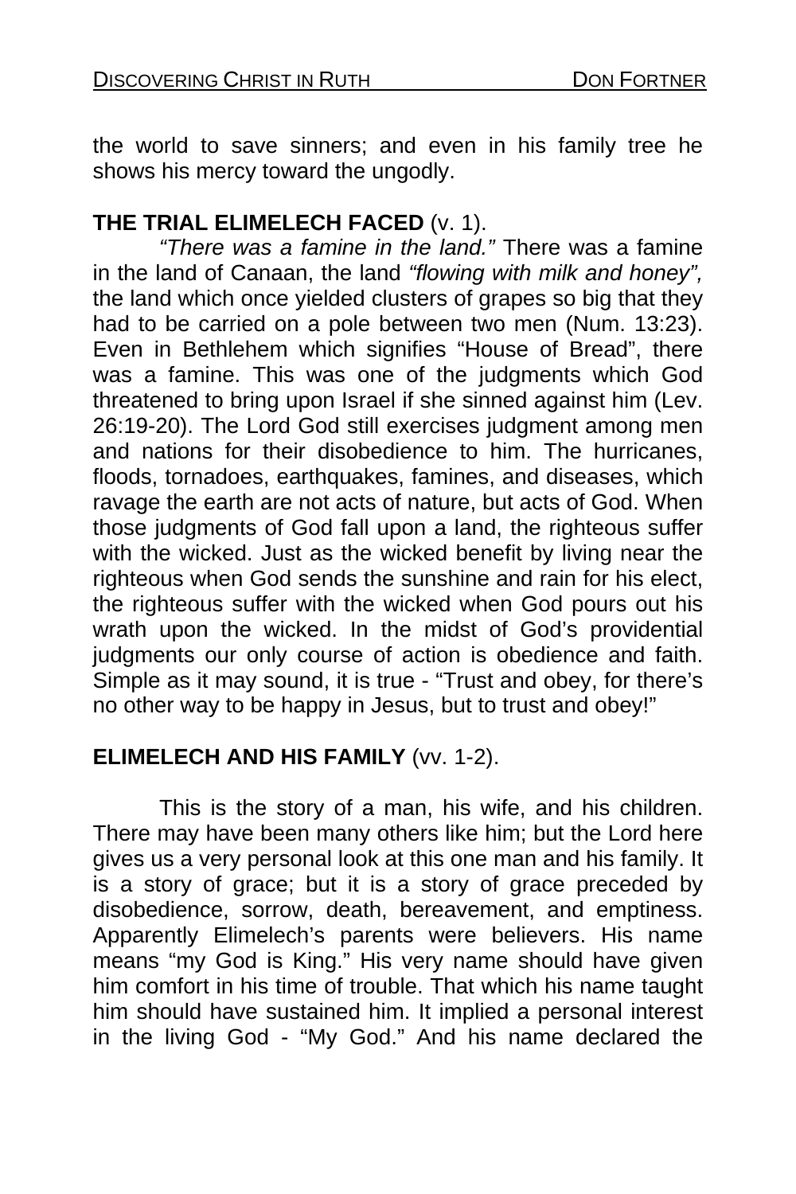the world to save sinners; and even in his family tree he shows his mercy toward the ungodly.

**THE TRIAL ELIMELECH FACED** (v. 1).

*"There was a famine in the land."* There was a famine in the land of Canaan, the land *"flowing with milk and honey",* the land which once yielded clusters of grapes so big that they had to be carried on a pole between two men (Num. 13:23). Even in Bethlehem which signifies "House of Bread", there was a famine. This was one of the judgments which God threatened to bring upon Israel if she sinned against him (Lev. 26:19-20). The Lord God still exercises judgment among men and nations for their disobedience to him. The hurricanes, floods, tornadoes, earthquakes, famines, and diseases, which ravage the earth are not acts of nature, but acts of God. When those judgments of God fall upon a land, the righteous suffer with the wicked. Just as the wicked benefit by living near the righteous when God sends the sunshine and rain for his elect, the righteous suffer with the wicked when God pours out his wrath upon the wicked. In the midst of God's providential judgments our only course of action is obedience and faith. Simple as it may sound, it is true - "Trust and obey, for there's no other way to be happy in Jesus, but to trust and obey!"

**ELIMELECH AND HIS FAMILY** (vv. 1-2).

This is the story of a man, his wife, and his children. There may have been many others like him; but the Lord here gives us a very personal look at this one man and his family. It is a story of grace; but it is a story of grace preceded by disobedience, sorrow, death, bereavement, and emptiness. Apparently Elimelech's parents were believers. His name means "my God is King." His very name should have given him comfort in his time of trouble. That which his name taught him should have sustained him. It implied a personal interest in the living God - "My God." And his name declared the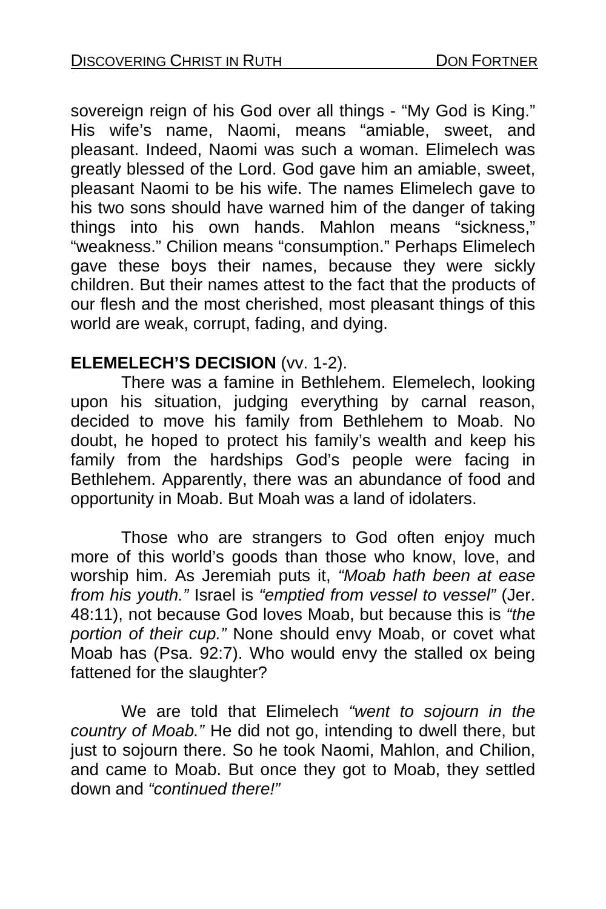sovereign reign of his God over all things - “My God is King.” His wife’s name, Naomi, means “amiable, sweet, and pleasant. Indeed, Naomi was such a woman. Elimelech was greatly blessed of the Lord. God gave him an amiable, sweet, pleasant Naomi to be his wife. The names Elimelech gave to his two sons should have warned him of the danger of taking things into his own hands. Mahlon means “sickness,” “weakness.” Chilion means “consumption.” Perhaps Elimelech gave these boys their names, because they were sickly children. But their names attest to the fact that the products of our flesh and the most cherished, most pleasant things of this world are weak, corrupt, fading, and dying.

**ELEMELECH’S DECISION** (vv. 1-2).

There was a famine in Bethlehem. Elemelech, looking upon his situation, judging everything by carnal reason, decided to move his family from Bethlehem to Moab. No doubt, he hoped to protect his family’s wealth and keep his family from the hardships God’s people were facing in Bethlehem. Apparently, there was an abundance of food and opportunity in Moab. But Moah was a land of idolaters.

Those who are strangers to God often enjoy much more of this world’s goods than those who know, love, and worship him. As Jeremiah puts it, *“Moab hath been at ease from his youth.”* Israel is *“emptied from vessel to vessel”* (Jer. 48:11), not because God loves Moab, but because this is *“the portion of their cup.”* None should envy Moab, or covet what Moab has (Psa. 92:7). Who would envy the stalled ox being fattened for the slaughter?

We are told that Elimelech *“went to sojourn in the country of Moab.”* He did not go, intending to dwell there, but just to sojourn there. So he took Naomi, Mahlon, and Chilion, and came to Moab. But once they got to Moab, they settled down and *“continued there!”*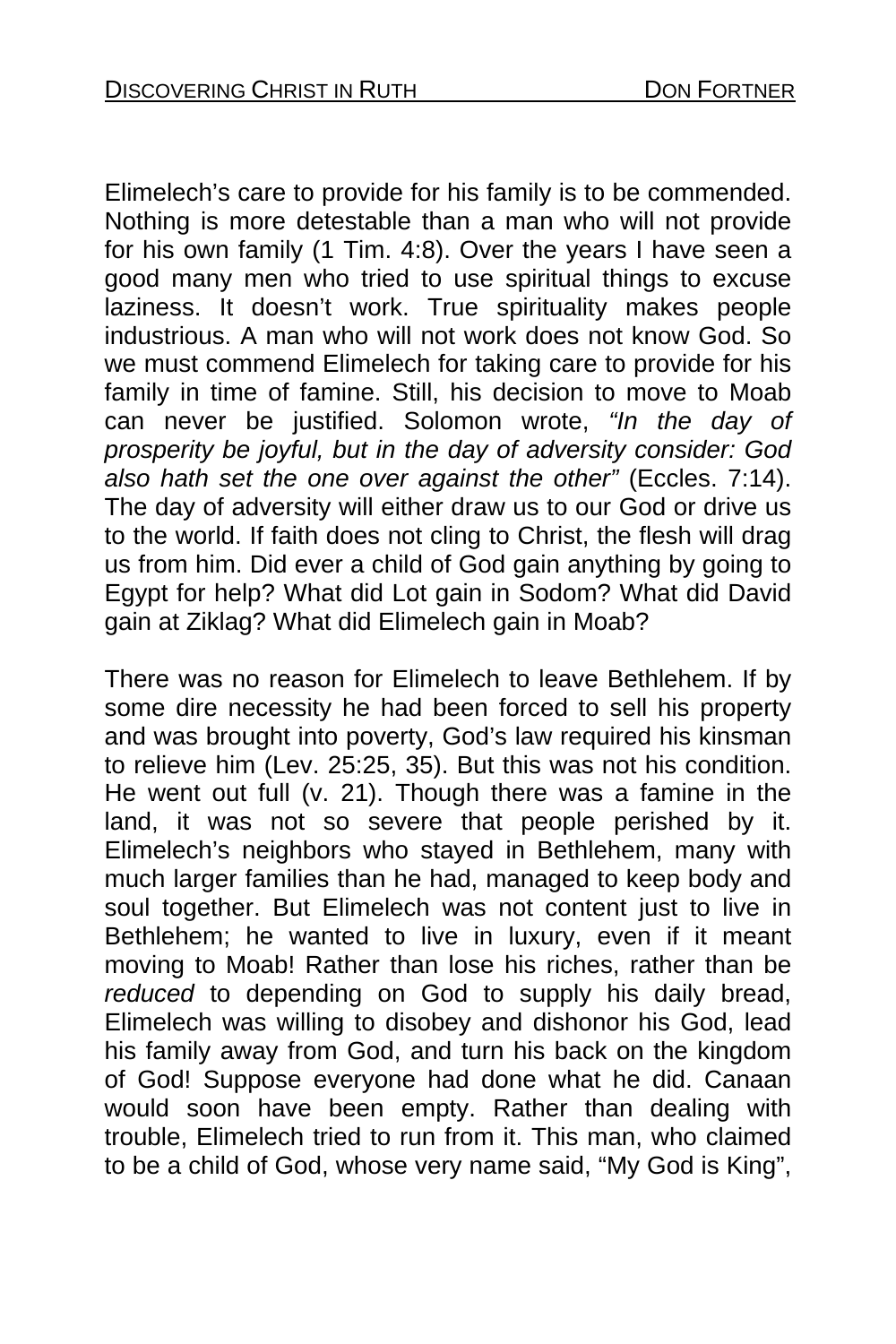Elimelech's care to provide for his family is to be commended. Nothing is more detestable than a man who will not provide for his own family (1 Tim. 4:8). Over the years I have seen a good many men who tried to use spiritual things to excuse laziness. It doesn't work. True spirituality makes people industrious. A man who will not work does not know God. So we must commend Elimelech for taking care to provide for his family in time of famine. Still, his decision to move to Moab can never be justified. Solomon wrote, *"In the day of prosperity be joyful, but in the day of adversity consider: God also hath set the one over against the other"* (Eccles. 7:14). The day of adversity will either draw us to our God or drive us to the world. If faith does not cling to Christ, the flesh will drag us from him. Did ever a child of God gain anything by going to Egypt for help? What did Lot gain in Sodom? What did David gain at Ziklag? What did Elimelech gain in Moab?

There was no reason for Elimelech to leave Bethlehem. If by some dire necessity he had been forced to sell his property and was brought into poverty, God's law required his kinsman to relieve him (Lev. 25:25, 35). But this was not his condition. He went out full (v. 21). Though there was a famine in the land, it was not so severe that people perished by it. Elimelech's neighbors who stayed in Bethlehem, many with much larger families than he had, managed to keep body and soul together. But Elimelech was not content just to live in Bethlehem; he wanted to live in luxury, even if it meant moving to Moab! Rather than lose his riches, rather than be *reduced* to depending on God to supply his daily bread, Elimelech was willing to disobey and dishonor his God, lead his family away from God, and turn his back on the kingdom of God! Suppose everyone had done what he did. Canaan would soon have been empty. Rather than dealing with trouble, Elimelech tried to run from it. This man, who claimed to be a child of God, whose very name said, "My God is King",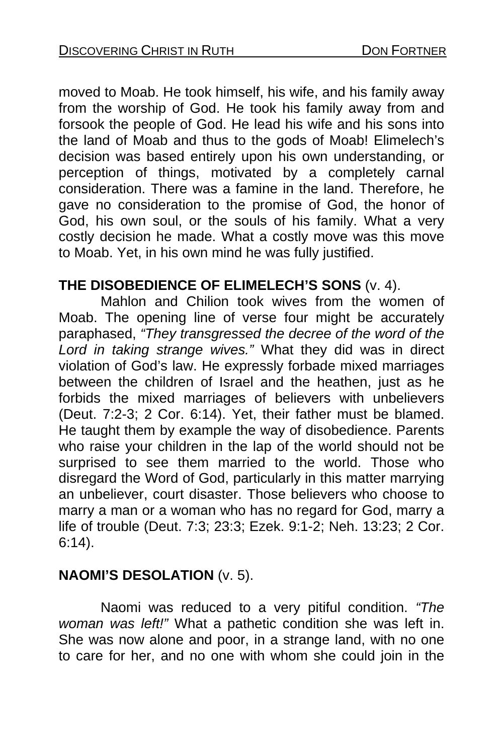moved to Moab. He took himself, his wife, and his family away from the worship of God. He took his family away from and forsook the people of God. He lead his wife and his sons into the land of Moab and thus to the gods of Moab! Elimelech's decision was based entirely upon his own understanding, or perception of things, motivated by a completely carnal consideration. There was a famine in the land. Therefore, he gave no consideration to the promise of God, the honor of God, his own soul, or the souls of his family. What a very costly decision he made. What a costly move was this move to Moab. Yet, in his own mind he was fully justified.

**THE DISOBEDIENCE OF ELIMELECH'S SONS** (v. 4).

Mahlon and Chilion took wives from the women of Moab. The opening line of verse four might be accurately paraphased, *"They transgressed the decree of the word of the Lord in taking strange wives."* What they did was in direct violation of God's law. He expressly forbade mixed marriages between the children of Israel and the heathen, just as he forbids the mixed marriages of believers with unbelievers (Deut. 7:2-3; 2 Cor. 6:14). Yet, their father must be blamed. He taught them by example the way of disobedience. Parents who raise your children in the lap of the world should not be surprised to see them married to the world. Those who disregard the Word of God, particularly in this matter marrying an unbeliever, court disaster. Those believers who choose to marry a man or a woman who has no regard for God, marry a life of trouble (Deut. 7:3; 23:3; Ezek. 9:1-2; Neh. 13:23; 2 Cor. 6:14).

**NAOMI'S DESOLATION** (v. 5).

Naomi was reduced to a very pitiful condition. *"The woman was left!"* What a pathetic condition she was left in. She was now alone and poor, in a strange land, with no one to care for her, and no one with whom she could join in the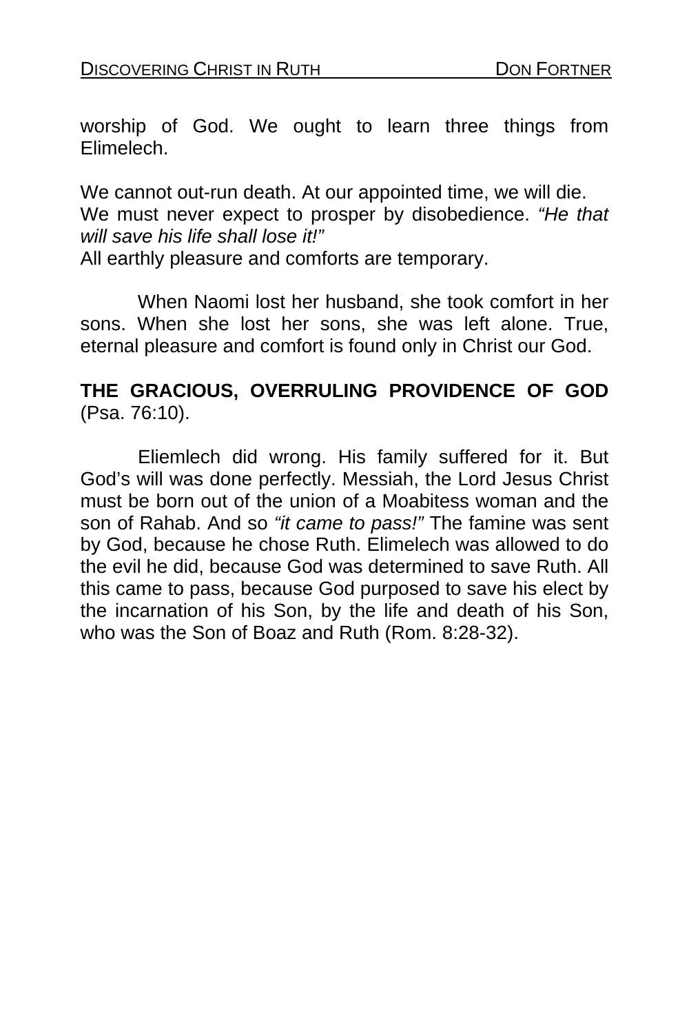worship of God. We ought to learn three things from Elimelech.

We cannot out-run death. At our appointed time, we will die.
We must never expect to prosper by disobedience. *"He that will save his life shall lose it!"*
All earthly pleasure and comforts are temporary.

When Naomi lost her husband, she took comfort in her sons. When she lost her sons, she was left alone. True, eternal pleasure and comfort is found only in Christ our God.

**THE GRACIOUS, OVERRULING PROVIDENCE OF GOD** (Psa. 76:10).

Eliemlech did wrong. His family suffered for it. But God's will was done perfectly. Messiah, the Lord Jesus Christ must be born out of the union of a Moabitess woman and the son of Rahab. And so *"it came to pass!"* The famine was sent by God, because he chose Ruth. Elimelech was allowed to do the evil he did, because God was determined to save Ruth. All this came to pass, because God purposed to save his elect by the incarnation of his Son, by the life and death of his Son, who was the Son of Boaz and Ruth (Rom. 8:28-32).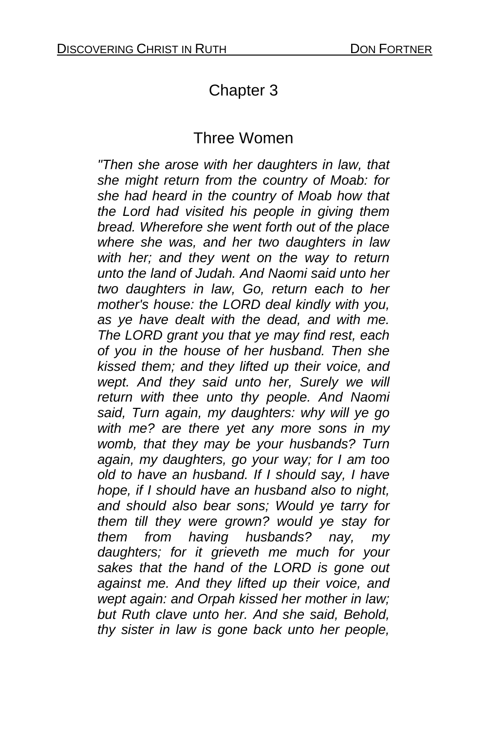# Chapter 3

## Three Women

*"Then she arose with her daughters in law, that she might return from the country of Moab: for she had heard in the country of Moab how that the Lord had visited his people in giving them bread. Wherefore she went forth out of the place where she was, and her two daughters in law with her; and they went on the way to return unto the land of Judah. And Naomi said unto her two daughters in law, Go, return each to her mother's house: the LORD deal kindly with you, as ye have dealt with the dead, and with me. The LORD grant you that ye may find rest, each of you in the house of her husband. Then she kissed them; and they lifted up their voice, and wept. And they said unto her, Surely we will return with thee unto thy people. And Naomi said, Turn again, my daughters: why will ye go with me? are there yet any more sons in my womb, that they may be your husbands? Turn again, my daughters, go your way; for I am too old to have an husband. If I should say, I have hope, if I should have an husband also to night, and should also bear sons; Would ye tarry for them till they were grown? would ye stay for them from having husbands? nay, my daughters; for it grieveth me much for your sakes that the hand of the LORD is gone out against me. And they lifted up their voice, and wept again: and Orpah kissed her mother in law; but Ruth clave unto her. And she said, Behold, thy sister in law is gone back unto her people,*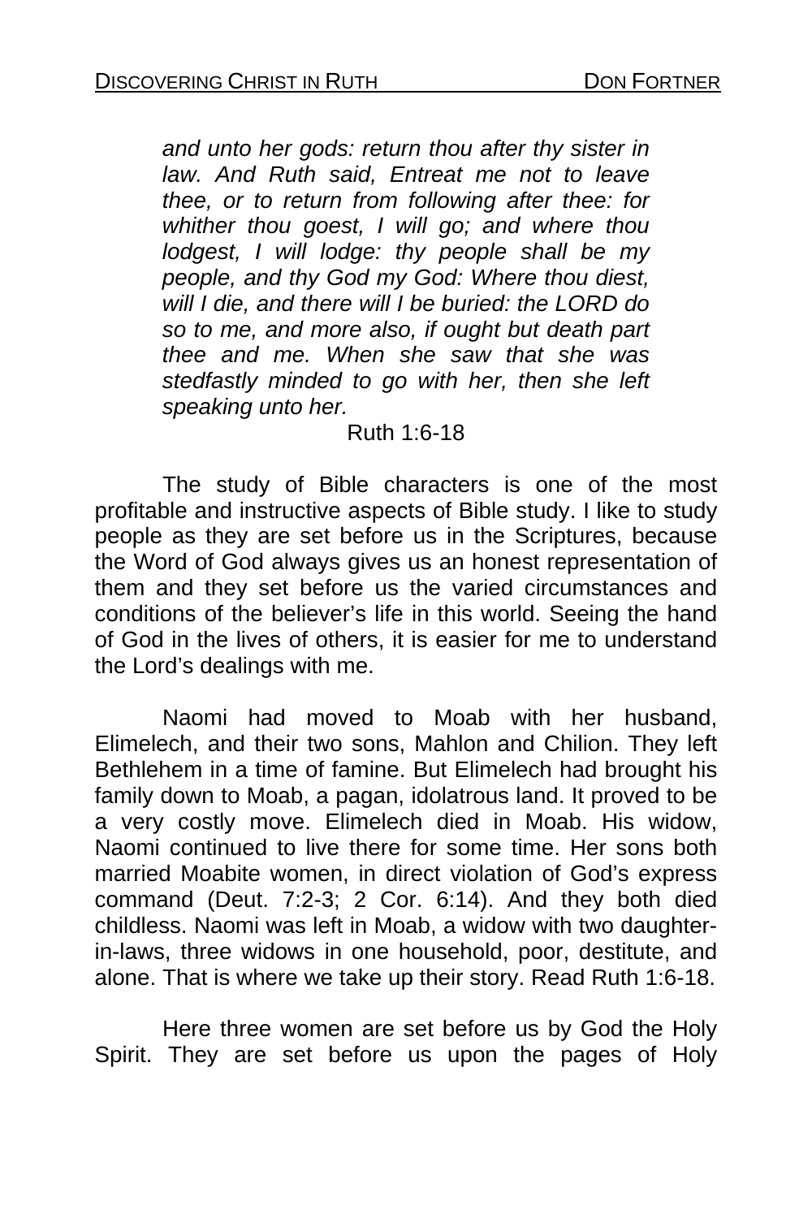*and unto her gods: return thou after thy sister in law. And Ruth said, Entreat me not to leave thee, or to return from following after thee: for whither thou goest, I will go; and where thou lodgest, I will lodge: thy people shall be my people, and thy God my God: Where thou diest, will I die, and there will I be buried: the LORD do so to me, and more also, if ought but death part thee and me. When she saw that she was stedfastly minded to go with her, then she left speaking unto her.*

Ruth 1:6-18

The study of Bible characters is one of the most profitable and instructive aspects of Bible study. I like to study people as they are set before us in the Scriptures, because the Word of God always gives us an honest representation of them and they set before us the varied circumstances and conditions of the believer's life in this world. Seeing the hand of God in the lives of others, it is easier for me to understand the Lord's dealings with me.

Naomi had moved to Moab with her husband, Elimelech, and their two sons, Mahlon and Chilion. They left Bethlehem in a time of famine. But Elimelech had brought his family down to Moab, a pagan, idolatrous land. It proved to be a very costly move. Elimelech died in Moab. His widow, Naomi continued to live there for some time. Her sons both married Moabite women, in direct violation of God's express command (Deut. 7:2-3; 2 Cor. 6:14). And they both died childless. Naomi was left in Moab, a widow with two daughter-in-laws, three widows in one household, poor, destitute, and alone. That is where we take up their story. Read Ruth 1:6-18.

Here three women are set before us by God the Holy Spirit. They are set before us upon the pages of Holy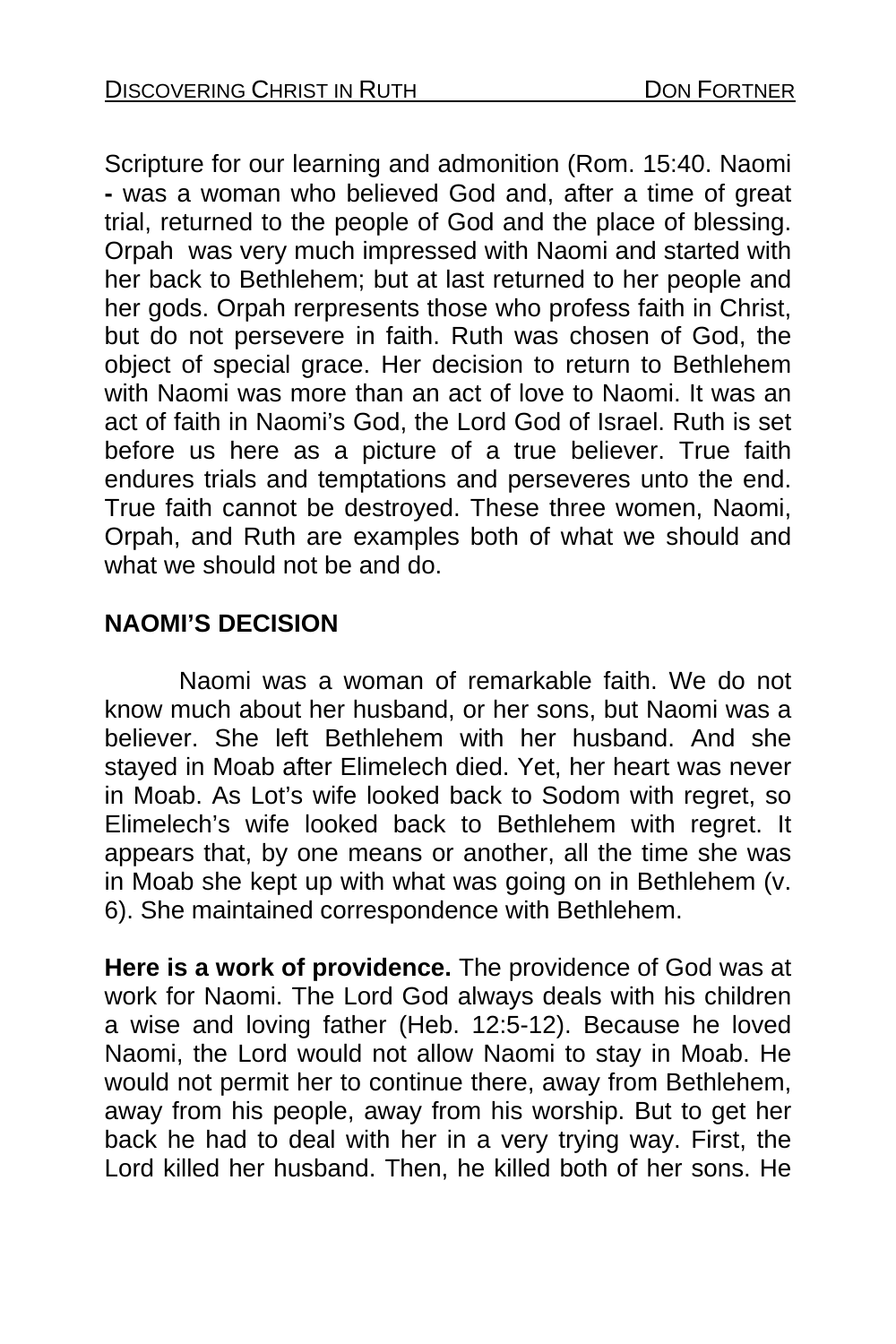Scripture for our learning and admonition (Rom. 15:40. Naomi **-** was a woman who believed God and, after a time of great trial, returned to the people of God and the place of blessing. Orpah was very much impressed with Naomi and started with her back to Bethlehem; but at last returned to her people and her gods. Orpah rerpresents those who profess faith in Christ, but do not persevere in faith. Ruth was chosen of God, the object of special grace. Her decision to return to Bethlehem with Naomi was more than an act of love to Naomi. It was an act of faith in Naomi's God, the Lord God of Israel. Ruth is set before us here as a picture of a true believer. True faith endures trials and temptations and perseveres unto the end. True faith cannot be destroyed. These three women, Naomi, Orpah, and Ruth are examples both of what we should and what we should not be and do.

## NAOMI'S DECISION

Naomi was a woman of remarkable faith. We do not know much about her husband, or her sons, but Naomi was a believer. She left Bethlehem with her husband. And she stayed in Moab after Elimelech died. Yet, her heart was never in Moab. As Lot's wife looked back to Sodom with regret, so Elimelech's wife looked back to Bethlehem with regret. It appears that, by one means or another, all the time she was in Moab she kept up with what was going on in Bethlehem (v. 6). She maintained correspondence with Bethlehem.

**Here is a work of providence.** The providence of God was at work for Naomi. The Lord God always deals with his children a wise and loving father (Heb. 12:5-12). Because he loved Naomi, the Lord would not allow Naomi to stay in Moab. He would not permit her to continue there, away from Bethlehem, away from his people, away from his worship. But to get her back he had to deal with her in a very trying way. First, the Lord killed her husband. Then, he killed both of her sons. He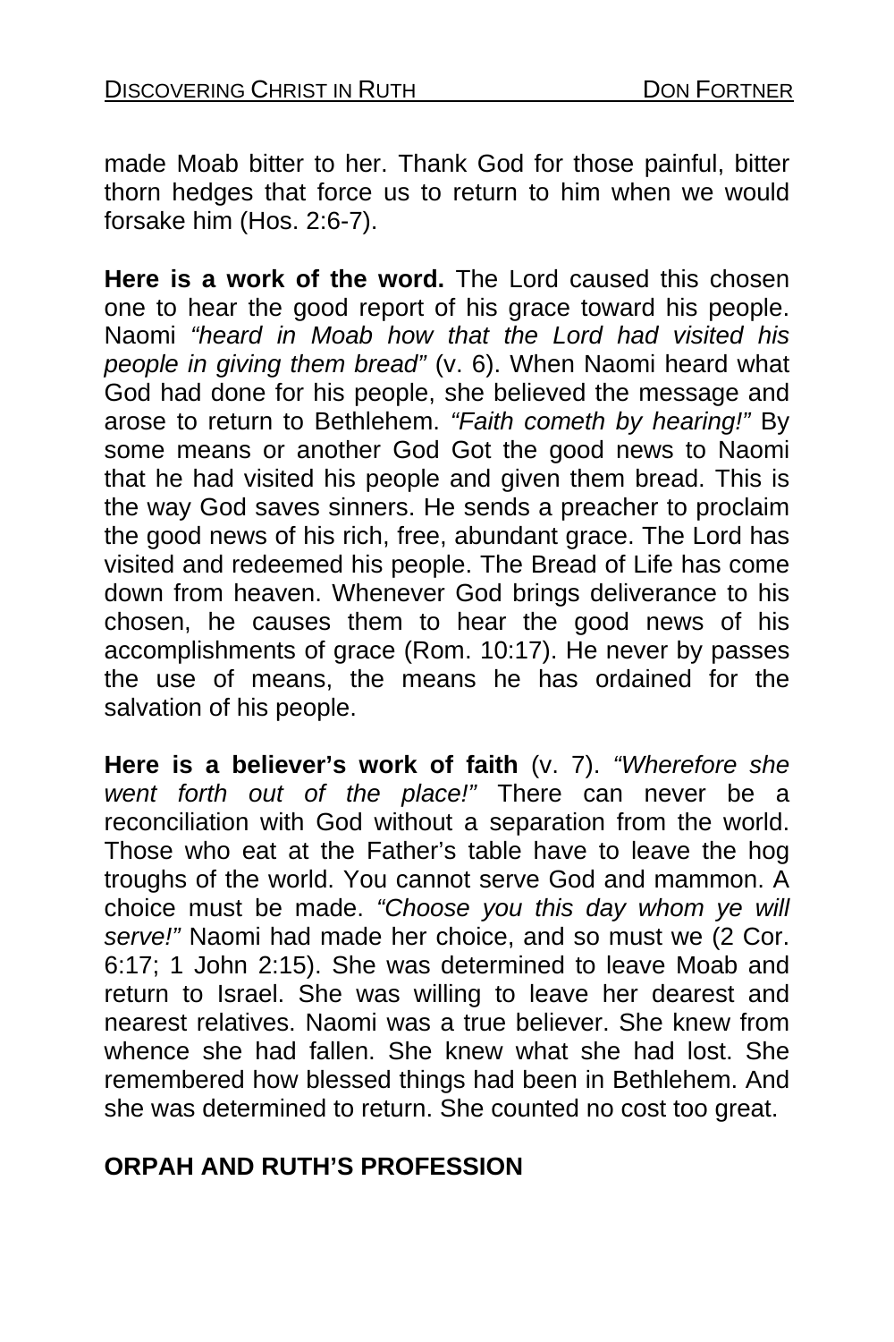made Moab bitter to her. Thank God for those painful, bitter thorn hedges that force us to return to him when we would forsake him (Hos. 2:6-7).

**Here is a work of the word.** The Lord caused this chosen one to hear the good report of his grace toward his people. Naomi *"heard in Moab how that the Lord had visited his people in giving them bread"* (v. 6). When Naomi heard what God had done for his people, she believed the message and arose to return to Bethlehem. *"Faith cometh by hearing!"* By some means or another God Got the good news to Naomi that he had visited his people and given them bread. This is the way God saves sinners. He sends a preacher to proclaim the good news of his rich, free, abundant grace. The Lord has visited and redeemed his people. The Bread of Life has come down from heaven. Whenever God brings deliverance to his chosen, he causes them to hear the good news of his accomplishments of grace (Rom. 10:17). He never by passes the use of means, the means he has ordained for the salvation of his people.

**Here is a believer's work of faith** (v. 7). *"Wherefore she went forth out of the place!"* There can never be a reconciliation with God without a separation from the world. Those who eat at the Father's table have to leave the hog troughs of the world. You cannot serve God and mammon. A choice must be made. *"Choose you this day whom ye will serve!"* Naomi had made her choice, and so must we (2 Cor. 6:17; 1 John 2:15). She was determined to leave Moab and return to Israel. She was willing to leave her dearest and nearest relatives. Naomi was a true believer. She knew from whence she had fallen. She knew what she had lost. She remembered how blessed things had been in Bethlehem. And she was determined to return. She counted no cost too great.

## ORPAH AND RUTH'S PROFESSION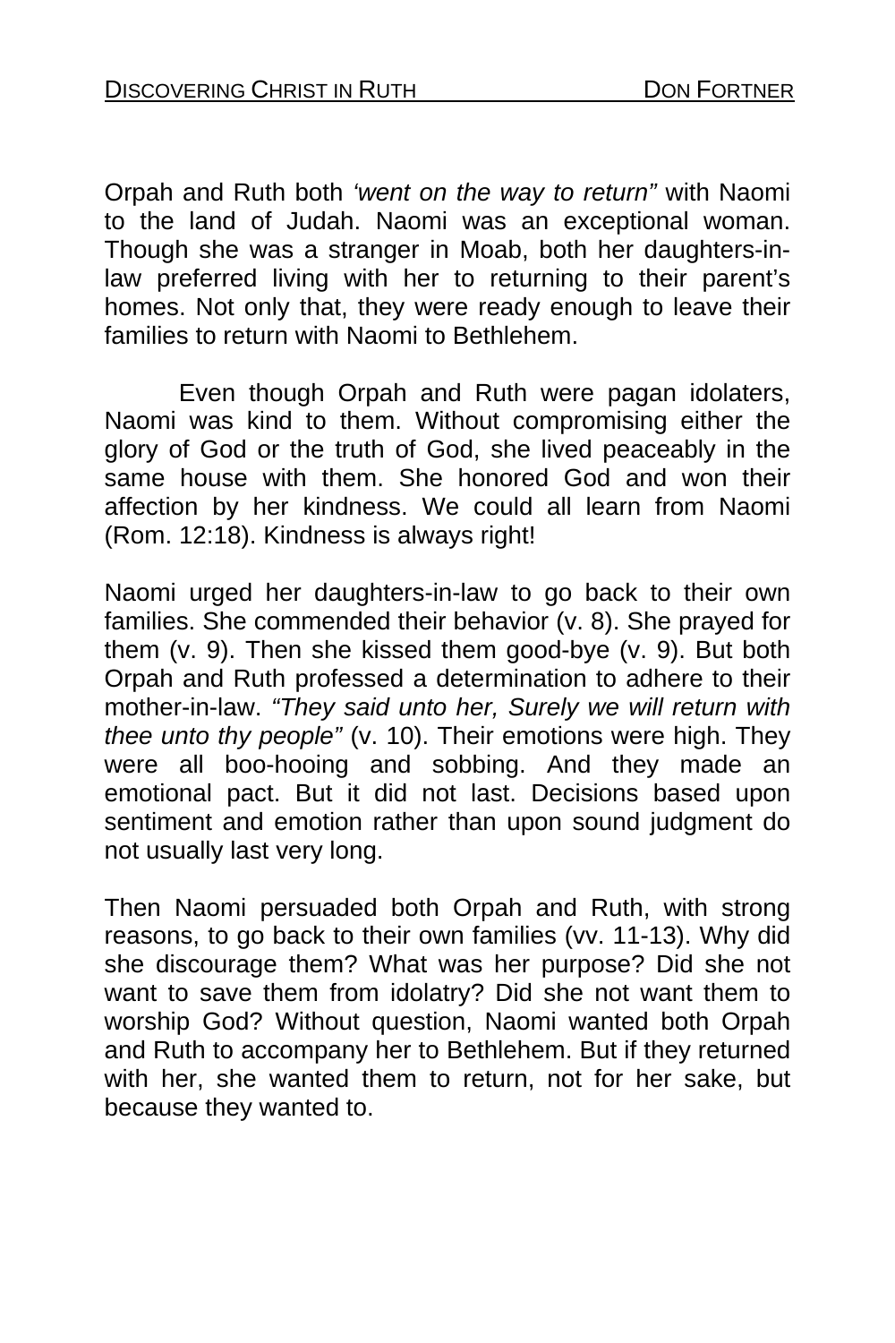Orpah and Ruth both *'went on the way to return"* with Naomi to the land of Judah. Naomi was an exceptional woman. Though she was a stranger in Moab, both her daughters-in-law preferred living with her to returning to their parent's homes. Not only that, they were ready enough to leave their families to return with Naomi to Bethlehem.

Even though Orpah and Ruth were pagan idolaters, Naomi was kind to them. Without compromising either the glory of God or the truth of God, she lived peaceably in the same house with them. She honored God and won their affection by her kindness. We could all learn from Naomi (Rom. 12:18). Kindness is always right!

Naomi urged her daughters-in-law to go back to their own families. She commended their behavior (v. 8). She prayed for them (v. 9). Then she kissed them good-bye (v. 9). But both Orpah and Ruth professed a determination to adhere to their mother-in-law. *"They said unto her, Surely we will return with thee unto thy people"* (v. 10). Their emotions were high. They were all boo-hooing and sobbing. And they made an emotional pact. But it did not last. Decisions based upon sentiment and emotion rather than upon sound judgment do not usually last very long.

Then Naomi persuaded both Orpah and Ruth, with strong reasons, to go back to their own families (vv. 11-13). Why did she discourage them? What was her purpose? Did she not want to save them from idolatry? Did she not want them to worship God? Without question, Naomi wanted both Orpah and Ruth to accompany her to Bethlehem. But if they returned with her, she wanted them to return, not for her sake, but because they wanted to.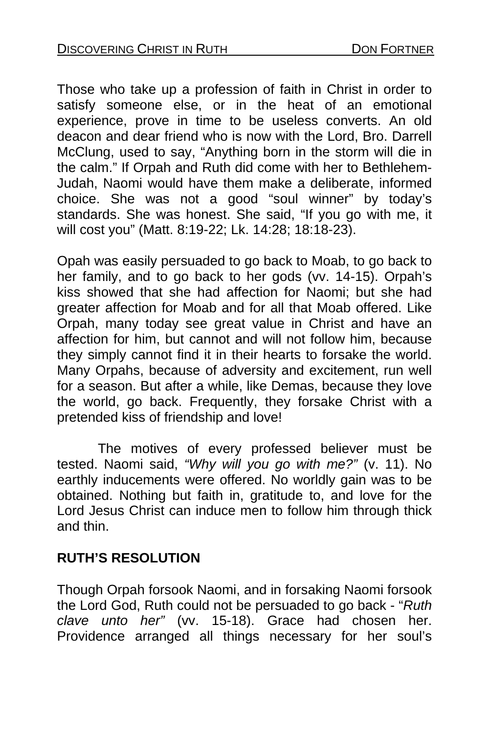Those who take up a profession of faith in Christ in order to satisfy someone else, or in the heat of an emotional experience, prove in time to be useless converts. An old deacon and dear friend who is now with the Lord, Bro. Darrell McClung, used to say, "Anything born in the storm will die in the calm." If Orpah and Ruth did come with her to Bethlehem-Judah, Naomi would have them make a deliberate, informed choice. She was not a good "soul winner" by today's standards. She was honest. She said, "If you go with me, it will cost you" (Matt. 8:19-22; Lk. 14:28; 18:18-23).

Opah was easily persuaded to go back to Moab, to go back to her family, and to go back to her gods (vv. 14-15). Orpah's kiss showed that she had affection for Naomi; but she had greater affection for Moab and for all that Moab offered. Like Orpah, many today see great value in Christ and have an affection for him, but cannot and will not follow him, because they simply cannot find it in their hearts to forsake the world. Many Orpahs, because of adversity and excitement, run well for a season. But after a while, like Demas, because they love the world, go back. Frequently, they forsake Christ with a pretended kiss of friendship and love!

The motives of every professed believer must be tested. Naomi said, *"Why will you go with me?"* (v. 11). No earthly inducements were offered. No worldly gain was to be obtained. Nothing but faith in, gratitude to, and love for the Lord Jesus Christ can induce men to follow him through thick and thin.

## RUTH'S RESOLUTION

Though Orpah forsook Naomi, and in forsaking Naomi forsook the Lord God, Ruth could not be persuaded to go back - "*Ruth clave unto her"* (vv. 15-18). Grace had chosen her. Providence arranged all things necessary for her soul's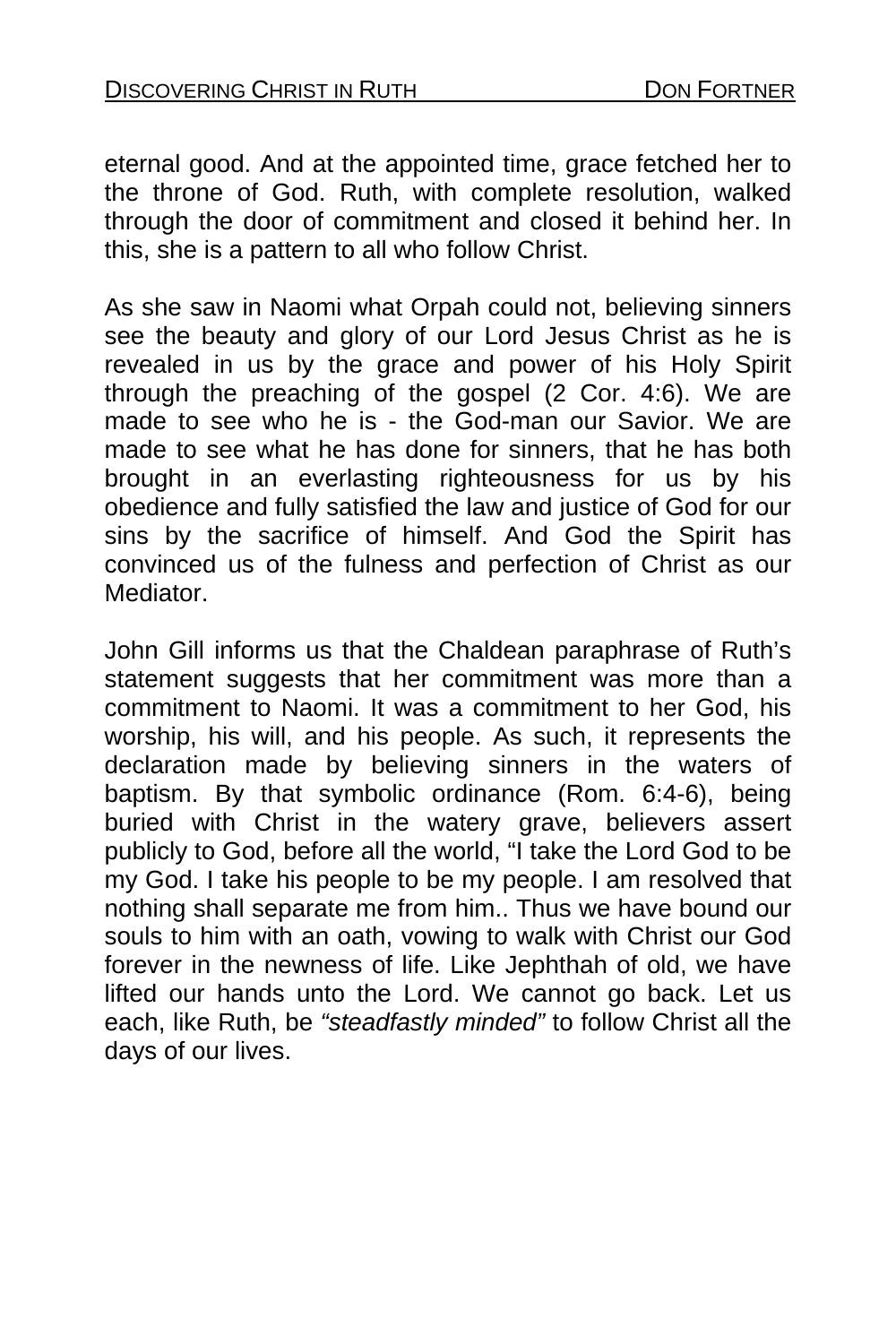eternal good. And at the appointed time, grace fetched her to the throne of God. Ruth, with complete resolution, walked through the door of commitment and closed it behind her. In this, she is a pattern to all who follow Christ.

As she saw in Naomi what Orpah could not, believing sinners see the beauty and glory of our Lord Jesus Christ as he is revealed in us by the grace and power of his Holy Spirit through the preaching of the gospel (2 Cor. 4:6). We are made to see who he is - the God-man our Savior. We are made to see what he has done for sinners, that he has both brought in an everlasting righteousness for us by his obedience and fully satisfied the law and justice of God for our sins by the sacrifice of himself. And God the Spirit has convinced us of the fulness and perfection of Christ as our Mediator.

John Gill informs us that the Chaldean paraphrase of Ruth's statement suggests that her commitment was more than a commitment to Naomi. It was a commitment to her God, his worship, his will, and his people. As such, it represents the declaration made by believing sinners in the waters of baptism. By that symbolic ordinance (Rom. 6:4-6), being buried with Christ in the watery grave, believers assert publicly to God, before all the world, "I take the Lord God to be my God. I take his people to be my people. I am resolved that nothing shall separate me from him.. Thus we have bound our souls to him with an oath, vowing to walk with Christ our God forever in the newness of life. Like Jephthah of old, we have lifted our hands unto the Lord. We cannot go back. Let us each, like Ruth, be *"steadfastly minded"* to follow Christ all the days of our lives.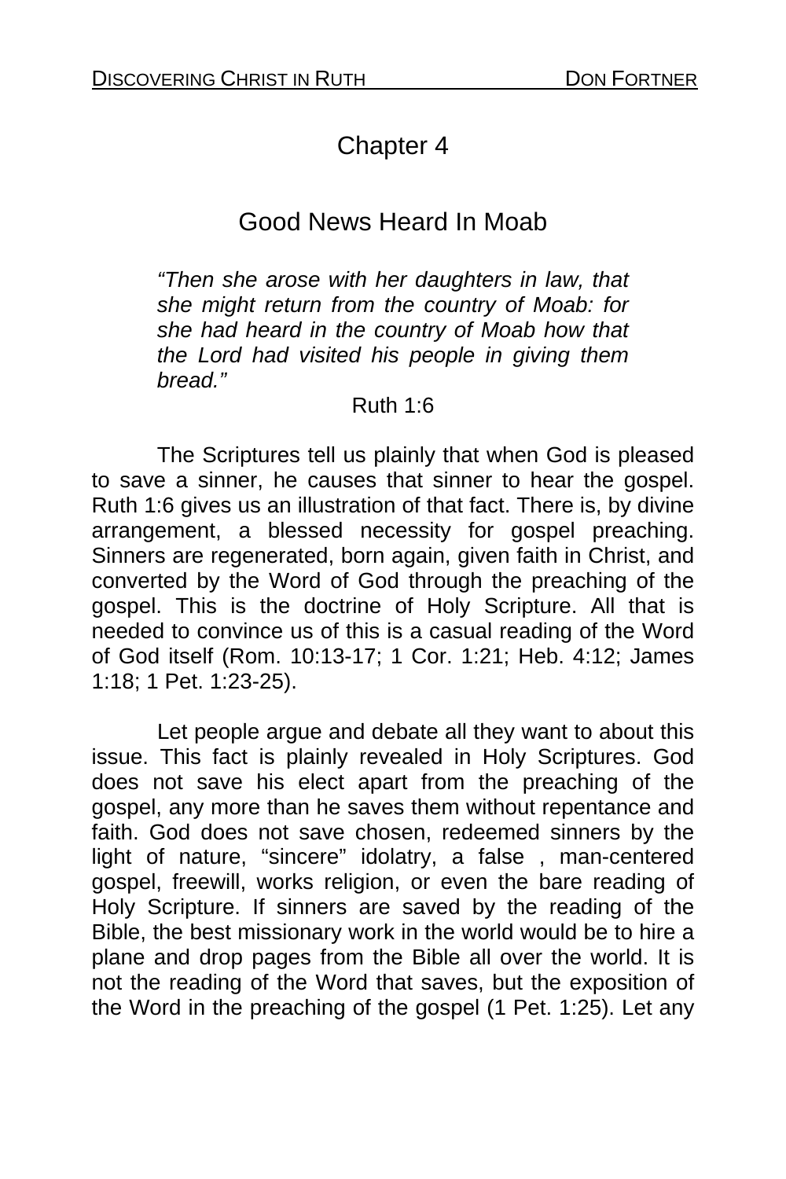# Chapter 4

## Good News Heard In Moab

> *"Then she arose with her daughters in law, that she might return from the country of Moab: for she had heard in the country of Moab how that the Lord had visited his people in giving them bread."*
>
> Ruth 1:6

The Scriptures tell us plainly that when God is pleased to save a sinner, he causes that sinner to hear the gospel. Ruth 1:6 gives us an illustration of that fact. There is, by divine arrangement, a blessed necessity for gospel preaching. Sinners are regenerated, born again, given faith in Christ, and converted by the Word of God through the preaching of the gospel. This is the doctrine of Holy Scripture. All that is needed to convince us of this is a casual reading of the Word of God itself (Rom. 10:13-17; 1 Cor. 1:21; Heb. 4:12; James 1:18; 1 Pet. 1:23-25).

Let people argue and debate all they want to about this issue. This fact is plainly revealed in Holy Scriptures. God does not save his elect apart from the preaching of the gospel, any more than he saves them without repentance and faith. God does not save chosen, redeemed sinners by the light of nature, "sincere" idolatry, a false , man-centered gospel, freewill, works religion, or even the bare reading of Holy Scripture. If sinners are saved by the reading of the Bible, the best missionary work in the world would be to hire a plane and drop pages from the Bible all over the world. It is not the reading of the Word that saves, but the exposition of the Word in the preaching of the gospel (1 Pet. 1:25). Let any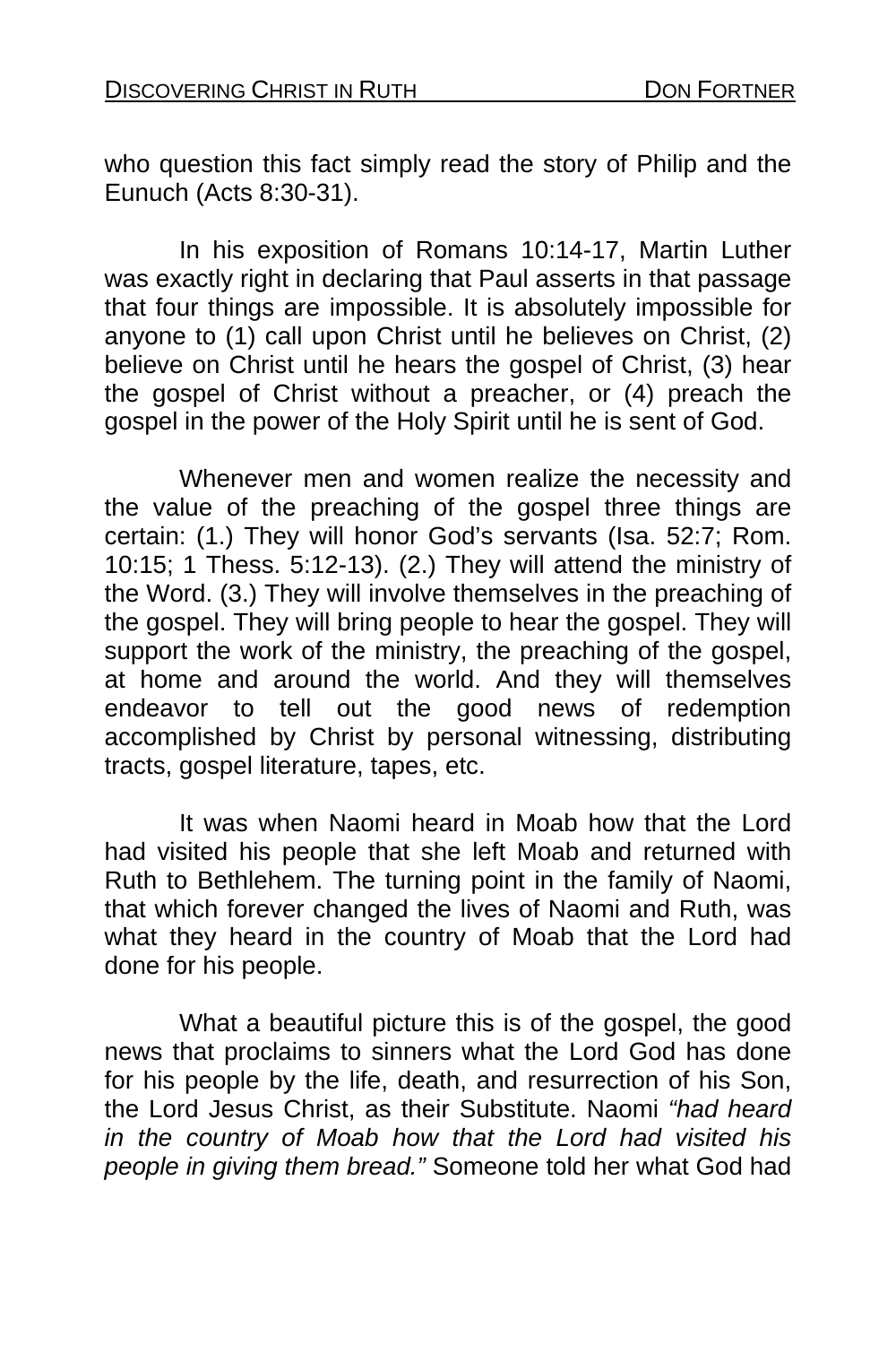who question this fact simply read the story of Philip and the Eunuch (Acts 8:30-31).

In his exposition of Romans 10:14-17, Martin Luther was exactly right in declaring that Paul asserts in that passage that four things are impossible. It is absolutely impossible for anyone to (1) call upon Christ until he believes on Christ, (2) believe on Christ until he hears the gospel of Christ, (3) hear the gospel of Christ without a preacher, or (4) preach the gospel in the power of the Holy Spirit until he is sent of God.

Whenever men and women realize the necessity and the value of the preaching of the gospel three things are certain: (1.) They will honor God's servants (Isa. 52:7; Rom. 10:15; 1 Thess. 5:12-13). (2.) They will attend the ministry of the Word. (3.) They will involve themselves in the preaching of the gospel. They will bring people to hear the gospel. They will support the work of the ministry, the preaching of the gospel, at home and around the world. And they will themselves endeavor to tell out the good news of redemption accomplished by Christ by personal witnessing, distributing tracts, gospel literature, tapes, etc.

It was when Naomi heard in Moab how that the Lord had visited his people that she left Moab and returned with Ruth to Bethlehem. The turning point in the family of Naomi, that which forever changed the lives of Naomi and Ruth, was what they heard in the country of Moab that the Lord had done for his people.

What a beautiful picture this is of the gospel, the good news that proclaims to sinners what the Lord God has done for his people by the life, death, and resurrection of his Son, the Lord Jesus Christ, as their Substitute. Naomi *"had heard in the country of Moab how that the Lord had visited his people in giving them bread."* Someone told her what God had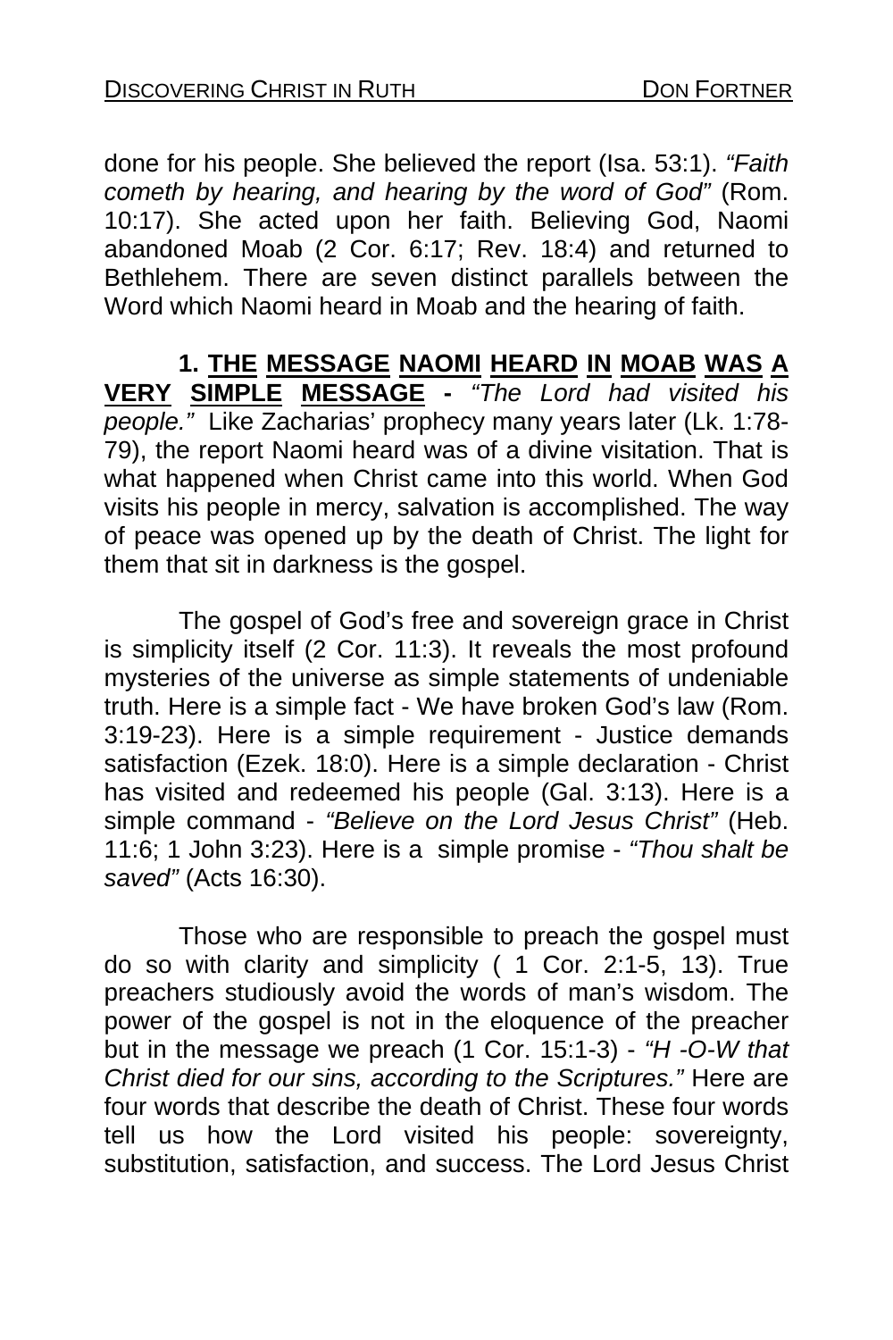done for his people. She believed the report (Isa. 53:1). *"Faith cometh by hearing, and hearing by the word of God"* (Rom. 10:17). She acted upon her faith. Believing God, Naomi abandoned Moab (2 Cor. 6:17; Rev. 18:4) and returned to Bethlehem. There are seven distinct parallels between the Word which Naomi heard in Moab and the hearing of faith.

**1. THE MESSAGE NAOMI HEARD IN MOAB WAS A VERY SIMPLE MESSAGE -** *"The Lord had visited his people."* Like Zacharias' prophecy many years later (Lk. 1:78-79), the report Naomi heard was of a divine visitation. That is what happened when Christ came into this world. When God visits his people in mercy, salvation is accomplished. The way of peace was opened up by the death of Christ. The light for them that sit in darkness is the gospel.

The gospel of God's free and sovereign grace in Christ is simplicity itself (2 Cor. 11:3). It reveals the most profound mysteries of the universe as simple statements of undeniable truth. Here is a simple fact - We have broken God's law (Rom. 3:19-23). Here is a simple requirement - Justice demands satisfaction (Ezek. 18:0). Here is a simple declaration - Christ has visited and redeemed his people (Gal. 3:13). Here is a simple command - *"Believe on the Lord Jesus Christ"* (Heb. 11:6; 1 John 3:23). Here is a simple promise - *"Thou shalt be saved"* (Acts 16:30).

Those who are responsible to preach the gospel must do so with clarity and simplicity ( 1 Cor. 2:1-5, 13). True preachers studiously avoid the words of man's wisdom. The power of the gospel is not in the eloquence of the preacher but in the message we preach (1 Cor. 15:1-3) - *"H -O-W that Christ died for our sins, according to the Scriptures."* Here are four words that describe the death of Christ. These four words tell us how the Lord visited his people: sovereignty, substitution, satisfaction, and success. The Lord Jesus Christ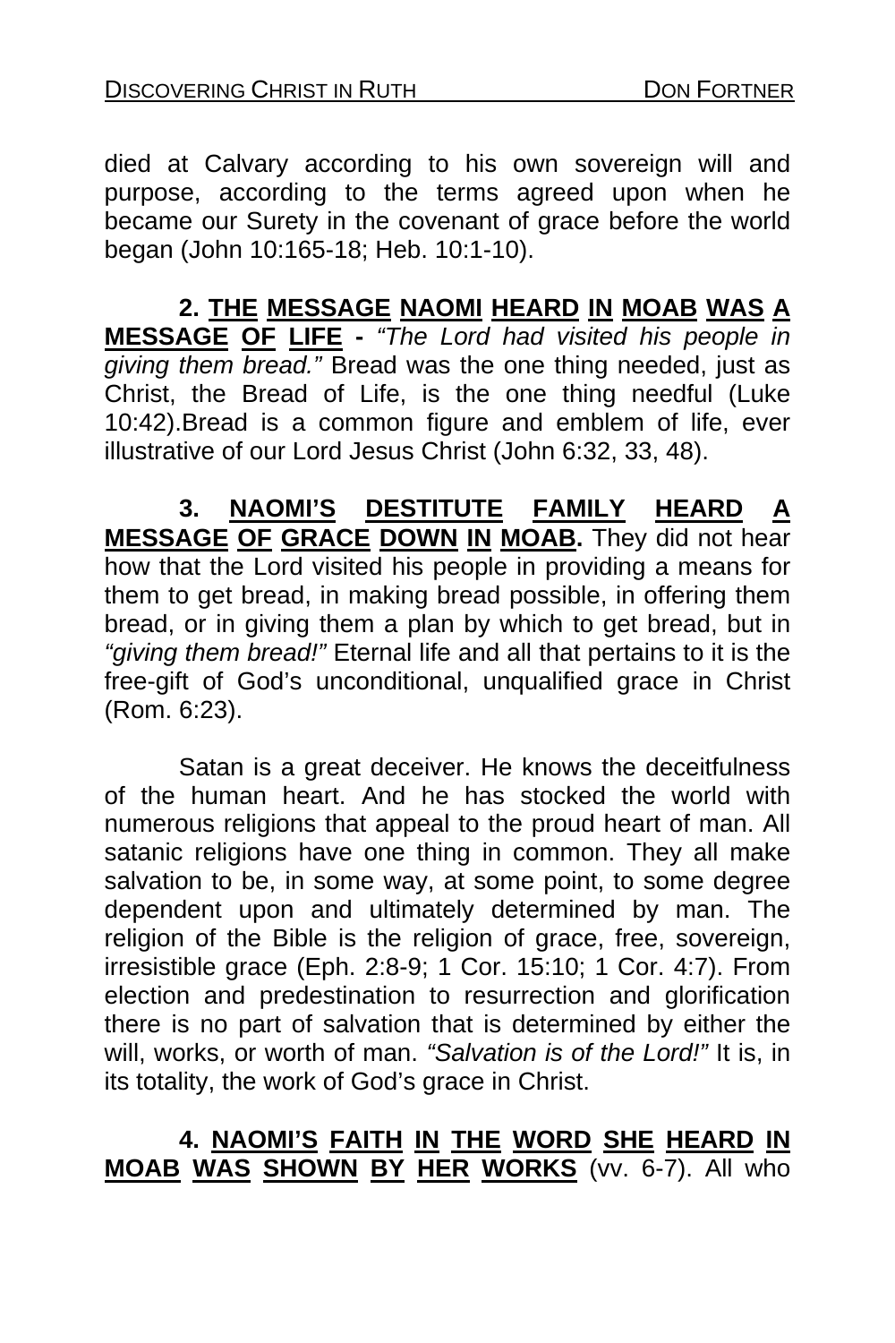died at Calvary according to his own sovereign will and purpose, according to the terms agreed upon when he became our Surety in the covenant of grace before the world began (John 10:165-18; Heb. 10:1-10).

**2. THE MESSAGE NAOMI HEARD IN MOAB WAS A MESSAGE OF LIFE -** *"The Lord had visited his people in giving them bread."* Bread was the one thing needed, just as Christ, the Bread of Life, is the one thing needful (Luke 10:42).Bread is a common figure and emblem of life, ever illustrative of our Lord Jesus Christ (John 6:32, 33, 48).

**3. NAOMI'S DESTITUTE FAMILY HEARD A MESSAGE OF GRACE DOWN IN MOAB.** They did not hear how that the Lord visited his people in providing a means for them to get bread, in making bread possible, in offering them bread, or in giving them a plan by which to get bread, but in *"giving them bread!"* Eternal life and all that pertains to it is the free-gift of God's unconditional, unqualified grace in Christ (Rom. 6:23).

Satan is a great deceiver. He knows the deceitfulness of the human heart. And he has stocked the world with numerous religions that appeal to the proud heart of man. All satanic religions have one thing in common. They all make salvation to be, in some way, at some point, to some degree dependent upon and ultimately determined by man. The religion of the Bible is the religion of grace, free, sovereign, irresistible grace (Eph. 2:8-9; 1 Cor. 15:10; 1 Cor. 4:7). From election and predestination to resurrection and glorification there is no part of salvation that is determined by either the will, works, or worth of man. *"Salvation is of the Lord!"* It is, in its totality, the work of God's grace in Christ.

**4. NAOMI'S FAITH IN THE WORD SHE HEARD IN MOAB WAS SHOWN BY HER WORKS** (vv. 6-7). All who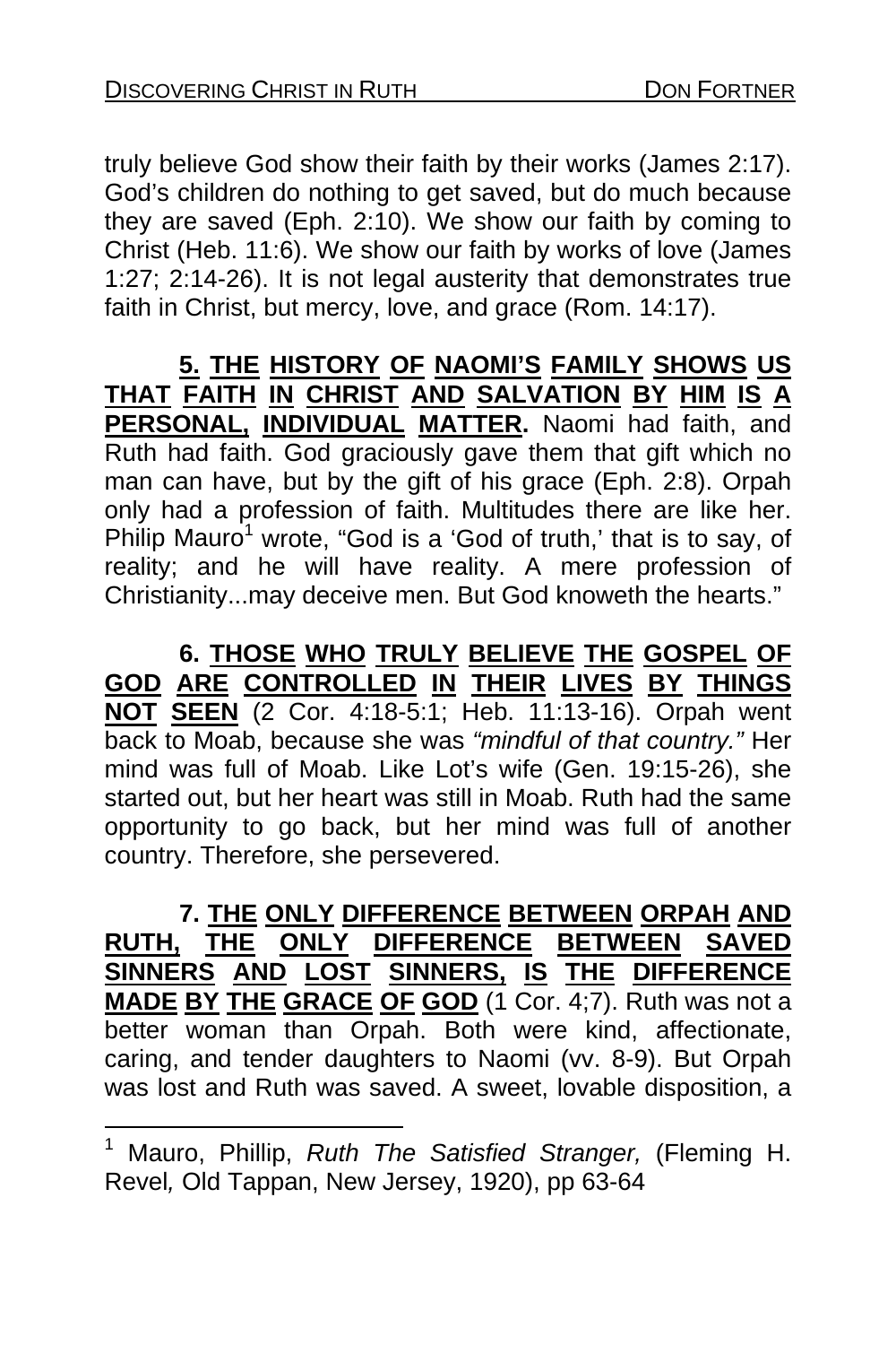truly believe God show their faith by their works (James 2:17). God's children do nothing to get saved, but do much because they are saved (Eph. 2:10). We show our faith by coming to Christ (Heb. 11:6). We show our faith by works of love (James 1:27; 2:14-26). It is not legal austerity that demonstrates true faith in Christ, but mercy, love, and grace (Rom. 14:17).

**5. THE HISTORY OF NAOMI'S FAMILY SHOWS US THAT FAITH IN CHRIST AND SALVATION BY HIM IS A PERSONAL, INDIVIDUAL MATTER.** Naomi had faith, and Ruth had faith. God graciously gave them that gift which no man can have, but by the gift of his grace (Eph. 2:8). Orpah only had a profession of faith. Multitudes there are like her. Philip Mauro[1] wrote, "God is a 'God of truth,' that is to say, of reality; and he will have reality. A mere profession of Christianity...may deceive men. But God knoweth the hearts."

**6. THOSE WHO TRULY BELIEVE THE GOSPEL OF GOD ARE CONTROLLED IN THEIR LIVES BY THINGS NOT SEEN** (2 Cor. 4:18-5:1; Heb. 11:13-16). Orpah went back to Moab, because she was *"mindful of that country."* Her mind was full of Moab. Like Lot's wife (Gen. 19:15-26), she started out, but her heart was still in Moab. Ruth had the same opportunity to go back, but her mind was full of another country. Therefore, she persevered.

**7. THE ONLY DIFFERENCE BETWEEN ORPAH AND RUTH, THE ONLY DIFFERENCE BETWEEN SAVED SINNERS AND LOST SINNERS, IS THE DIFFERENCE MADE BY THE GRACE OF GOD** (1 Cor. 4;7). Ruth was not a better woman than Orpah. Both were kind, affectionate, caring, and tender daughters to Naomi (vv. 8-9). But Orpah was lost and Ruth was saved. A sweet, lovable disposition, a

[1] Mauro, Phillip, *Ruth The Satisfied Stranger,* (Fleming H. Revel*,* Old Tappan, New Jersey, 1920), pp 63-64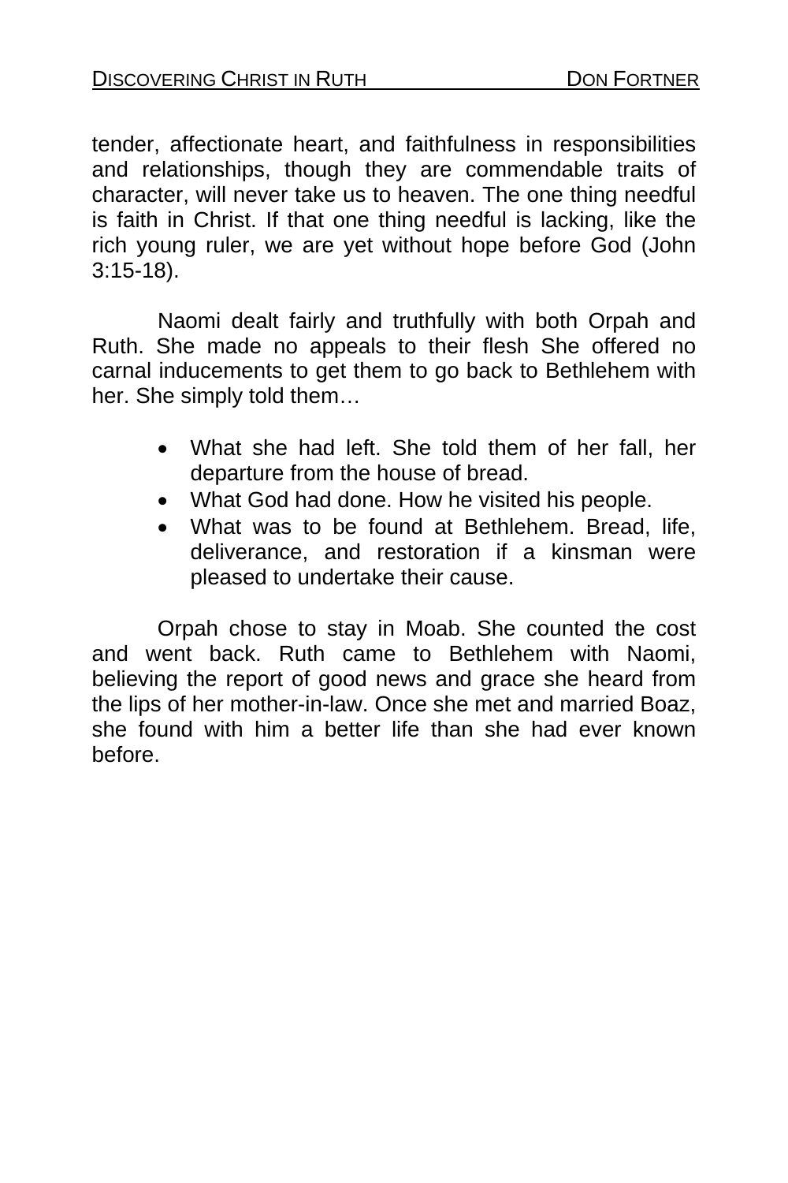tender, affectionate heart, and faithfulness in responsibilities and relationships, though they are commendable traits of character, will never take us to heaven. The one thing needful is faith in Christ. If that one thing needful is lacking, like the rich young ruler, we are yet without hope before God (John 3:15-18).

Naomi dealt fairly and truthfully with both Orpah and Ruth. She made no appeals to their flesh She offered no carnal inducements to get them to go back to Bethlehem with her. She simply told them…

- What she had left. She told them of her fall, her departure from the house of bread.
- What God had done. How he visited his people.
- What was to be found at Bethlehem. Bread, life, deliverance, and restoration if a kinsman were pleased to undertake their cause.

Orpah chose to stay in Moab. She counted the cost and went back. Ruth came to Bethlehem with Naomi, believing the report of good news and grace she heard from the lips of her mother-in-law. Once she met and married Boaz, she found with him a better life than she had ever known before.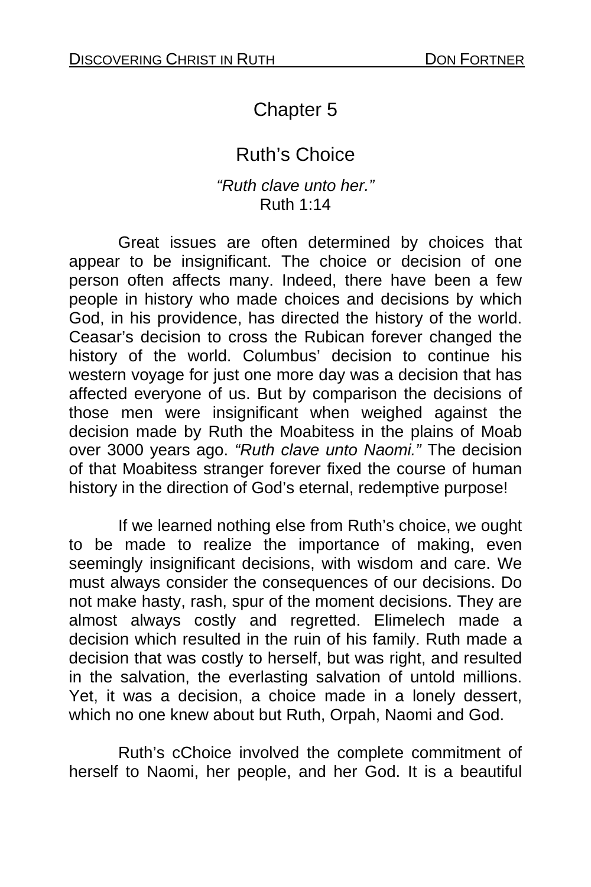# Chapter 5

## Ruth's Choice

*"Ruth clave unto her."*
Ruth 1:14

Great issues are often determined by choices that appear to be insignificant. The choice or decision of one person often affects many. Indeed, there have been a few people in history who made choices and decisions by which God, in his providence, has directed the history of the world. Ceasar's decision to cross the Rubican forever changed the history of the world. Columbus' decision to continue his western voyage for just one more day was a decision that has affected everyone of us. But by comparison the decisions of those men were insignificant when weighed against the decision made by Ruth the Moabitess in the plains of Moab over 3000 years ago. *"Ruth clave unto Naomi."* The decision of that Moabitess stranger forever fixed the course of human history in the direction of God's eternal, redemptive purpose!

If we learned nothing else from Ruth's choice, we ought to be made to realize the importance of making, even seemingly insignificant decisions, with wisdom and care. We must always consider the consequences of our decisions. Do not make hasty, rash, spur of the moment decisions. They are almost always costly and regretted. Elimelech made a decision which resulted in the ruin of his family. Ruth made a decision that was costly to herself, but was right, and resulted in the salvation, the everlasting salvation of untold millions. Yet, it was a decision, a choice made in a lonely dessert, which no one knew about but Ruth, Orpah, Naomi and God.

Ruth's cChoice involved the complete commitment of herself to Naomi, her people, and her God. It is a beautiful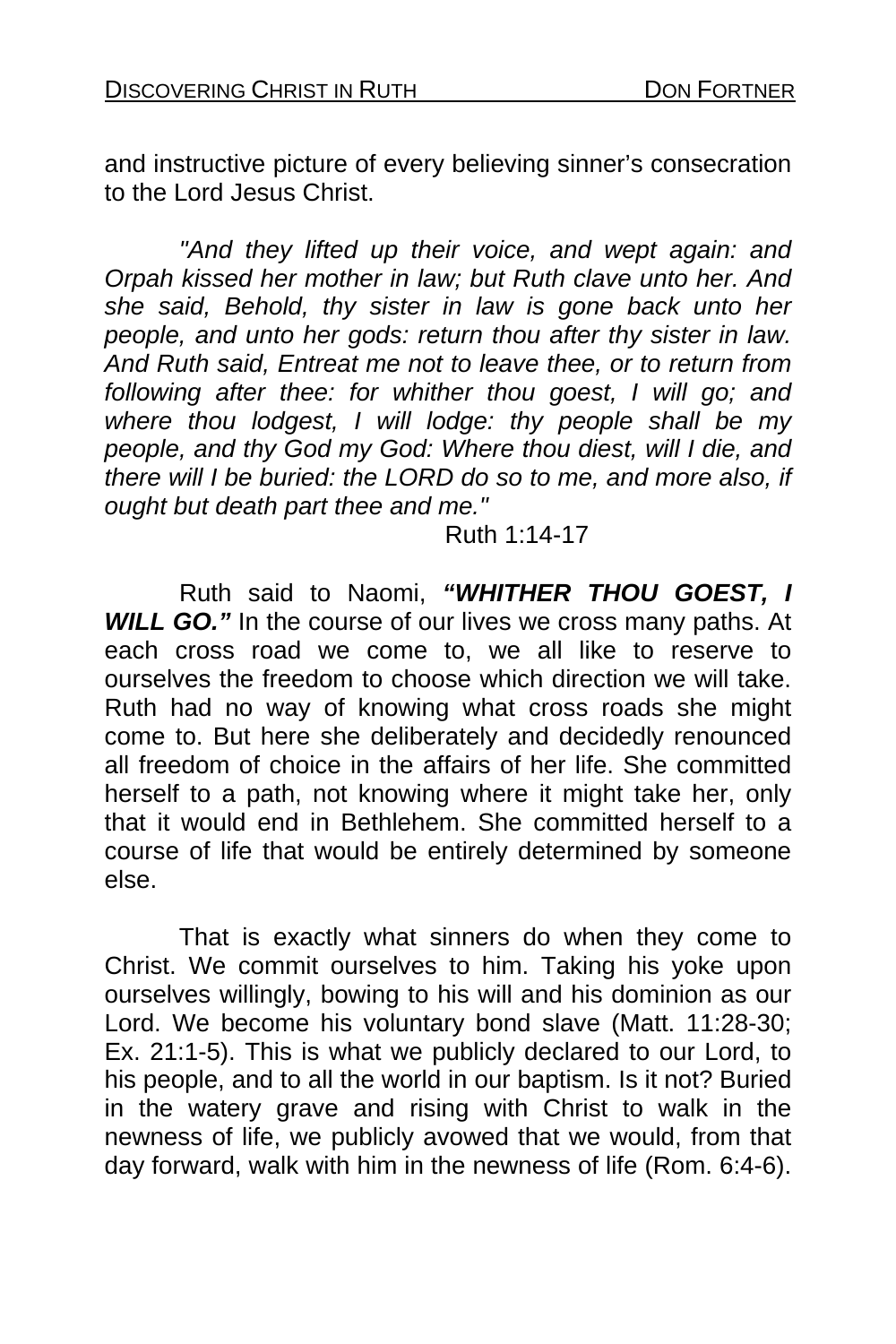and instructive picture of every believing sinner's consecration to the Lord Jesus Christ.

*"And they lifted up their voice, and wept again: and Orpah kissed her mother in law; but Ruth clave unto her. And she said, Behold, thy sister in law is gone back unto her people, and unto her gods: return thou after thy sister in law. And Ruth said, Entreat me not to leave thee, or to return from following after thee: for whither thou goest, I will go; and where thou lodgest, I will lodge: thy people shall be my people, and thy God my God: Where thou diest, will I die, and there will I be buried: the LORD do so to me, and more also, if ought but death part thee and me."*

Ruth 1:14-17

Ruth said to Naomi, ***"WHITHER THOU GOEST, I WILL GO."*** In the course of our lives we cross many paths. At each cross road we come to, we all like to reserve to ourselves the freedom to choose which direction we will take. Ruth had no way of knowing what cross roads she might come to. But here she deliberately and decidedly renounced all freedom of choice in the affairs of her life. She committed herself to a path, not knowing where it might take her, only that it would end in Bethlehem. She committed herself to a course of life that would be entirely determined by someone else.

That is exactly what sinners do when they come to Christ. We commit ourselves to him. Taking his yoke upon ourselves willingly, bowing to his will and his dominion as our Lord. We become his voluntary bond slave (Matt. 11:28-30; Ex. 21:1-5). This is what we publicly declared to our Lord, to his people, and to all the world in our baptism. Is it not? Buried in the watery grave and rising with Christ to walk in the newness of life, we publicly avowed that we would, from that day forward, walk with him in the newness of life (Rom. 6:4-6).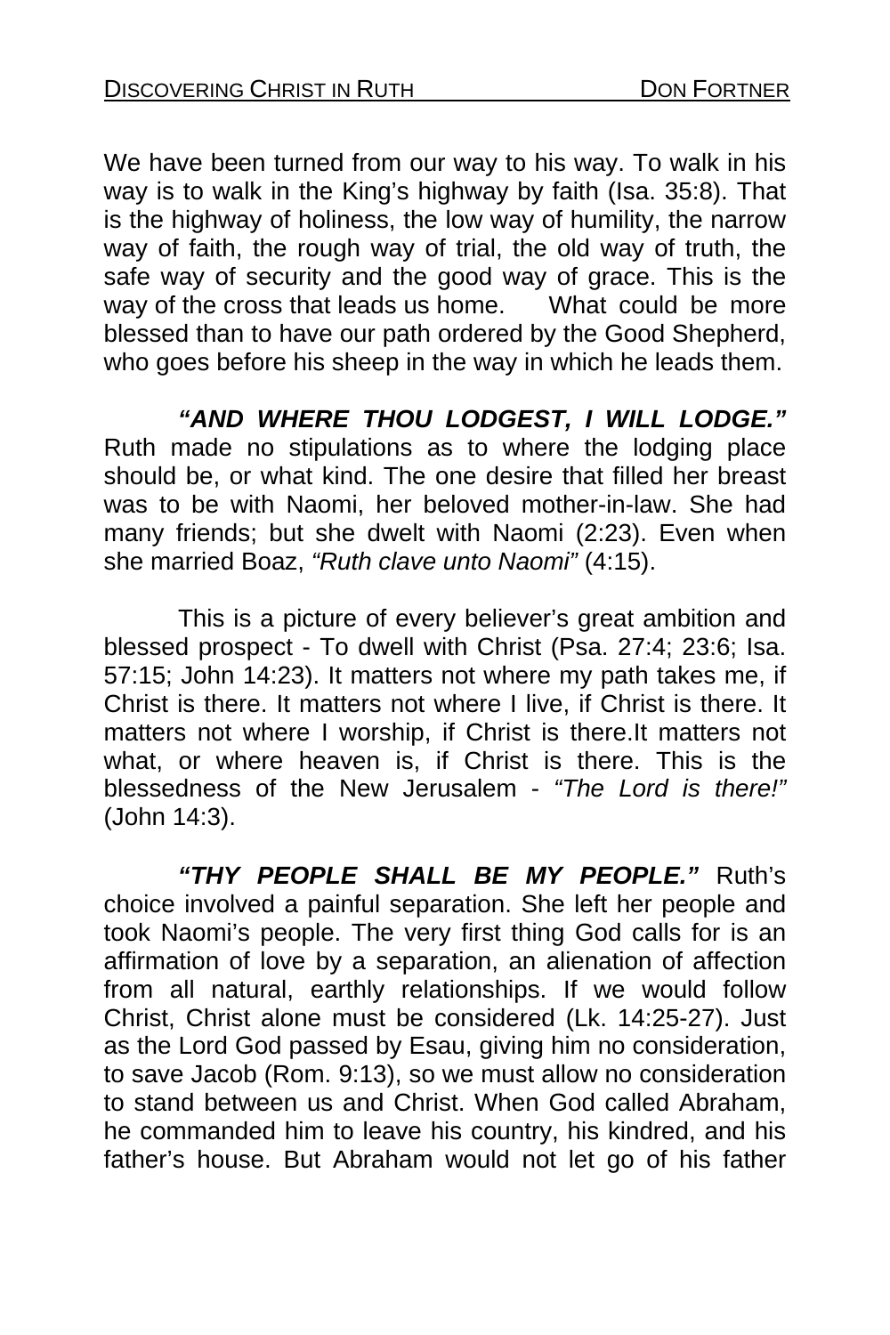We have been turned from our way to his way. To walk in his way is to walk in the King's highway by faith (Isa. 35:8). That is the highway of holiness, the low way of humility, the narrow way of faith, the rough way of trial, the old way of truth, the safe way of security and the good way of grace. This is the way of the cross that leads us home. What could be more blessed than to have our path ordered by the Good Shepherd, who goes before his sheep in the way in which he leads them.

***"AND WHERE THOU LODGEST, I WILL LODGE."*** Ruth made no stipulations as to where the lodging place should be, or what kind. The one desire that filled her breast was to be with Naomi, her beloved mother-in-law. She had many friends; but she dwelt with Naomi (2:23). Even when she married Boaz, *"Ruth clave unto Naomi"* (4:15).

This is a picture of every believer's great ambition and blessed prospect - To dwell with Christ (Psa. 27:4; 23:6; Isa. 57:15; John 14:23). It matters not where my path takes me, if Christ is there. It matters not where I live, if Christ is there. It matters not where I worship, if Christ is there.It matters not what, or where heaven is, if Christ is there. This is the blessedness of the New Jerusalem - *"The Lord is there!"* (John 14:3).

***"THY PEOPLE SHALL BE MY PEOPLE."*** Ruth's choice involved a painful separation. She left her people and took Naomi's people. The very first thing God calls for is an affirmation of love by a separation, an alienation of affection from all natural, earthly relationships. If we would follow Christ, Christ alone must be considered (Lk. 14:25-27). Just as the Lord God passed by Esau, giving him no consideration, to save Jacob (Rom. 9:13), so we must allow no consideration to stand between us and Christ. When God called Abraham, he commanded him to leave his country, his kindred, and his father's house. But Abraham would not let go of his father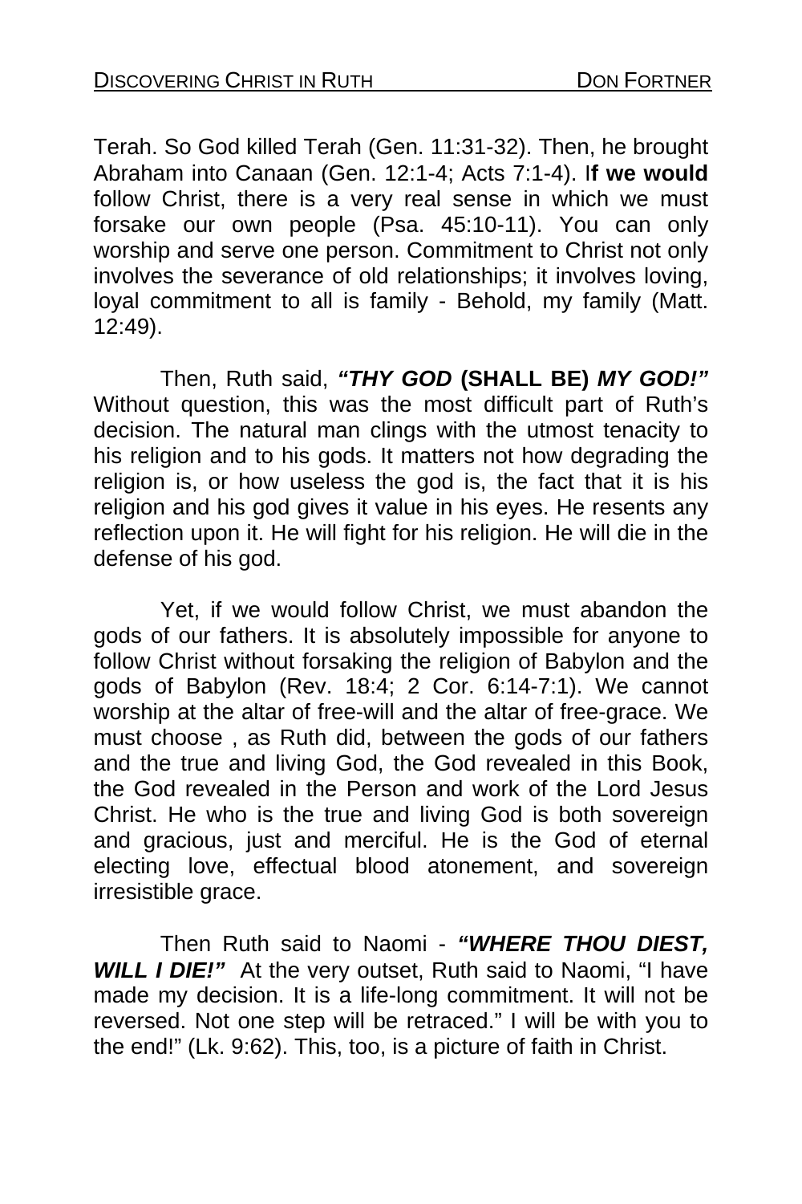Terah. So God killed Terah (Gen. 11:31-32). Then, he brought Abraham into Canaan (Gen. 12:1-4; Acts 7:1-4). I**f we would** follow Christ, there is a very real sense in which we must forsake our own people (Psa. 45:10-11). You can only worship and serve one person. Commitment to Christ not only involves the severance of old relationships; it involves loving, loyal commitment to all is family - Behold, my family (Matt. 12:49).

Then, Ruth said, ***"THY GOD* (SHALL BE) *MY GOD!"*** Without question, this was the most difficult part of Ruth's decision. The natural man clings with the utmost tenacity to his religion and to his gods. It matters not how degrading the religion is, or how useless the god is, the fact that it is his religion and his god gives it value in his eyes. He resents any reflection upon it. He will fight for his religion. He will die in the defense of his god.

Yet, if we would follow Christ, we must abandon the gods of our fathers. It is absolutely impossible for anyone to follow Christ without forsaking the religion of Babylon and the gods of Babylon (Rev. 18:4; 2 Cor. 6:14-7:1). We cannot worship at the altar of free-will and the altar of free-grace. We must choose , as Ruth did, between the gods of our fathers and the true and living God, the God revealed in this Book, the God revealed in the Person and work of the Lord Jesus Christ. He who is the true and living God is both sovereign and gracious, just and merciful. He is the God of eternal electing love, effectual blood atonement, and sovereign irresistible grace.

Then Ruth said to Naomi - ***"WHERE THOU DIEST, WILL I DIE!"*** At the very outset, Ruth said to Naomi, "I have made my decision. It is a life-long commitment. It will not be reversed. Not one step will be retraced." I will be with you to the end!" (Lk. 9:62). This, too, is a picture of faith in Christ.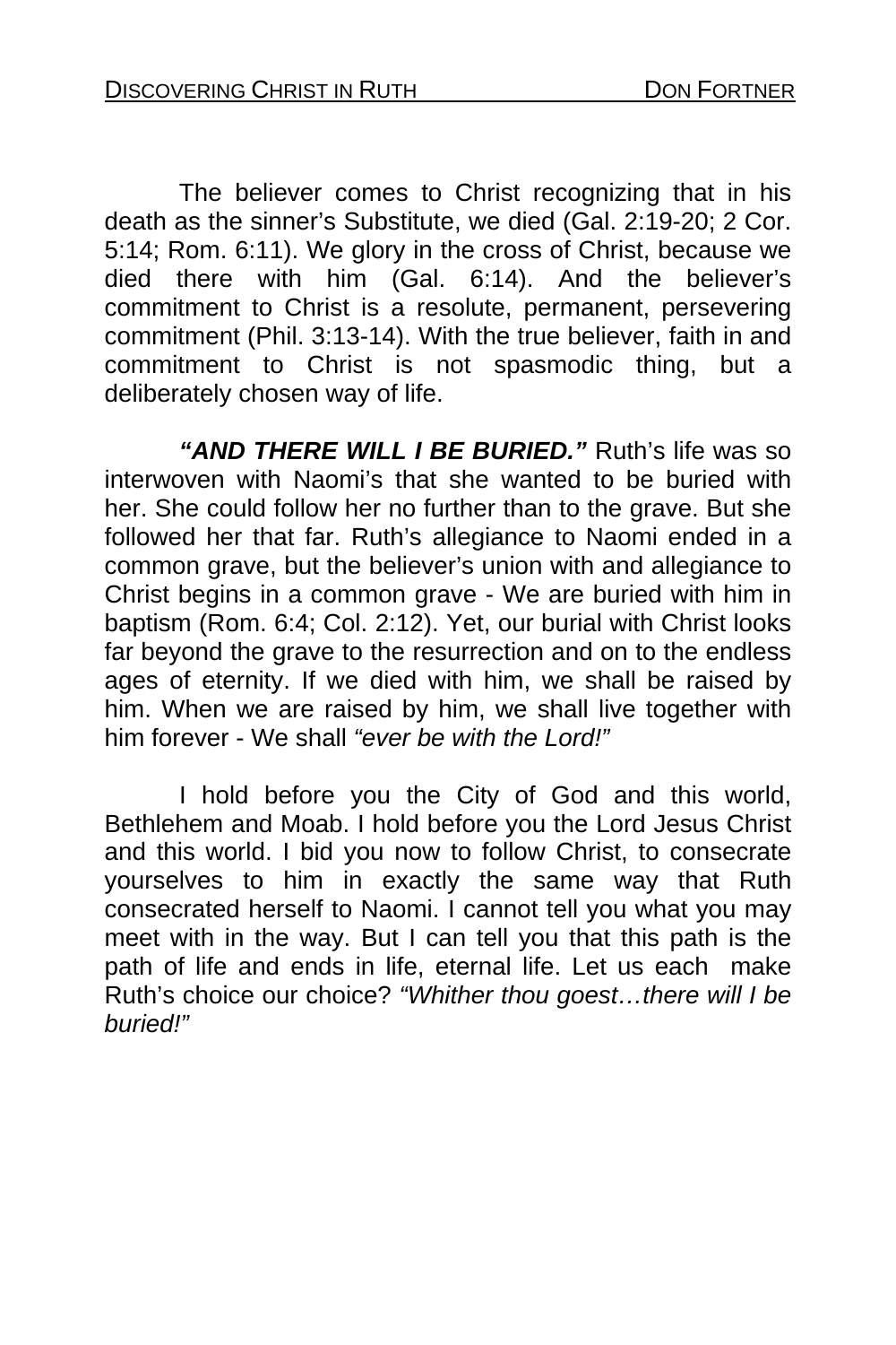The believer comes to Christ recognizing that in his death as the sinner's Substitute, we died (Gal. 2:19-20; 2 Cor. 5:14; Rom. 6:11). We glory in the cross of Christ, because we died there with him (Gal. 6:14). And the believer's commitment to Christ is a resolute, permanent, persevering commitment (Phil. 3:13-14). With the true believer, faith in and commitment to Christ is not spasmodic thing, but a deliberately chosen way of life.

***"AND THERE WILL I BE BURIED."*** Ruth's life was so interwoven with Naomi's that she wanted to be buried with her. She could follow her no further than to the grave. But she followed her that far. Ruth's allegiance to Naomi ended in a common grave, but the believer's union with and allegiance to Christ begins in a common grave - We are buried with him in baptism (Rom. 6:4; Col. 2:12). Yet, our burial with Christ looks far beyond the grave to the resurrection and on to the endless ages of eternity. If we died with him, we shall be raised by him. When we are raised by him, we shall live together with him forever - We shall *"ever be with the Lord!"*

I hold before you the City of God and this world, Bethlehem and Moab. I hold before you the Lord Jesus Christ and this world. I bid you now to follow Christ, to consecrate yourselves to him in exactly the same way that Ruth consecrated herself to Naomi. I cannot tell you what you may meet with in the way. But I can tell you that this path is the path of life and ends in life, eternal life. Let us each make Ruth's choice our choice? *"Whither thou goest…there will I be buried!"*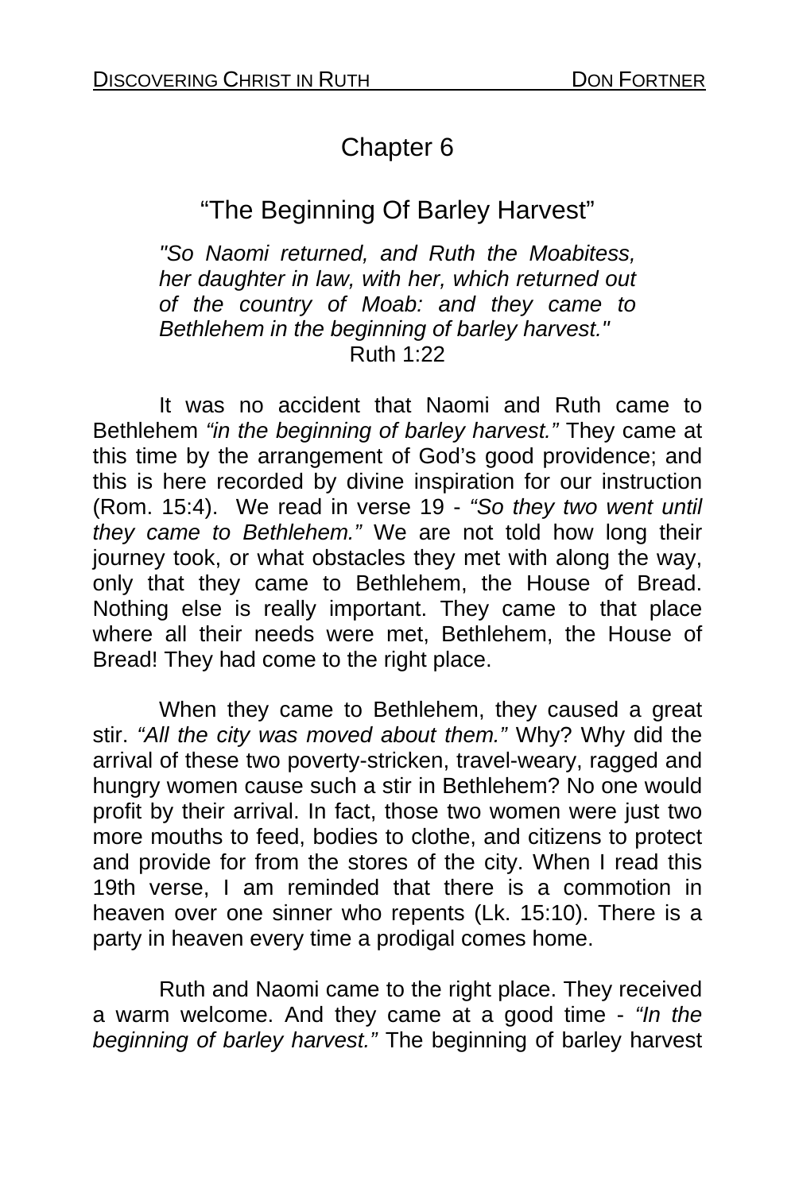# Chapter 6

## "The Beginning Of Barley Harvest"

> *"So Naomi returned, and Ruth the Moabitess, her daughter in law, with her, which returned out of the country of Moab: and they came to Bethlehem in the beginning of barley harvest."*
> Ruth 1:22

It was no accident that Naomi and Ruth came to Bethlehem *"in the beginning of barley harvest."* They came at this time by the arrangement of God's good providence; and this is here recorded by divine inspiration for our instruction (Rom. 15:4). We read in verse 19 - *"So they two went until they came to Bethlehem."* We are not told how long their journey took, or what obstacles they met with along the way, only that they came to Bethlehem, the House of Bread. Nothing else is really important. They came to that place where all their needs were met, Bethlehem, the House of Bread! They had come to the right place.

When they came to Bethlehem, they caused a great stir. *"All the city was moved about them."* Why? Why did the arrival of these two poverty-stricken, travel-weary, ragged and hungry women cause such a stir in Bethlehem? No one would profit by their arrival. In fact, those two women were just two more mouths to feed, bodies to clothe, and citizens to protect and provide for from the stores of the city. When I read this 19th verse, I am reminded that there is a commotion in heaven over one sinner who repents (Lk. 15:10). There is a party in heaven every time a prodigal comes home.

Ruth and Naomi came to the right place. They received a warm welcome. And they came at a good time - *"In the beginning of barley harvest."* The beginning of barley harvest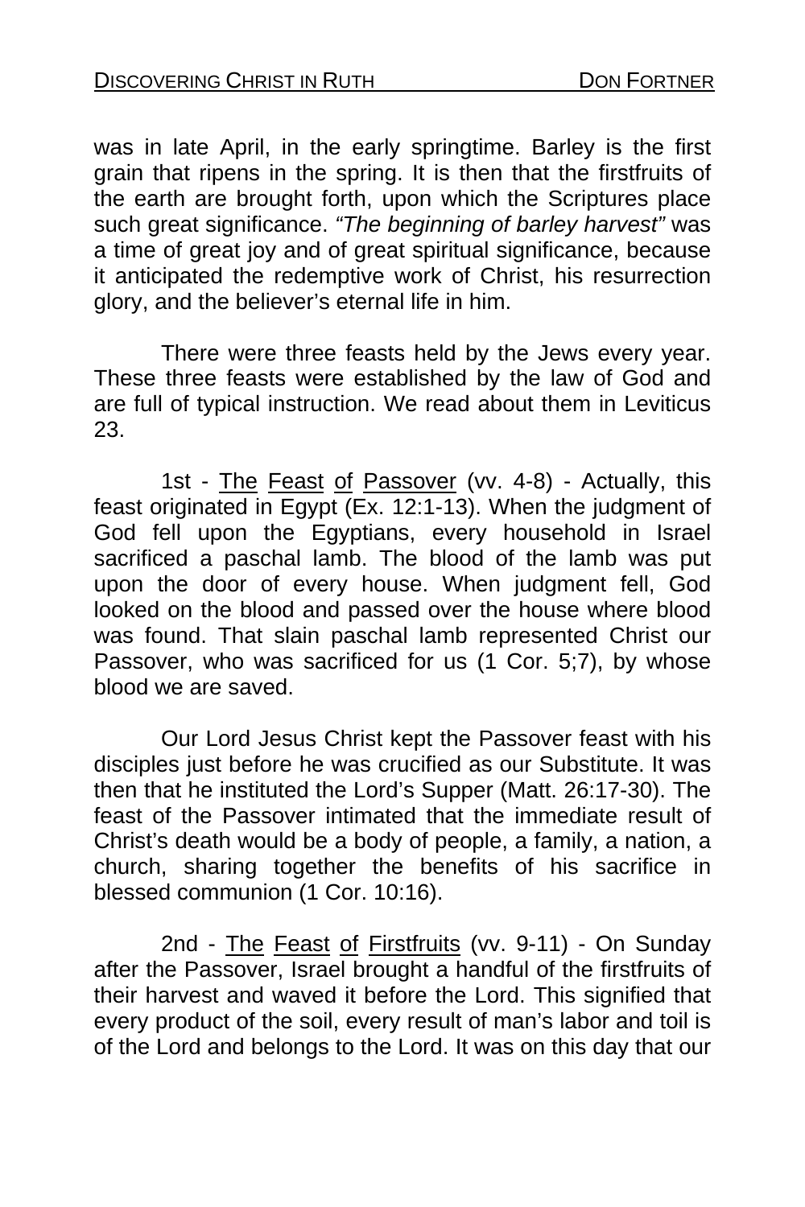was in late April, in the early springtime. Barley is the first grain that ripens in the spring. It is then that the firstfruits of the earth are brought forth, upon which the Scriptures place such great significance. *"The beginning of barley harvest"* was a time of great joy and of great spiritual significance, because it anticipated the redemptive work of Christ, his resurrection glory, and the believer's eternal life in him.

There were three feasts held by the Jews every year. These three feasts were established by the law of God and are full of typical instruction. We read about them in Leviticus 23.

1st - <u>The</u> <u>Feast</u> <u>of</u> <u>Passover</u> (vv. 4-8) - Actually, this feast originated in Egypt (Ex. 12:1-13). When the judgment of God fell upon the Egyptians, every household in Israel sacrificed a paschal lamb. The blood of the lamb was put upon the door of every house. When judgment fell, God looked on the blood and passed over the house where blood was found. That slain paschal lamb represented Christ our Passover, who was sacrificed for us (1 Cor. 5;7), by whose blood we are saved.

Our Lord Jesus Christ kept the Passover feast with his disciples just before he was crucified as our Substitute. It was then that he instituted the Lord's Supper (Matt. 26:17-30). The feast of the Passover intimated that the immediate result of Christ's death would be a body of people, a family, a nation, a church, sharing together the benefits of his sacrifice in blessed communion (1 Cor. 10:16).

2nd - <u>The</u> <u>Feast</u> <u>of</u> <u>Firstfruits</u> (vv. 9-11) - On Sunday after the Passover, Israel brought a handful of the firstfruits of their harvest and waved it before the Lord. This signified that every product of the soil, every result of man's labor and toil is of the Lord and belongs to the Lord. It was on this day that our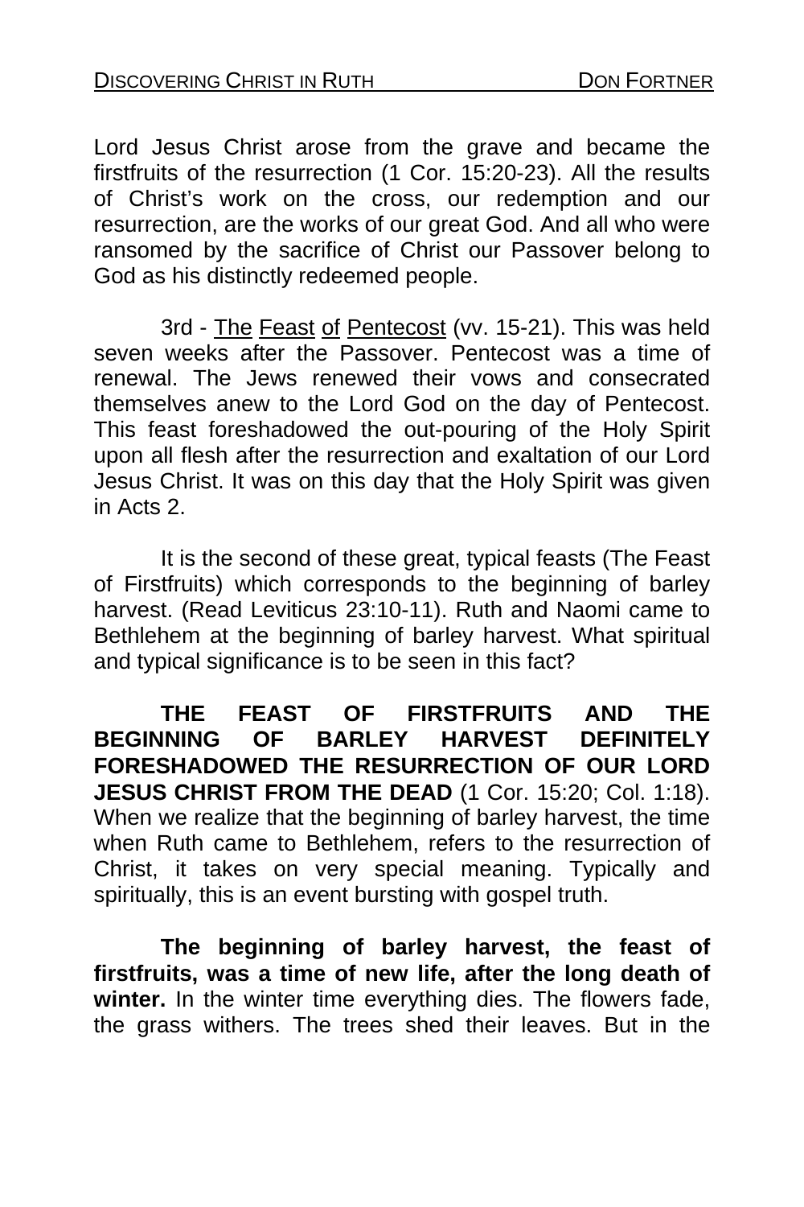Lord Jesus Christ arose from the grave and became the firstfruits of the resurrection (1 Cor. 15:20-23). All the results of Christ's work on the cross, our redemption and our resurrection, are the works of our great God. And all who were ransomed by the sacrifice of Christ our Passover belong to God as his distinctly redeemed people.

3rd - The Feast of Pentecost (vv. 15-21). This was held seven weeks after the Passover. Pentecost was a time of renewal. The Jews renewed their vows and consecrated themselves anew to the Lord God on the day of Pentecost. This feast foreshadowed the out-pouring of the Holy Spirit upon all flesh after the resurrection and exaltation of our Lord Jesus Christ. It was on this day that the Holy Spirit was given in Acts 2.

It is the second of these great, typical feasts (The Feast of Firstfruits) which corresponds to the beginning of barley harvest. (Read Leviticus 23:10-11). Ruth and Naomi came to Bethlehem at the beginning of barley harvest. What spiritual and typical significance is to be seen in this fact?

**THE FEAST OF FIRSTFRUITS AND THE BEGINNING OF BARLEY HARVEST DEFINITELY FORESHADOWED THE RESURRECTION OF OUR LORD JESUS CHRIST FROM THE DEAD** (1 Cor. 15:20; Col. 1:18). When we realize that the beginning of barley harvest, the time when Ruth came to Bethlehem, refers to the resurrection of Christ, it takes on very special meaning. Typically and spiritually, this is an event bursting with gospel truth.

**The beginning of barley harvest, the feast of firstfruits, was a time of new life, after the long death of winter.** In the winter time everything dies. The flowers fade, the grass withers. The trees shed their leaves. But in the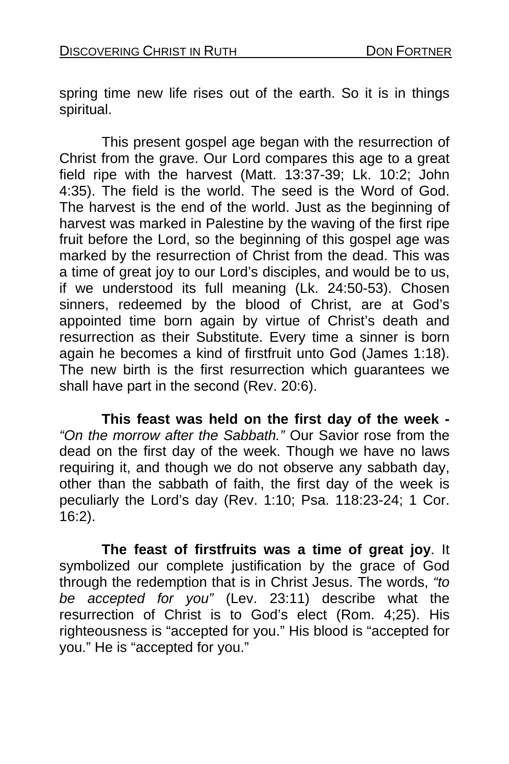spring time new life rises out of the earth. So it is in things spiritual.

This present gospel age began with the resurrection of Christ from the grave. Our Lord compares this age to a great field ripe with the harvest (Matt. 13:37-39; Lk. 10:2; John 4:35). The field is the world. The seed is the Word of God. The harvest is the end of the world. Just as the beginning of harvest was marked in Palestine by the waving of the first ripe fruit before the Lord, so the beginning of this gospel age was marked by the resurrection of Christ from the dead. This was a time of great joy to our Lord's disciples, and would be to us, if we understood its full meaning (Lk. 24:50-53). Chosen sinners, redeemed by the blood of Christ, are at God's appointed time born again by virtue of Christ's death and resurrection as their Substitute. Every time a sinner is born again he becomes a kind of firstfruit unto God (James 1:18). The new birth is the first resurrection which guarantees we shall have part in the second (Rev. 20:6).

**This feast was held on the first day of the week -** *"On the morrow after the Sabbath."* Our Savior rose from the dead on the first day of the week. Though we have no laws requiring it, and though we do not observe any sabbath day, other than the sabbath of faith, the first day of the week is peculiarly the Lord's day (Rev. 1:10; Psa. 118:23-24; 1 Cor. 16:2).

**The feast of firstfruits was a time of great joy**. It symbolized our complete justification by the grace of God through the redemption that is in Christ Jesus. The words, *"to be accepted for you"* (Lev. 23:11) describe what the resurrection of Christ is to God's elect (Rom. 4;25). His righteousness is "accepted for you." His blood is "accepted for you." He is "accepted for you."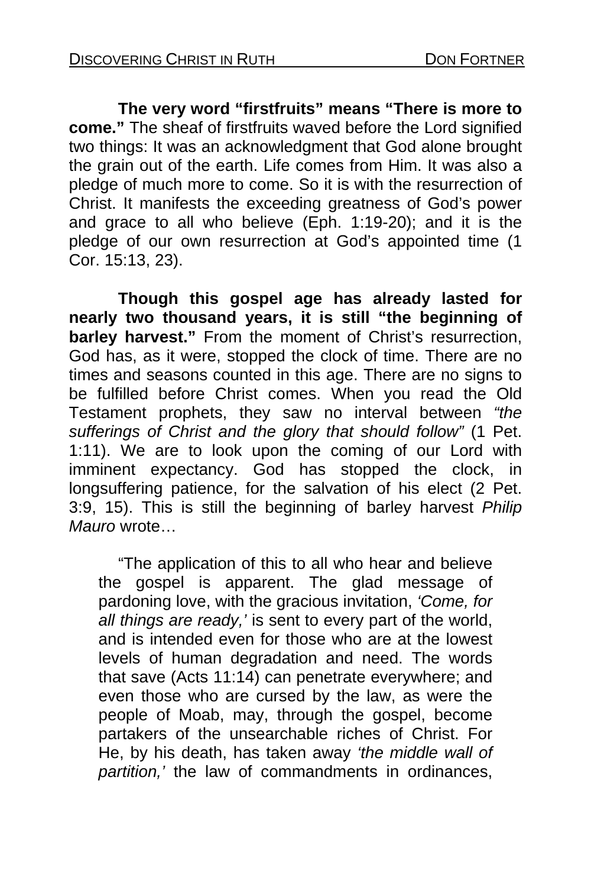**The very word "firstfruits" means "There is more to come."** The sheaf of firstfruits waved before the Lord signified two things: It was an acknowledgment that God alone brought the grain out of the earth. Life comes from Him. It was also a pledge of much more to come. So it is with the resurrection of Christ. It manifests the exceeding greatness of God's power and grace to all who believe (Eph. 1:19-20); and it is the pledge of our own resurrection at God's appointed time (1 Cor. 15:13, 23).

**Though this gospel age has already lasted for nearly two thousand years, it is still "the beginning of barley harvest."** From the moment of Christ's resurrection, God has, as it were, stopped the clock of time. There are no times and seasons counted in this age. There are no signs to be fulfilled before Christ comes. When you read the Old Testament prophets, they saw no interval between *"the sufferings of Christ and the glory that should follow"* (1 Pet. 1:11). We are to look upon the coming of our Lord with imminent expectancy. God has stopped the clock, in longsuffering patience, for the salvation of his elect (2 Pet. 3:9, 15). This is still the beginning of barley harvest *Philip Mauro* wrote…

> "The application of this to all who hear and believe the gospel is apparent. The glad message of pardoning love, with the gracious invitation, *'Come, for all things are ready,'* is sent to every part of the world, and is intended even for those who are at the lowest levels of human degradation and need. The words that save (Acts 11:14) can penetrate everywhere; and even those who are cursed by the law, as were the people of Moab, may, through the gospel, become partakers of the unsearchable riches of Christ. For He, by his death, has taken away *'the middle wall of partition,'* the law of commandments in ordinances,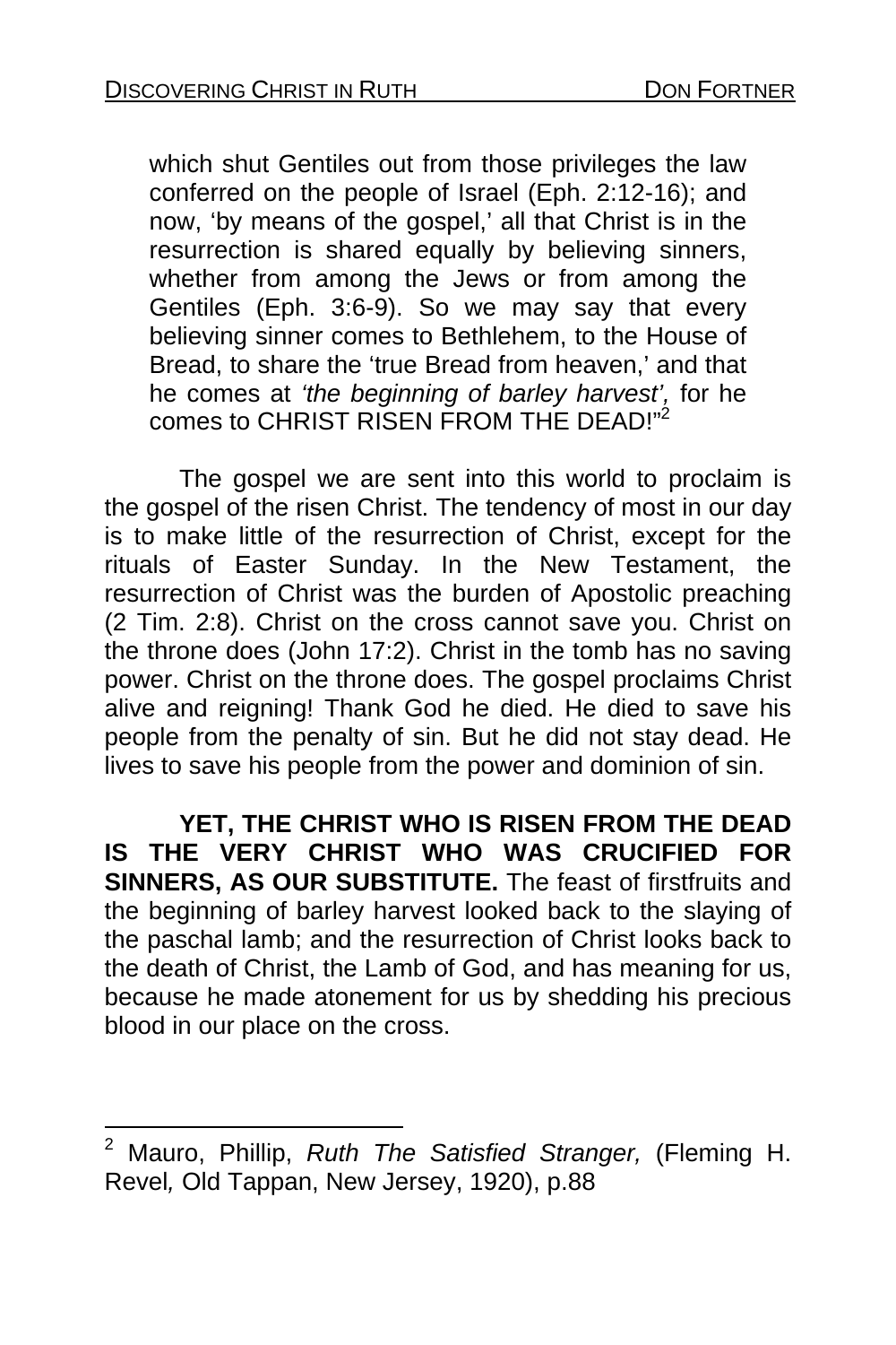> which shut Gentiles out from those privileges the law conferred on the people of Israel (Eph. 2:12-16); and now, 'by means of the gospel,' all that Christ is in the resurrection is shared equally by believing sinners, whether from among the Jews or from among the Gentiles (Eph. 3:6-9). So we may say that every believing sinner comes to Bethlehem, to the House of Bread, to share the 'true Bread from heaven,' and that he comes at *'the beginning of barley harvest',* for he comes to CHRIST RISEN FROM THE DEAD!"[2]

The gospel we are sent into this world to proclaim is the gospel of the risen Christ. The tendency of most in our day is to make little of the resurrection of Christ, except for the rituals of Easter Sunday. In the New Testament, the resurrection of Christ was the burden of Apostolic preaching (2 Tim. 2:8). Christ on the cross cannot save you. Christ on the throne does (John 17:2). Christ in the tomb has no saving power. Christ on the throne does. The gospel proclaims Christ alive and reigning! Thank God he died. He died to save his people from the penalty of sin. But he did not stay dead. He lives to save his people from the power and dominion of sin.

**YET, THE CHRIST WHO IS RISEN FROM THE DEAD IS THE VERY CHRIST WHO WAS CRUCIFIED FOR SINNERS, AS OUR SUBSTITUTE.** The feast of firstfruits and the beginning of barley harvest looked back to the slaying of the paschal lamb; and the resurrection of Christ looks back to the death of Christ, the Lamb of God, and has meaning for us, because he made atonement for us by shedding his precious blood in our place on the cross.

---

[2] Mauro, Phillip, *Ruth The Satisfied Stranger,* (Fleming H. Revel*,* Old Tappan, New Jersey, 1920), p.88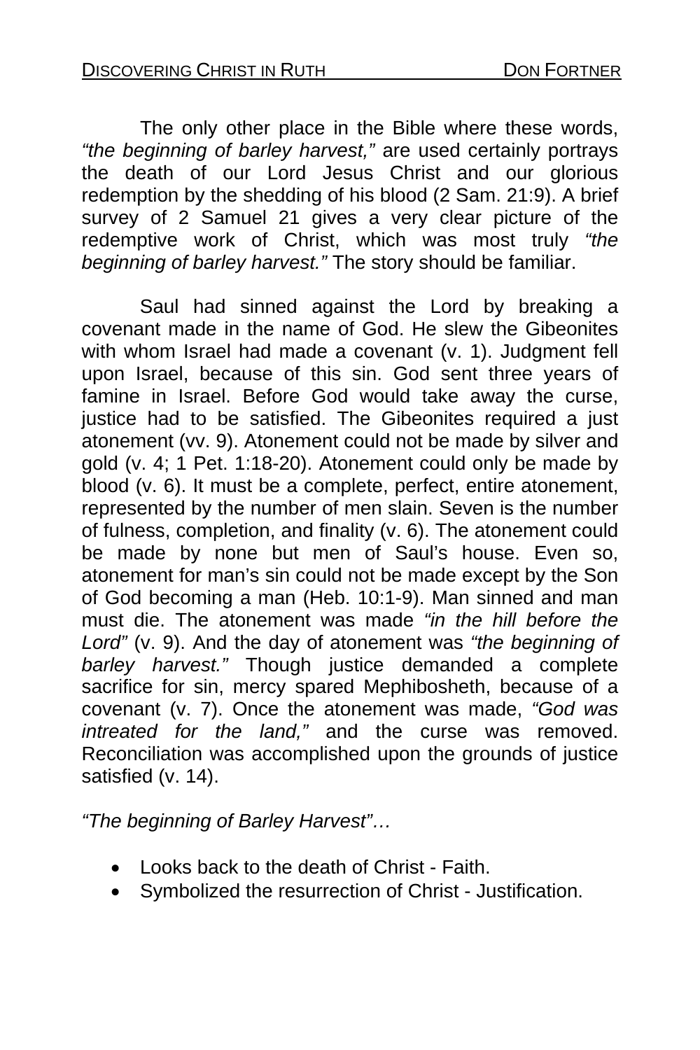The only other place in the Bible where these words, *"the beginning of barley harvest,"* are used certainly portrays the death of our Lord Jesus Christ and our glorious redemption by the shedding of his blood (2 Sam. 21:9). A brief survey of 2 Samuel 21 gives a very clear picture of the redemptive work of Christ, which was most truly *"the beginning of barley harvest."* The story should be familiar.

Saul had sinned against the Lord by breaking a covenant made in the name of God. He slew the Gibeonites with whom Israel had made a covenant (v. 1). Judgment fell upon Israel, because of this sin. God sent three years of famine in Israel. Before God would take away the curse, justice had to be satisfied. The Gibeonites required a just atonement (vv. 9). Atonement could not be made by silver and gold (v. 4; 1 Pet. 1:18-20). Atonement could only be made by blood (v. 6). It must be a complete, perfect, entire atonement, represented by the number of men slain. Seven is the number of fulness, completion, and finality (v. 6). The atonement could be made by none but men of Saul's house. Even so, atonement for man's sin could not be made except by the Son of God becoming a man (Heb. 10:1-9). Man sinned and man must die. The atonement was made *"in the hill before the Lord"* (v. 9). And the day of atonement was *"the beginning of barley harvest."* Though justice demanded a complete sacrifice for sin, mercy spared Mephibosheth, because of a covenant (v. 7). Once the atonement was made, *"God was intreated for the land,"* and the curse was removed. Reconciliation was accomplished upon the grounds of justice satisfied (v. 14).

*"The beginning of Barley Harvest"…*

- Looks back to the death of Christ - Faith.
- Symbolized the resurrection of Christ - Justification.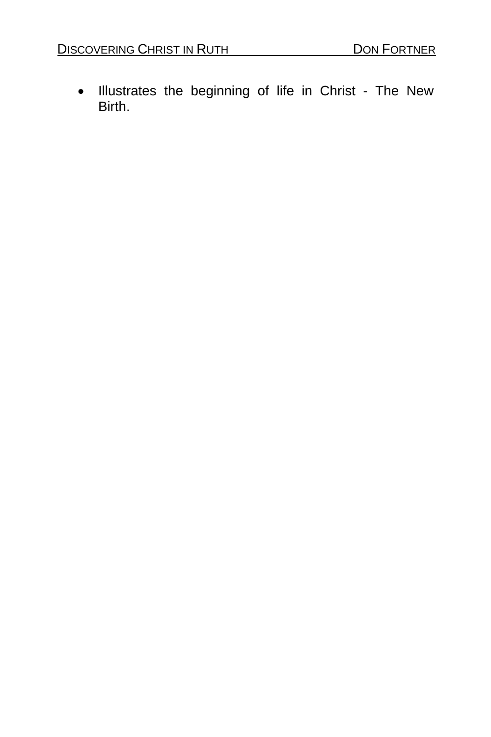- Illustrates the beginning of life in Christ - The New Birth.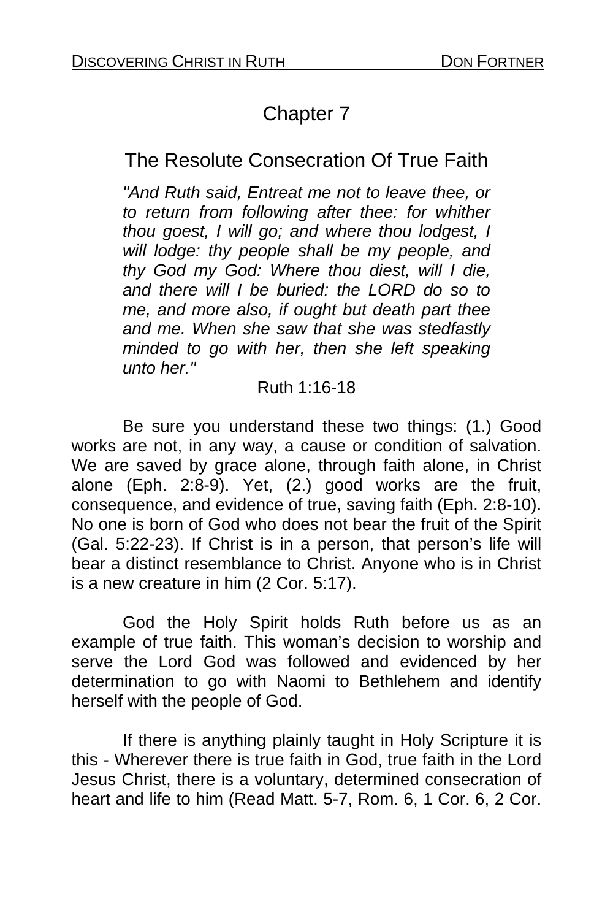# Chapter 7

## The Resolute Consecration Of True Faith

*"And Ruth said, Entreat me not to leave thee, or to return from following after thee: for whither thou goest, I will go; and where thou lodgest, I will lodge: thy people shall be my people, and thy God my God: Where thou diest, will I die, and there will I be buried: the LORD do so to me, and more also, if ought but death part thee and me. When she saw that she was stedfastly minded to go with her, then she left speaking unto her."*

Ruth 1:16-18

Be sure you understand these two things: (1.) Good works are not, in any way, a cause or condition of salvation. We are saved by grace alone, through faith alone, in Christ alone (Eph. 2:8-9). Yet, (2.) good works are the fruit, consequence, and evidence of true, saving faith (Eph. 2:8-10). No one is born of God who does not bear the fruit of the Spirit (Gal. 5:22-23). If Christ is in a person, that person's life will bear a distinct resemblance to Christ. Anyone who is in Christ is a new creature in him (2 Cor. 5:17).

God the Holy Spirit holds Ruth before us as an example of true faith. This woman's decision to worship and serve the Lord God was followed and evidenced by her determination to go with Naomi to Bethlehem and identify herself with the people of God.

If there is anything plainly taught in Holy Scripture it is this - Wherever there is true faith in God, true faith in the Lord Jesus Christ, there is a voluntary, determined consecration of heart and life to him (Read Matt. 5-7, Rom. 6, 1 Cor. 6, 2 Cor.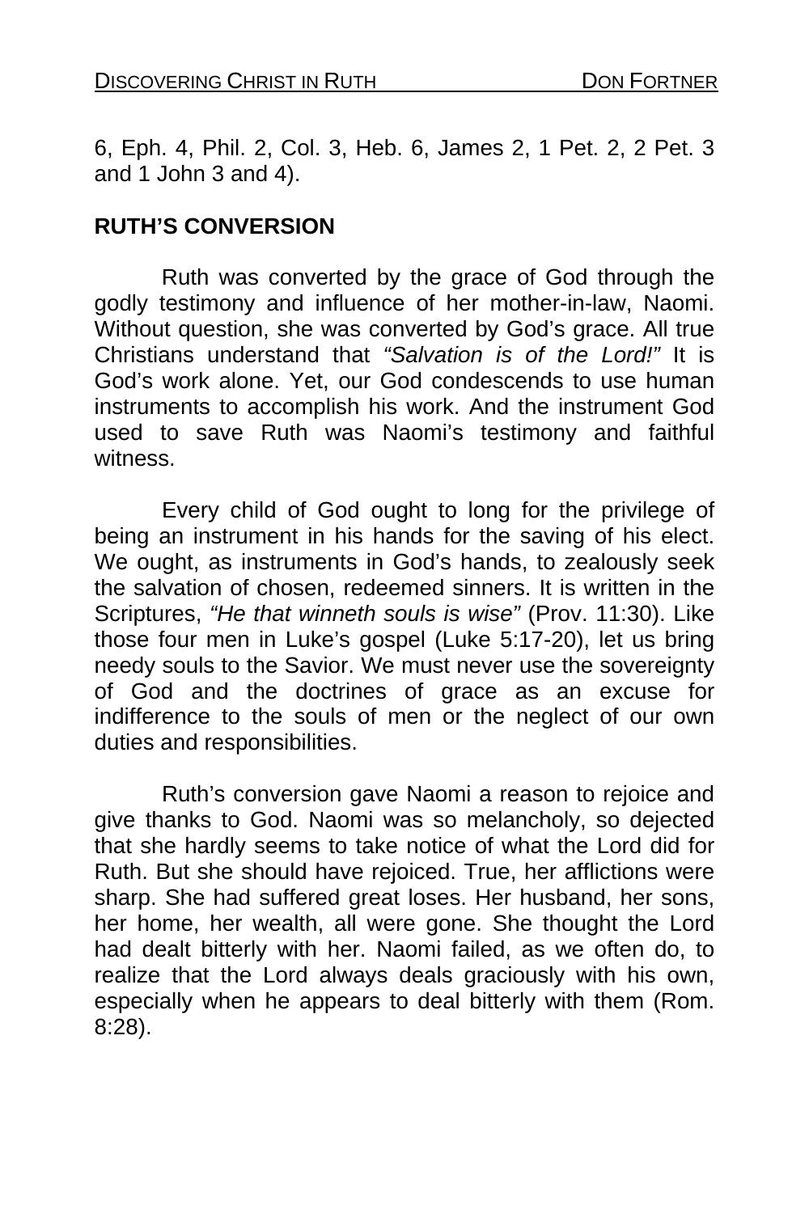6, Eph. 4, Phil. 2, Col. 3, Heb. 6, James 2, 1 Pet. 2, 2 Pet. 3 and 1 John 3 and 4).

## RUTH'S CONVERSION

Ruth was converted by the grace of God through the godly testimony and influence of her mother-in-law, Naomi. Without question, she was converted by God's grace. All true Christians understand that *"Salvation is of the Lord!"* It is God's work alone. Yet, our God condescends to use human instruments to accomplish his work. And the instrument God used to save Ruth was Naomi's testimony and faithful witness.

Every child of God ought to long for the privilege of being an instrument in his hands for the saving of his elect. We ought, as instruments in God's hands, to zealously seek the salvation of chosen, redeemed sinners. It is written in the Scriptures, *"He that winneth souls is wise"* (Prov. 11:30). Like those four men in Luke's gospel (Luke 5:17-20), let us bring needy souls to the Savior. We must never use the sovereignty of God and the doctrines of grace as an excuse for indifference to the souls of men or the neglect of our own duties and responsibilities.

Ruth's conversion gave Naomi a reason to rejoice and give thanks to God. Naomi was so melancholy, so dejected that she hardly seems to take notice of what the Lord did for Ruth. But she should have rejoiced. True, her afflictions were sharp. She had suffered great loses. Her husband, her sons, her home, her wealth, all were gone. She thought the Lord had dealt bitterly with her. Naomi failed, as we often do, to realize that the Lord always deals graciously with his own, especially when he appears to deal bitterly with them (Rom. 8:28).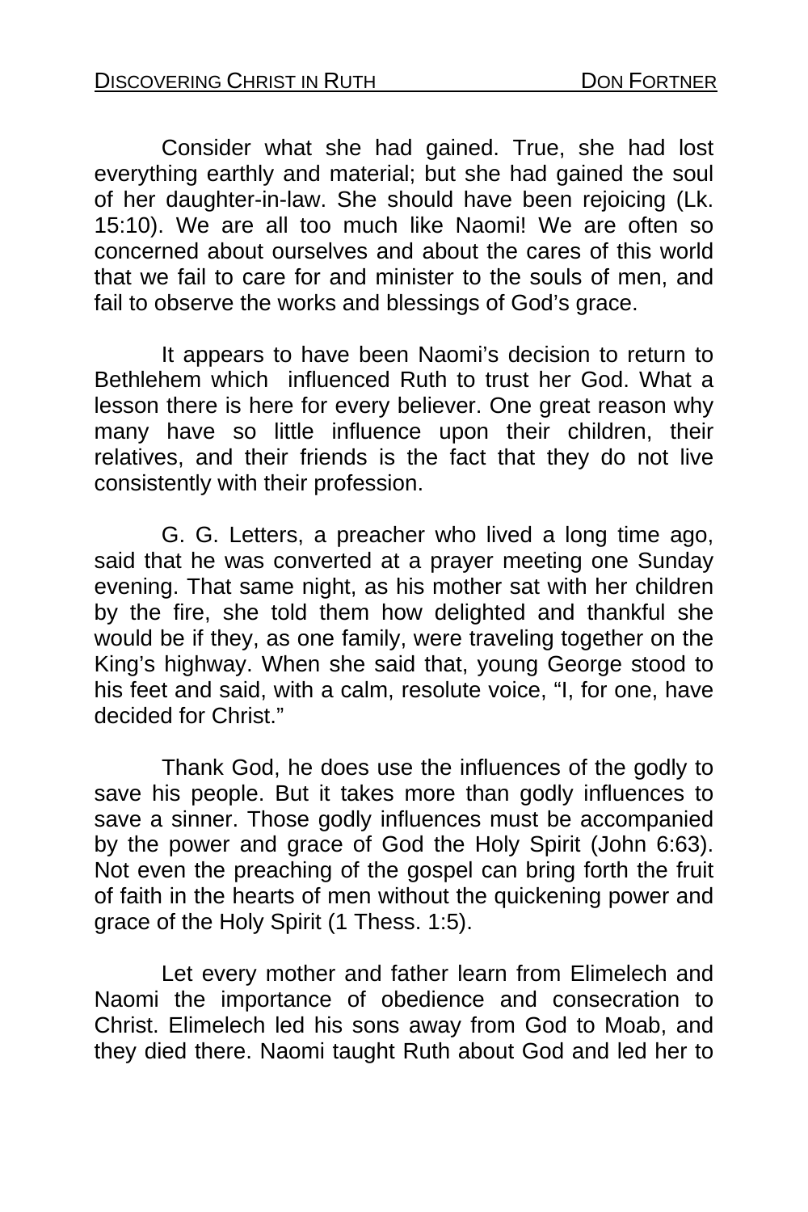Consider what she had gained. True, she had lost everything earthly and material; but she had gained the soul of her daughter-in-law. She should have been rejoicing (Lk. 15:10). We are all too much like Naomi! We are often so concerned about ourselves and about the cares of this world that we fail to care for and minister to the souls of men, and fail to observe the works and blessings of God's grace.

It appears to have been Naomi's decision to return to Bethlehem which influenced Ruth to trust her God. What a lesson there is here for every believer. One great reason why many have so little influence upon their children, their relatives, and their friends is the fact that they do not live consistently with their profession.

G. G. Letters, a preacher who lived a long time ago, said that he was converted at a prayer meeting one Sunday evening. That same night, as his mother sat with her children by the fire, she told them how delighted and thankful she would be if they, as one family, were traveling together on the King's highway. When she said that, young George stood to his feet and said, with a calm, resolute voice, "I, for one, have decided for Christ."

Thank God, he does use the influences of the godly to save his people. But it takes more than godly influences to save a sinner. Those godly influences must be accompanied by the power and grace of God the Holy Spirit (John 6:63). Not even the preaching of the gospel can bring forth the fruit of faith in the hearts of men without the quickening power and grace of the Holy Spirit (1 Thess. 1:5).

Let every mother and father learn from Elimelech and Naomi the importance of obedience and consecration to Christ. Elimelech led his sons away from God to Moab, and they died there. Naomi taught Ruth about God and led her to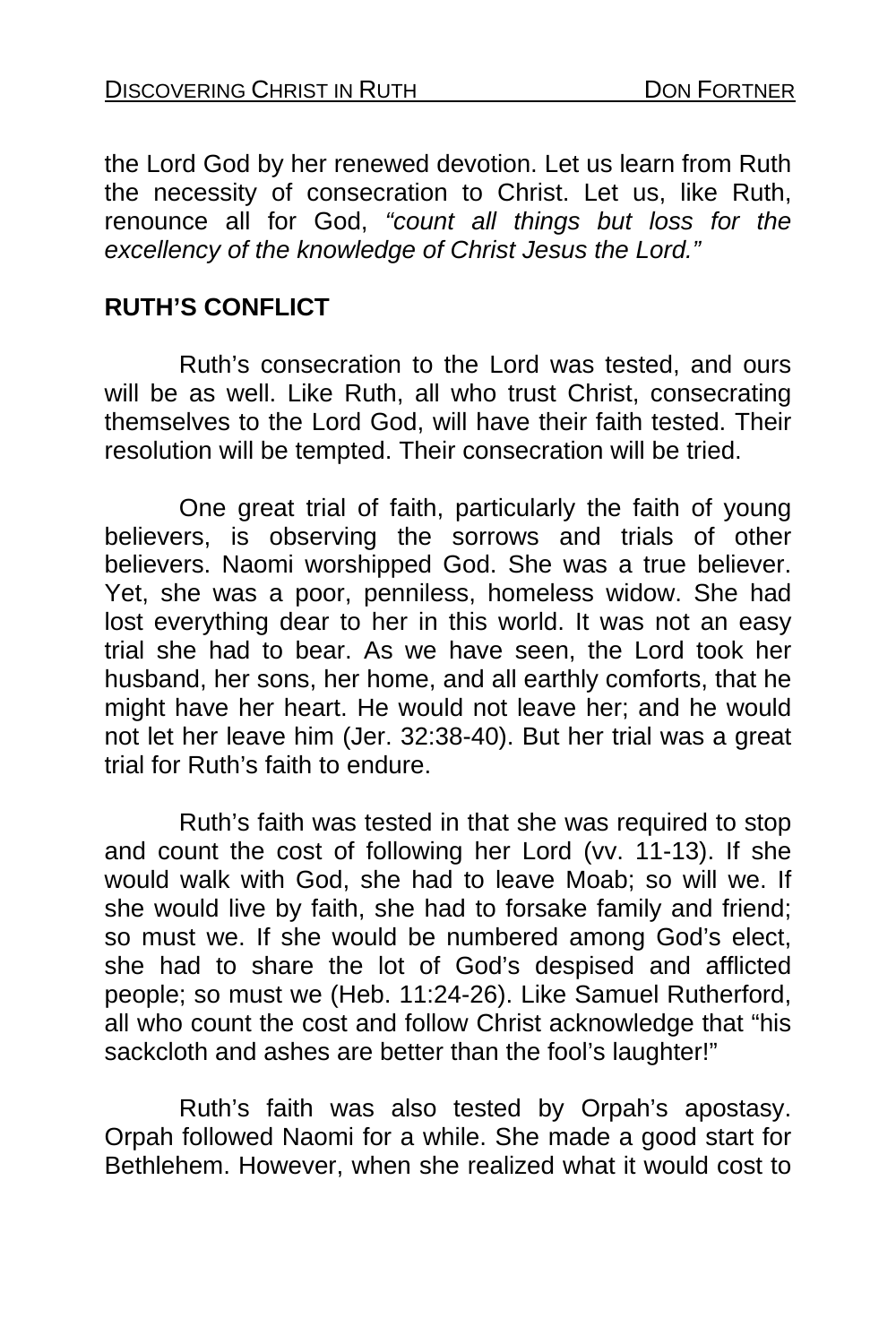the Lord God by her renewed devotion. Let us learn from Ruth the necessity of consecration to Christ. Let us, like Ruth, renounce all for God, *"count all things but loss for the excellency of the knowledge of Christ Jesus the Lord."*

## RUTH'S CONFLICT

Ruth's consecration to the Lord was tested, and ours will be as well. Like Ruth, all who trust Christ, consecrating themselves to the Lord God, will have their faith tested. Their resolution will be tempted. Their consecration will be tried.

One great trial of faith, particularly the faith of young believers, is observing the sorrows and trials of other believers. Naomi worshipped God. She was a true believer. Yet, she was a poor, penniless, homeless widow. She had lost everything dear to her in this world. It was not an easy trial she had to bear. As we have seen, the Lord took her husband, her sons, her home, and all earthly comforts, that he might have her heart. He would not leave her; and he would not let her leave him (Jer. 32:38-40). But her trial was a great trial for Ruth's faith to endure.

Ruth's faith was tested in that she was required to stop and count the cost of following her Lord (vv. 11-13). If she would walk with God, she had to leave Moab; so will we. If she would live by faith, she had to forsake family and friend; so must we. If she would be numbered among God's elect, she had to share the lot of God's despised and afflicted people; so must we (Heb. 11:24-26). Like Samuel Rutherford, all who count the cost and follow Christ acknowledge that "his sackcloth and ashes are better than the fool's laughter!"

Ruth's faith was also tested by Orpah's apostasy. Orpah followed Naomi for a while. She made a good start for Bethlehem. However, when she realized what it would cost to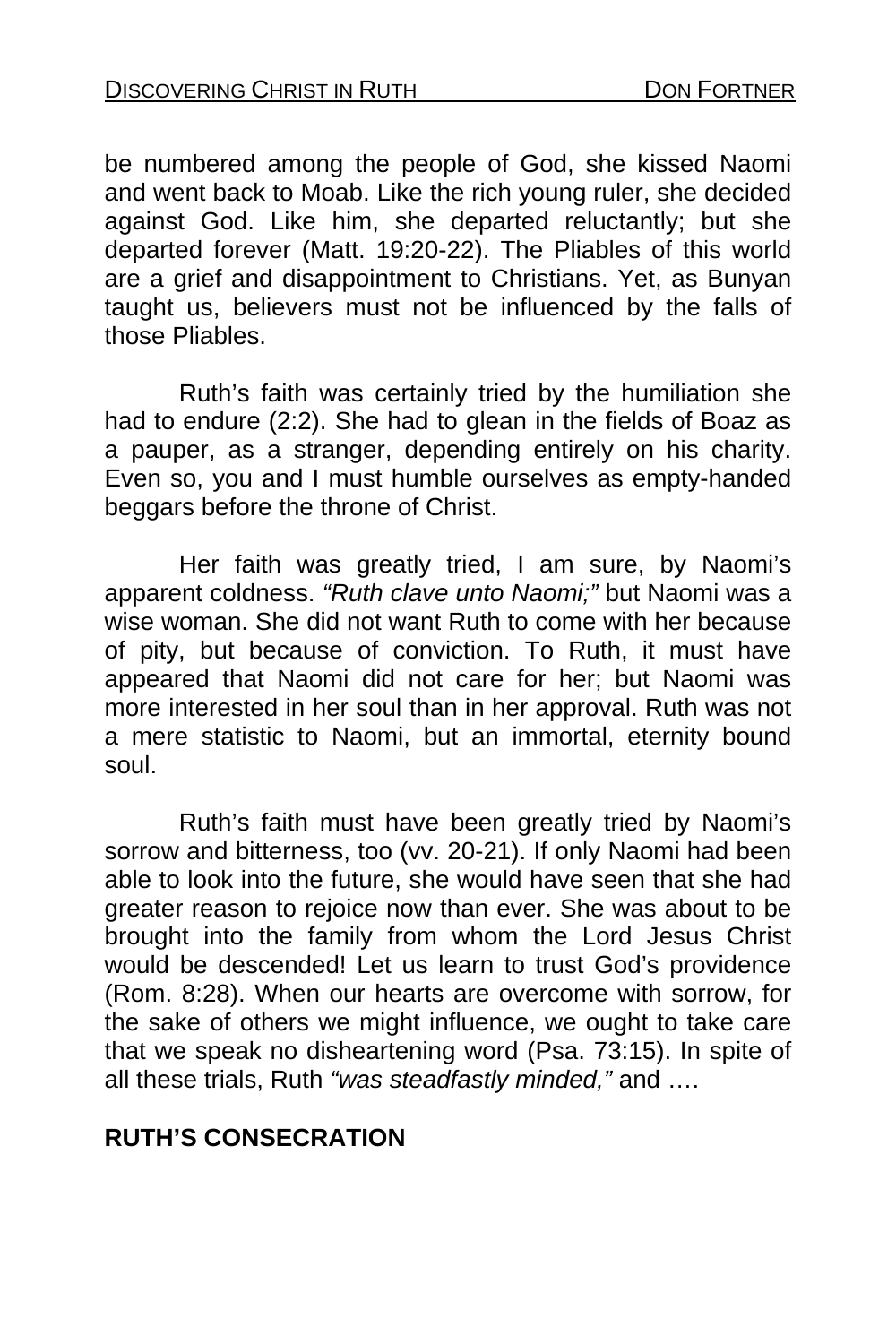be numbered among the people of God, she kissed Naomi and went back to Moab. Like the rich young ruler, she decided against God. Like him, she departed reluctantly; but she departed forever (Matt. 19:20-22). The Pliables of this world are a grief and disappointment to Christians. Yet, as Bunyan taught us, believers must not be influenced by the falls of those Pliables.

Ruth's faith was certainly tried by the humiliation she had to endure (2:2). She had to glean in the fields of Boaz as a pauper, as a stranger, depending entirely on his charity. Even so, you and I must humble ourselves as empty-handed beggars before the throne of Christ.

Her faith was greatly tried, I am sure, by Naomi's apparent coldness. *"Ruth clave unto Naomi;"* but Naomi was a wise woman. She did not want Ruth to come with her because of pity, but because of conviction. To Ruth, it must have appeared that Naomi did not care for her; but Naomi was more interested in her soul than in her approval. Ruth was not a mere statistic to Naomi, but an immortal, eternity bound soul.

Ruth's faith must have been greatly tried by Naomi's sorrow and bitterness, too (vv. 20-21). If only Naomi had been able to look into the future, she would have seen that she had greater reason to rejoice now than ever. She was about to be brought into the family from whom the Lord Jesus Christ would be descended! Let us learn to trust God's providence (Rom. 8:28). When our hearts are overcome with sorrow, for the sake of others we might influence, we ought to take care that we speak no disheartening word (Psa. 73:15). In spite of all these trials, Ruth *"was steadfastly minded,"* and ….

**RUTH'S CONSECRATION**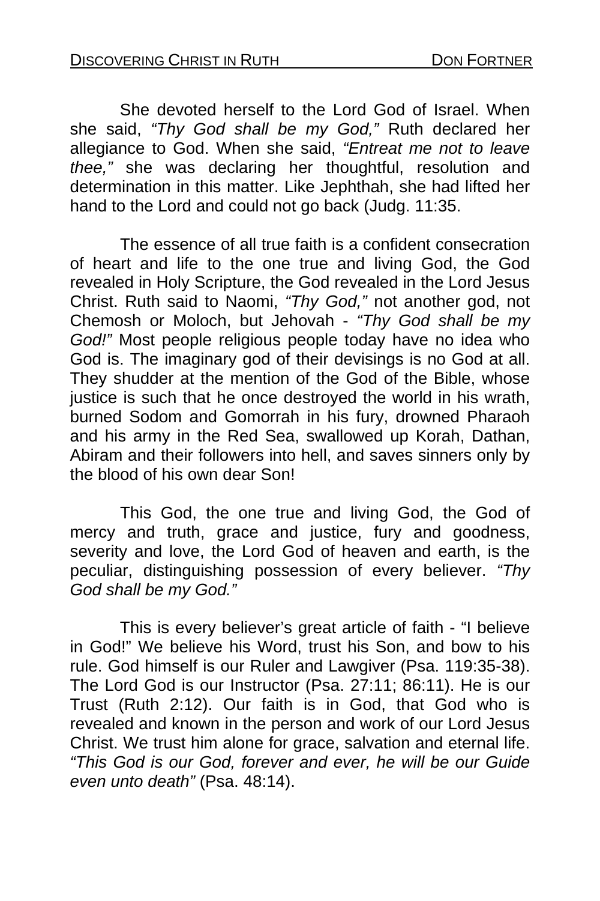She devoted herself to the Lord God of Israel. When she said, *"Thy God shall be my God,"* Ruth declared her allegiance to God. When she said, *"Entreat me not to leave thee,"* she was declaring her thoughtful, resolution and determination in this matter. Like Jephthah, she had lifted her hand to the Lord and could not go back (Judg. 11:35.

The essence of all true faith is a confident consecration of heart and life to the one true and living God, the God revealed in Holy Scripture, the God revealed in the Lord Jesus Christ. Ruth said to Naomi, *"Thy God,"* not another god, not Chemosh or Moloch, but Jehovah - *"Thy God shall be my God!"* Most people religious people today have no idea who God is. The imaginary god of their devisings is no God at all. They shudder at the mention of the God of the Bible, whose justice is such that he once destroyed the world in his wrath, burned Sodom and Gomorrah in his fury, drowned Pharaoh and his army in the Red Sea, swallowed up Korah, Dathan, Abiram and their followers into hell, and saves sinners only by the blood of his own dear Son!

This God, the one true and living God, the God of mercy and truth, grace and justice, fury and goodness, severity and love, the Lord God of heaven and earth, is the peculiar, distinguishing possession of every believer. *"Thy God shall be my God."*

This is every believer's great article of faith - "I believe in God!" We believe his Word, trust his Son, and bow to his rule. God himself is our Ruler and Lawgiver (Psa. 119:35-38). The Lord God is our Instructor (Psa. 27:11; 86:11). He is our Trust (Ruth 2:12). Our faith is in God, that God who is revealed and known in the person and work of our Lord Jesus Christ. We trust him alone for grace, salvation and eternal life. *"This God is our God, forever and ever, he will be our Guide even unto death"* (Psa. 48:14).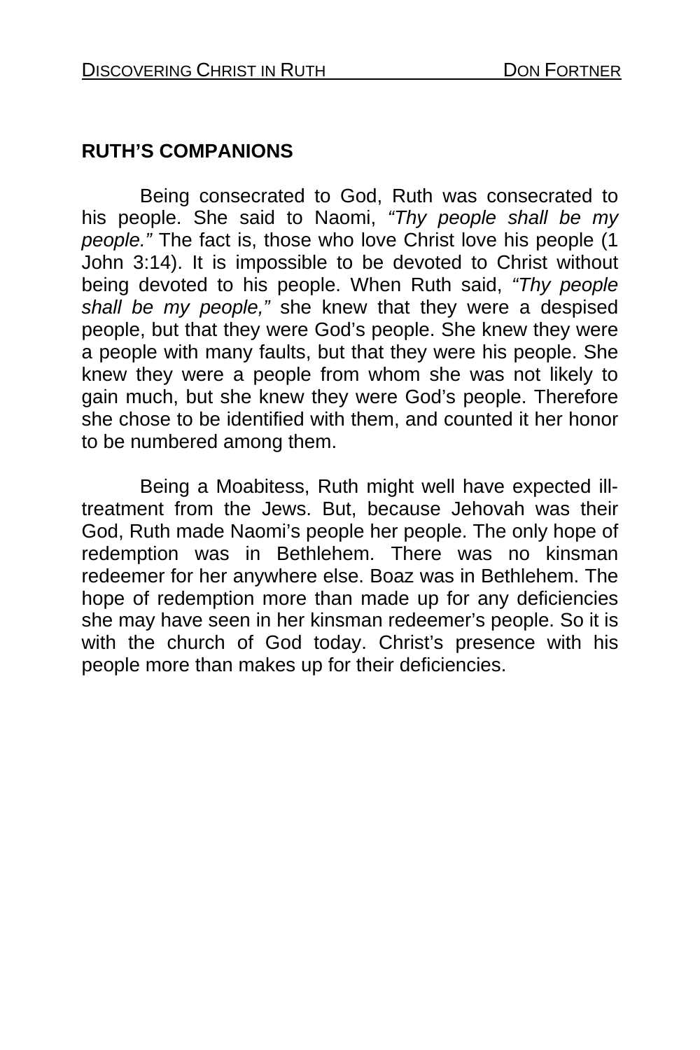## RUTH'S COMPANIONS

Being consecrated to God, Ruth was consecrated to his people. She said to Naomi, *"Thy people shall be my people."* The fact is, those who love Christ love his people (1 John 3:14). It is impossible to be devoted to Christ without being devoted to his people. When Ruth said, *"Thy people shall be my people,"* she knew that they were a despised people, but that they were God's people. She knew they were a people with many faults, but that they were his people. She knew they were a people from whom she was not likely to gain much, but she knew they were God's people. Therefore she chose to be identified with them, and counted it her honor to be numbered among them.

Being a Moabitess, Ruth might well have expected ill-treatment from the Jews. But, because Jehovah was their God, Ruth made Naomi's people her people. The only hope of redemption was in Bethlehem. There was no kinsman redeemer for her anywhere else. Boaz was in Bethlehem. The hope of redemption more than made up for any deficiencies she may have seen in her kinsman redeemer's people. So it is with the church of God today. Christ's presence with his people more than makes up for their deficiencies.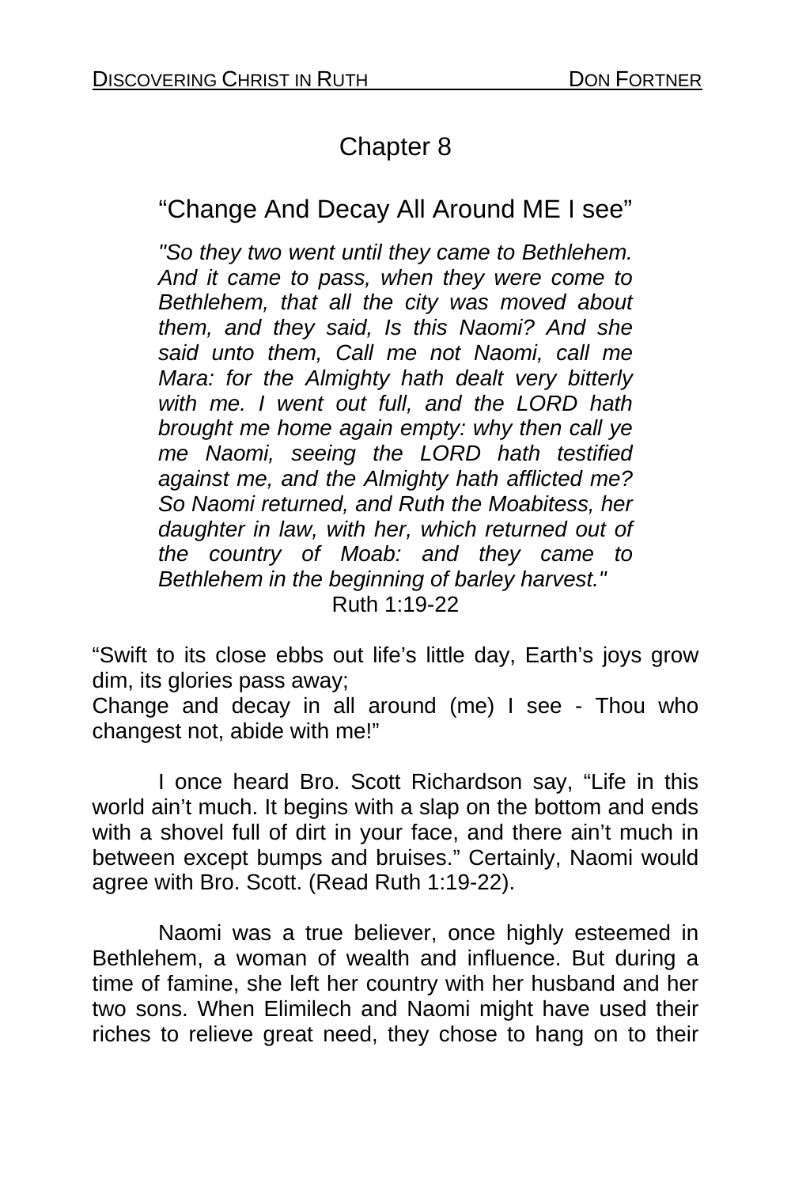# Chapter 8

## “Change And Decay All Around ME I see”

*"So they two went until they came to Bethlehem. And it came to pass, when they were come to Bethlehem, that all the city was moved about them, and they said, Is this Naomi? And she said unto them, Call me not Naomi, call me Mara: for the Almighty hath dealt very bitterly with me. I went out full, and the LORD hath brought me home again empty: why then call ye me Naomi, seeing the LORD hath testified against me, and the Almighty hath afflicted me? So Naomi returned, and Ruth the Moabitess, her daughter in law, with her, which returned out of the country of Moab: and they came to Bethlehem in the beginning of barley harvest."*
Ruth 1:19-22

“Swift to its close ebbs out life’s little day, Earth’s joys grow dim, its glories pass away;
Change and decay in all around (me) I see - Thou who changest not, abide with me!”

I once heard Bro. Scott Richardson say, “Life in this world ain’t much. It begins with a slap on the bottom and ends with a shovel full of dirt in your face, and there ain’t much in between except bumps and bruises.” Certainly, Naomi would agree with Bro. Scott. (Read Ruth 1:19-22).

Naomi was a true believer, once highly esteemed in Bethlehem, a woman of wealth and influence. But during a time of famine, she left her country with her husband and her two sons. When Elimilech and Naomi might have used their riches to relieve great need, they chose to hang on to their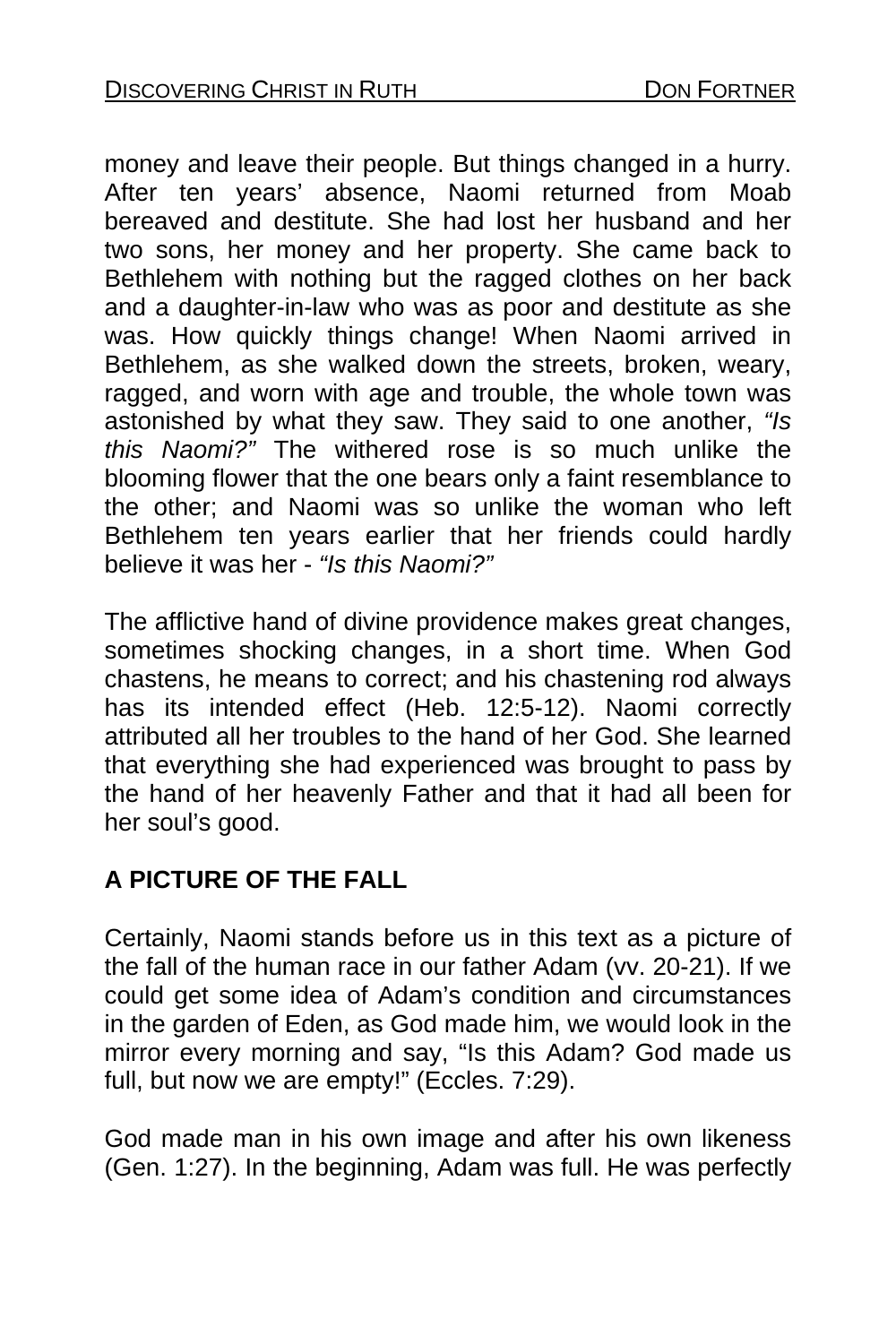money and leave their people. But things changed in a hurry. After ten years' absence, Naomi returned from Moab bereaved and destitute. She had lost her husband and her two sons, her money and her property. She came back to Bethlehem with nothing but the ragged clothes on her back and a daughter-in-law who was as poor and destitute as she was. How quickly things change! When Naomi arrived in Bethlehem, as she walked down the streets, broken, weary, ragged, and worn with age and trouble, the whole town was astonished by what they saw. They said to one another, *"Is this Naomi?"* The withered rose is so much unlike the blooming flower that the one bears only a faint resemblance to the other; and Naomi was so unlike the woman who left Bethlehem ten years earlier that her friends could hardly believe it was her - *"Is this Naomi?"*

The afflictive hand of divine providence makes great changes, sometimes shocking changes, in a short time. When God chastens, he means to correct; and his chastening rod always has its intended effect (Heb. 12:5-12). Naomi correctly attributed all her troubles to the hand of her God. She learned that everything she had experienced was brought to pass by the hand of her heavenly Father and that it had all been for her soul's good.

## A PICTURE OF THE FALL

Certainly, Naomi stands before us in this text as a picture of the fall of the human race in our father Adam (vv. 20-21). If we could get some idea of Adam's condition and circumstances in the garden of Eden, as God made him, we would look in the mirror every morning and say, "Is this Adam? God made us full, but now we are empty!" (Eccles. 7:29).

God made man in his own image and after his own likeness (Gen. 1:27). In the beginning, Adam was full. He was perfectly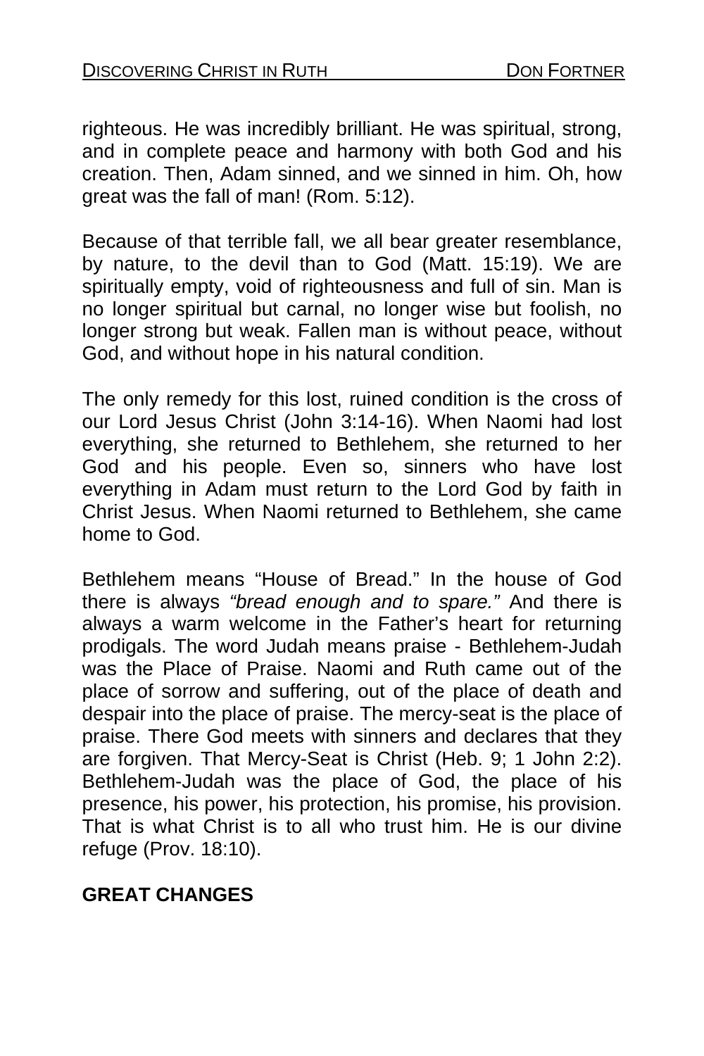righteous. He was incredibly brilliant. He was spiritual, strong, and in complete peace and harmony with both God and his creation. Then, Adam sinned, and we sinned in him. Oh, how great was the fall of man! (Rom. 5:12).

Because of that terrible fall, we all bear greater resemblance, by nature, to the devil than to God (Matt. 15:19). We are spiritually empty, void of righteousness and full of sin. Man is no longer spiritual but carnal, no longer wise but foolish, no longer strong but weak. Fallen man is without peace, without God, and without hope in his natural condition.

The only remedy for this lost, ruined condition is the cross of our Lord Jesus Christ (John 3:14-16). When Naomi had lost everything, she returned to Bethlehem, she returned to her God and his people. Even so, sinners who have lost everything in Adam must return to the Lord God by faith in Christ Jesus. When Naomi returned to Bethlehem, she came home to God.

Bethlehem means "House of Bread." In the house of God there is always *"bread enough and to spare."* And there is always a warm welcome in the Father's heart for returning prodigals. The word Judah means praise - Bethlehem-Judah was the Place of Praise. Naomi and Ruth came out of the place of sorrow and suffering, out of the place of death and despair into the place of praise. The mercy-seat is the place of praise. There God meets with sinners and declares that they are forgiven. That Mercy-Seat is Christ (Heb. 9; 1 John 2:2). Bethlehem-Judah was the place of God, the place of his presence, his power, his protection, his promise, his provision. That is what Christ is to all who trust him. He is our divine refuge (Prov. 18:10).

## GREAT CHANGES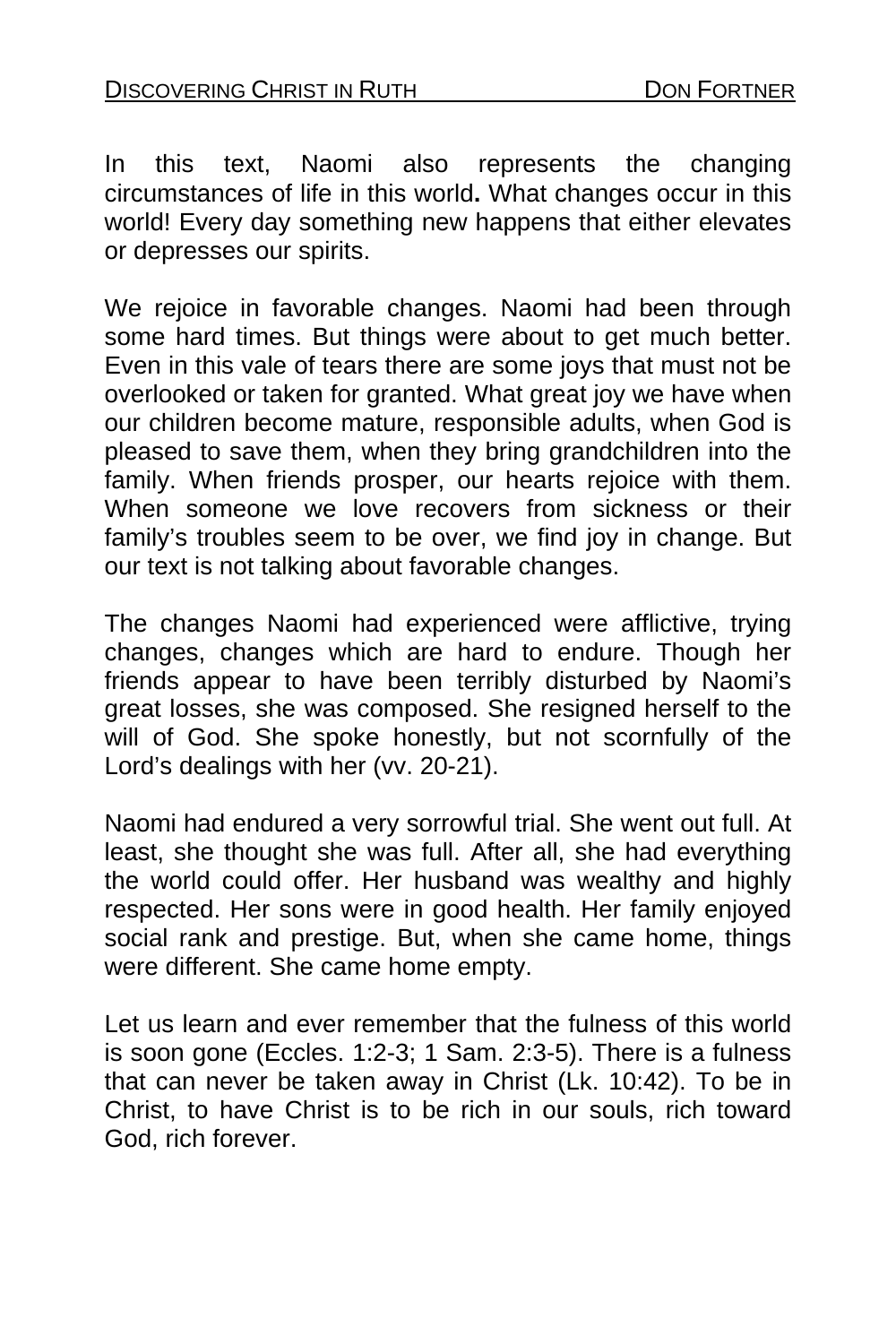In this text, Naomi also represents the changing circumstances of life in this world**.** What changes occur in this world! Every day something new happens that either elevates or depresses our spirits.

We rejoice in favorable changes. Naomi had been through some hard times. But things were about to get much better. Even in this vale of tears there are some joys that must not be overlooked or taken for granted. What great joy we have when our children become mature, responsible adults, when God is pleased to save them, when they bring grandchildren into the family. When friends prosper, our hearts rejoice with them. When someone we love recovers from sickness or their family's troubles seem to be over, we find joy in change. But our text is not talking about favorable changes.

The changes Naomi had experienced were afflictive, trying changes, changes which are hard to endure. Though her friends appear to have been terribly disturbed by Naomi's great losses, she was composed. She resigned herself to the will of God. She spoke honestly, but not scornfully of the Lord's dealings with her (vv. 20-21).

Naomi had endured a very sorrowful trial. She went out full. At least, she thought she was full. After all, she had everything the world could offer. Her husband was wealthy and highly respected. Her sons were in good health. Her family enjoyed social rank and prestige. But, when she came home, things were different. She came home empty.

Let us learn and ever remember that the fulness of this world is soon gone (Eccles. 1:2-3; 1 Sam. 2:3-5). There is a fulness that can never be taken away in Christ (Lk. 10:42). To be in Christ, to have Christ is to be rich in our souls, rich toward God, rich forever.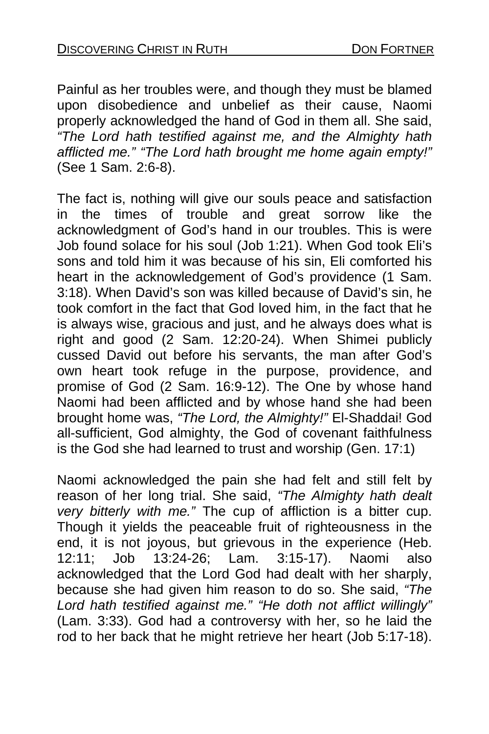Painful as her troubles were, and though they must be blamed upon disobedience and unbelief as their cause, Naomi properly acknowledged the hand of God in them all. She said, *"The Lord hath testified against me, and the Almighty hath afflicted me." "The Lord hath brought me home again empty!"* (See 1 Sam. 2:6-8).

The fact is, nothing will give our souls peace and satisfaction in the times of trouble and great sorrow like the acknowledgment of God's hand in our troubles. This is were Job found solace for his soul (Job 1:21). When God took Eli's sons and told him it was because of his sin, Eli comforted his heart in the acknowledgement of God's providence (1 Sam. 3:18). When David's son was killed because of David's sin, he took comfort in the fact that God loved him, in the fact that he is always wise, gracious and just, and he always does what is right and good (2 Sam. 12:20-24). When Shimei publicly cussed David out before his servants, the man after God's own heart took refuge in the purpose, providence, and promise of God (2 Sam. 16:9-12). The One by whose hand Naomi had been afflicted and by whose hand she had been brought home was, *"The Lord, the Almighty!"* El-Shaddai! God all-sufficient, God almighty, the God of covenant faithfulness is the God she had learned to trust and worship (Gen. 17:1)

Naomi acknowledged the pain she had felt and still felt by reason of her long trial. She said, *"The Almighty hath dealt very bitterly with me."* The cup of affliction is a bitter cup. Though it yields the peaceable fruit of righteousness in the end, it is not joyous, but grievous in the experience (Heb. 12:11; Job 13:24-26; Lam. 3:15-17). Naomi also acknowledged that the Lord God had dealt with her sharply, because she had given him reason to do so. She said, *"The Lord hath testified against me." "He doth not afflict willingly"* (Lam. 3:33). God had a controversy with her, so he laid the rod to her back that he might retrieve her heart (Job 5:17-18).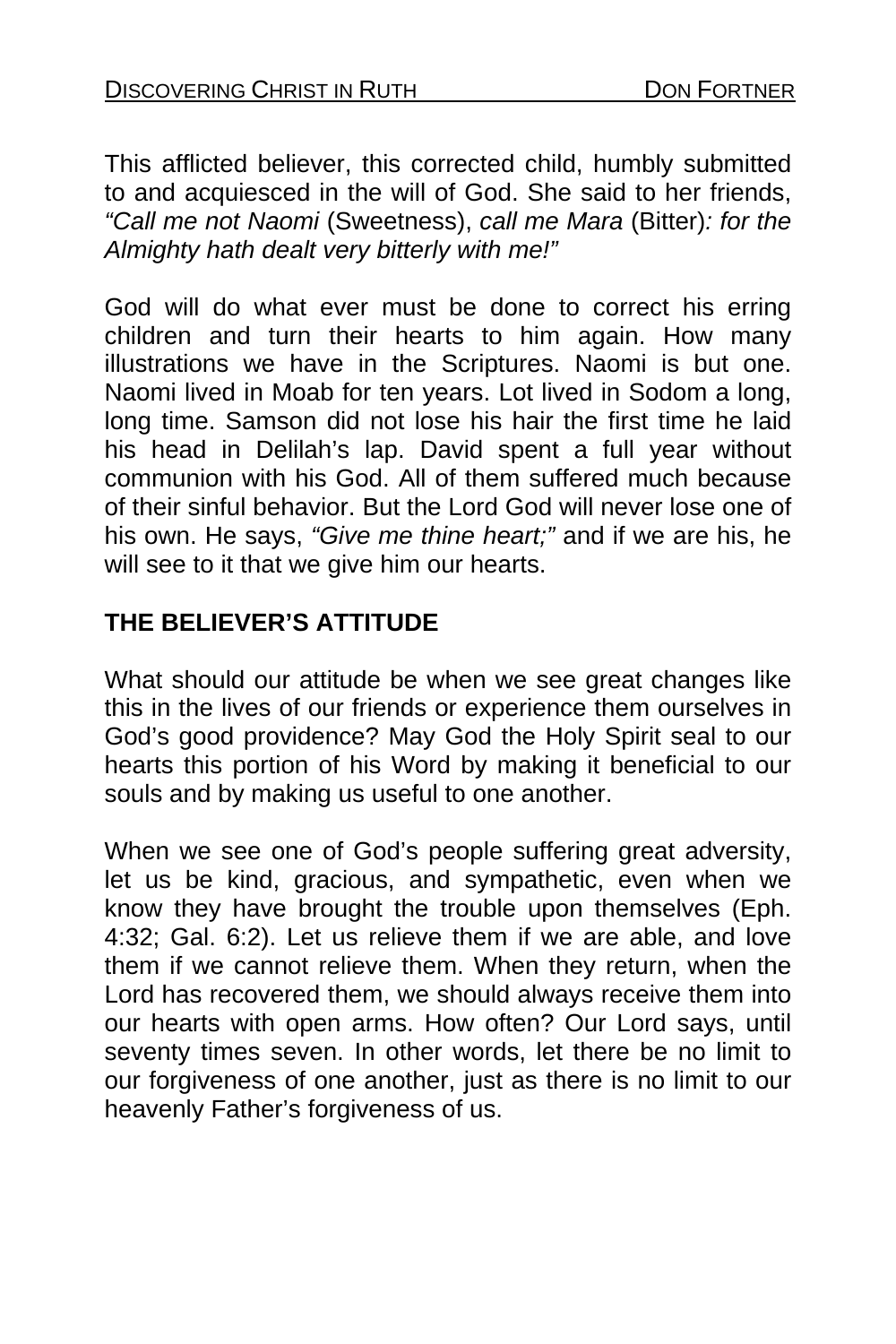This afflicted believer, this corrected child, humbly submitted to and acquiesced in the will of God. She said to her friends, *"Call me not Naomi* (Sweetness), *call me Mara* (Bitter)*: for the Almighty hath dealt very bitterly with me!"*

God will do what ever must be done to correct his erring children and turn their hearts to him again. How many illustrations we have in the Scriptures. Naomi is but one. Naomi lived in Moab for ten years. Lot lived in Sodom a long, long time. Samson did not lose his hair the first time he laid his head in Delilah's lap. David spent a full year without communion with his God. All of them suffered much because of their sinful behavior. But the Lord God will never lose one of his own. He says, *"Give me thine heart;"* and if we are his, he will see to it that we give him our hearts.

**THE BELIEVER'S ATTITUDE**

What should our attitude be when we see great changes like this in the lives of our friends or experience them ourselves in God's good providence? May God the Holy Spirit seal to our hearts this portion of his Word by making it beneficial to our souls and by making us useful to one another.

When we see one of God's people suffering great adversity, let us be kind, gracious, and sympathetic, even when we know they have brought the trouble upon themselves (Eph. 4:32; Gal. 6:2). Let us relieve them if we are able, and love them if we cannot relieve them. When they return, when the Lord has recovered them, we should always receive them into our hearts with open arms. How often? Our Lord says, until seventy times seven. In other words, let there be no limit to our forgiveness of one another, just as there is no limit to our heavenly Father's forgiveness of us.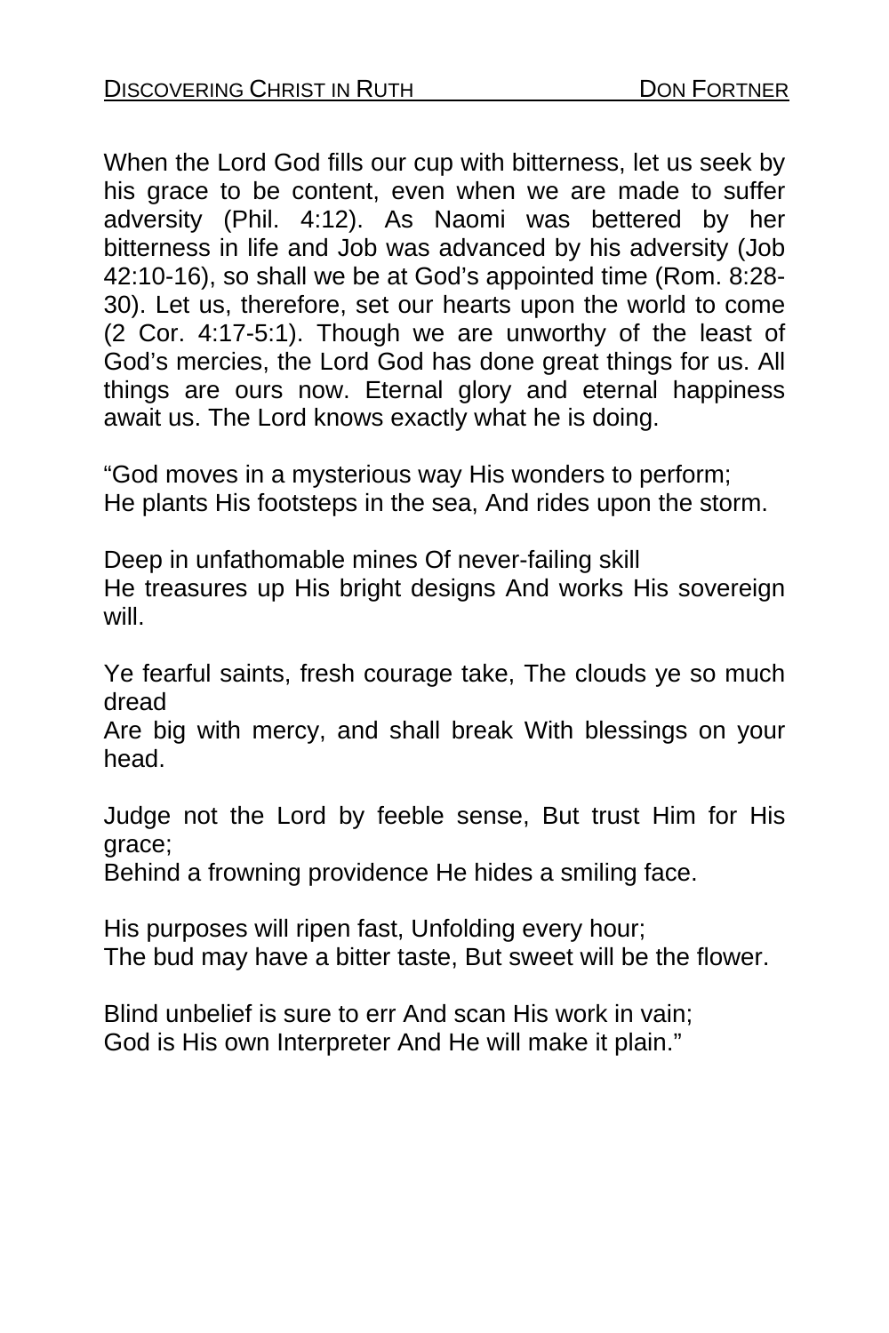When the Lord God fills our cup with bitterness, let us seek by his grace to be content, even when we are made to suffer adversity (Phil. 4:12). As Naomi was bettered by her bitterness in life and Job was advanced by his adversity (Job 42:10-16), so shall we be at God's appointed time (Rom. 8:28-30). Let us, therefore, set our hearts upon the world to come (2 Cor. 4:17-5:1). Though we are unworthy of the least of God's mercies, the Lord God has done great things for us. All things are ours now. Eternal glory and eternal happiness await us. The Lord knows exactly what he is doing.

"God moves in a mysterious way His wonders to perform;
He plants His footsteps in the sea, And rides upon the storm.

Deep in unfathomable mines Of never-failing skill
He treasures up His bright designs And works His sovereign will.

Ye fearful saints, fresh courage take, The clouds ye so much dread
Are big with mercy, and shall break With blessings on your head.

Judge not the Lord by feeble sense, But trust Him for His grace;
Behind a frowning providence He hides a smiling face.

His purposes will ripen fast, Unfolding every hour;
The bud may have a bitter taste, But sweet will be the flower.

Blind unbelief is sure to err And scan His work in vain;
God is His own Interpreter And He will make it plain."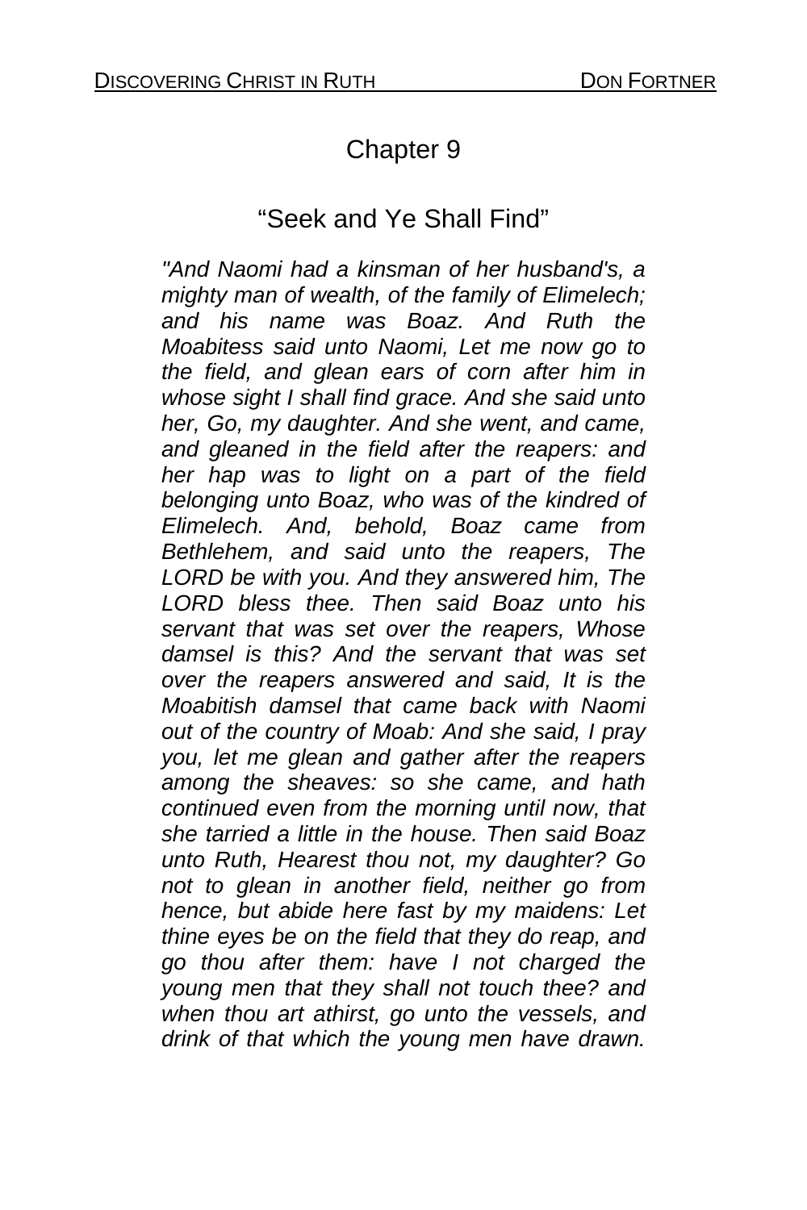# Chapter 9

## "Seek and Ye Shall Find"

*"And Naomi had a kinsman of her husband's, a mighty man of wealth, of the family of Elimelech; and his name was Boaz. And Ruth the Moabitess said unto Naomi, Let me now go to the field, and glean ears of corn after him in whose sight I shall find grace. And she said unto her, Go, my daughter. And she went, and came, and gleaned in the field after the reapers: and her hap was to light on a part of the field belonging unto Boaz, who was of the kindred of Elimelech. And, behold, Boaz came from Bethlehem, and said unto the reapers, The LORD be with you. And they answered him, The LORD bless thee. Then said Boaz unto his servant that was set over the reapers, Whose damsel is this? And the servant that was set over the reapers answered and said, It is the Moabitish damsel that came back with Naomi out of the country of Moab: And she said, I pray you, let me glean and gather after the reapers among the sheaves: so she came, and hath continued even from the morning until now, that she tarried a little in the house. Then said Boaz unto Ruth, Hearest thou not, my daughter? Go not to glean in another field, neither go from hence, but abide here fast by my maidens: Let thine eyes be on the field that they do reap, and go thou after them: have I not charged the young men that they shall not touch thee? and when thou art athirst, go unto the vessels, and drink of that which the young men have drawn.*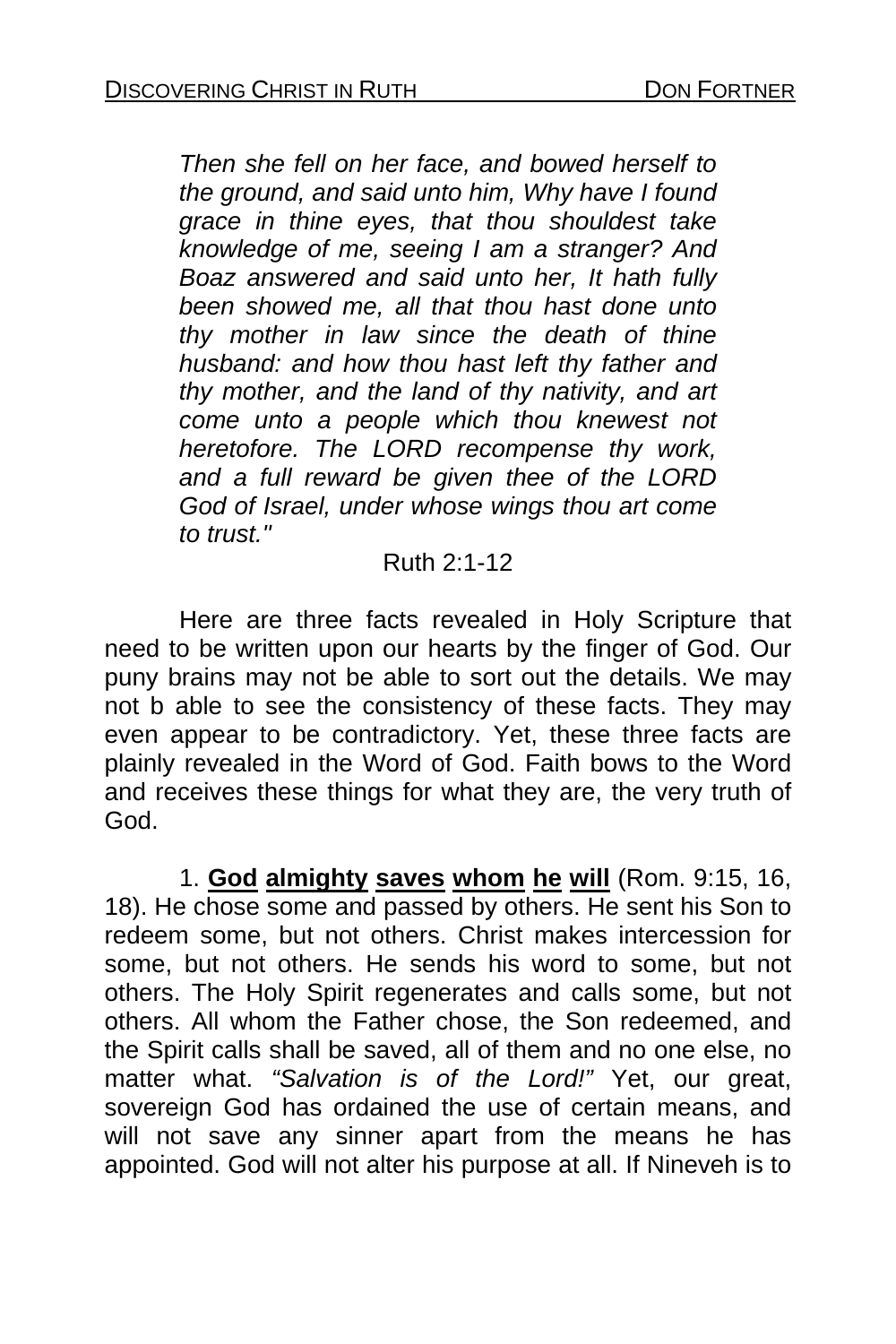*Then she fell on her face, and bowed herself to the ground, and said unto him, Why have I found grace in thine eyes, that thou shouldest take knowledge of me, seeing I am a stranger? And Boaz answered and said unto her, It hath fully been showed me, all that thou hast done unto thy mother in law since the death of thine husband: and how thou hast left thy father and thy mother, and the land of thy nativity, and art come unto a people which thou knewest not heretofore. The LORD recompense thy work, and a full reward be given thee of the LORD God of Israel, under whose wings thou art come to trust."*

Ruth 2:1-12

Here are three facts revealed in Holy Scripture that need to be written upon our hearts by the finger of God. Our puny brains may not be able to sort out the details. We may not b able to see the consistency of these facts. They may even appear to be contradictory. Yet, these three facts are plainly revealed in the Word of God. Faith bows to the Word and receives these things for what they are, the very truth of God.

1. **God almighty saves whom he will** (Rom. 9:15, 16, 18). He chose some and passed by others. He sent his Son to redeem some, but not others. Christ makes intercession for some, but not others. He sends his word to some, but not others. The Holy Spirit regenerates and calls some, but not others. All whom the Father chose, the Son redeemed, and the Spirit calls shall be saved, all of them and no one else, no matter what. *"Salvation is of the Lord!"* Yet, our great, sovereign God has ordained the use of certain means, and will not save any sinner apart from the means he has appointed. God will not alter his purpose at all. If Nineveh is to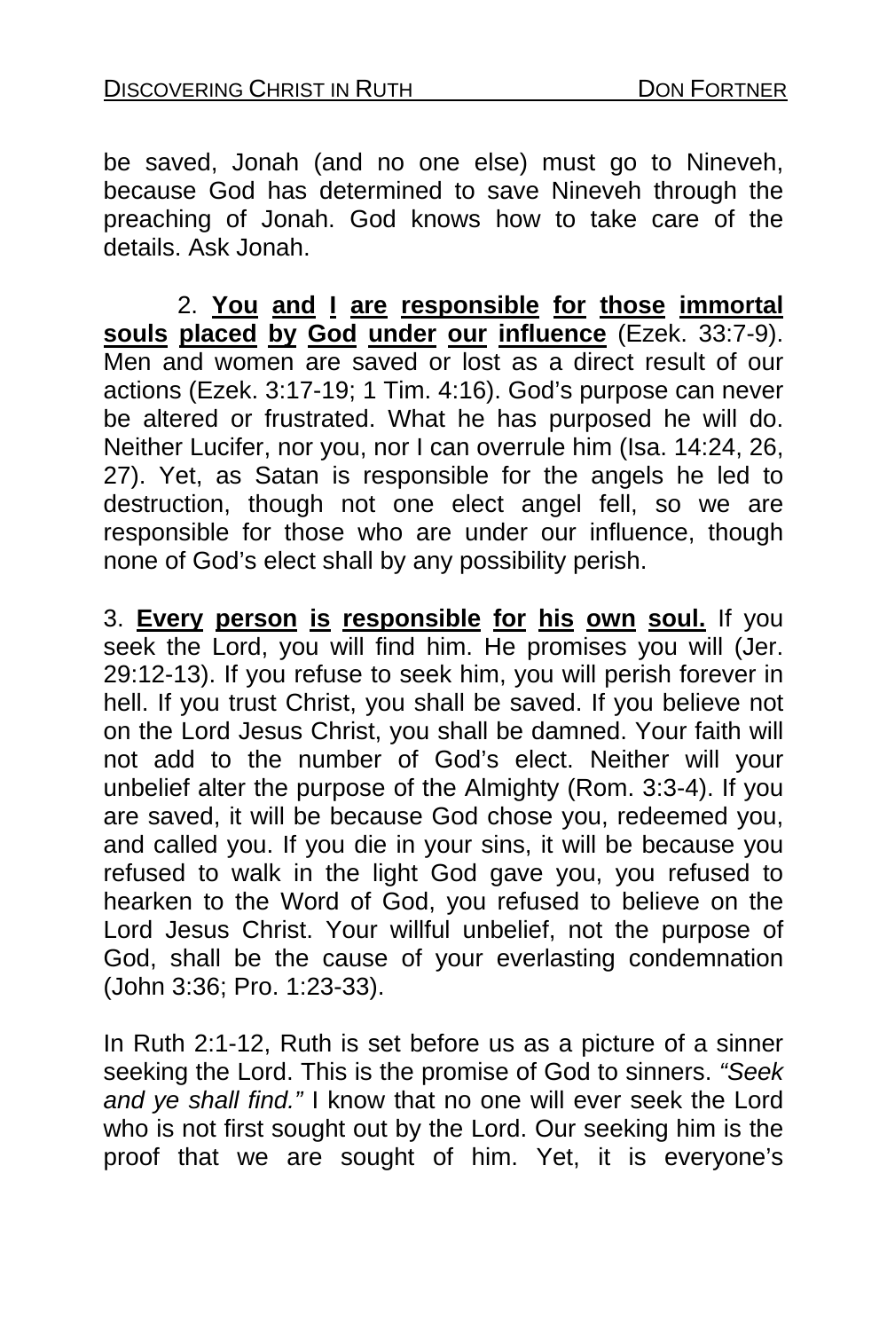be saved, Jonah (and no one else) must go to Nineveh, because God has determined to save Nineveh through the preaching of Jonah. God knows how to take care of the details. Ask Jonah.

2. **You and I are responsible for those immortal souls placed by God under our influence** (Ezek. 33:7-9). Men and women are saved or lost as a direct result of our actions (Ezek. 3:17-19; 1 Tim. 4:16). God's purpose can never be altered or frustrated. What he has purposed he will do. Neither Lucifer, nor you, nor I can overrule him (Isa. 14:24, 26, 27). Yet, as Satan is responsible for the angels he led to destruction, though not one elect angel fell, so we are responsible for those who are under our influence, though none of God's elect shall by any possibility perish.

3. **Every person is responsible for his own soul.** If you seek the Lord, you will find him. He promises you will (Jer. 29:12-13). If you refuse to seek him, you will perish forever in hell. If you trust Christ, you shall be saved. If you believe not on the Lord Jesus Christ, you shall be damned. Your faith will not add to the number of God's elect. Neither will your unbelief alter the purpose of the Almighty (Rom. 3:3-4). If you are saved, it will be because God chose you, redeemed you, and called you. If you die in your sins, it will be because you refused to walk in the light God gave you, you refused to hearken to the Word of God, you refused to believe on the Lord Jesus Christ. Your willful unbelief, not the purpose of God, shall be the cause of your everlasting condemnation (John 3:36; Pro. 1:23-33).

In Ruth 2:1-12, Ruth is set before us as a picture of a sinner seeking the Lord. This is the promise of God to sinners. *"Seek and ye shall find."* I know that no one will ever seek the Lord who is not first sought out by the Lord. Our seeking him is the proof that we are sought of him. Yet, it is everyone's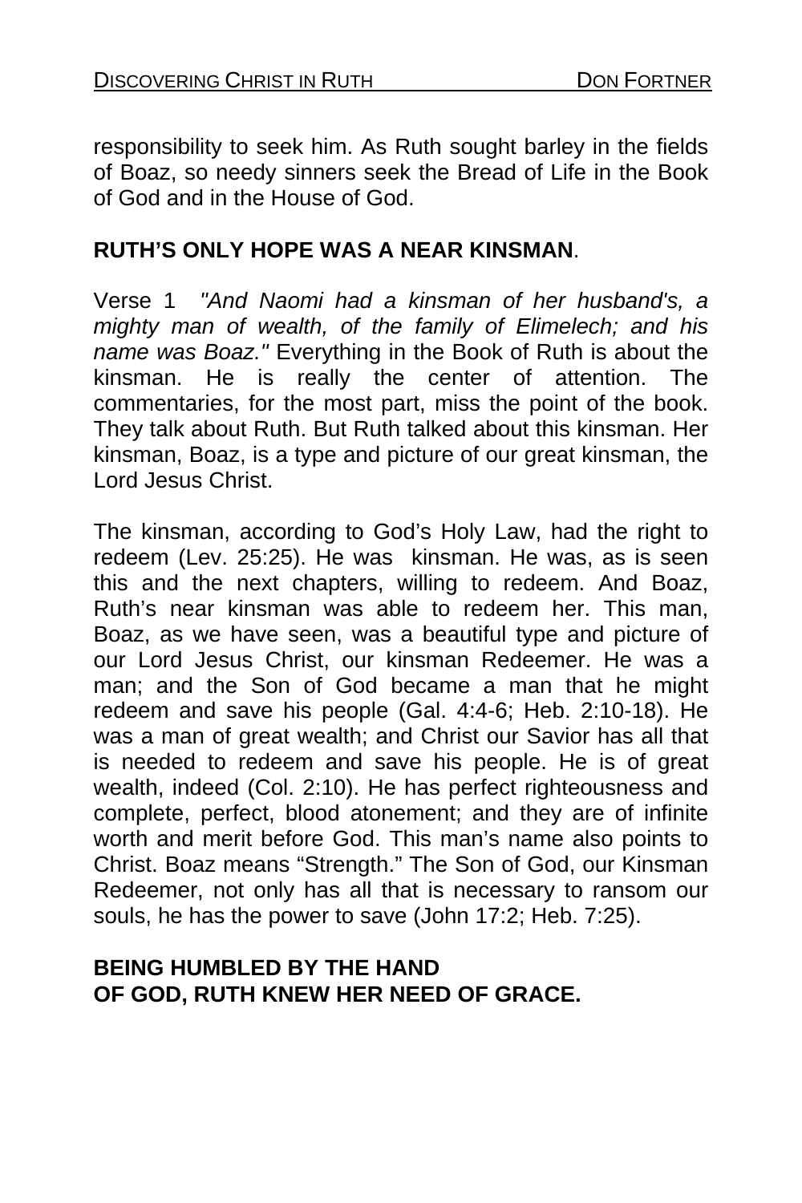responsibility to seek him. As Ruth sought barley in the fields of Boaz, so needy sinners seek the Bread of Life in the Book of God and in the House of God.

**RUTH'S ONLY HOPE WAS A NEAR KINSMAN**.

Verse 1 *"And Naomi had a kinsman of her husband's, a mighty man of wealth, of the family of Elimelech; and his name was Boaz."* Everything in the Book of Ruth is about the kinsman. He is really the center of attention. The commentaries, for the most part, miss the point of the book. They talk about Ruth. But Ruth talked about this kinsman. Her kinsman, Boaz, is a type and picture of our great kinsman, the Lord Jesus Christ.

The kinsman, according to God's Holy Law, had the right to redeem (Lev. 25:25). He was kinsman. He was, as is seen this and the next chapters, willing to redeem. And Boaz, Ruth's near kinsman was able to redeem her. This man, Boaz, as we have seen, was a beautiful type and picture of our Lord Jesus Christ, our kinsman Redeemer. He was a man; and the Son of God became a man that he might redeem and save his people (Gal. 4:4-6; Heb. 2:10-18). He was a man of great wealth; and Christ our Savior has all that is needed to redeem and save his people. He is of great wealth, indeed (Col. 2:10). He has perfect righteousness and complete, perfect, blood atonement; and they are of infinite worth and merit before God. This man's name also points to Christ. Boaz means "Strength." The Son of God, our Kinsman Redeemer, not only has all that is necessary to ransom our souls, he has the power to save (John 17:2; Heb. 7:25).

**BEING HUMBLED BY THE HAND OF GOD, RUTH KNEW HER NEED OF GRACE.**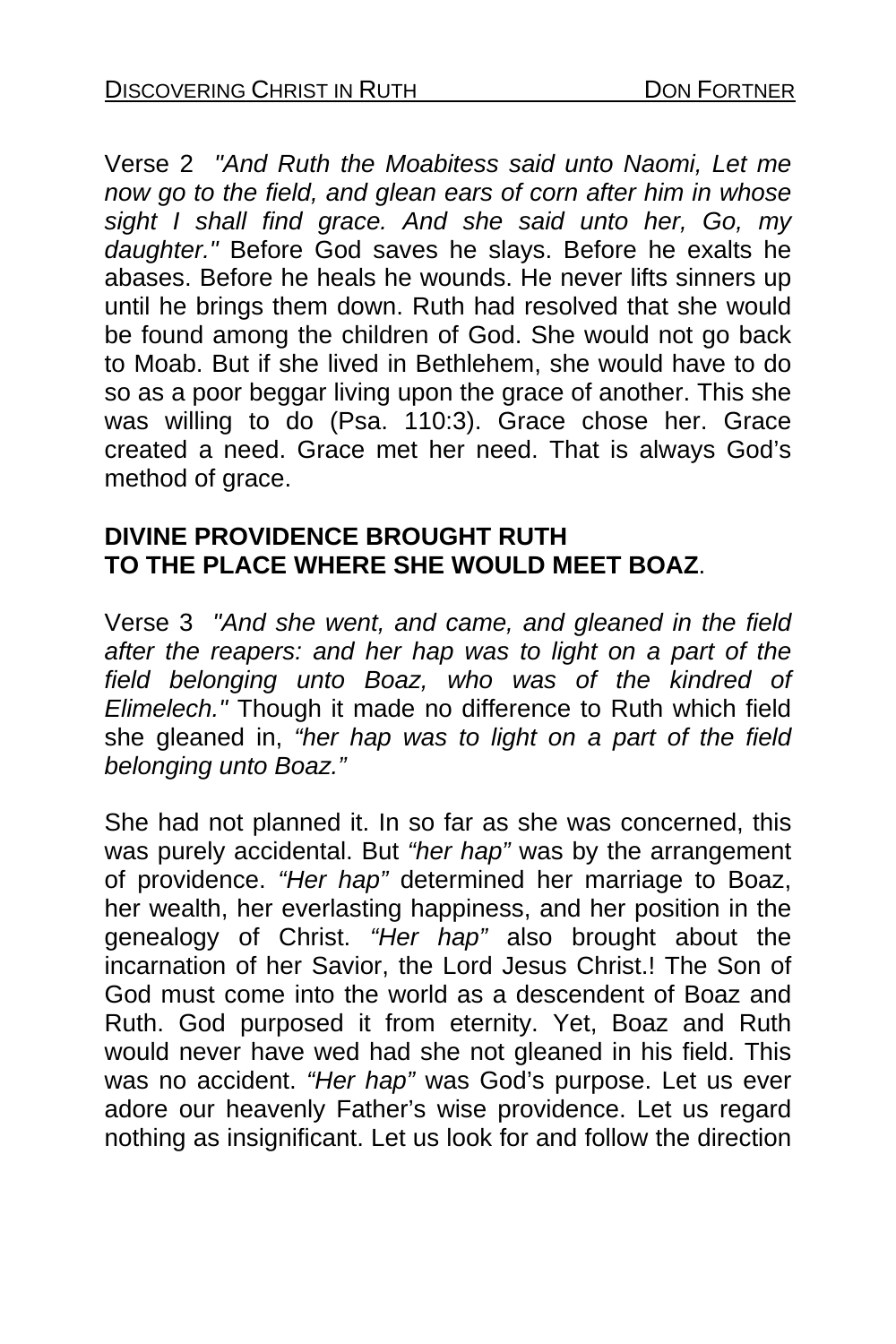Verse 2 *"And Ruth the Moabitess said unto Naomi, Let me now go to the field, and glean ears of corn after him in whose sight I shall find grace. And she said unto her, Go, my daughter."* Before God saves he slays. Before he exalts he abases. Before he heals he wounds. He never lifts sinners up until he brings them down. Ruth had resolved that she would be found among the children of God. She would not go back to Moab. But if she lived in Bethlehem, she would have to do so as a poor beggar living upon the grace of another. This she was willing to do (Psa. 110:3). Grace chose her. Grace created a need. Grace met her need. That is always God's method of grace.

**DIVINE PROVIDENCE BROUGHT RUTH TO THE PLACE WHERE SHE WOULD MEET BOAZ**.

Verse 3 *"And she went, and came, and gleaned in the field after the reapers: and her hap was to light on a part of the field belonging unto Boaz, who was of the kindred of Elimelech."* Though it made no difference to Ruth which field she gleaned in, *"her hap was to light on a part of the field belonging unto Boaz."*

She had not planned it. In so far as she was concerned, this was purely accidental. But *"her hap"* was by the arrangement of providence. *"Her hap"* determined her marriage to Boaz, her wealth, her everlasting happiness, and her position in the genealogy of Christ. *"Her hap"* also brought about the incarnation of her Savior, the Lord Jesus Christ.! The Son of God must come into the world as a descendent of Boaz and Ruth. God purposed it from eternity. Yet, Boaz and Ruth would never have wed had she not gleaned in his field. This was no accident. *"Her hap"* was God's purpose. Let us ever adore our heavenly Father's wise providence. Let us regard nothing as insignificant. Let us look for and follow the direction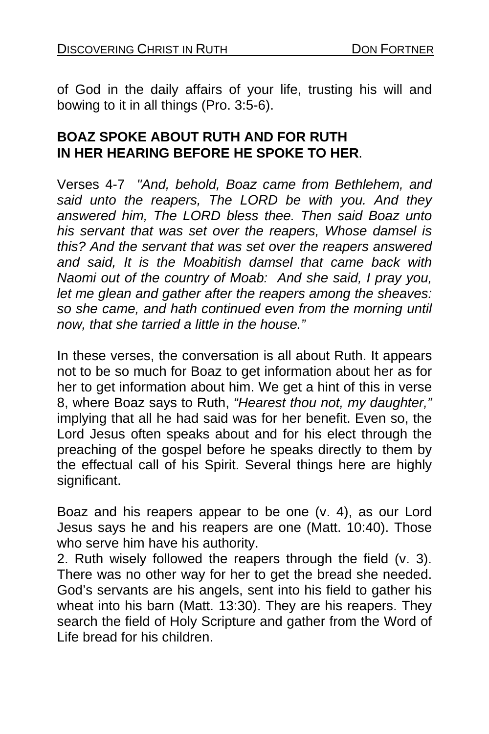of God in the daily affairs of your life, trusting his will and bowing to it in all things (Pro. 3:5-6).

**BOAZ SPOKE ABOUT RUTH AND FOR RUTH IN HER HEARING BEFORE HE SPOKE TO HER**.

Verses 4-7 *"And, behold, Boaz came from Bethlehem, and said unto the reapers, The LORD be with you. And they answered him, The LORD bless thee. Then said Boaz unto his servant that was set over the reapers, Whose damsel is this? And the servant that was set over the reapers answered and said, It is the Moabitish damsel that came back with Naomi out of the country of Moab: And she said, I pray you, let me glean and gather after the reapers among the sheaves: so she came, and hath continued even from the morning until now, that she tarried a little in the house."*

In these verses, the conversation is all about Ruth. It appears not to be so much for Boaz to get information about her as for her to get information about him. We get a hint of this in verse 8, where Boaz says to Ruth, *"Hearest thou not, my daughter,"* implying that all he had said was for her benefit. Even so, the Lord Jesus often speaks about and for his elect through the preaching of the gospel before he speaks directly to them by the effectual call of his Spirit. Several things here are highly significant.

Boaz and his reapers appear to be one (v. 4), as our Lord Jesus says he and his reapers are one (Matt. 10:40). Those who serve him have his authority.

2. Ruth wisely followed the reapers through the field (v. 3). There was no other way for her to get the bread she needed. God's servants are his angels, sent into his field to gather his wheat into his barn (Matt. 13:30). They are his reapers. They search the field of Holy Scripture and gather from the Word of Life bread for his children.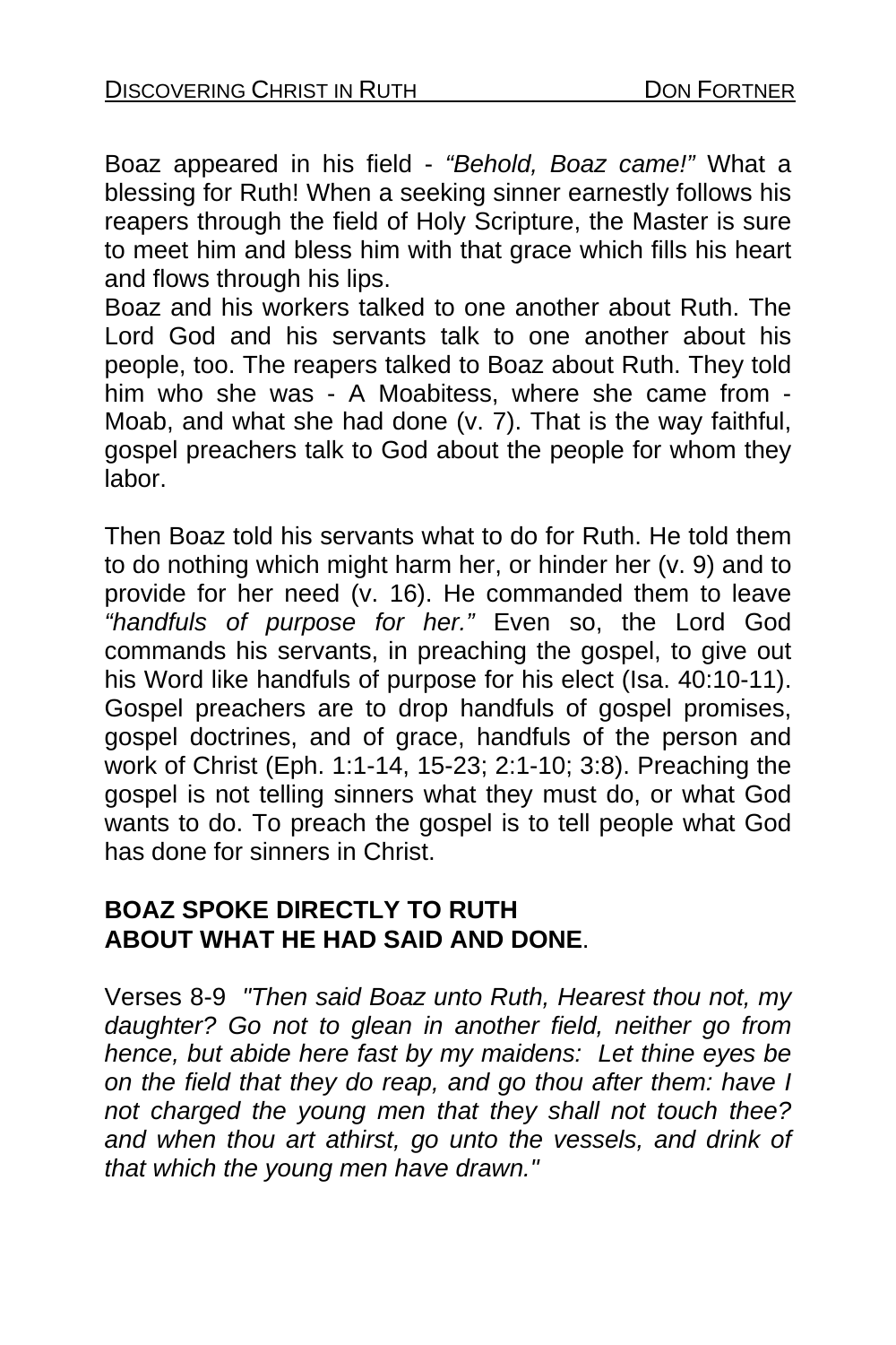Boaz appeared in his field - *“Behold, Boaz came!”* What a blessing for Ruth! When a seeking sinner earnestly follows his reapers through the field of Holy Scripture, the Master is sure to meet him and bless him with that grace which fills his heart and flows through his lips.

Boaz and his workers talked to one another about Ruth. The Lord God and his servants talk to one another about his people, too. The reapers talked to Boaz about Ruth. They told him who she was - A Moabitess, where she came from - Moab, and what she had done (v. 7). That is the way faithful, gospel preachers talk to God about the people for whom they labor.

Then Boaz told his servants what to do for Ruth. He told them to do nothing which might harm her, or hinder her (v. 9) and to provide for her need (v. 16). He commanded them to leave *“handfuls of purpose for her.”* Even so, the Lord God commands his servants, in preaching the gospel, to give out his Word like handfuls of purpose for his elect (Isa. 40:10-11). Gospel preachers are to drop handfuls of gospel promises, gospel doctrines, and of grace, handfuls of the person and work of Christ (Eph. 1:1-14, 15-23; 2:1-10; 3:8). Preaching the gospel is not telling sinners what they must do, or what God wants to do. To preach the gospel is to tell people what God has done for sinners in Christ.

**BOAZ SPOKE DIRECTLY TO RUTH ABOUT WHAT HE HAD SAID AND DONE**.

Verses 8-9 *"Then said Boaz unto Ruth, Hearest thou not, my daughter? Go not to glean in another field, neither go from hence, but abide here fast by my maidens: Let thine eyes be on the field that they do reap, and go thou after them: have I not charged the young men that they shall not touch thee? and when thou art athirst, go unto the vessels, and drink of that which the young men have drawn."*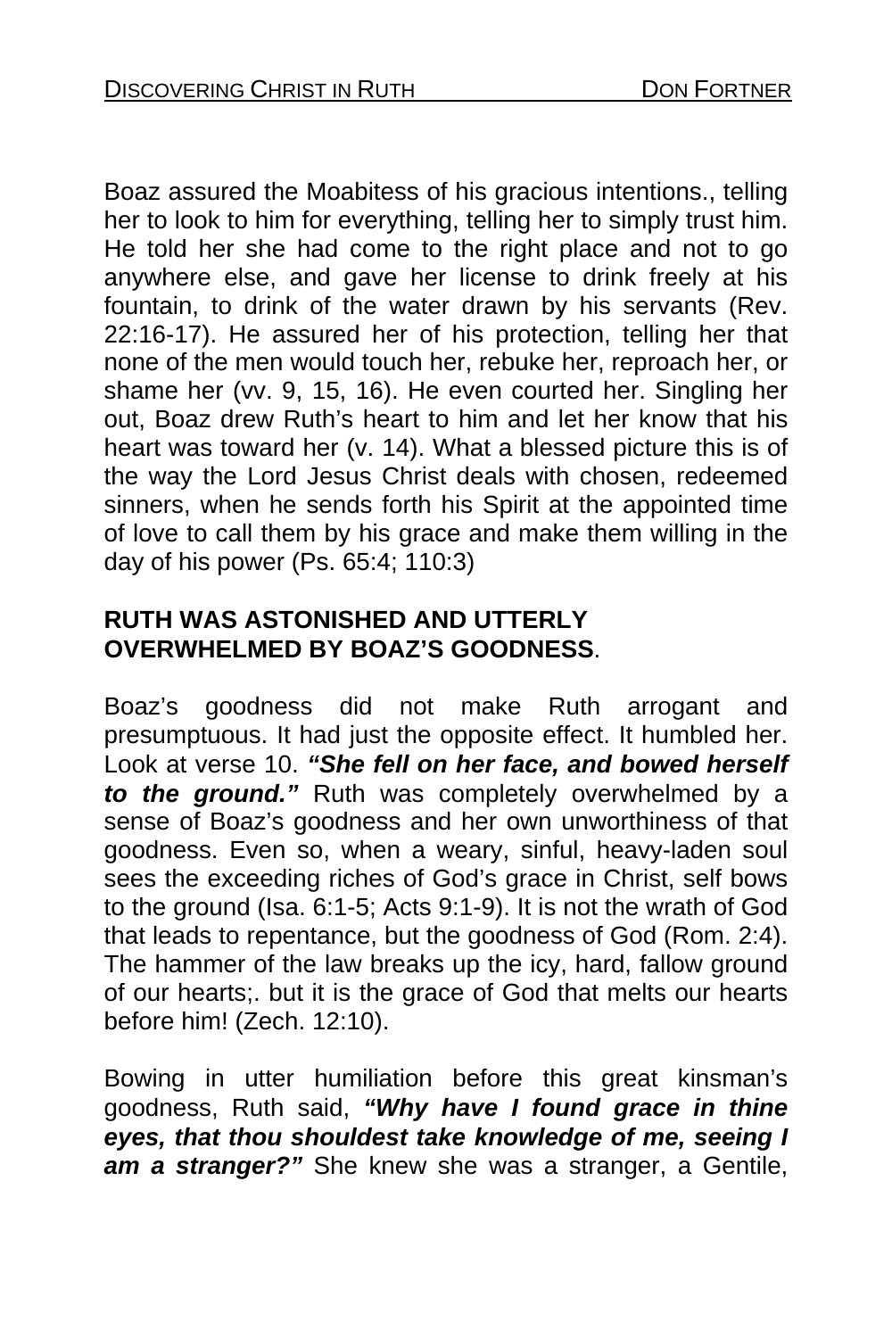Boaz assured the Moabitess of his gracious intentions., telling her to look to him for everything, telling her to simply trust him. He told her she had come to the right place and not to go anywhere else, and gave her license to drink freely at his fountain, to drink of the water drawn by his servants (Rev. 22:16-17). He assured her of his protection, telling her that none of the men would touch her, rebuke her, reproach her, or shame her (vv. 9, 15, 16). He even courted her. Singling her out, Boaz drew Ruth's heart to him and let her know that his heart was toward her (v. 14). What a blessed picture this is of the way the Lord Jesus Christ deals with chosen, redeemed sinners, when he sends forth his Spirit at the appointed time of love to call them by his grace and make them willing in the day of his power (Ps. 65:4; 110:3)

**RUTH WAS ASTONISHED AND UTTERLY OVERWHELMED BY BOAZ'S GOODNESS**.

Boaz's goodness did not make Ruth arrogant and presumptuous. It had just the opposite effect. It humbled her. Look at verse 10. ***"She fell on her face, and bowed herself to the ground."*** Ruth was completely overwhelmed by a sense of Boaz's goodness and her own unworthiness of that goodness. Even so, when a weary, sinful, heavy-laden soul sees the exceeding riches of God's grace in Christ, self bows to the ground (Isa. 6:1-5; Acts 9:1-9). It is not the wrath of God that leads to repentance, but the goodness of God (Rom. 2:4). The hammer of the law breaks up the icy, hard, fallow ground of our hearts;. but it is the grace of God that melts our hearts before him! (Zech. 12:10).

Bowing in utter humiliation before this great kinsman's goodness, Ruth said, ***"Why have I found grace in thine eyes, that thou shouldest take knowledge of me, seeing I am a stranger?"*** She knew she was a stranger, a Gentile,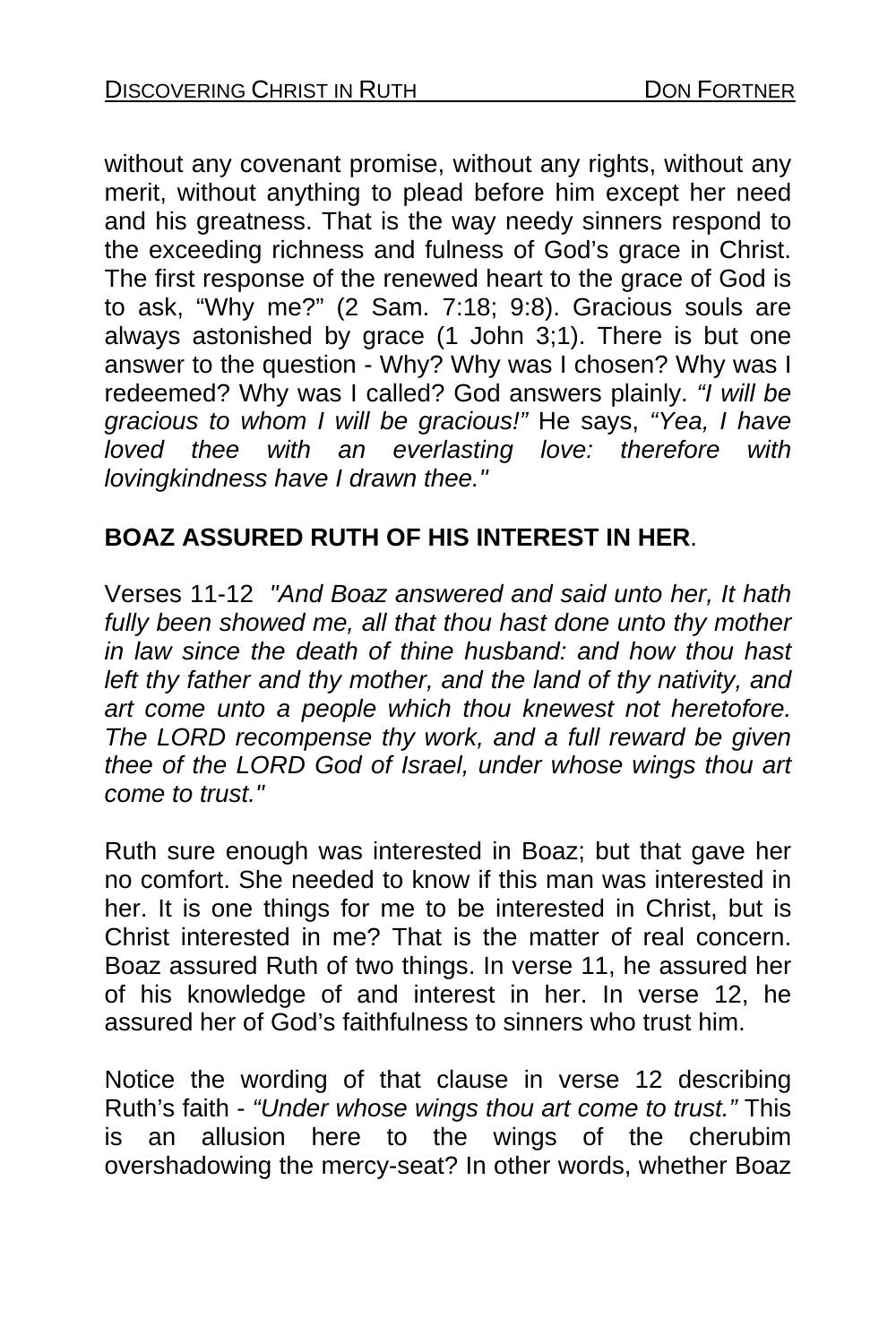without any covenant promise, without any rights, without any merit, without anything to plead before him except her need and his greatness. That is the way needy sinners respond to the exceeding richness and fulness of God's grace in Christ. The first response of the renewed heart to the grace of God is to ask, "Why me?" (2 Sam. 7:18; 9:8). Gracious souls are always astonished by grace (1 John 3;1). There is but one answer to the question - Why? Why was I chosen? Why was I redeemed? Why was I called? God answers plainly. *"I will be gracious to whom I will be gracious!"* He says, *"Yea, I have loved thee with an everlasting love: therefore with lovingkindness have I drawn thee."*

**BOAZ ASSURED RUTH OF HIS INTEREST IN HER**.

Verses 11-12 *"And Boaz answered and said unto her, It hath fully been showed me, all that thou hast done unto thy mother in law since the death of thine husband: and how thou hast left thy father and thy mother, and the land of thy nativity, and art come unto a people which thou knewest not heretofore. The LORD recompense thy work, and a full reward be given thee of the LORD God of Israel, under whose wings thou art come to trust."*

Ruth sure enough was interested in Boaz; but that gave her no comfort. She needed to know if this man was interested in her. It is one things for me to be interested in Christ, but is Christ interested in me? That is the matter of real concern. Boaz assured Ruth of two things. In verse 11, he assured her of his knowledge of and interest in her. In verse 12, he assured her of God's faithfulness to sinners who trust him.

Notice the wording of that clause in verse 12 describing Ruth's faith - *"Under whose wings thou art come to trust."* This is an allusion here to the wings of the cherubim overshadowing the mercy-seat? In other words, whether Boaz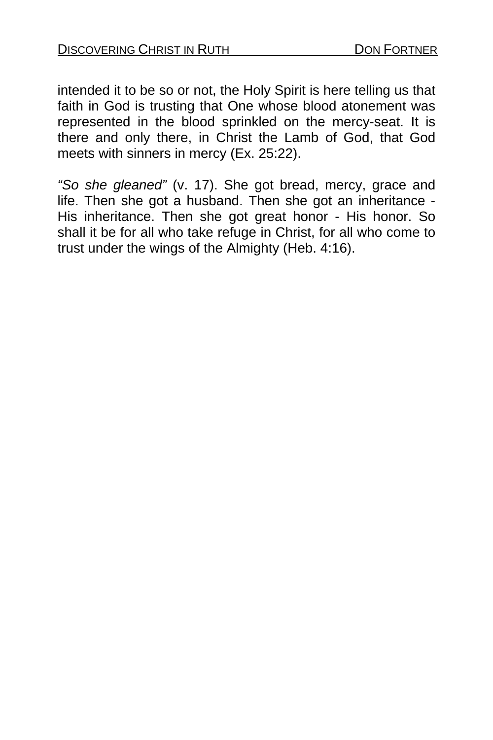intended it to be so or not, the Holy Spirit is here telling us that faith in God is trusting that One whose blood atonement was represented in the blood sprinkled on the mercy-seat. It is there and only there, in Christ the Lamb of God, that God meets with sinners in mercy (Ex. 25:22).

*"So she gleaned"* (v. 17). She got bread, mercy, grace and life. Then she got a husband. Then she got an inheritance - His inheritance. Then she got great honor - His honor. So shall it be for all who take refuge in Christ, for all who come to trust under the wings of the Almighty (Heb. 4:16).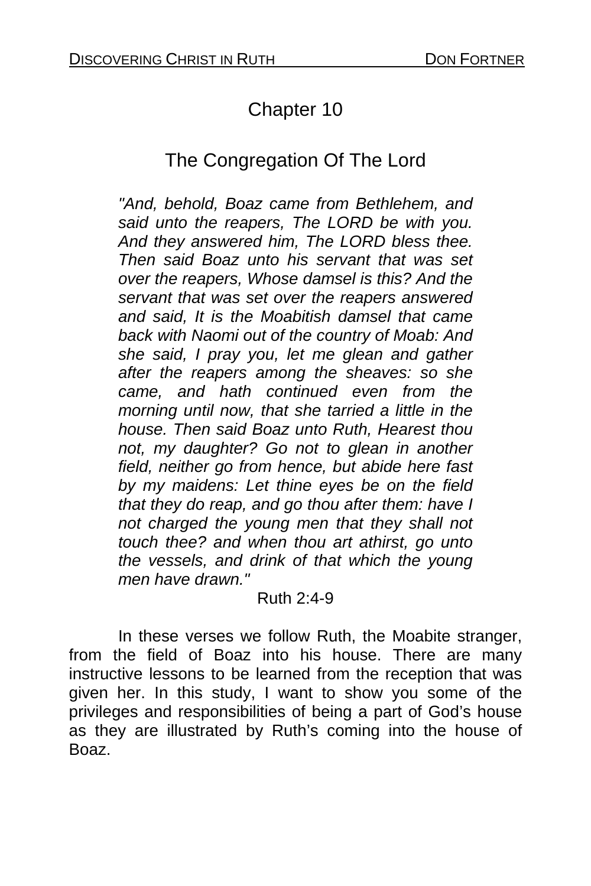# Chapter 10

## The Congregation Of The Lord

*"And, behold, Boaz came from Bethlehem, and said unto the reapers, The LORD be with you. And they answered him, The LORD bless thee. Then said Boaz unto his servant that was set over the reapers, Whose damsel is this? And the servant that was set over the reapers answered and said, It is the Moabitish damsel that came back with Naomi out of the country of Moab: And she said, I pray you, let me glean and gather after the reapers among the sheaves: so she came, and hath continued even from the morning until now, that she tarried a little in the house. Then said Boaz unto Ruth, Hearest thou not, my daughter? Go not to glean in another field, neither go from hence, but abide here fast by my maidens: Let thine eyes be on the field that they do reap, and go thou after them: have I not charged the young men that they shall not touch thee? and when thou art athirst, go unto the vessels, and drink of that which the young men have drawn."*

Ruth 2:4-9

In these verses we follow Ruth, the Moabite stranger, from the field of Boaz into his house. There are many instructive lessons to be learned from the reception that was given her. In this study, I want to show you some of the privileges and responsibilities of being a part of God's house as they are illustrated by Ruth's coming into the house of Boaz.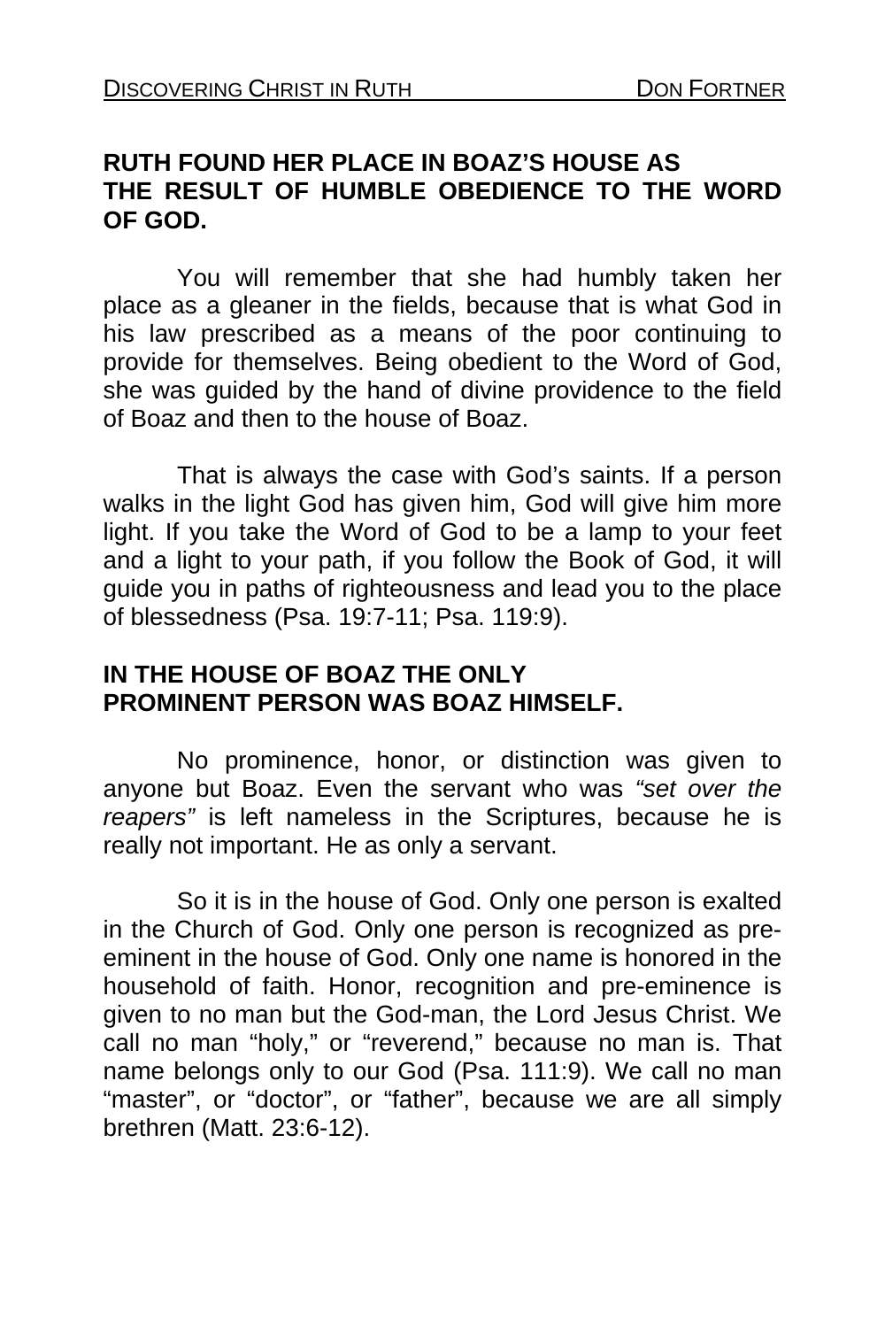**RUTH FOUND HER PLACE IN BOAZ'S HOUSE AS THE RESULT OF HUMBLE OBEDIENCE TO THE WORD OF GOD.**

You will remember that she had humbly taken her place as a gleaner in the fields, because that is what God in his law prescribed as a means of the poor continuing to provide for themselves. Being obedient to the Word of God, she was guided by the hand of divine providence to the field of Boaz and then to the house of Boaz.

That is always the case with God's saints. If a person walks in the light God has given him, God will give him more light. If you take the Word of God to be a lamp to your feet and a light to your path, if you follow the Book of God, it will guide you in paths of righteousness and lead you to the place of blessedness (Psa. 19:7-11; Psa. 119:9).

**IN THE HOUSE OF BOAZ THE ONLY PROMINENT PERSON WAS BOAZ HIMSELF.**

No prominence, honor, or distinction was given to anyone but Boaz. Even the servant who was *"set over the reapers"* is left nameless in the Scriptures, because he is really not important. He as only a servant.

So it is in the house of God. Only one person is exalted in the Church of God. Only one person is recognized as pre-eminent in the house of God. Only one name is honored in the household of faith. Honor, recognition and pre-eminence is given to no man but the God-man, the Lord Jesus Christ. We call no man "holy," or "reverend," because no man is. That name belongs only to our God (Psa. 111:9). We call no man "master", or "doctor", or "father", because we are all simply brethren (Matt. 23:6-12).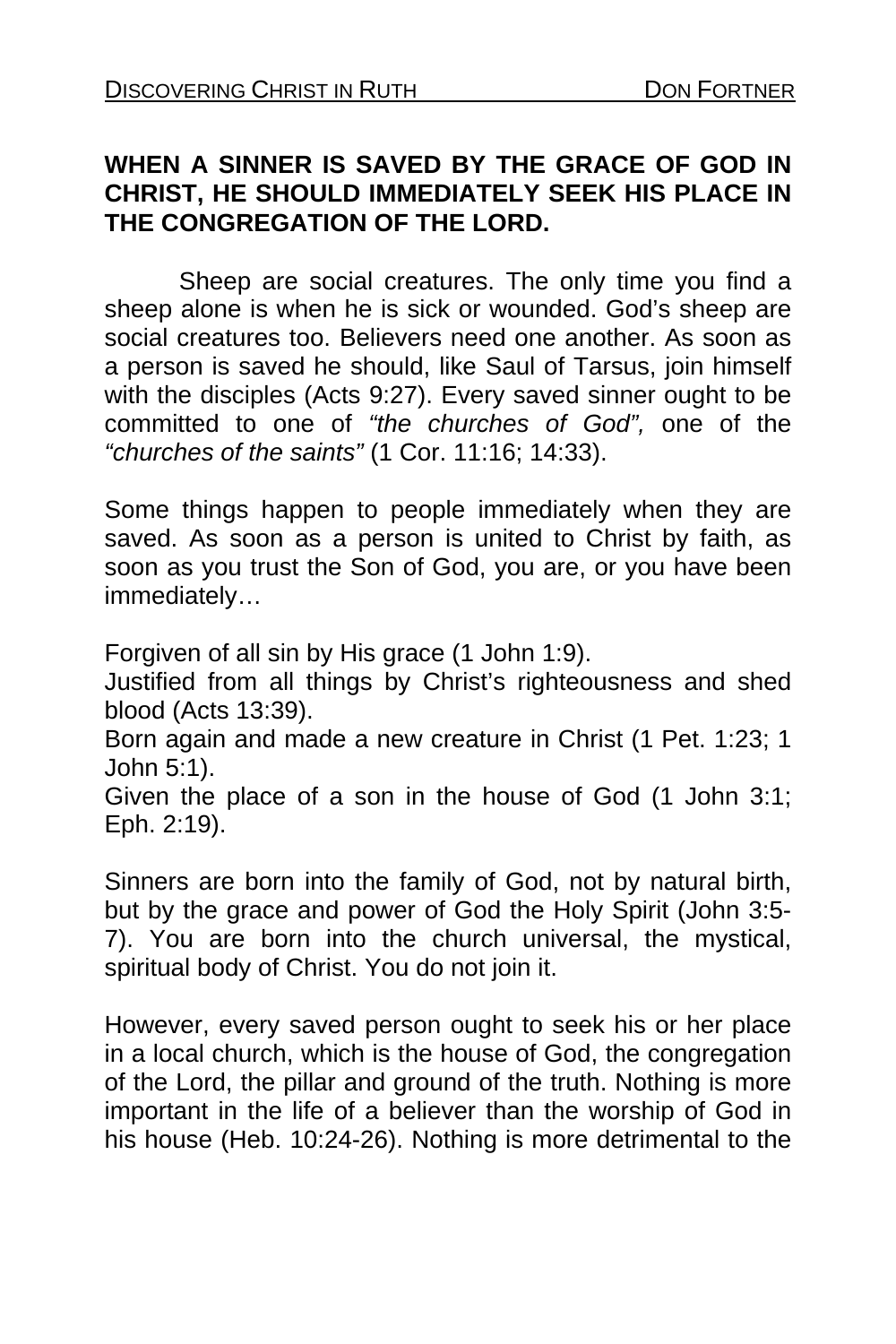**WHEN A SINNER IS SAVED BY THE GRACE OF GOD IN CHRIST, HE SHOULD IMMEDIATELY SEEK HIS PLACE IN THE CONGREGATION OF THE LORD.**

Sheep are social creatures. The only time you find a sheep alone is when he is sick or wounded. God's sheep are social creatures too. Believers need one another. As soon as a person is saved he should, like Saul of Tarsus, join himself with the disciples (Acts 9:27). Every saved sinner ought to be committed to one of *"the churches of God",* one of the *"churches of the saints"* (1 Cor. 11:16; 14:33).

Some things happen to people immediately when they are saved. As soon as a person is united to Christ by faith, as soon as you trust the Son of God, you are, or you have been immediately…

Forgiven of all sin by His grace (1 John 1:9).
Justified from all things by Christ's righteousness and shed blood (Acts 13:39).
Born again and made a new creature in Christ (1 Pet. 1:23; 1 John 5:1).
Given the place of a son in the house of God (1 John 3:1; Eph. 2:19).

Sinners are born into the family of God, not by natural birth, but by the grace and power of God the Holy Spirit (John 3:5-7). You are born into the church universal, the mystical, spiritual body of Christ. You do not join it.

However, every saved person ought to seek his or her place in a local church, which is the house of God, the congregation of the Lord, the pillar and ground of the truth. Nothing is more important in the life of a believer than the worship of God in his house (Heb. 10:24-26). Nothing is more detrimental to the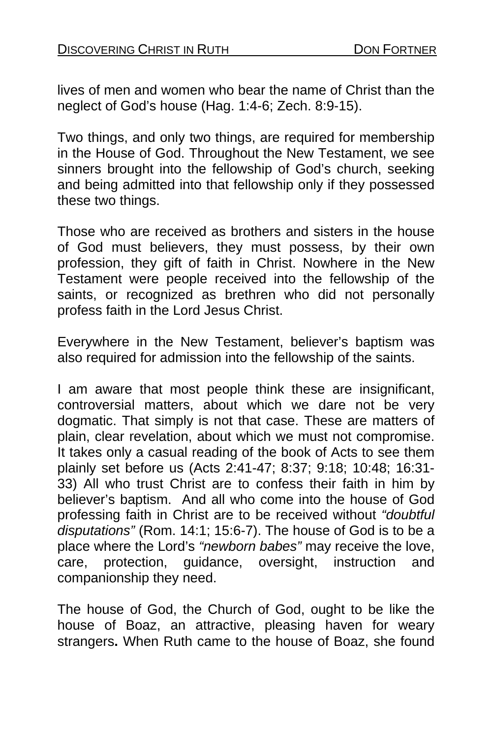lives of men and women who bear the name of Christ than the neglect of God's house (Hag. 1:4-6; Zech. 8:9-15).

Two things, and only two things, are required for membership in the House of God. Throughout the New Testament, we see sinners brought into the fellowship of God's church, seeking and being admitted into that fellowship only if they possessed these two things.

Those who are received as brothers and sisters in the house of God must believers, they must possess, by their own profession, they gift of faith in Christ. Nowhere in the New Testament were people received into the fellowship of the saints, or recognized as brethren who did not personally profess faith in the Lord Jesus Christ.

Everywhere in the New Testament, believer's baptism was also required for admission into the fellowship of the saints.

I am aware that most people think these are insignificant, controversial matters, about which we dare not be very dogmatic. That simply is not that case. These are matters of plain, clear revelation, about which we must not compromise. It takes only a casual reading of the book of Acts to see them plainly set before us (Acts 2:41-47; 8:37; 9:18; 10:48; 16:31-33) All who trust Christ are to confess their faith in him by believer's baptism. And all who come into the house of God professing faith in Christ are to be received without *"doubtful disputations"* (Rom. 14:1; 15:6-7). The house of God is to be a place where the Lord's *"newborn babes"* may receive the love, care, protection, guidance, oversight, instruction and companionship they need.

The house of God, the Church of God, ought to be like the house of Boaz, an attractive, pleasing haven for weary strangers**.** When Ruth came to the house of Boaz, she found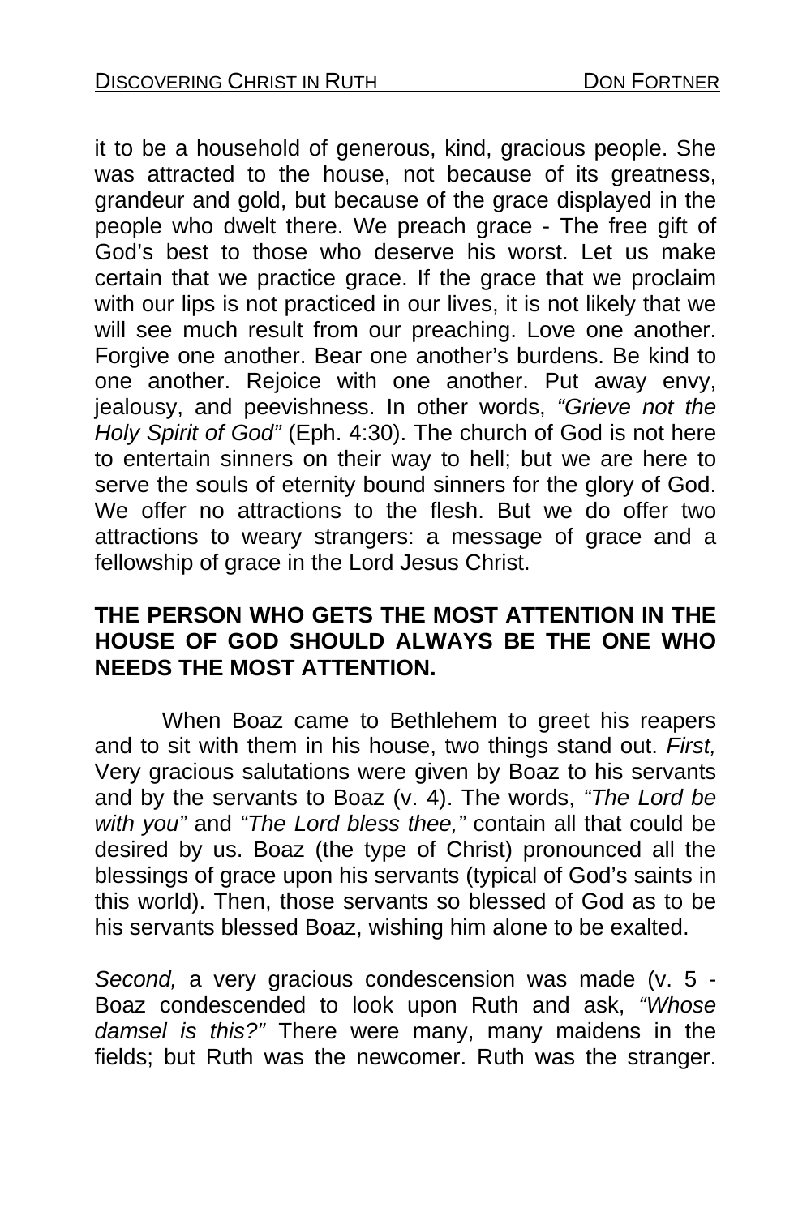it to be a household of generous, kind, gracious people. She was attracted to the house, not because of its greatness, grandeur and gold, but because of the grace displayed in the people who dwelt there. We preach grace - The free gift of God's best to those who deserve his worst. Let us make certain that we practice grace. If the grace that we proclaim with our lips is not practiced in our lives, it is not likely that we will see much result from our preaching. Love one another. Forgive one another. Bear one another's burdens. Be kind to one another. Rejoice with one another. Put away envy, jealousy, and peevishness. In other words, *"Grieve not the Holy Spirit of God"* (Eph. 4:30). The church of God is not here to entertain sinners on their way to hell; but we are here to serve the souls of eternity bound sinners for the glory of God. We offer no attractions to the flesh. But we do offer two attractions to weary strangers: a message of grace and a fellowship of grace in the Lord Jesus Christ.

**THE PERSON WHO GETS THE MOST ATTENTION IN THE HOUSE OF GOD SHOULD ALWAYS BE THE ONE WHO NEEDS THE MOST ATTENTION.**

When Boaz came to Bethlehem to greet his reapers and to sit with them in his house, two things stand out. *First,* Very gracious salutations were given by Boaz to his servants and by the servants to Boaz (v. 4). The words, *"The Lord be with you"* and *"The Lord bless thee,"* contain all that could be desired by us. Boaz (the type of Christ) pronounced all the blessings of grace upon his servants (typical of God's saints in this world). Then, those servants so blessed of God as to be his servants blessed Boaz, wishing him alone to be exalted.

*Second,* a very gracious condescension was made (v. 5 - Boaz condescended to look upon Ruth and ask, *"Whose damsel is this?"* There were many, many maidens in the fields; but Ruth was the newcomer. Ruth was the stranger.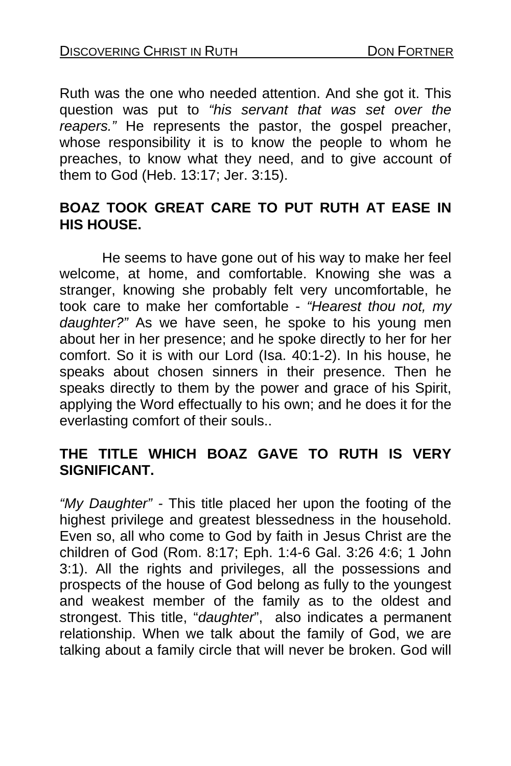Ruth was the one who needed attention. And she got it. This question was put to *"his servant that was set over the reapers."* He represents the pastor, the gospel preacher, whose responsibility it is to know the people to whom he preaches, to know what they need, and to give account of them to God (Heb. 13:17; Jer. 3:15).

**BOAZ TOOK GREAT CARE TO PUT RUTH AT EASE IN HIS HOUSE.**

He seems to have gone out of his way to make her feel welcome, at home, and comfortable. Knowing she was a stranger, knowing she probably felt very uncomfortable, he took care to make her comfortable - *"Hearest thou not, my daughter?"* As we have seen, he spoke to his young men about her in her presence; and he spoke directly to her for her comfort. So it is with our Lord (Isa. 40:1-2). In his house, he speaks about chosen sinners in their presence. Then he speaks directly to them by the power and grace of his Spirit, applying the Word effectually to his own; and he does it for the everlasting comfort of their souls..

**THE TITLE WHICH BOAZ GAVE TO RUTH IS VERY SIGNIFICANT.**

*"My Daughter"* - This title placed her upon the footing of the highest privilege and greatest blessedness in the household. Even so, all who come to God by faith in Jesus Christ are the children of God (Rom. 8:17; Eph. 1:4-6 Gal. 3:26 4:6; 1 John 3:1). All the rights and privileges, all the possessions and prospects of the house of God belong as fully to the youngest and weakest member of the family as to the oldest and strongest. This title, "*daughter*", also indicates a permanent relationship. When we talk about the family of God, we are talking about a family circle that will never be broken. God will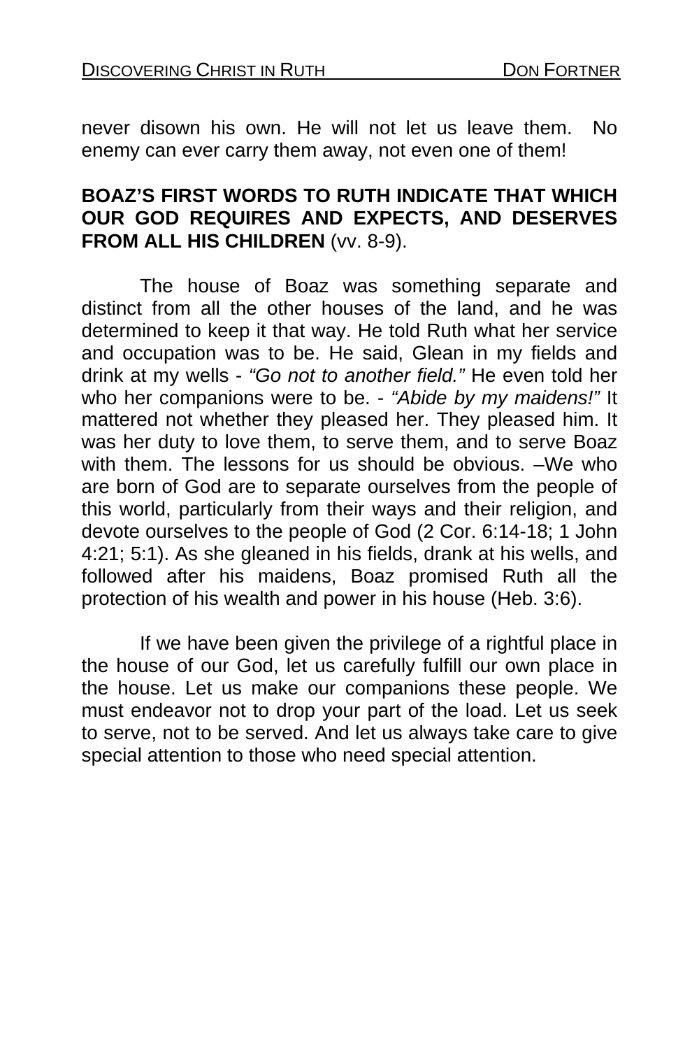never disown his own. He will not let us leave them. No enemy can ever carry them away, not even one of them!

**BOAZ'S FIRST WORDS TO RUTH INDICATE THAT WHICH OUR GOD REQUIRES AND EXPECTS, AND DESERVES FROM ALL HIS CHILDREN** (vv. 8-9).

The house of Boaz was something separate and distinct from all the other houses of the land, and he was determined to keep it that way. He told Ruth what her service and occupation was to be. He said, Glean in my fields and drink at my wells - *"Go not to another field."* He even told her who her companions were to be. - *"Abide by my maidens!"* It mattered not whether they pleased her. They pleased him. It was her duty to love them, to serve them, and to serve Boaz with them. The lessons for us should be obvious. –We who are born of God are to separate ourselves from the people of this world, particularly from their ways and their religion, and devote ourselves to the people of God (2 Cor. 6:14-18; 1 John 4:21; 5:1). As she gleaned in his fields, drank at his wells, and followed after his maidens, Boaz promised Ruth all the protection of his wealth and power in his house (Heb. 3:6).

If we have been given the privilege of a rightful place in the house of our God, let us carefully fulfill our own place in the house. Let us make our companions these people. We must endeavor not to drop your part of the load. Let us seek to serve, not to be served. And let us always take care to give special attention to those who need special attention.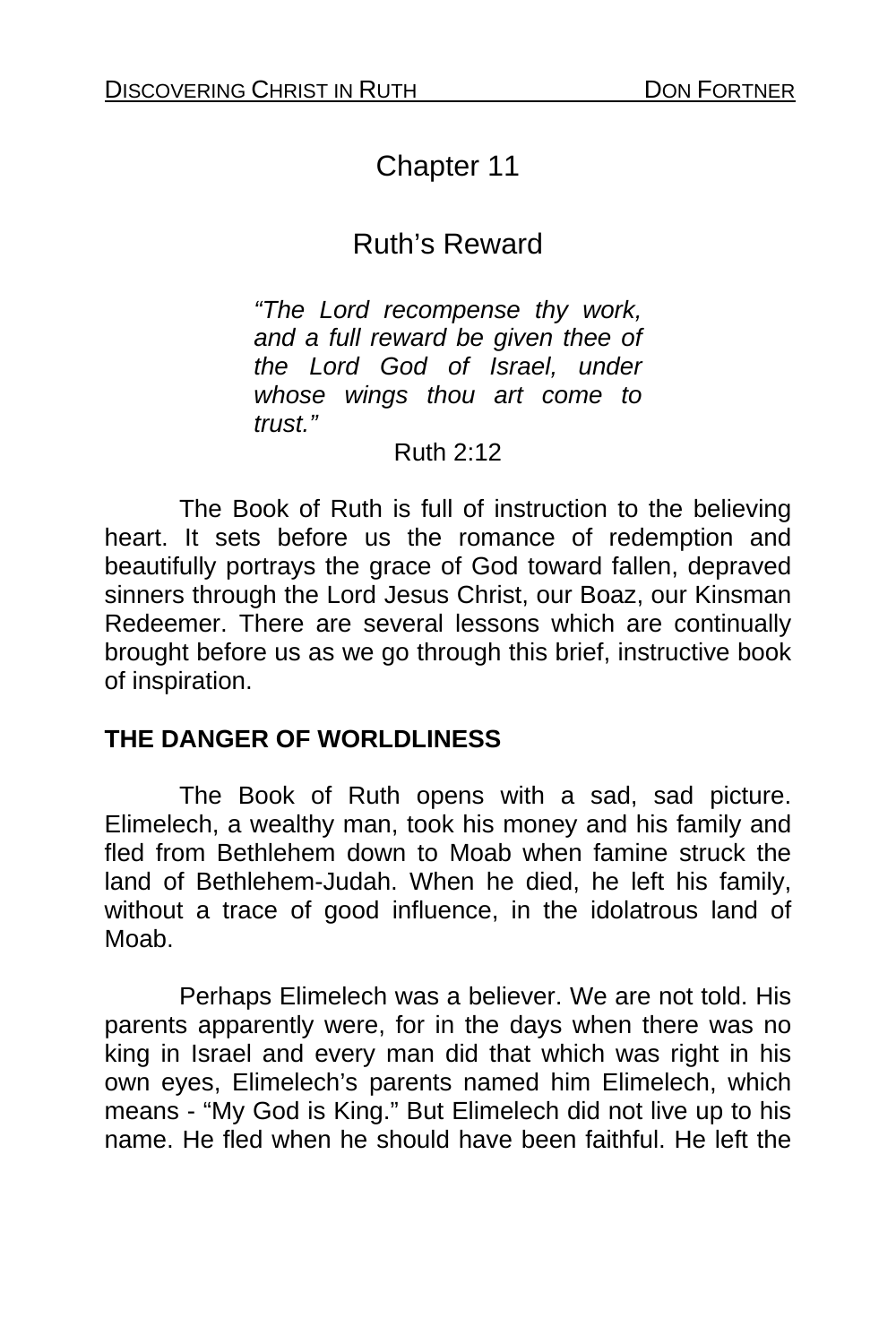# Chapter 11

## Ruth's Reward

> *"The Lord recompense thy work, and a full reward be given thee of the Lord God of Israel, under whose wings thou art come to trust."*
>
> Ruth 2:12

The Book of Ruth is full of instruction to the believing heart. It sets before us the romance of redemption and beautifully portrays the grace of God toward fallen, depraved sinners through the Lord Jesus Christ, our Boaz, our Kinsman Redeemer. There are several lessons which are continually brought before us as we go through this brief, instructive book of inspiration.

**THE DANGER OF WORLDLINESS**

The Book of Ruth opens with a sad, sad picture. Elimelech, a wealthy man, took his money and his family and fled from Bethlehem down to Moab when famine struck the land of Bethlehem-Judah. When he died, he left his family, without a trace of good influence, in the idolatrous land of Moab.

Perhaps Elimelech was a believer. We are not told. His parents apparently were, for in the days when there was no king in Israel and every man did that which was right in his own eyes, Elimelech's parents named him Elimelech, which means - "My God is King." But Elimelech did not live up to his name. He fled when he should have been faithful. He left the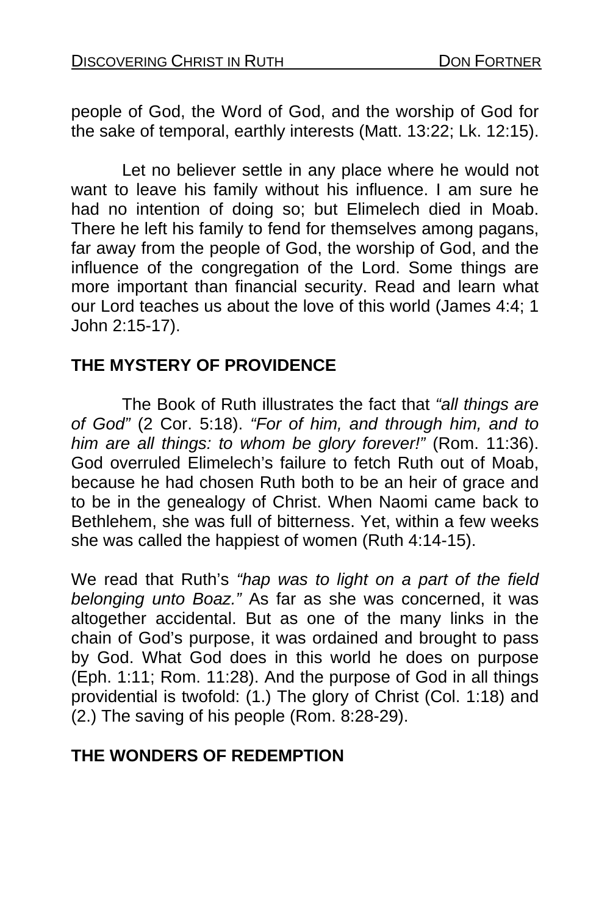people of God, the Word of God, and the worship of God for the sake of temporal, earthly interests (Matt. 13:22; Lk. 12:15).

Let no believer settle in any place where he would not want to leave his family without his influence. I am sure he had no intention of doing so; but Elimelech died in Moab. There he left his family to fend for themselves among pagans, far away from the people of God, the worship of God, and the influence of the congregation of the Lord. Some things are more important than financial security. Read and learn what our Lord teaches us about the love of this world (James 4:4; 1 John 2:15-17).

## THE MYSTERY OF PROVIDENCE

The Book of Ruth illustrates the fact that *"all things are of God"* (2 Cor. 5:18). *"For of him, and through him, and to him are all things: to whom be glory forever!"* (Rom. 11:36). God overruled Elimelech's failure to fetch Ruth out of Moab, because he had chosen Ruth both to be an heir of grace and to be in the genealogy of Christ. When Naomi came back to Bethlehem, she was full of bitterness. Yet, within a few weeks she was called the happiest of women (Ruth 4:14-15).

We read that Ruth's *"hap was to light on a part of the field belonging unto Boaz."* As far as she was concerned, it was altogether accidental. But as one of the many links in the chain of God's purpose, it was ordained and brought to pass by God. What God does in this world he does on purpose (Eph. 1:11; Rom. 11:28). And the purpose of God in all things providential is twofold: (1.) The glory of Christ (Col. 1:18) and (2.) The saving of his people (Rom. 8:28-29).

## THE WONDERS OF REDEMPTION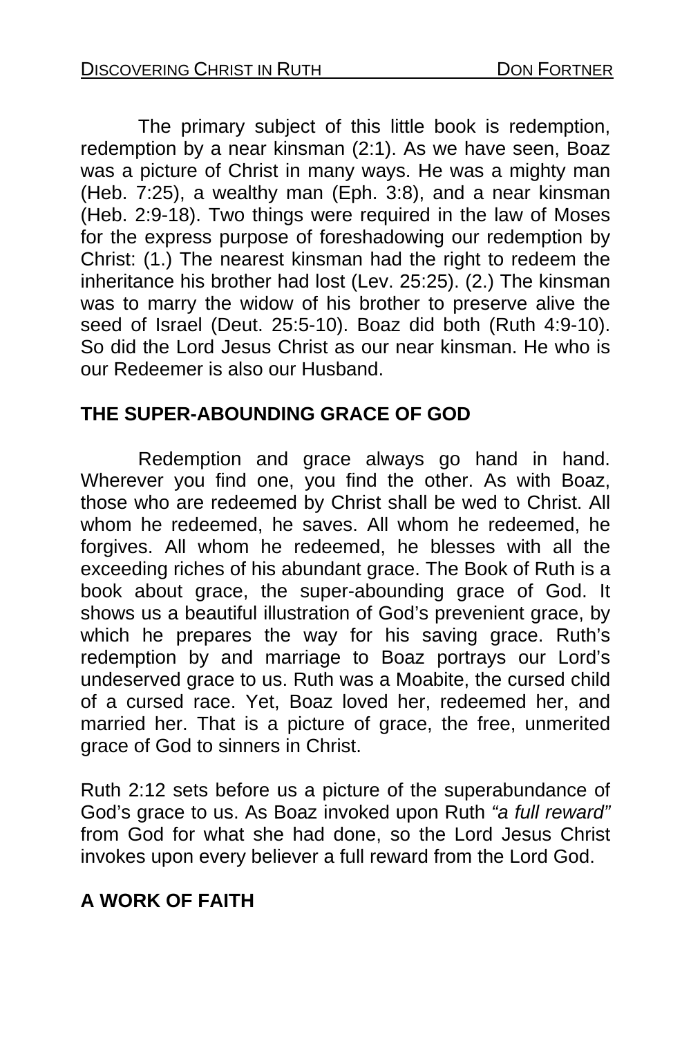The primary subject of this little book is redemption, redemption by a near kinsman (2:1). As we have seen, Boaz was a picture of Christ in many ways. He was a mighty man (Heb. 7:25), a wealthy man (Eph. 3:8), and a near kinsman (Heb. 2:9-18). Two things were required in the law of Moses for the express purpose of foreshadowing our redemption by Christ: (1.) The nearest kinsman had the right to redeem the inheritance his brother had lost (Lev. 25:25). (2.) The kinsman was to marry the widow of his brother to preserve alive the seed of Israel (Deut. 25:5-10). Boaz did both (Ruth 4:9-10). So did the Lord Jesus Christ as our near kinsman. He who is our Redeemer is also our Husband.

## THE SUPER-ABOUNDING GRACE OF GOD

Redemption and grace always go hand in hand. Wherever you find one, you find the other. As with Boaz, those who are redeemed by Christ shall be wed to Christ. All whom he redeemed, he saves. All whom he redeemed, he forgives. All whom he redeemed, he blesses with all the exceeding riches of his abundant grace. The Book of Ruth is a book about grace, the super-abounding grace of God. It shows us a beautiful illustration of God's prevenient grace, by which he prepares the way for his saving grace. Ruth's redemption by and marriage to Boaz portrays our Lord's undeserved grace to us. Ruth was a Moabite, the cursed child of a cursed race. Yet, Boaz loved her, redeemed her, and married her. That is a picture of grace, the free, unmerited grace of God to sinners in Christ.

Ruth 2:12 sets before us a picture of the superabundance of God's grace to us. As Boaz invoked upon Ruth *"a full reward"* from God for what she had done, so the Lord Jesus Christ invokes upon every believer a full reward from the Lord God.

## A WORK OF FAITH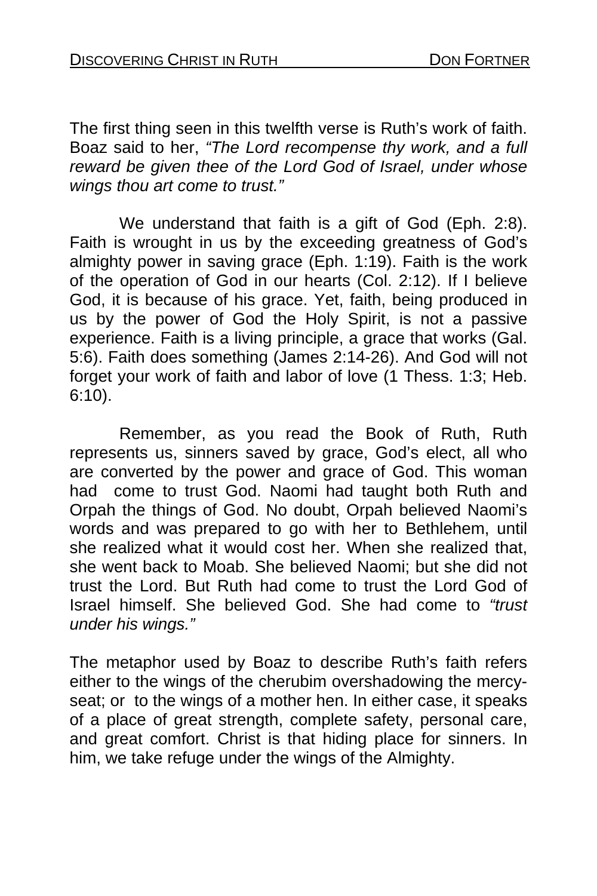The first thing seen in this twelfth verse is Ruth's work of faith. Boaz said to her, *"The Lord recompense thy work, and a full reward be given thee of the Lord God of Israel, under whose wings thou art come to trust."*

We understand that faith is a gift of God (Eph. 2:8). Faith is wrought in us by the exceeding greatness of God's almighty power in saving grace (Eph. 1:19). Faith is the work of the operation of God in our hearts (Col. 2:12). If I believe God, it is because of his grace. Yet, faith, being produced in us by the power of God the Holy Spirit, is not a passive experience. Faith is a living principle, a grace that works (Gal. 5:6). Faith does something (James 2:14-26). And God will not forget your work of faith and labor of love (1 Thess. 1:3; Heb. 6:10).

Remember, as you read the Book of Ruth, Ruth represents us, sinners saved by grace, God's elect, all who are converted by the power and grace of God. This woman had come to trust God. Naomi had taught both Ruth and Orpah the things of God. No doubt, Orpah believed Naomi's words and was prepared to go with her to Bethlehem, until she realized what it would cost her. When she realized that, she went back to Moab. She believed Naomi; but she did not trust the Lord. But Ruth had come to trust the Lord God of Israel himself. She believed God. She had come to *"trust under his wings."*

The metaphor used by Boaz to describe Ruth's faith refers either to the wings of the cherubim overshadowing the mercy-seat; or to the wings of a mother hen. In either case, it speaks of a place of great strength, complete safety, personal care, and great comfort. Christ is that hiding place for sinners. In him, we take refuge under the wings of the Almighty.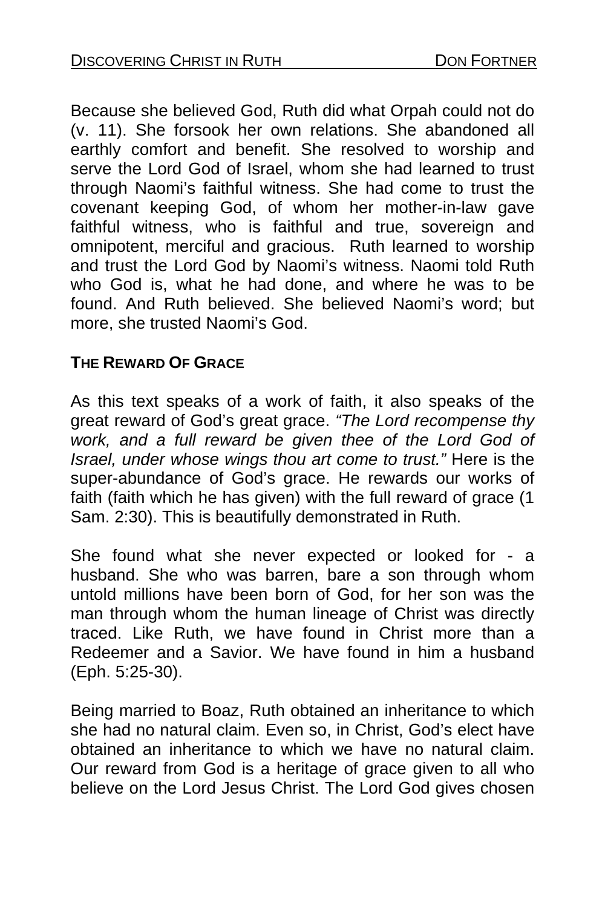Because she believed God, Ruth did what Orpah could not do (v. 11). She forsook her own relations. She abandoned all earthly comfort and benefit. She resolved to worship and serve the Lord God of Israel, whom she had learned to trust through Naomi's faithful witness. She had come to trust the covenant keeping God, of whom her mother-in-law gave faithful witness, who is faithful and true, sovereign and omnipotent, merciful and gracious. Ruth learned to worship and trust the Lord God by Naomi's witness. Naomi told Ruth who God is, what he had done, and where he was to be found. And Ruth believed. She believed Naomi's word; but more, she trusted Naomi's God.

**THE REWARD OF GRACE**

As this text speaks of a work of faith, it also speaks of the great reward of God's great grace. *"The Lord recompense thy work, and a full reward be given thee of the Lord God of Israel, under whose wings thou art come to trust."* Here is the super-abundance of God's grace. He rewards our works of faith (faith which he has given) with the full reward of grace (1 Sam. 2:30). This is beautifully demonstrated in Ruth.

She found what she never expected or looked for - a husband. She who was barren, bare a son through whom untold millions have been born of God, for her son was the man through whom the human lineage of Christ was directly traced. Like Ruth, we have found in Christ more than a Redeemer and a Savior. We have found in him a husband (Eph. 5:25-30).

Being married to Boaz, Ruth obtained an inheritance to which she had no natural claim. Even so, in Christ, God's elect have obtained an inheritance to which we have no natural claim. Our reward from God is a heritage of grace given to all who believe on the Lord Jesus Christ. The Lord God gives chosen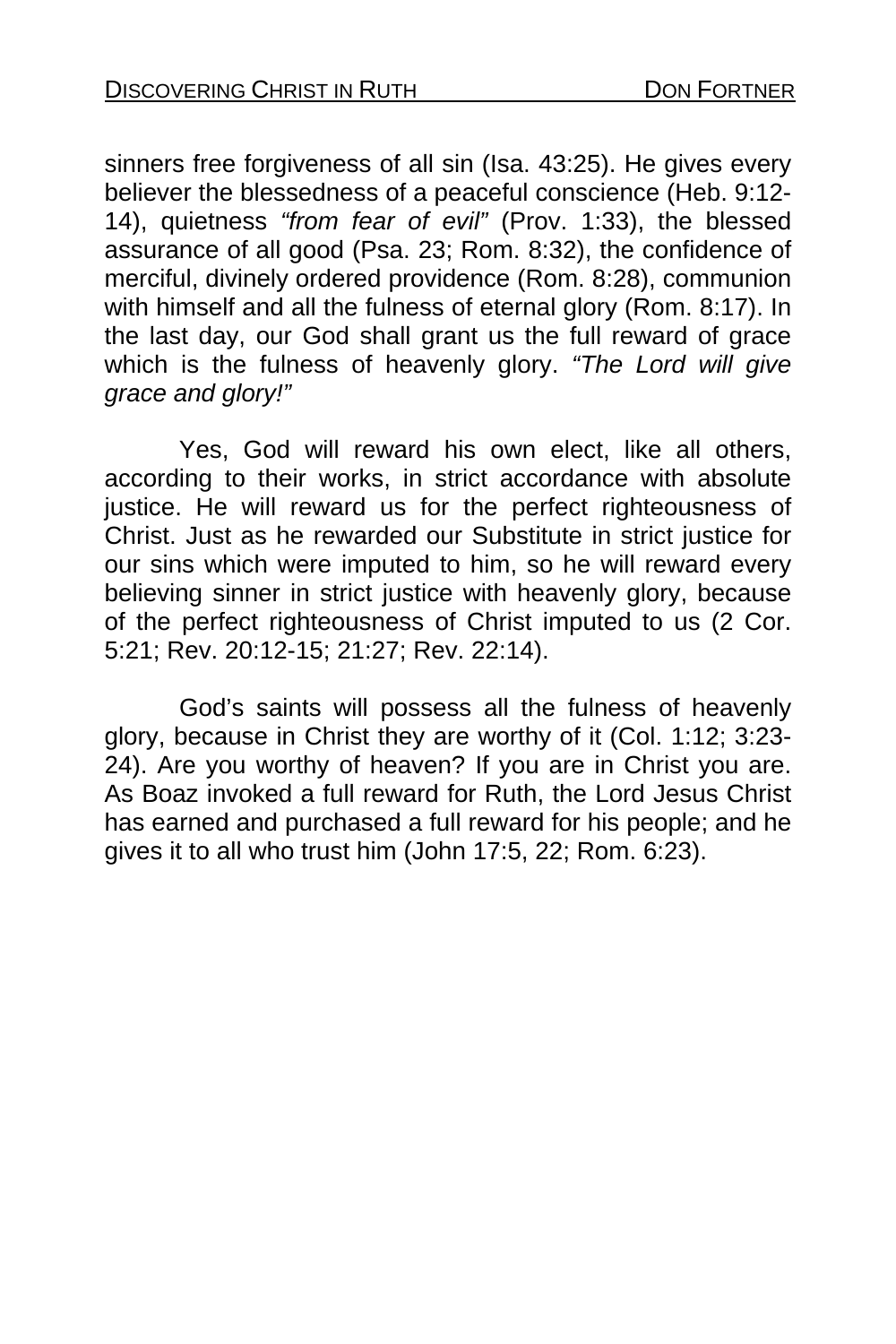sinners free forgiveness of all sin (Isa. 43:25). He gives every believer the blessedness of a peaceful conscience (Heb. 9:12-14), quietness *"from fear of evil"* (Prov. 1:33), the blessed assurance of all good (Psa. 23; Rom. 8:32), the confidence of merciful, divinely ordered providence (Rom. 8:28), communion with himself and all the fulness of eternal glory (Rom. 8:17). In the last day, our God shall grant us the full reward of grace which is the fulness of heavenly glory. *"The Lord will give grace and glory!"*

Yes, God will reward his own elect, like all others, according to their works, in strict accordance with absolute justice. He will reward us for the perfect righteousness of Christ. Just as he rewarded our Substitute in strict justice for our sins which were imputed to him, so he will reward every believing sinner in strict justice with heavenly glory, because of the perfect righteousness of Christ imputed to us (2 Cor. 5:21; Rev. 20:12-15; 21:27; Rev. 22:14).

God's saints will possess all the fulness of heavenly glory, because in Christ they are worthy of it (Col. 1:12; 3:23-24). Are you worthy of heaven? If you are in Christ you are. As Boaz invoked a full reward for Ruth, the Lord Jesus Christ has earned and purchased a full reward for his people; and he gives it to all who trust him (John 17:5, 22; Rom. 6:23).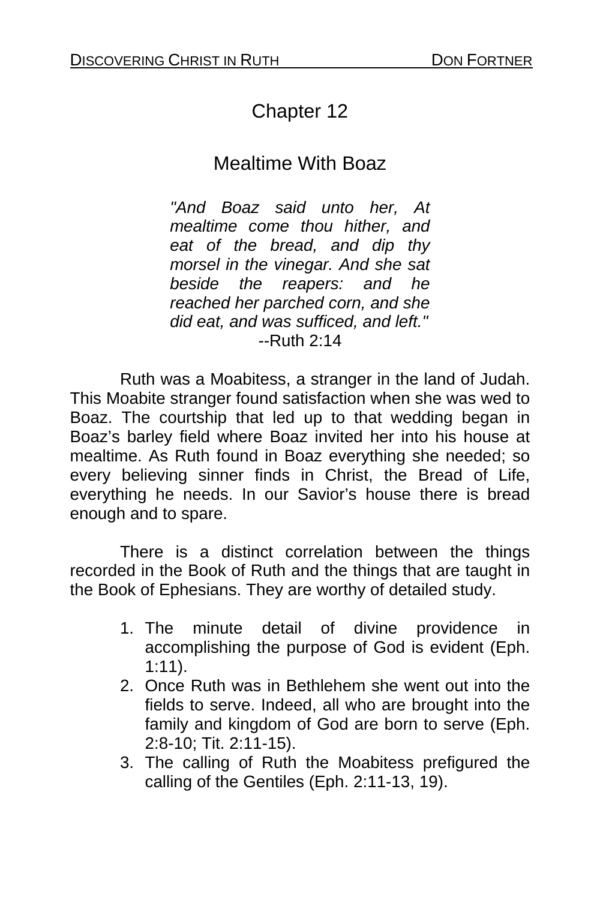# Chapter 12

## Mealtime With Boaz

> *"And Boaz said unto her, At mealtime come thou hither, and eat of the bread, and dip thy morsel in the vinegar. And she sat beside the reapers: and he reached her parched corn, and she did eat, and was sufficed, and left."*
> --Ruth 2:14

Ruth was a Moabitess, a stranger in the land of Judah. This Moabite stranger found satisfaction when she was wed to Boaz. The courtship that led up to that wedding began in Boaz's barley field where Boaz invited her into his house at mealtime. As Ruth found in Boaz everything she needed; so every believing sinner finds in Christ, the Bread of Life, everything he needs. In our Savior's house there is bread enough and to spare.

There is a distinct correlation between the things recorded in the Book of Ruth and the things that are taught in the Book of Ephesians. They are worthy of detailed study.

1. The minute detail of divine providence in accomplishing the purpose of God is evident (Eph. 1:11).
2. Once Ruth was in Bethlehem she went out into the fields to serve. Indeed, all who are brought into the family and kingdom of God are born to serve (Eph. 2:8-10; Tit. 2:11-15).
3. The calling of Ruth the Moabitess prefigured the calling of the Gentiles (Eph. 2:11-13, 19).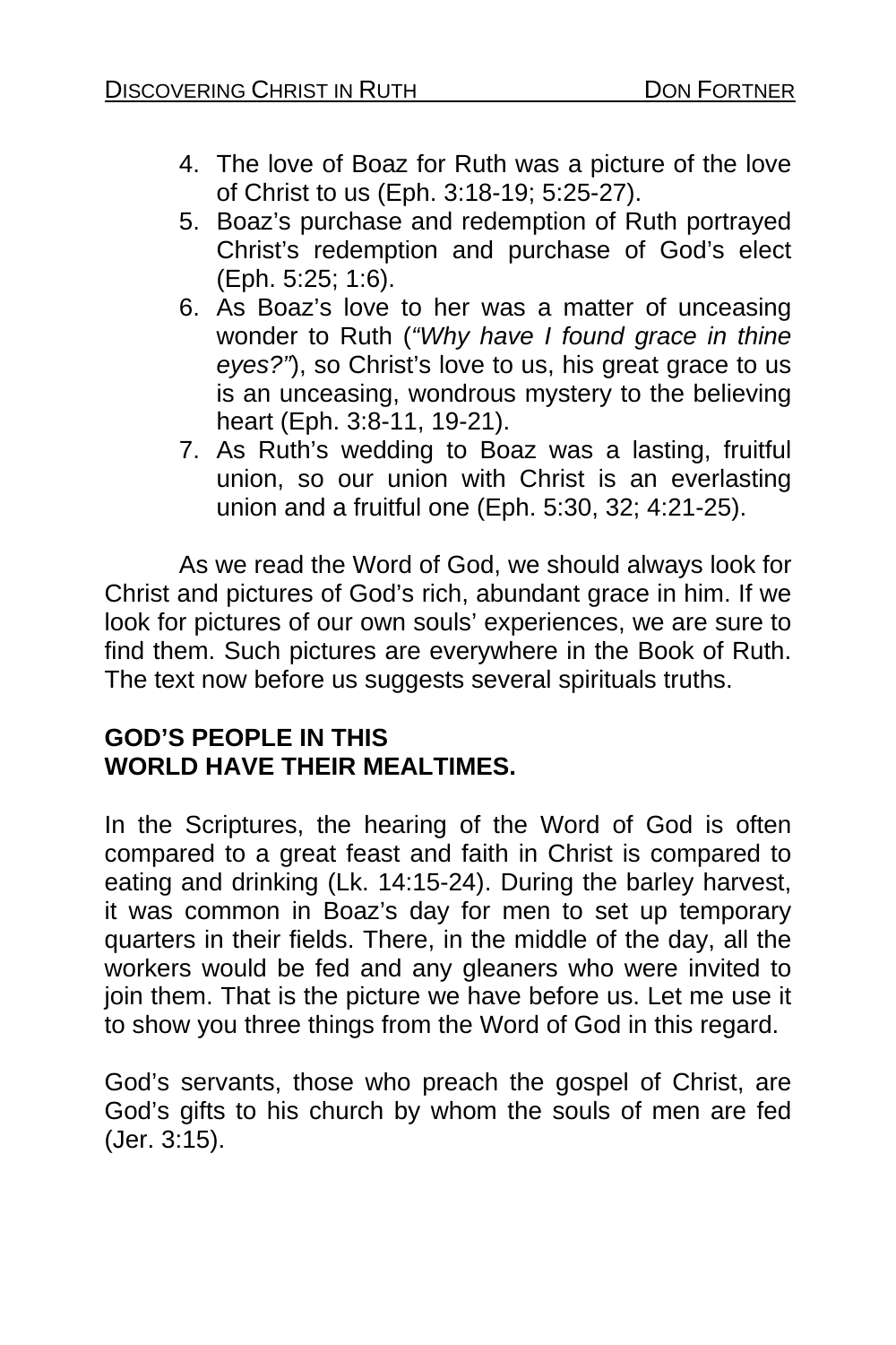4. The love of Boaz for Ruth was a picture of the love of Christ to us (Eph. 3:18-19; 5:25-27).
5. Boaz's purchase and redemption of Ruth portrayed Christ's redemption and purchase of God's elect (Eph. 5:25; 1:6).
6. As Boaz's love to her was a matter of unceasing wonder to Ruth (*"Why have I found grace in thine eyes?"*), so Christ's love to us, his great grace to us is an unceasing, wondrous mystery to the believing heart (Eph. 3:8-11, 19-21).
7. As Ruth's wedding to Boaz was a lasting, fruitful union, so our union with Christ is an everlasting union and a fruitful one (Eph. 5:30, 32; 4:21-25).

As we read the Word of God, we should always look for Christ and pictures of God's rich, abundant grace in him. If we look for pictures of our own souls' experiences, we are sure to find them. Such pictures are everywhere in the Book of Ruth. The text now before us suggests several spirituals truths.

**GOD'S PEOPLE IN THIS WORLD HAVE THEIR MEALTIMES.**

In the Scriptures, the hearing of the Word of God is often compared to a great feast and faith in Christ is compared to eating and drinking (Lk. 14:15-24). During the barley harvest, it was common in Boaz's day for men to set up temporary quarters in their fields. There, in the middle of the day, all the workers would be fed and any gleaners who were invited to join them. That is the picture we have before us. Let me use it to show you three things from the Word of God in this regard.

God's servants, those who preach the gospel of Christ, are God's gifts to his church by whom the souls of men are fed (Jer. 3:15).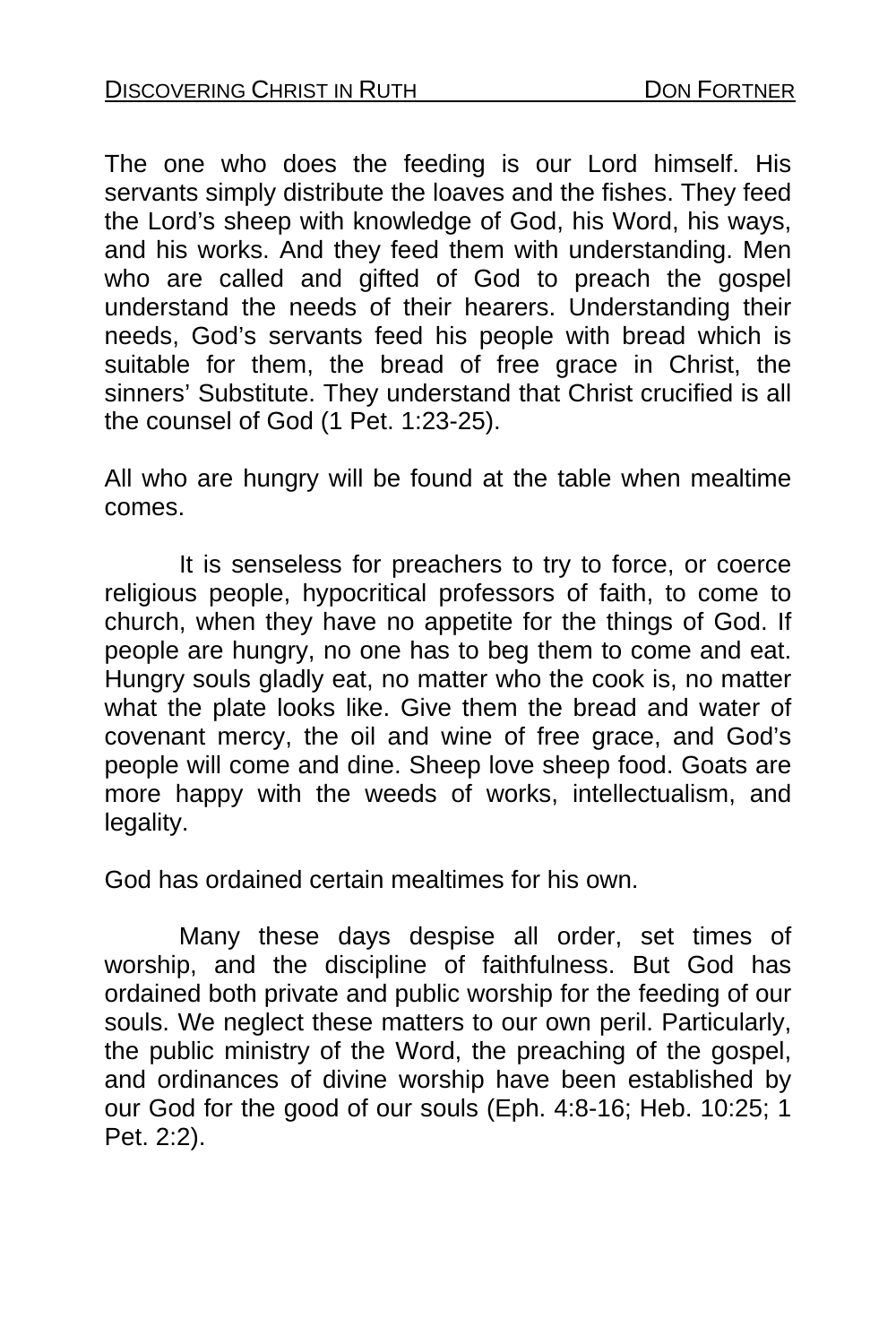The one who does the feeding is our Lord himself. His servants simply distribute the loaves and the fishes. They feed the Lord's sheep with knowledge of God, his Word, his ways, and his works. And they feed them with understanding. Men who are called and gifted of God to preach the gospel understand the needs of their hearers. Understanding their needs, God's servants feed his people with bread which is suitable for them, the bread of free grace in Christ, the sinners' Substitute. They understand that Christ crucified is all the counsel of God (1 Pet. 1:23-25).

All who are hungry will be found at the table when mealtime comes.

It is senseless for preachers to try to force, or coerce religious people, hypocritical professors of faith, to come to church, when they have no appetite for the things of God. If people are hungry, no one has to beg them to come and eat. Hungry souls gladly eat, no matter who the cook is, no matter what the plate looks like. Give them the bread and water of covenant mercy, the oil and wine of free grace, and God's people will come and dine. Sheep love sheep food. Goats are more happy with the weeds of works, intellectualism, and legality.

God has ordained certain mealtimes for his own.

Many these days despise all order, set times of worship, and the discipline of faithfulness. But God has ordained both private and public worship for the feeding of our souls. We neglect these matters to our own peril. Particularly, the public ministry of the Word, the preaching of the gospel, and ordinances of divine worship have been established by our God for the good of our souls (Eph. 4:8-16; Heb. 10:25; 1 Pet. 2:2).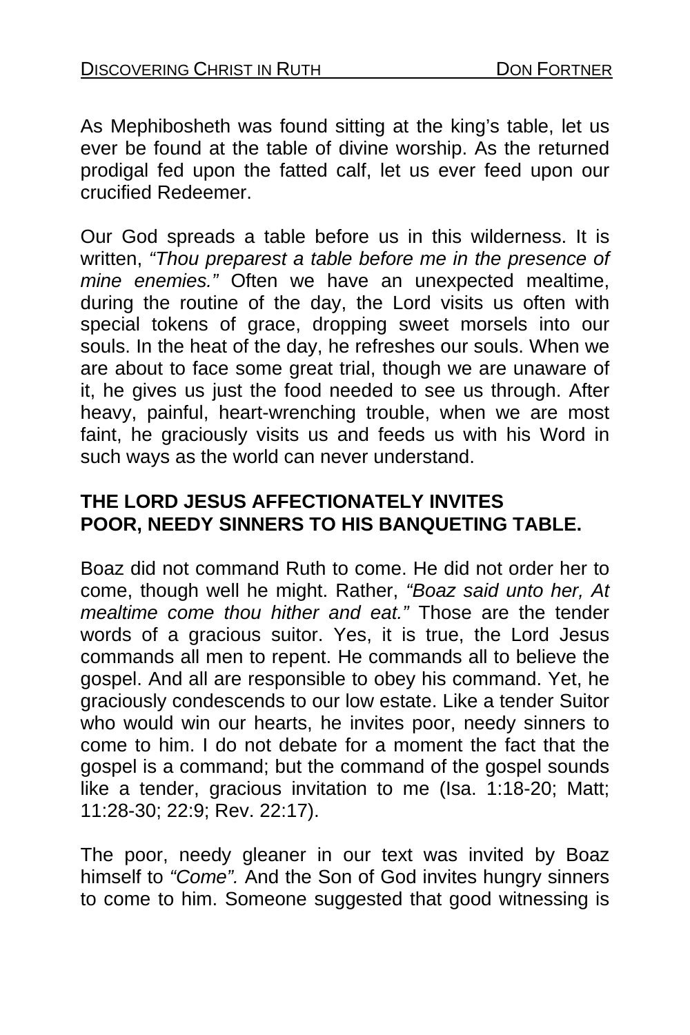As Mephibosheth was found sitting at the king's table, let us ever be found at the table of divine worship. As the returned prodigal fed upon the fatted calf, let us ever feed upon our crucified Redeemer.

Our God spreads a table before us in this wilderness. It is written, *"Thou preparest a table before me in the presence of mine enemies."* Often we have an unexpected mealtime, during the routine of the day, the Lord visits us often with special tokens of grace, dropping sweet morsels into our souls. In the heat of the day, he refreshes our souls. When we are about to face some great trial, though we are unaware of it, he gives us just the food needed to see us through. After heavy, painful, heart-wrenching trouble, when we are most faint, he graciously visits us and feeds us with his Word in such ways as the world can never understand.

## THE LORD JESUS AFFECTIONATELY INVITES POOR, NEEDY SINNERS TO HIS BANQUETING TABLE.

Boaz did not command Ruth to come. He did not order her to come, though well he might. Rather, *"Boaz said unto her, At mealtime come thou hither and eat."* Those are the tender words of a gracious suitor. Yes, it is true, the Lord Jesus commands all men to repent. He commands all to believe the gospel. And all are responsible to obey his command. Yet, he graciously condescends to our low estate. Like a tender Suitor who would win our hearts, he invites poor, needy sinners to come to him. I do not debate for a moment the fact that the gospel is a command; but the command of the gospel sounds like a tender, gracious invitation to me (Isa. 1:18-20; Matt; 11:28-30; 22:9; Rev. 22:17).

The poor, needy gleaner in our text was invited by Boaz himself to *"Come".* And the Son of God invites hungry sinners to come to him. Someone suggested that good witnessing is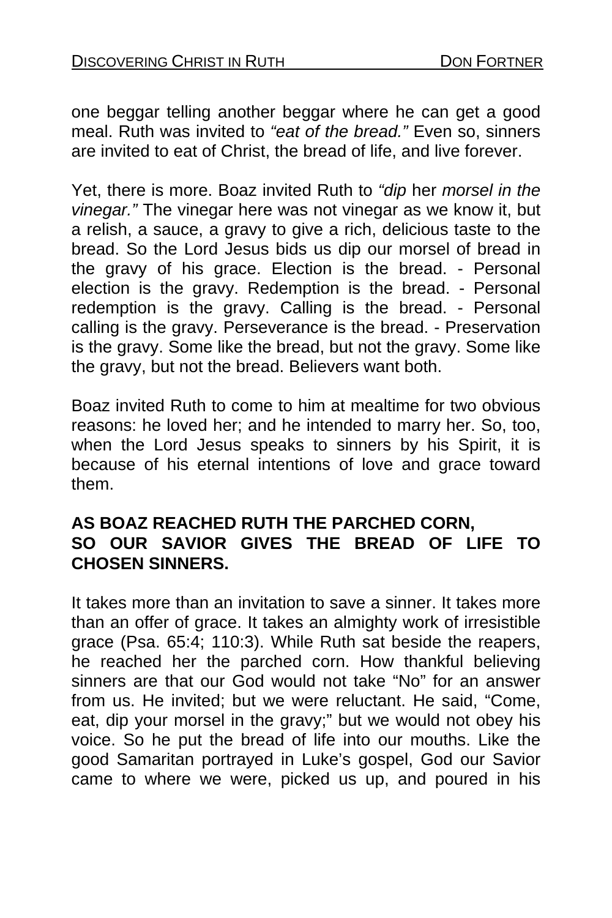one beggar telling another beggar where he can get a good meal. Ruth was invited to *"eat of the bread."* Even so, sinners are invited to eat of Christ, the bread of life, and live forever.

Yet, there is more. Boaz invited Ruth to *"dip* her *morsel in the vinegar."* The vinegar here was not vinegar as we know it, but a relish, a sauce, a gravy to give a rich, delicious taste to the bread. So the Lord Jesus bids us dip our morsel of bread in the gravy of his grace. Election is the bread. - Personal election is the gravy. Redemption is the bread. - Personal redemption is the gravy. Calling is the bread. - Personal calling is the gravy. Perseverance is the bread. - Preservation is the gravy. Some like the bread, but not the gravy. Some like the gravy, but not the bread. Believers want both.

Boaz invited Ruth to come to him at mealtime for two obvious reasons: he loved her; and he intended to marry her. So, too, when the Lord Jesus speaks to sinners by his Spirit, it is because of his eternal intentions of love and grace toward them.

**AS BOAZ REACHED RUTH THE PARCHED CORN, SO OUR SAVIOR GIVES THE BREAD OF LIFE TO CHOSEN SINNERS.**

It takes more than an invitation to save a sinner. It takes more than an offer of grace. It takes an almighty work of irresistible grace (Psa. 65:4; 110:3). While Ruth sat beside the reapers, he reached her the parched corn. How thankful believing sinners are that our God would not take "No" for an answer from us. He invited; but we were reluctant. He said, "Come, eat, dip your morsel in the gravy;" but we would not obey his voice. So he put the bread of life into our mouths. Like the good Samaritan portrayed in Luke's gospel, God our Savior came to where we were, picked us up, and poured in his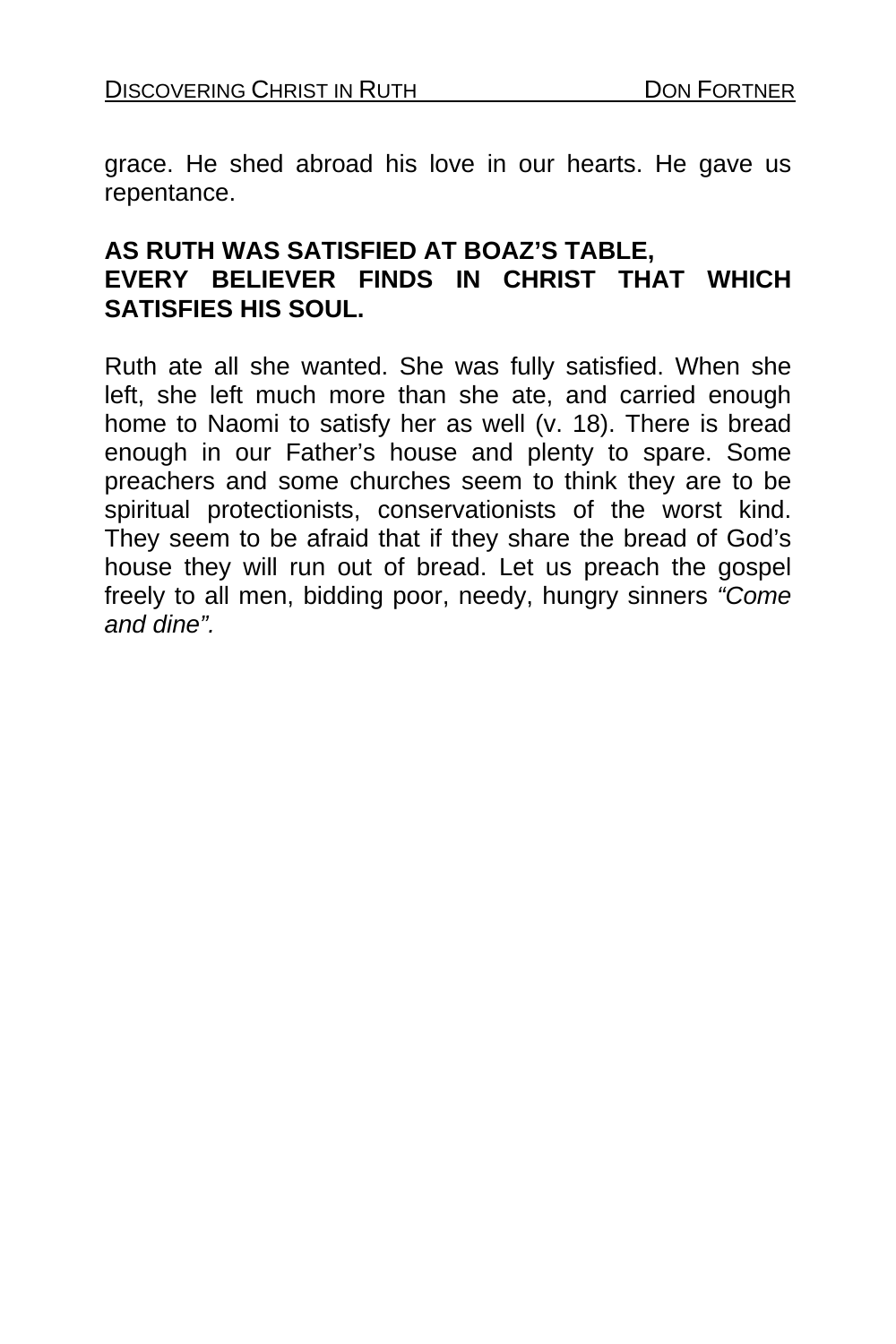grace. He shed abroad his love in our hearts. He gave us repentance.

**AS RUTH WAS SATISFIED AT BOAZ'S TABLE, EVERY BELIEVER FINDS IN CHRIST THAT WHICH SATISFIES HIS SOUL.**

Ruth ate all she wanted. She was fully satisfied. When she left, she left much more than she ate, and carried enough home to Naomi to satisfy her as well (v. 18). There is bread enough in our Father's house and plenty to spare. Some preachers and some churches seem to think they are to be spiritual protectionists, conservationists of the worst kind. They seem to be afraid that if they share the bread of God's house they will run out of bread. Let us preach the gospel freely to all men, bidding poor, needy, hungry sinners *"Come and dine".*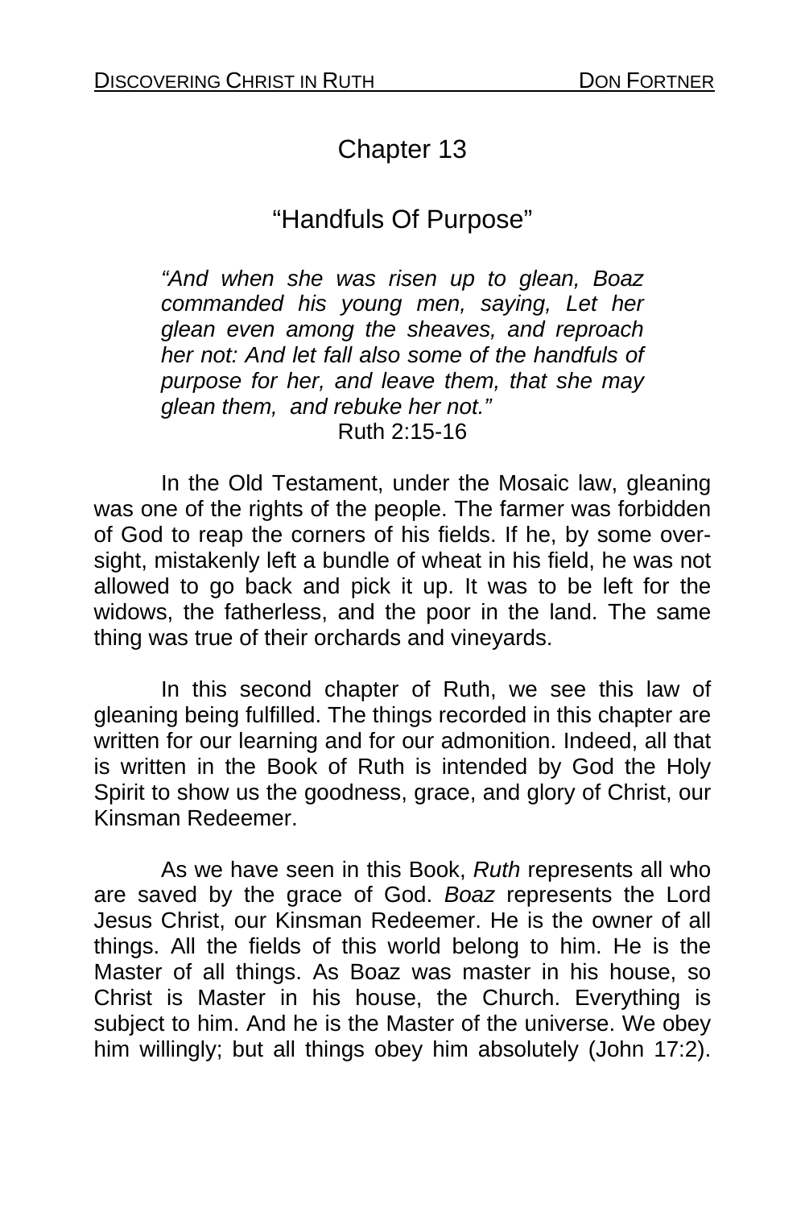# Chapter 13

## "Handfuls Of Purpose"

> *"And when she was risen up to glean, Boaz commanded his young men, saying, Let her glean even among the sheaves, and reproach her not: And let fall also some of the handfuls of purpose for her, and leave them, that she may glean them, and rebuke her not."*
>
> Ruth 2:15-16

In the Old Testament, under the Mosaic law, gleaning was one of the rights of the people. The farmer was forbidden of God to reap the corners of his fields. If he, by some oversight, mistakenly left a bundle of wheat in his field, he was not allowed to go back and pick it up. It was to be left for the widows, the fatherless, and the poor in the land. The same thing was true of their orchards and vineyards.

In this second chapter of Ruth, we see this law of gleaning being fulfilled. The things recorded in this chapter are written for our learning and for our admonition. Indeed, all that is written in the Book of Ruth is intended by God the Holy Spirit to show us the goodness, grace, and glory of Christ, our Kinsman Redeemer.

As we have seen in this Book, *Ruth* represents all who are saved by the grace of God. *Boaz* represents the Lord Jesus Christ, our Kinsman Redeemer. He is the owner of all things. All the fields of this world belong to him. He is the Master of all things. As Boaz was master in his house, so Christ is Master in his house, the Church. Everything is subject to him. And he is the Master of the universe. We obey him willingly; but all things obey him absolutely (John 17:2).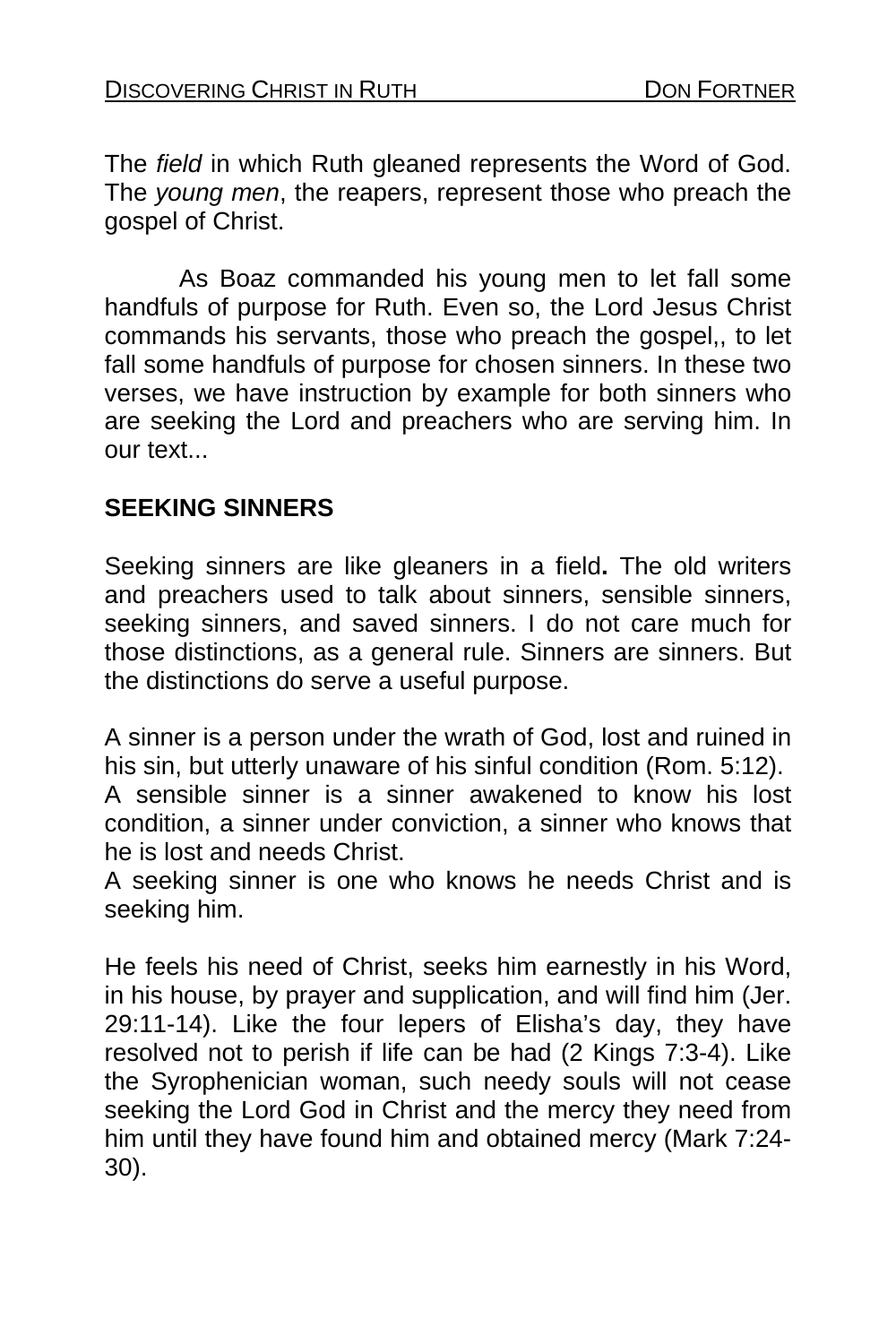The *field* in which Ruth gleaned represents the Word of God. The *young men*, the reapers, represent those who preach the gospel of Christ.

As Boaz commanded his young men to let fall some handfuls of purpose for Ruth. Even so, the Lord Jesus Christ commands his servants, those who preach the gospel,, to let fall some handfuls of purpose for chosen sinners. In these two verses, we have instruction by example for both sinners who are seeking the Lord and preachers who are serving him. In our text...

**SEEKING SINNERS**

Seeking sinners are like gleaners in a field**.** The old writers and preachers used to talk about sinners, sensible sinners, seeking sinners, and saved sinners. I do not care much for those distinctions, as a general rule. Sinners are sinners. But the distinctions do serve a useful purpose.

A sinner is a person under the wrath of God, lost and ruined in his sin, but utterly unaware of his sinful condition (Rom. 5:12).
A sensible sinner is a sinner awakened to know his lost condition, a sinner under conviction, a sinner who knows that he is lost and needs Christ.
A seeking sinner is one who knows he needs Christ and is seeking him.

He feels his need of Christ, seeks him earnestly in his Word, in his house, by prayer and supplication, and will find him (Jer. 29:11-14). Like the four lepers of Elisha's day, they have resolved not to perish if life can be had (2 Kings 7:3-4). Like the Syrophenician woman, such needy souls will not cease seeking the Lord God in Christ and the mercy they need from him until they have found him and obtained mercy (Mark 7:24-30).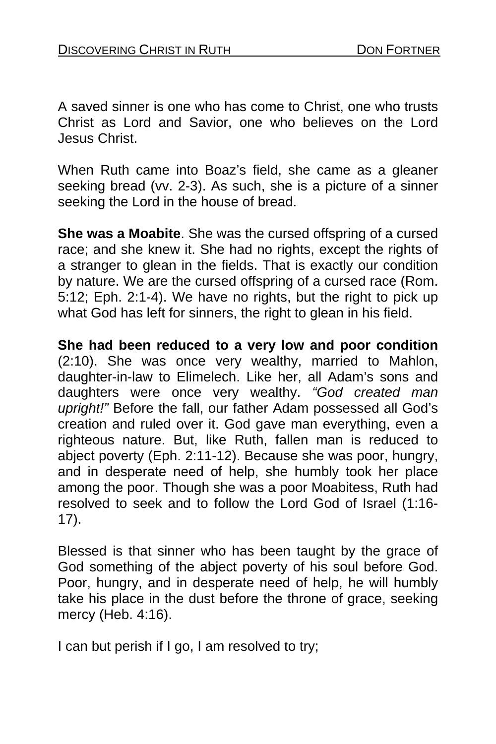A saved sinner is one who has come to Christ, one who trusts Christ as Lord and Savior, one who believes on the Lord Jesus Christ.

When Ruth came into Boaz's field, she came as a gleaner seeking bread (vv. 2-3). As such, she is a picture of a sinner seeking the Lord in the house of bread.

**She was a Moabite**. She was the cursed offspring of a cursed race; and she knew it. She had no rights, except the rights of a stranger to glean in the fields. That is exactly our condition by nature. We are the cursed offspring of a cursed race (Rom. 5:12; Eph. 2:1-4). We have no rights, but the right to pick up what God has left for sinners, the right to glean in his field.

**She had been reduced to a very low and poor condition** (2:10). She was once very wealthy, married to Mahlon, daughter-in-law to Elimelech. Like her, all Adam's sons and daughters were once very wealthy. *"God created man upright!"* Before the fall, our father Adam possessed all God's creation and ruled over it. God gave man everything, even a righteous nature. But, like Ruth, fallen man is reduced to abject poverty (Eph. 2:11-12). Because she was poor, hungry, and in desperate need of help, she humbly took her place among the poor. Though she was a poor Moabitess, Ruth had resolved to seek and to follow the Lord God of Israel (1:16-17).

Blessed is that sinner who has been taught by the grace of God something of the abject poverty of his soul before God. Poor, hungry, and in desperate need of help, he will humbly take his place in the dust before the throne of grace, seeking mercy (Heb. 4:16).

I can but perish if I go, I am resolved to try;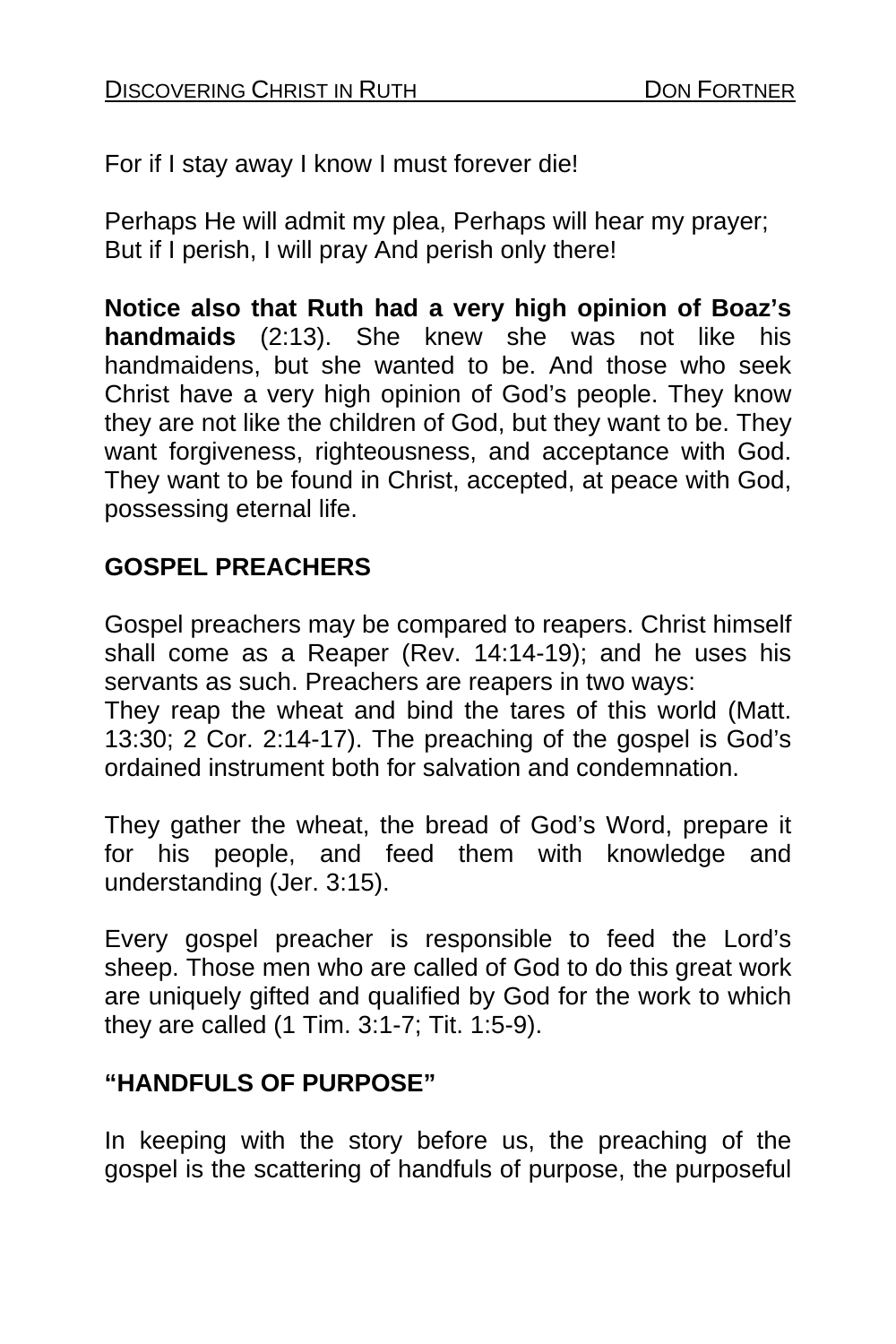For if I stay away I know I must forever die!

Perhaps He will admit my plea, Perhaps will hear my prayer;
But if I perish, I will pray And perish only there!

**Notice also that Ruth had a very high opinion of Boaz's handmaids** (2:13). She knew she was not like his handmaidens, but she wanted to be. And those who seek Christ have a very high opinion of God's people. They know they are not like the children of God, but they want to be. They want forgiveness, righteousness, and acceptance with God. They want to be found in Christ, accepted, at peace with God, possessing eternal life.

## GOSPEL PREACHERS

Gospel preachers may be compared to reapers. Christ himself shall come as a Reaper (Rev. 14:14-19); and he uses his servants as such. Preachers are reapers in two ways:
They reap the wheat and bind the tares of this world (Matt. 13:30; 2 Cor. 2:14-17). The preaching of the gospel is God's ordained instrument both for salvation and condemnation.

They gather the wheat, the bread of God's Word, prepare it for his people, and feed them with knowledge and understanding (Jer. 3:15).

Every gospel preacher is responsible to feed the Lord's sheep. Those men who are called of God to do this great work are uniquely gifted and qualified by God for the work to which they are called (1 Tim. 3:1-7; Tit. 1:5-9).

## "HANDFULS OF PURPOSE"

In keeping with the story before us, the preaching of the gospel is the scattering of handfuls of purpose, the purposeful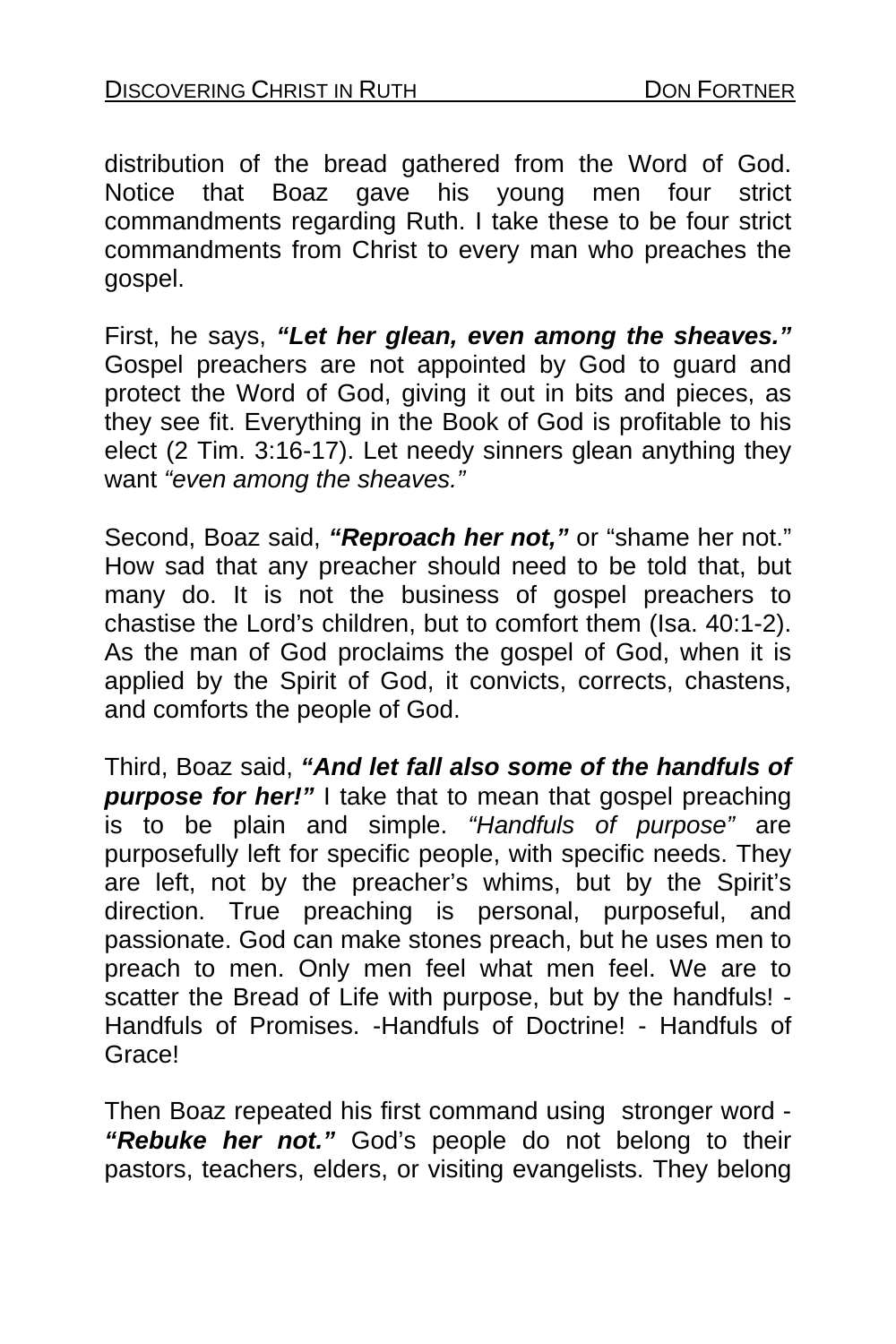distribution of the bread gathered from the Word of God. Notice that Boaz gave his young men four strict commandments regarding Ruth. I take these to be four strict commandments from Christ to every man who preaches the gospel.

First, he says, ***"Let her glean, even among the sheaves."*** Gospel preachers are not appointed by God to guard and protect the Word of God, giving it out in bits and pieces, as they see fit. Everything in the Book of God is profitable to his elect (2 Tim. 3:16-17). Let needy sinners glean anything they want *"even among the sheaves."*

Second, Boaz said, ***"Reproach her not,"*** or "shame her not." How sad that any preacher should need to be told that, but many do. It is not the business of gospel preachers to chastise the Lord's children, but to comfort them (Isa. 40:1-2). As the man of God proclaims the gospel of God, when it is applied by the Spirit of God, it convicts, corrects, chastens, and comforts the people of God.

Third, Boaz said, ***"And let fall also some of the handfuls of purpose for her!"*** I take that to mean that gospel preaching is to be plain and simple. *"Handfuls of purpose"* are purposefully left for specific people, with specific needs. They are left, not by the preacher's whims, but by the Spirit's direction. True preaching is personal, purposeful, and passionate. God can make stones preach, but he uses men to preach to men. Only men feel what men feel. We are to scatter the Bread of Life with purpose, but by the handfuls! - Handfuls of Promises. -Handfuls of Doctrine! - Handfuls of Grace!

Then Boaz repeated his first command using stronger word - ***"Rebuke her not."*** God's people do not belong to their pastors, teachers, elders, or visiting evangelists. They belong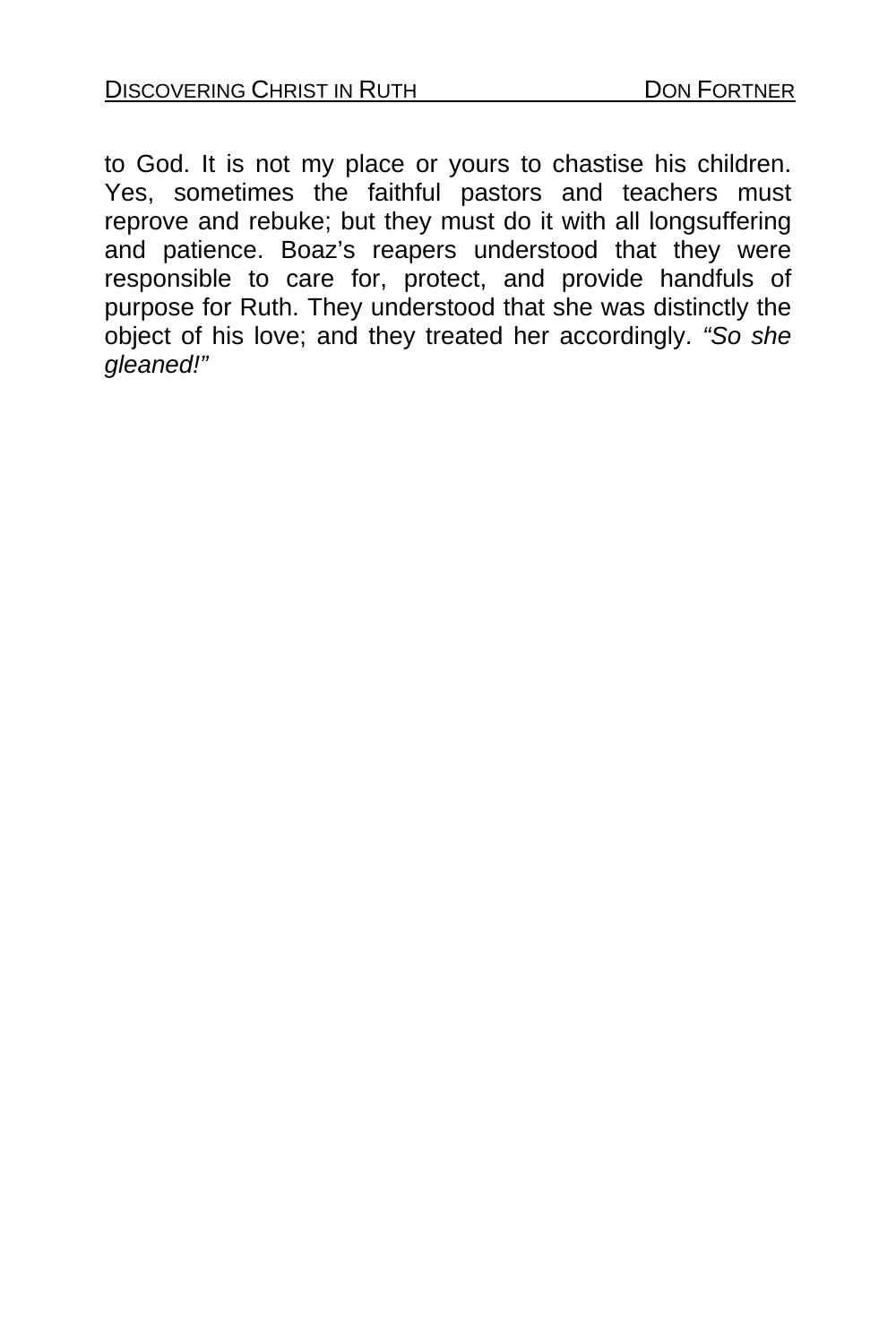to God. It is not my place or yours to chastise his children. Yes, sometimes the faithful pastors and teachers must reprove and rebuke; but they must do it with all longsuffering and patience. Boaz's reapers understood that they were responsible to care for, protect, and provide handfuls of purpose for Ruth. They understood that she was distinctly the object of his love; and they treated her accordingly. *"So she gleaned!"*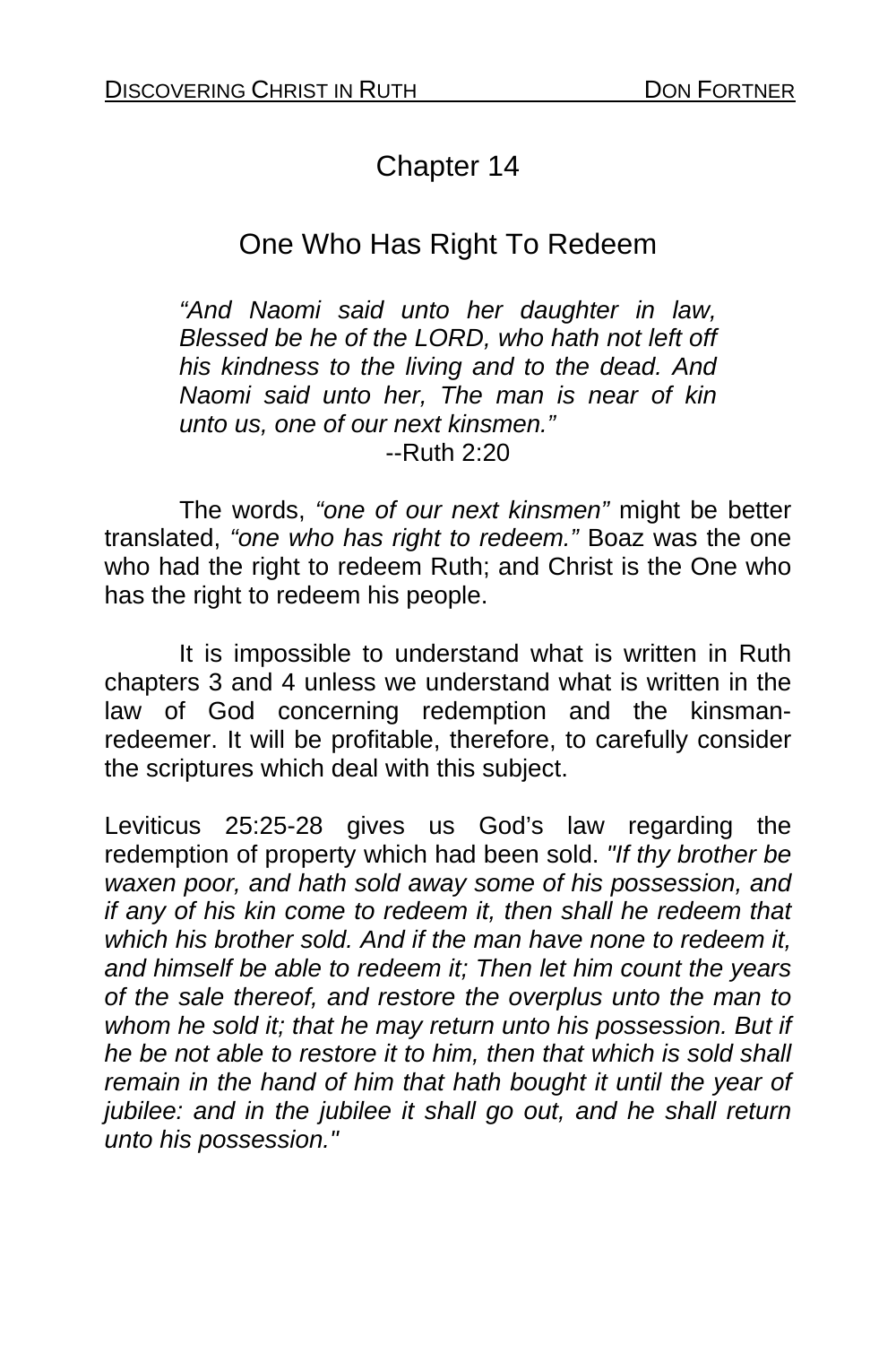# Chapter 14

## One Who Has Right To Redeem

> *"And Naomi said unto her daughter in law, Blessed be he of the LORD, who hath not left off his kindness to the living and to the dead. And Naomi said unto her, The man is near of kin unto us, one of our next kinsmen."*
>
> --Ruth 2:20

The words, *"one of our next kinsmen"* might be better translated, *"one who has right to redeem."* Boaz was the one who had the right to redeem Ruth; and Christ is the One who has the right to redeem his people.

It is impossible to understand what is written in Ruth chapters 3 and 4 unless we understand what is written in the law of God concerning redemption and the kinsman-redeemer. It will be profitable, therefore, to carefully consider the scriptures which deal with this subject.

Leviticus 25:25-28 gives us God's law regarding the redemption of property which had been sold. *"If thy brother be waxen poor, and hath sold away some of his possession, and if any of his kin come to redeem it, then shall he redeem that which his brother sold. And if the man have none to redeem it, and himself be able to redeem it; Then let him count the years of the sale thereof, and restore the overplus unto the man to whom he sold it; that he may return unto his possession. But if he be not able to restore it to him, then that which is sold shall remain in the hand of him that hath bought it until the year of jubilee: and in the jubilee it shall go out, and he shall return unto his possession."*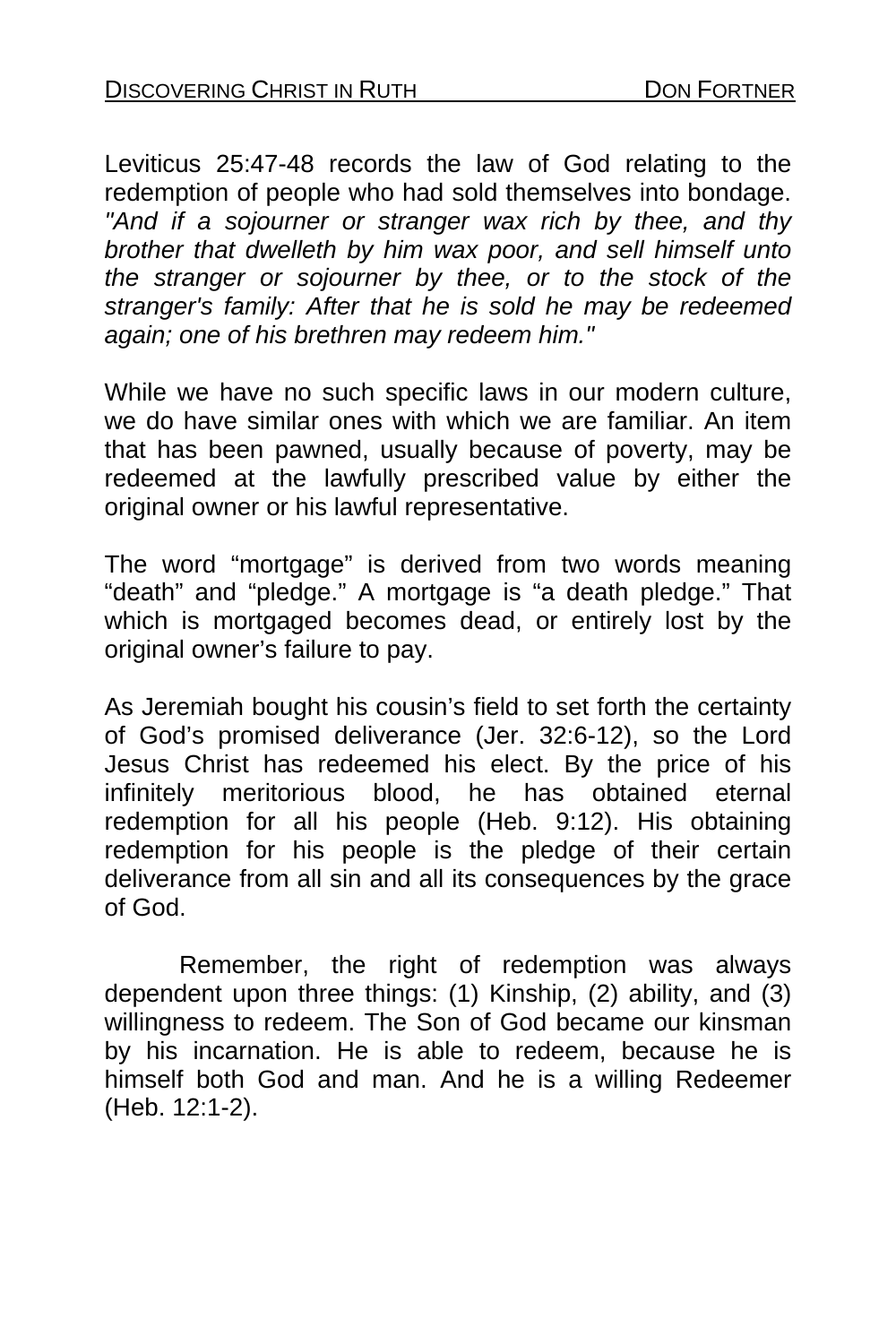Leviticus 25:47-48 records the law of God relating to the redemption of people who had sold themselves into bondage. *"And if a sojourner or stranger wax rich by thee, and thy brother that dwelleth by him wax poor, and sell himself unto the stranger or sojourner by thee, or to the stock of the stranger's family: After that he is sold he may be redeemed again; one of his brethren may redeem him."*

While we have no such specific laws in our modern culture, we do have similar ones with which we are familiar. An item that has been pawned, usually because of poverty, may be redeemed at the lawfully prescribed value by either the original owner or his lawful representative.

The word “mortgage” is derived from two words meaning “death” and “pledge.” A mortgage is “a death pledge.” That which is mortgaged becomes dead, or entirely lost by the original owner’s failure to pay.

As Jeremiah bought his cousin’s field to set forth the certainty of God’s promised deliverance (Jer. 32:6-12), so the Lord Jesus Christ has redeemed his elect. By the price of his infinitely meritorious blood, he has obtained eternal redemption for all his people (Heb. 9:12). His obtaining redemption for his people is the pledge of their certain deliverance from all sin and all its consequences by the grace of God.

Remember, the right of redemption was always dependent upon three things: (1) Kinship, (2) ability, and (3) willingness to redeem. The Son of God became our kinsman by his incarnation. He is able to redeem, because he is himself both God and man. And he is a willing Redeemer (Heb. 12:1-2).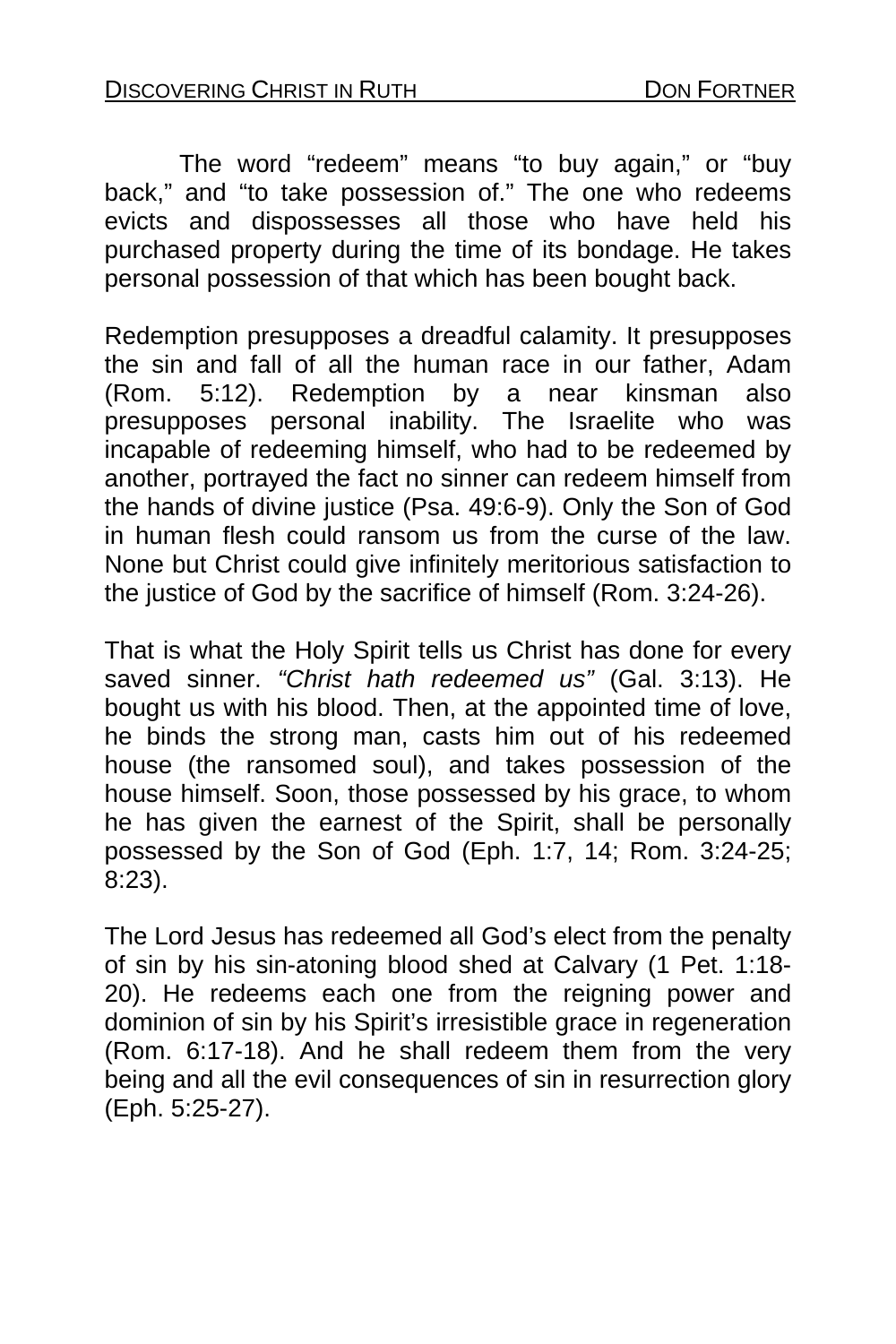The word "redeem" means "to buy again," or "buy back," and "to take possession of." The one who redeems evicts and dispossesses all those who have held his purchased property during the time of its bondage. He takes personal possession of that which has been bought back.

Redemption presupposes a dreadful calamity. It presupposes the sin and fall of all the human race in our father, Adam (Rom. 5:12). Redemption by a near kinsman also presupposes personal inability. The Israelite who was incapable of redeeming himself, who had to be redeemed by another, portrayed the fact no sinner can redeem himself from the hands of divine justice (Psa. 49:6-9). Only the Son of God in human flesh could ransom us from the curse of the law. None but Christ could give infinitely meritorious satisfaction to the justice of God by the sacrifice of himself (Rom. 3:24-26).

That is what the Holy Spirit tells us Christ has done for every saved sinner. *"Christ hath redeemed us"* (Gal. 3:13). He bought us with his blood. Then, at the appointed time of love, he binds the strong man, casts him out of his redeemed house (the ransomed soul), and takes possession of the house himself. Soon, those possessed by his grace, to whom he has given the earnest of the Spirit, shall be personally possessed by the Son of God (Eph. 1:7, 14; Rom. 3:24-25; 8:23).

The Lord Jesus has redeemed all God's elect from the penalty of sin by his sin-atoning blood shed at Calvary (1 Pet. 1:18-20). He redeems each one from the reigning power and dominion of sin by his Spirit's irresistible grace in regeneration (Rom. 6:17-18). And he shall redeem them from the very being and all the evil consequences of sin in resurrection glory (Eph. 5:25-27).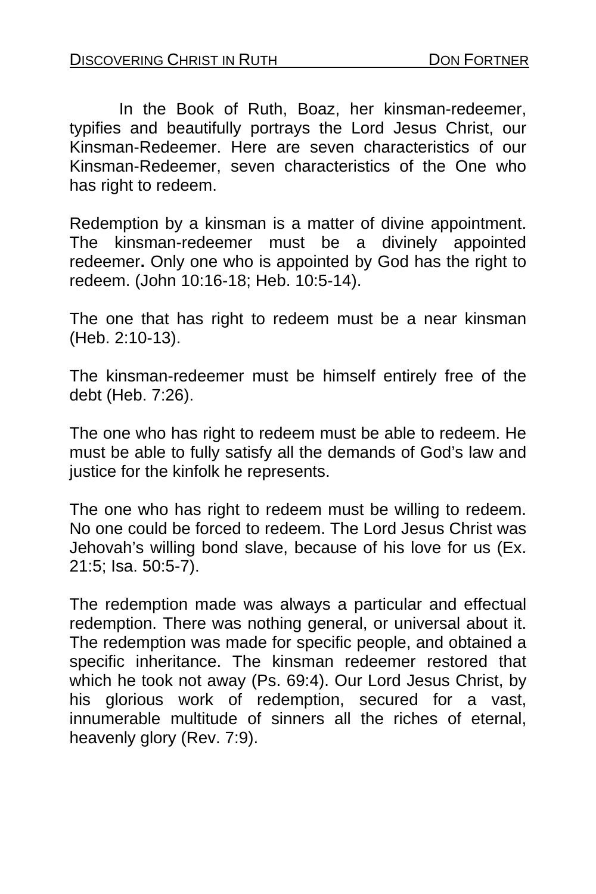In the Book of Ruth, Boaz, her kinsman-redeemer, typifies and beautifully portrays the Lord Jesus Christ, our Kinsman-Redeemer. Here are seven characteristics of our Kinsman-Redeemer, seven characteristics of the One who has right to redeem.

Redemption by a kinsman is a matter of divine appointment. The kinsman-redeemer must be a divinely appointed redeemer**.** Only one who is appointed by God has the right to redeem. (John 10:16-18; Heb. 10:5-14).

The one that has right to redeem must be a near kinsman (Heb. 2:10-13).

The kinsman-redeemer must be himself entirely free of the debt (Heb. 7:26).

The one who has right to redeem must be able to redeem. He must be able to fully satisfy all the demands of God's law and justice for the kinfolk he represents.

The one who has right to redeem must be willing to redeem. No one could be forced to redeem. The Lord Jesus Christ was Jehovah's willing bond slave, because of his love for us (Ex. 21:5; Isa. 50:5-7).

The redemption made was always a particular and effectual redemption. There was nothing general, or universal about it. The redemption was made for specific people, and obtained a specific inheritance. The kinsman redeemer restored that which he took not away (Ps. 69:4). Our Lord Jesus Christ, by his glorious work of redemption, secured for a vast, innumerable multitude of sinners all the riches of eternal, heavenly glory (Rev. 7:9).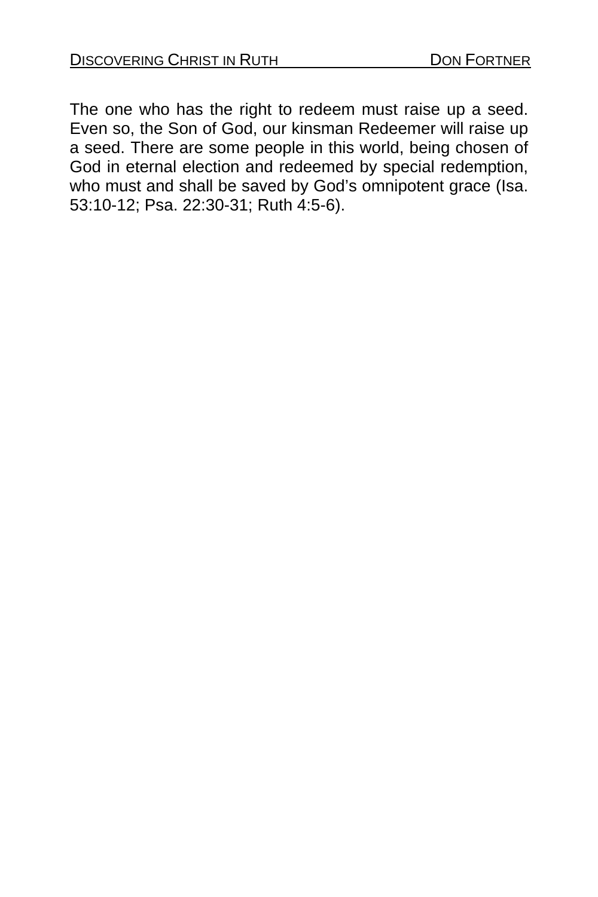The one who has the right to redeem must raise up a seed. Even so, the Son of God, our kinsman Redeemer will raise up a seed. There are some people in this world, being chosen of God in eternal election and redeemed by special redemption, who must and shall be saved by God's omnipotent grace (Isa. 53:10-12; Psa. 22:30-31; Ruth 4:5-6).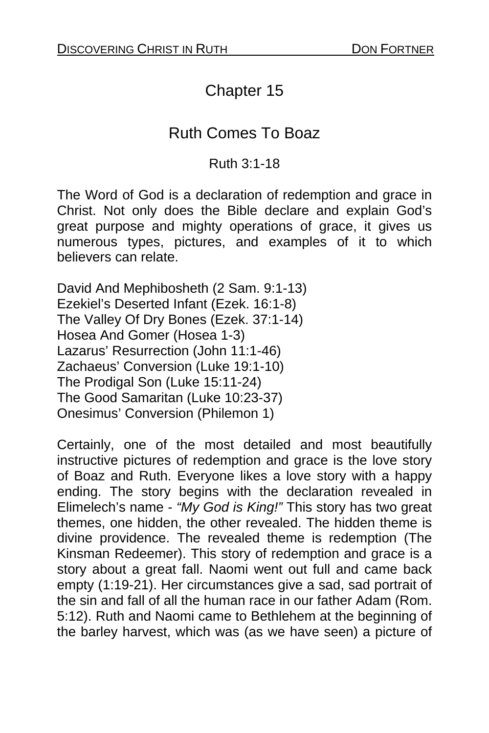# Chapter 15

## Ruth Comes To Boaz

Ruth 3:1-18

The Word of God is a declaration of redemption and grace in Christ. Not only does the Bible declare and explain God's great purpose and mighty operations of grace, it gives us numerous types, pictures, and examples of it to which believers can relate.

David And Mephibosheth (2 Sam. 9:1-13)
Ezekiel's Deserted Infant (Ezek. 16:1-8)
The Valley Of Dry Bones (Ezek. 37:1-14)
Hosea And Gomer (Hosea 1-3)
Lazarus' Resurrection (John 11:1-46)
Zachaeus' Conversion (Luke 19:1-10)
The Prodigal Son (Luke 15:11-24)
The Good Samaritan (Luke 10:23-37)
Onesimus' Conversion (Philemon 1)

Certainly, one of the most detailed and most beautifully instructive pictures of redemption and grace is the love story of Boaz and Ruth. Everyone likes a love story with a happy ending. The story begins with the declaration revealed in Elimelech's name - *"My God is King!"* This story has two great themes, one hidden, the other revealed. The hidden theme is divine providence. The revealed theme is redemption (The Kinsman Redeemer). This story of redemption and grace is a story about a great fall. Naomi went out full and came back empty (1:19-21). Her circumstances give a sad, sad portrait of the sin and fall of all the human race in our father Adam (Rom. 5:12). Ruth and Naomi came to Bethlehem at the beginning of the barley harvest, which was (as we have seen) a picture of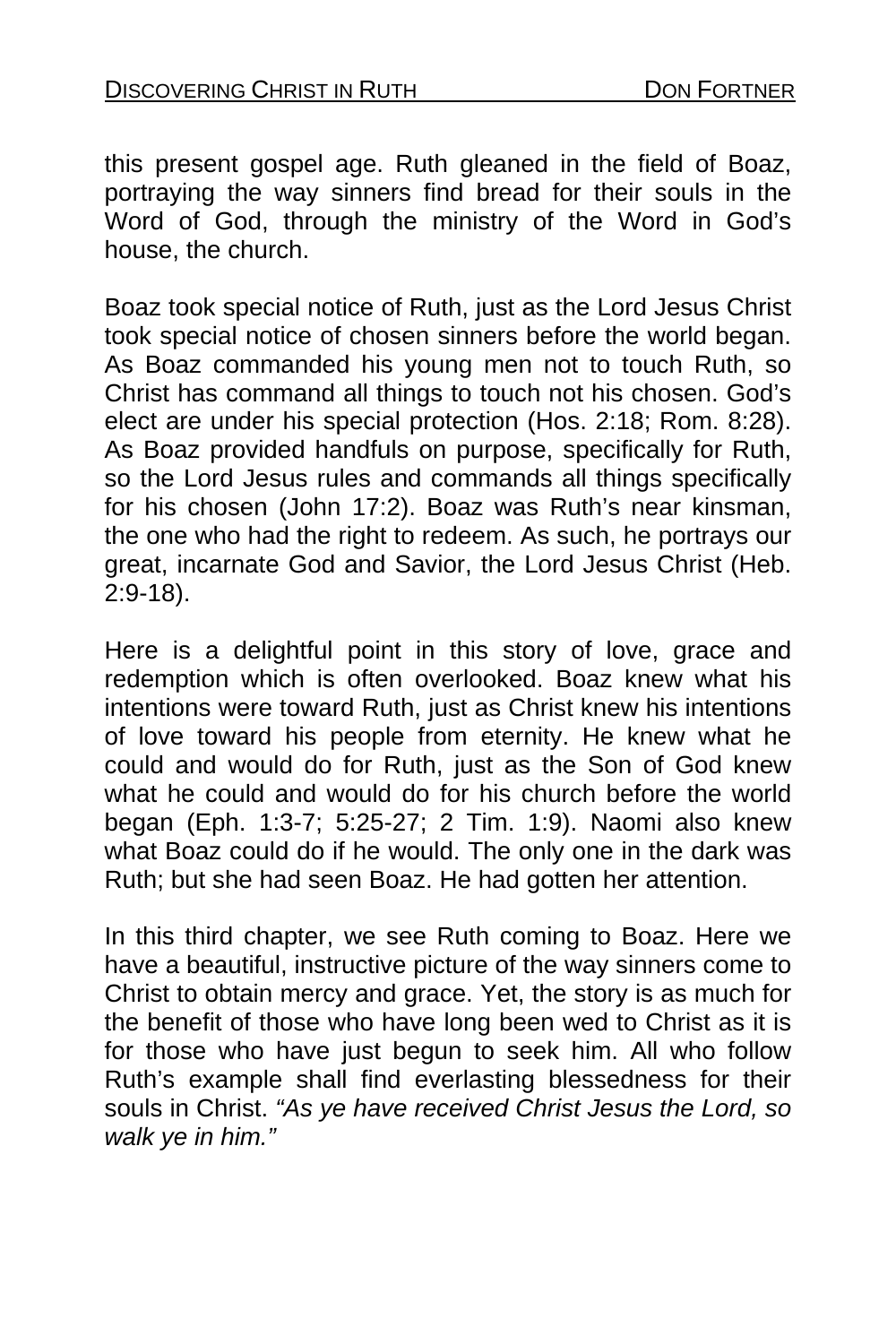this present gospel age. Ruth gleaned in the field of Boaz, portraying the way sinners find bread for their souls in the Word of God, through the ministry of the Word in God's house, the church.

Boaz took special notice of Ruth, just as the Lord Jesus Christ took special notice of chosen sinners before the world began. As Boaz commanded his young men not to touch Ruth, so Christ has command all things to touch not his chosen. God's elect are under his special protection (Hos. 2:18; Rom. 8:28). As Boaz provided handfuls on purpose, specifically for Ruth, so the Lord Jesus rules and commands all things specifically for his chosen (John 17:2). Boaz was Ruth's near kinsman, the one who had the right to redeem. As such, he portrays our great, incarnate God and Savior, the Lord Jesus Christ (Heb. 2:9-18).

Here is a delightful point in this story of love, grace and redemption which is often overlooked. Boaz knew what his intentions were toward Ruth, just as Christ knew his intentions of love toward his people from eternity. He knew what he could and would do for Ruth, just as the Son of God knew what he could and would do for his church before the world began (Eph. 1:3-7; 5:25-27; 2 Tim. 1:9). Naomi also knew what Boaz could do if he would. The only one in the dark was Ruth; but she had seen Boaz. He had gotten her attention.

In this third chapter, we see Ruth coming to Boaz. Here we have a beautiful, instructive picture of the way sinners come to Christ to obtain mercy and grace. Yet, the story is as much for the benefit of those who have long been wed to Christ as it is for those who have just begun to seek him. All who follow Ruth's example shall find everlasting blessedness for their souls in Christ. *"As ye have received Christ Jesus the Lord, so walk ye in him."*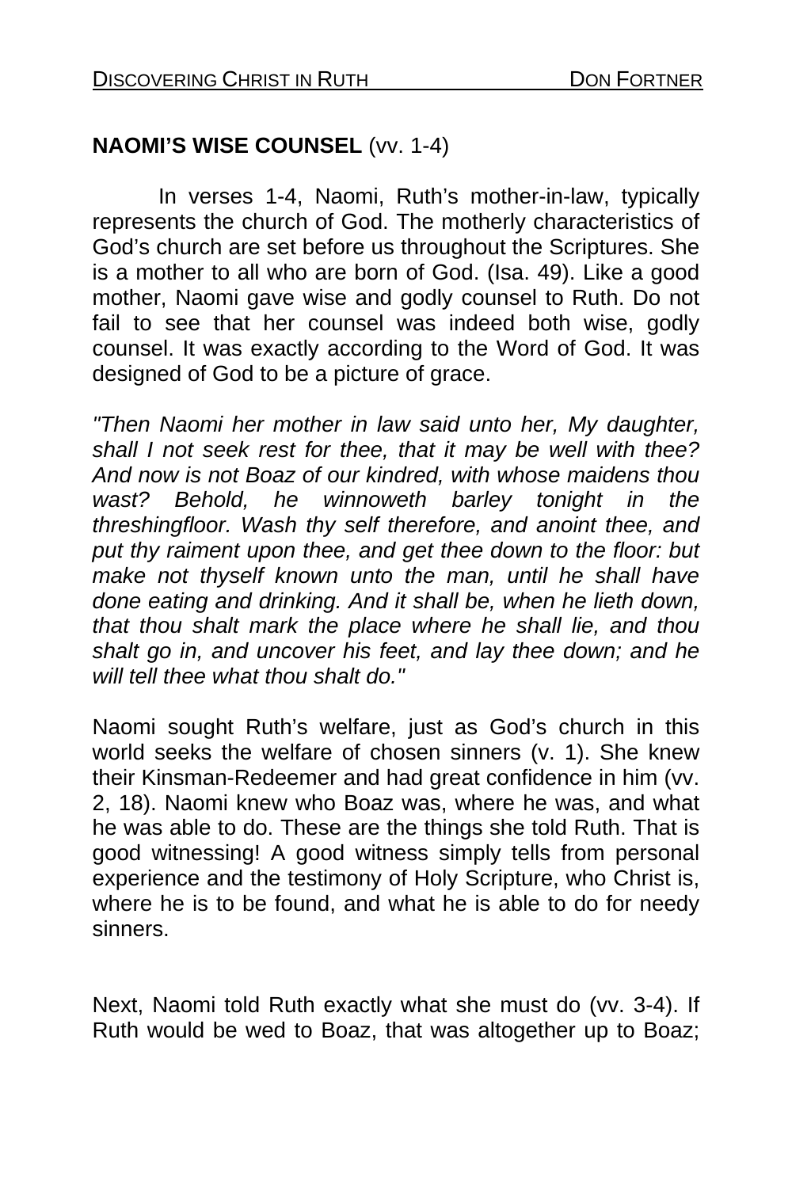**NAOMI'S WISE COUNSEL** (vv. 1-4)

In verses 1-4, Naomi, Ruth's mother-in-law, typically represents the church of God. The motherly characteristics of God's church are set before us throughout the Scriptures. She is a mother to all who are born of God. (Isa. 49). Like a good mother, Naomi gave wise and godly counsel to Ruth. Do not fail to see that her counsel was indeed both wise, godly counsel. It was exactly according to the Word of God. It was designed of God to be a picture of grace.

*"Then Naomi her mother in law said unto her, My daughter, shall I not seek rest for thee, that it may be well with thee? And now is not Boaz of our kindred, with whose maidens thou wast? Behold, he winnoweth barley tonight in the threshingfloor. Wash thy self therefore, and anoint thee, and put thy raiment upon thee, and get thee down to the floor: but make not thyself known unto the man, until he shall have done eating and drinking. And it shall be, when he lieth down, that thou shalt mark the place where he shall lie, and thou shalt go in, and uncover his feet, and lay thee down; and he will tell thee what thou shalt do."*

Naomi sought Ruth's welfare, just as God's church in this world seeks the welfare of chosen sinners (v. 1). She knew their Kinsman-Redeemer and had great confidence in him (vv. 2, 18). Naomi knew who Boaz was, where he was, and what he was able to do. These are the things she told Ruth. That is good witnessing! A good witness simply tells from personal experience and the testimony of Holy Scripture, who Christ is, where he is to be found, and what he is able to do for needy sinners.

Next, Naomi told Ruth exactly what she must do (vv. 3-4). If Ruth would be wed to Boaz, that was altogether up to Boaz;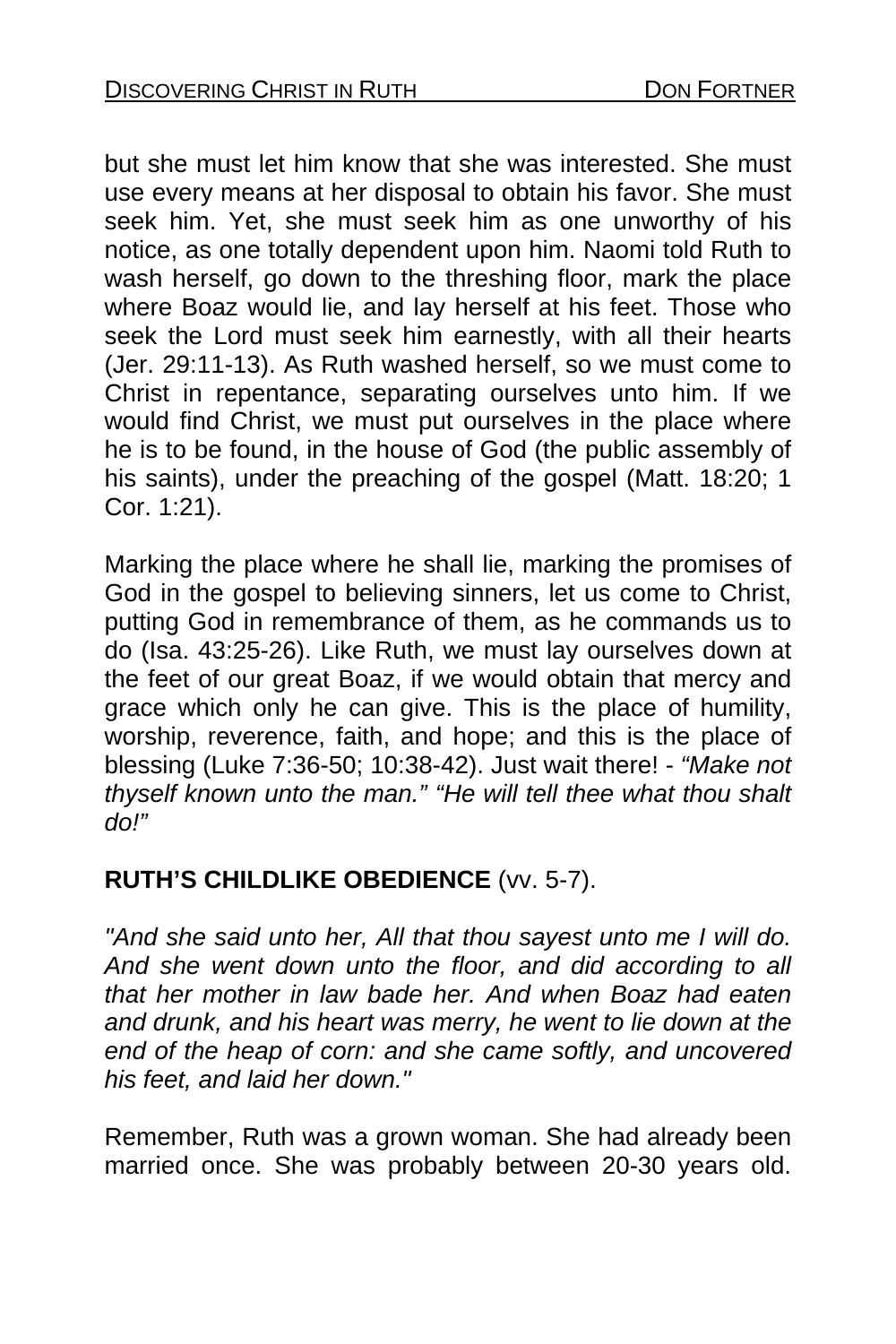but she must let him know that she was interested. She must use every means at her disposal to obtain his favor. She must seek him. Yet, she must seek him as one unworthy of his notice, as one totally dependent upon him. Naomi told Ruth to wash herself, go down to the threshing floor, mark the place where Boaz would lie, and lay herself at his feet. Those who seek the Lord must seek him earnestly, with all their hearts (Jer. 29:11-13). As Ruth washed herself, so we must come to Christ in repentance, separating ourselves unto him. If we would find Christ, we must put ourselves in the place where he is to be found, in the house of God (the public assembly of his saints), under the preaching of the gospel (Matt. 18:20; 1 Cor. 1:21).

Marking the place where he shall lie, marking the promises of God in the gospel to believing sinners, let us come to Christ, putting God in remembrance of them, as he commands us to do (Isa. 43:25-26). Like Ruth, we must lay ourselves down at the feet of our great Boaz, if we would obtain that mercy and grace which only he can give. This is the place of humility, worship, reverence, faith, and hope; and this is the place of blessing (Luke 7:36-50; 10:38-42). Just wait there! - *“Make not thyself known unto the man.” “He will tell thee what thou shalt do!”*

**RUTH’S CHILDLIKE OBEDIENCE** (vv. 5-7).

*"And she said unto her, All that thou sayest unto me I will do. And she went down unto the floor, and did according to all that her mother in law bade her. And when Boaz had eaten and drunk, and his heart was merry, he went to lie down at the end of the heap of corn: and she came softly, and uncovered his feet, and laid her down."*

Remember, Ruth was a grown woman. She had already been married once. She was probably between 20-30 years old.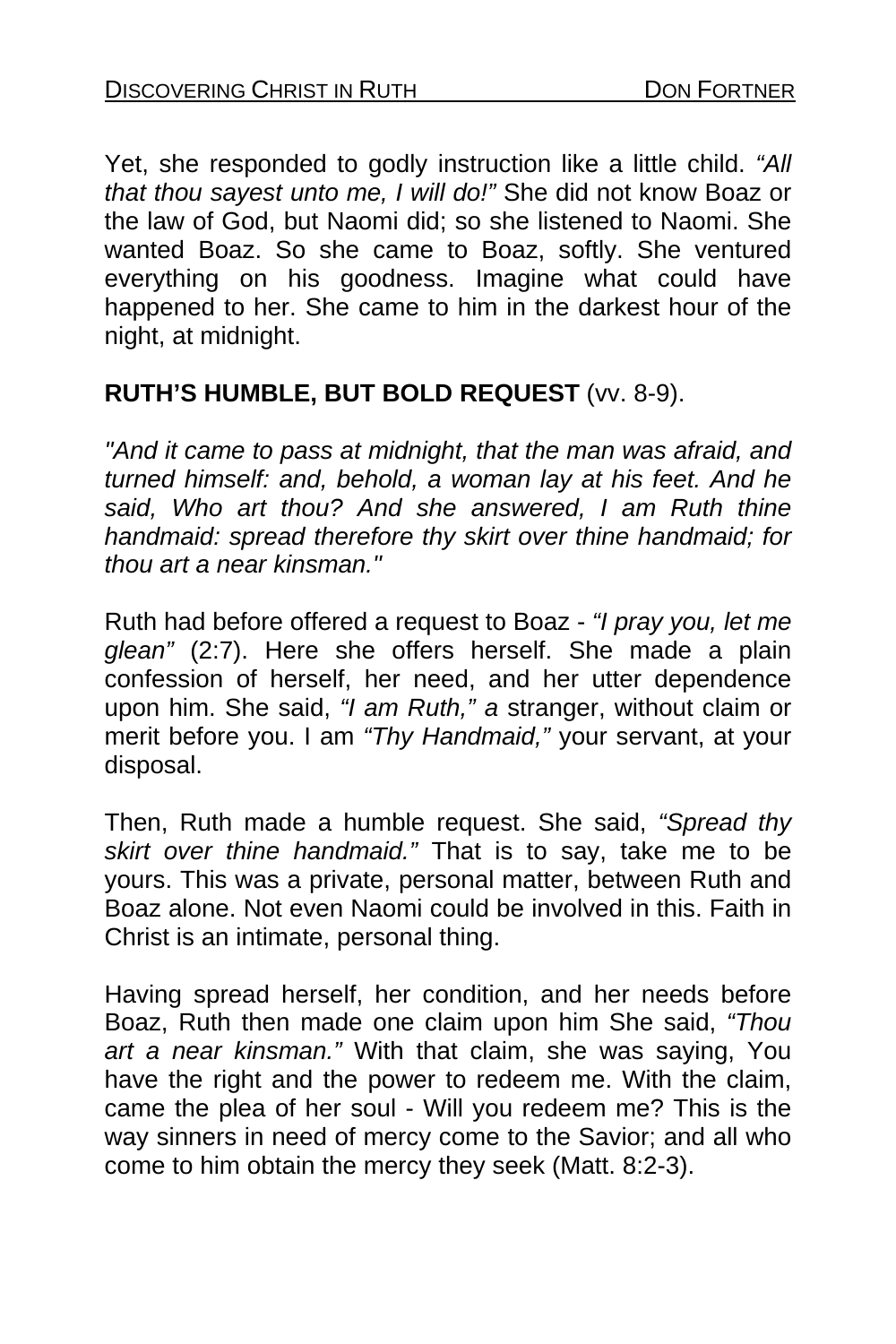Yet, she responded to godly instruction like a little child. *"All that thou sayest unto me, I will do!"* She did not know Boaz or the law of God, but Naomi did; so she listened to Naomi. She wanted Boaz. So she came to Boaz, softly. She ventured everything on his goodness. Imagine what could have happened to her. She came to him in the darkest hour of the night, at midnight.

**RUTH'S HUMBLE, BUT BOLD REQUEST** (vv. 8-9).

*"And it came to pass at midnight, that the man was afraid, and turned himself: and, behold, a woman lay at his feet. And he said, Who art thou? And she answered, I am Ruth thine handmaid: spread therefore thy skirt over thine handmaid; for thou art a near kinsman."*

Ruth had before offered a request to Boaz - *"I pray you, let me glean"* (2:7). Here she offers herself. She made a plain confession of herself, her need, and her utter dependence upon him. She said, *"I am Ruth," a* stranger, without claim or merit before you. I am *"Thy Handmaid,"* your servant, at your disposal.

Then, Ruth made a humble request. She said, *"Spread thy skirt over thine handmaid."* That is to say, take me to be yours. This was a private, personal matter, between Ruth and Boaz alone. Not even Naomi could be involved in this. Faith in Christ is an intimate, personal thing.

Having spread herself, her condition, and her needs before Boaz, Ruth then made one claim upon him She said, *"Thou art a near kinsman."* With that claim, she was saying, You have the right and the power to redeem me. With the claim, came the plea of her soul - Will you redeem me? This is the way sinners in need of mercy come to the Savior; and all who come to him obtain the mercy they seek (Matt. 8:2-3).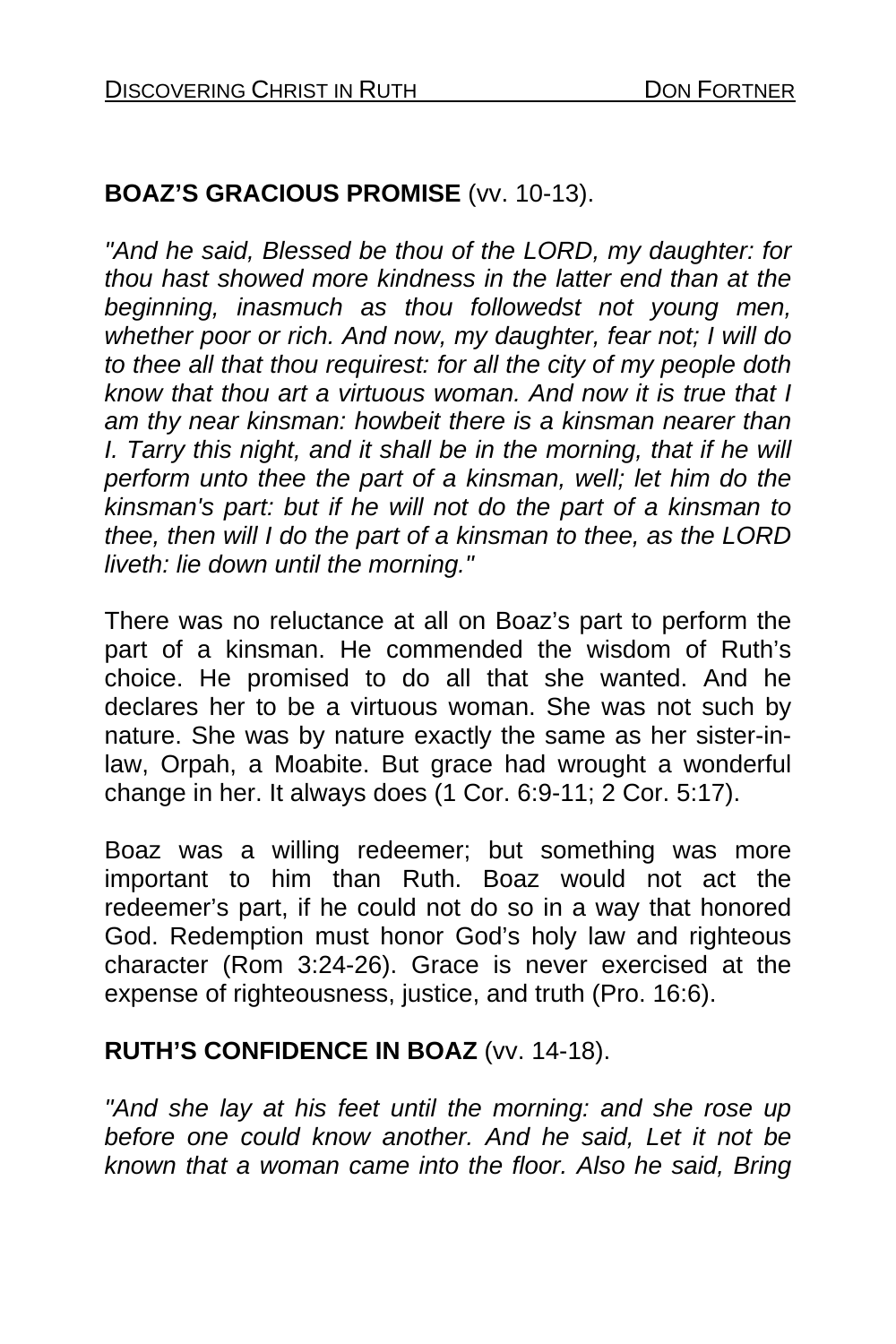**BOAZ'S GRACIOUS PROMISE** (vv. 10-13).

*"And he said, Blessed be thou of the LORD, my daughter: for thou hast showed more kindness in the latter end than at the beginning, inasmuch as thou followedst not young men, whether poor or rich. And now, my daughter, fear not; I will do to thee all that thou requirest: for all the city of my people doth know that thou art a virtuous woman. And now it is true that I am thy near kinsman: howbeit there is a kinsman nearer than I. Tarry this night, and it shall be in the morning, that if he will perform unto thee the part of a kinsman, well; let him do the kinsman's part: but if he will not do the part of a kinsman to thee, then will I do the part of a kinsman to thee, as the LORD liveth: lie down until the morning."*

There was no reluctance at all on Boaz's part to perform the part of a kinsman. He commended the wisdom of Ruth's choice. He promised to do all that she wanted. And he declares her to be a virtuous woman. She was not such by nature. She was by nature exactly the same as her sister-in-law, Orpah, a Moabite. But grace had wrought a wonderful change in her. It always does (1 Cor. 6:9-11; 2 Cor. 5:17).

Boaz was a willing redeemer; but something was more important to him than Ruth. Boaz would not act the redeemer's part, if he could not do so in a way that honored God. Redemption must honor God's holy law and righteous character (Rom 3:24-26). Grace is never exercised at the expense of righteousness, justice, and truth (Pro. 16:6).

**RUTH'S CONFIDENCE IN BOAZ** (vv. 14-18).

*"And she lay at his feet until the morning: and she rose up before one could know another. And he said, Let it not be known that a woman came into the floor. Also he said, Bring*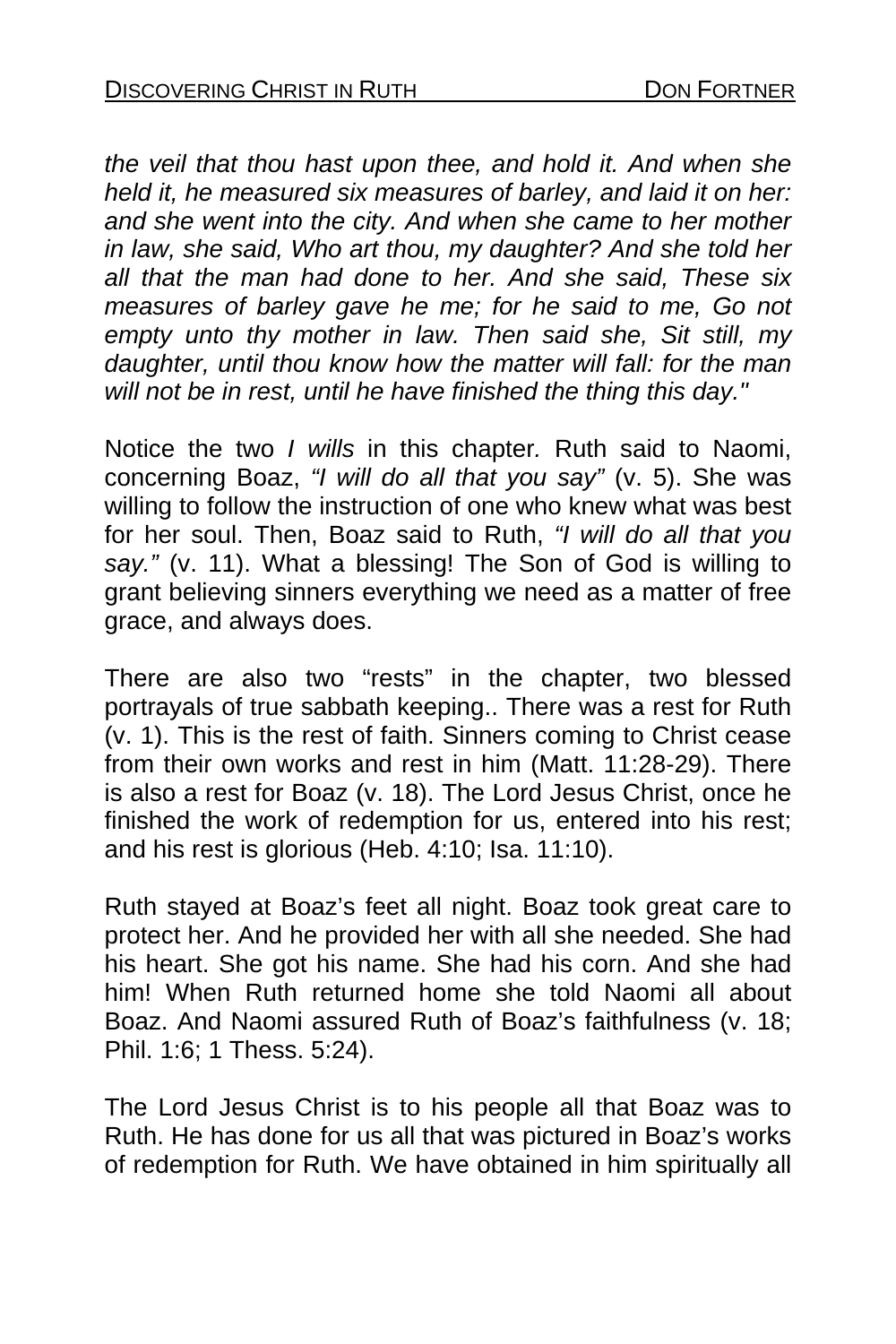*the veil that thou hast upon thee, and hold it. And when she held it, he measured six measures of barley, and laid it on her: and she went into the city. And when she came to her mother in law, she said, Who art thou, my daughter? And she told her all that the man had done to her. And she said, These six measures of barley gave he me; for he said to me, Go not empty unto thy mother in law. Then said she, Sit still, my daughter, until thou know how the matter will fall: for the man will not be in rest, until he have finished the thing this day."*

Notice the two *I wills* in this chapter. Ruth said to Naomi, concerning Boaz, *"I will do all that you say"* (v. 5). She was willing to follow the instruction of one who knew what was best for her soul. Then, Boaz said to Ruth, *"I will do all that you say."* (v. 11). What a blessing! The Son of God is willing to grant believing sinners everything we need as a matter of free grace, and always does.

There are also two "rests" in the chapter, two blessed portrayals of true sabbath keeping.. There was a rest for Ruth (v. 1). This is the rest of faith. Sinners coming to Christ cease from their own works and rest in him (Matt. 11:28-29). There is also a rest for Boaz (v. 18). The Lord Jesus Christ, once he finished the work of redemption for us, entered into his rest; and his rest is glorious (Heb. 4:10; Isa. 11:10).

Ruth stayed at Boaz's feet all night. Boaz took great care to protect her. And he provided her with all she needed. She had his heart. She got his name. She had his corn. And she had him! When Ruth returned home she told Naomi all about Boaz. And Naomi assured Ruth of Boaz's faithfulness (v. 18; Phil. 1:6; 1 Thess. 5:24).

The Lord Jesus Christ is to his people all that Boaz was to Ruth. He has done for us all that was pictured in Boaz's works of redemption for Ruth. We have obtained in him spiritually all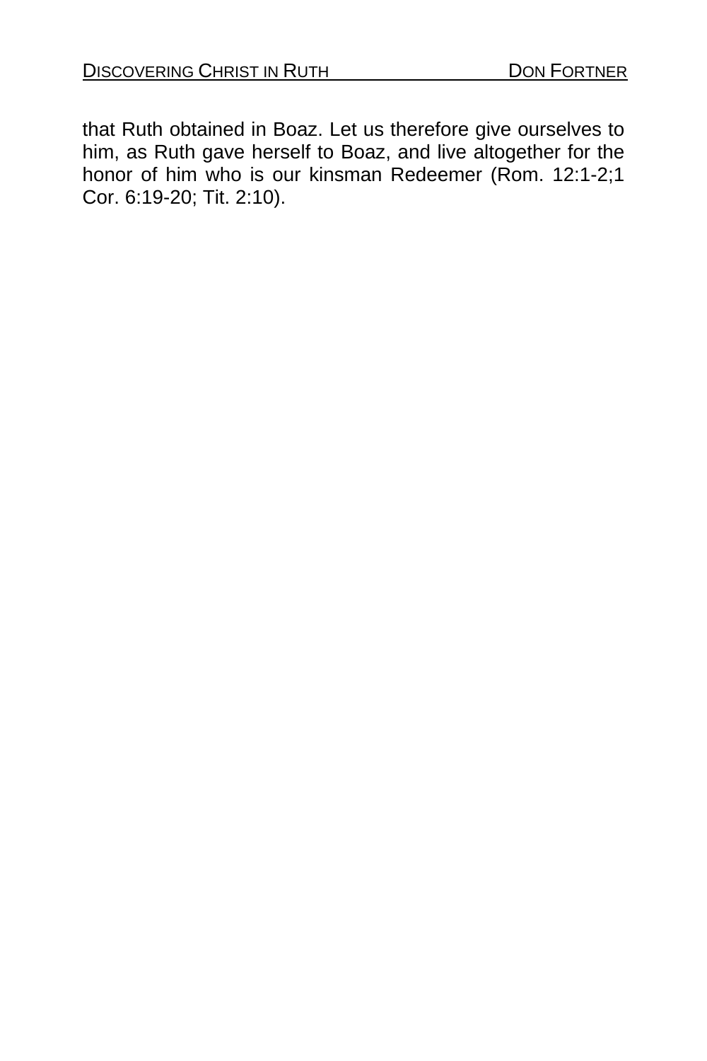that Ruth obtained in Boaz. Let us therefore give ourselves to him, as Ruth gave herself to Boaz, and live altogether for the honor of him who is our kinsman Redeemer (Rom. 12:1-2;1 Cor. 6:19-20; Tit. 2:10).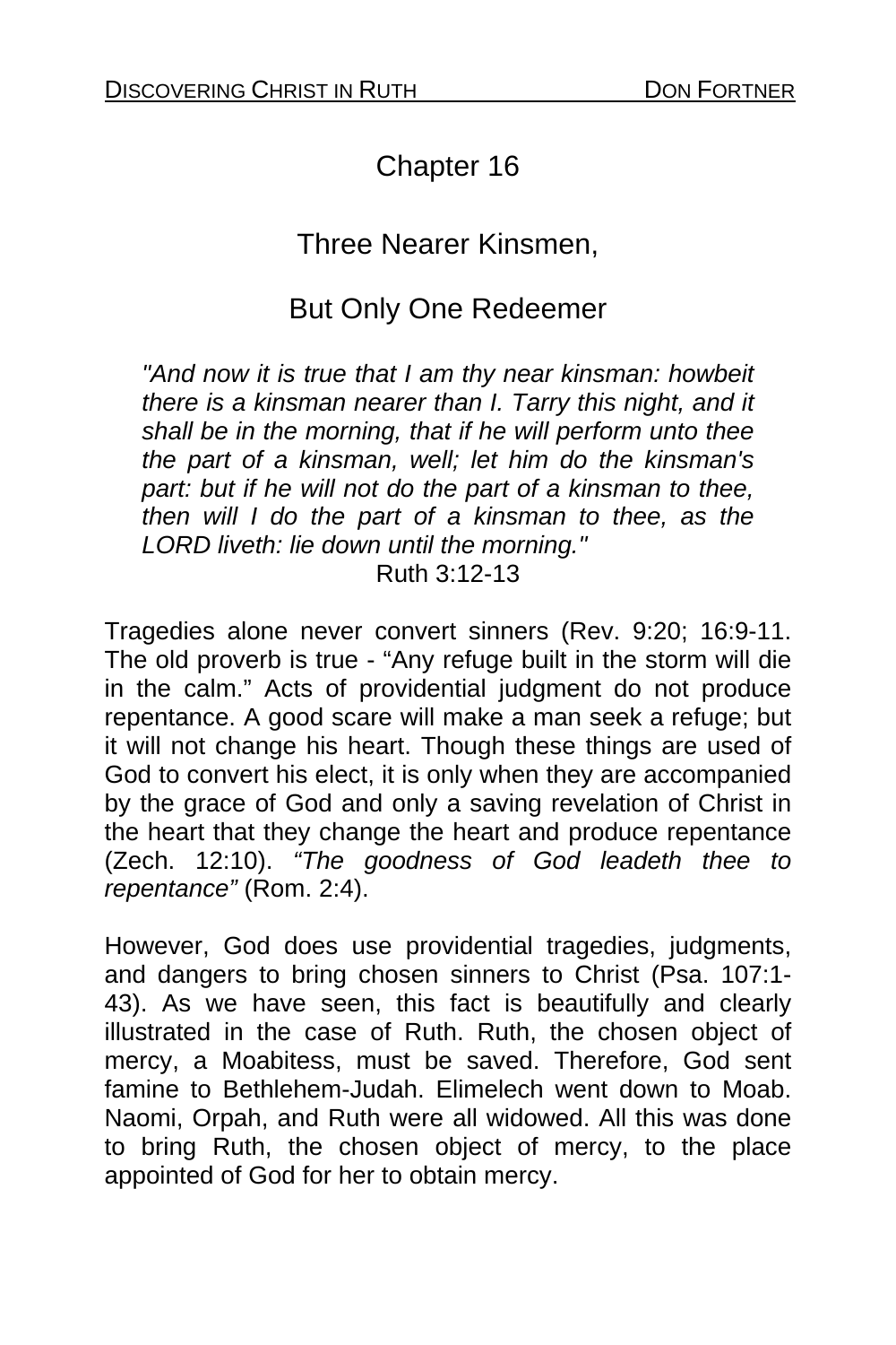# Chapter 16

## Three Nearer Kinsmen,

## But Only One Redeemer

> *"And now it is true that I am thy near kinsman: howbeit there is a kinsman nearer than I. Tarry this night, and it shall be in the morning, that if he will perform unto thee the part of a kinsman, well; let him do the kinsman's part: but if he will not do the part of a kinsman to thee, then will I do the part of a kinsman to thee, as the LORD liveth: lie down until the morning."*
>
> Ruth 3:12-13

Tragedies alone never convert sinners (Rev. 9:20; 16:9-11. The old proverb is true - "Any refuge built in the storm will die in the calm." Acts of providential judgment do not produce repentance. A good scare will make a man seek a refuge; but it will not change his heart. Though these things are used of God to convert his elect, it is only when they are accompanied by the grace of God and only a saving revelation of Christ in the heart that they change the heart and produce repentance (Zech. 12:10). *"The goodness of God leadeth thee to repentance"* (Rom. 2:4).

However, God does use providential tragedies, judgments, and dangers to bring chosen sinners to Christ (Psa. 107:1-43). As we have seen, this fact is beautifully and clearly illustrated in the case of Ruth. Ruth, the chosen object of mercy, a Moabitess, must be saved. Therefore, God sent famine to Bethlehem-Judah. Elimelech went down to Moab. Naomi, Orpah, and Ruth were all widowed. All this was done to bring Ruth, the chosen object of mercy, to the place appointed of God for her to obtain mercy.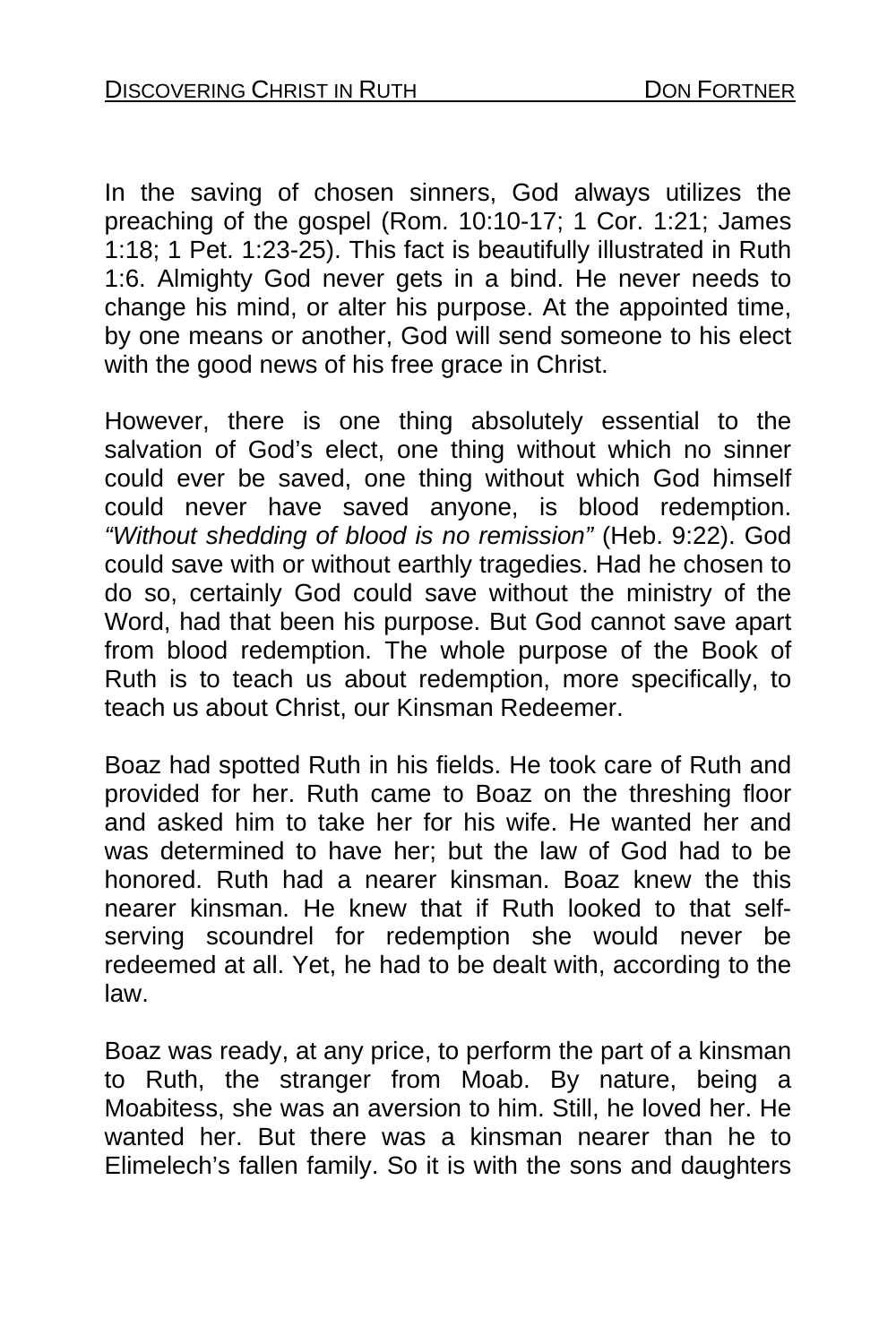In the saving of chosen sinners, God always utilizes the preaching of the gospel (Rom. 10:10-17; 1 Cor. 1:21; James 1:18; 1 Pet. 1:23-25). This fact is beautifully illustrated in Ruth 1:6. Almighty God never gets in a bind. He never needs to change his mind, or alter his purpose. At the appointed time, by one means or another, God will send someone to his elect with the good news of his free grace in Christ.

However, there is one thing absolutely essential to the salvation of God's elect, one thing without which no sinner could ever be saved, one thing without which God himself could never have saved anyone, is blood redemption. *"Without shedding of blood is no remission"* (Heb. 9:22). God could save with or without earthly tragedies. Had he chosen to do so, certainly God could save without the ministry of the Word, had that been his purpose. But God cannot save apart from blood redemption. The whole purpose of the Book of Ruth is to teach us about redemption, more specifically, to teach us about Christ, our Kinsman Redeemer.

Boaz had spotted Ruth in his fields. He took care of Ruth and provided for her. Ruth came to Boaz on the threshing floor and asked him to take her for his wife. He wanted her and was determined to have her; but the law of God had to be honored. Ruth had a nearer kinsman. Boaz knew the this nearer kinsman. He knew that if Ruth looked to that self-serving scoundrel for redemption she would never be redeemed at all. Yet, he had to be dealt with, according to the law.

Boaz was ready, at any price, to perform the part of a kinsman to Ruth, the stranger from Moab. By nature, being a Moabitess, she was an aversion to him. Still, he loved her. He wanted her. But there was a kinsman nearer than he to Elimelech's fallen family. So it is with the sons and daughters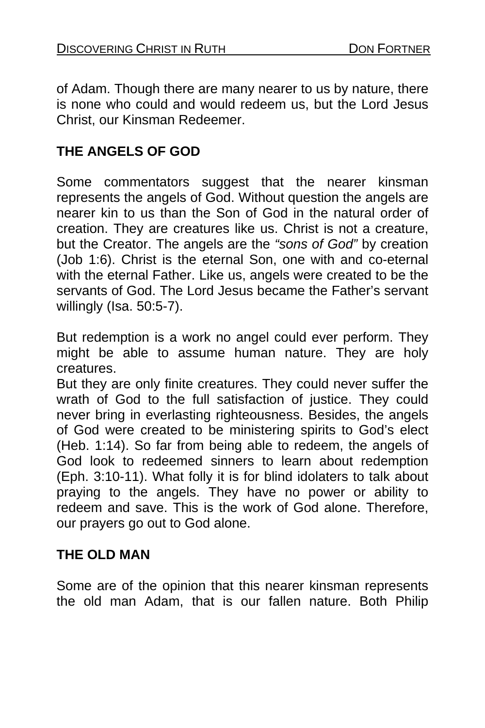of Adam. Though there are many nearer to us by nature, there is none who could and would redeem us, but the Lord Jesus Christ, our Kinsman Redeemer.

## THE ANGELS OF GOD

Some commentators suggest that the nearer kinsman represents the angels of God. Without question the angels are nearer kin to us than the Son of God in the natural order of creation. They are creatures like us. Christ is not a creature, but the Creator. The angels are the *"sons of God"* by creation (Job 1:6). Christ is the eternal Son, one with and co-eternal with the eternal Father. Like us, angels were created to be the servants of God. The Lord Jesus became the Father's servant willingly (Isa. 50:5-7).

But redemption is a work no angel could ever perform. They might be able to assume human nature. They are holy creatures.

But they are only finite creatures. They could never suffer the wrath of God to the full satisfaction of justice. They could never bring in everlasting righteousness. Besides, the angels of God were created to be ministering spirits to God's elect (Heb. 1:14). So far from being able to redeem, the angels of God look to redeemed sinners to learn about redemption (Eph. 3:10-11). What folly it is for blind idolaters to talk about praying to the angels. They have no power or ability to redeem and save. This is the work of God alone. Therefore, our prayers go out to God alone.

## THE OLD MAN

Some are of the opinion that this nearer kinsman represents the old man Adam, that is our fallen nature. Both Philip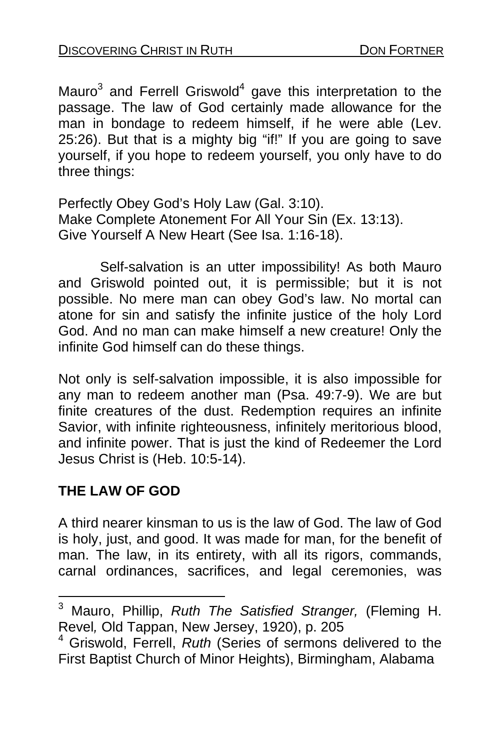Mauro[3] and Ferrell Griswold[4] gave this interpretation to the passage. The law of God certainly made allowance for the man in bondage to redeem himself, if he were able (Lev. 25:26). But that is a mighty big "if!" If you are going to save yourself, if you hope to redeem yourself, you only have to do three things:

Perfectly Obey God's Holy Law (Gal. 3:10).
Make Complete Atonement For All Your Sin (Ex. 13:13).
Give Yourself A New Heart (See Isa. 1:16-18).

Self-salvation is an utter impossibility! As both Mauro and Griswold pointed out, it is permissible; but it is not possible. No mere man can obey God's law. No mortal can atone for sin and satisfy the infinite justice of the holy Lord God. And no man can make himself a new creature! Only the infinite God himself can do these things.

Not only is self-salvation impossible, it is also impossible for any man to redeem another man (Psa. 49:7-9). We are but finite creatures of the dust. Redemption requires an infinite Savior, with infinite righteousness, infinitely meritorious blood, and infinite power. That is just the kind of Redeemer the Lord Jesus Christ is (Heb. 10:5-14).

## THE LAW OF GOD

A third nearer kinsman to us is the law of God. The law of God is holy, just, and good. It was made for man, for the benefit of man. The law, in its entirety, with all its rigors, commands, carnal ordinances, sacrifices, and legal ceremonies, was

---

[3] Mauro, Phillip, *Ruth The Satisfied Stranger,* (Fleming H. Revel*,* Old Tappan, New Jersey, 1920), p. 205

[4] Griswold, Ferrell, *Ruth* (Series of sermons delivered to the First Baptist Church of Minor Heights), Birmingham, Alabama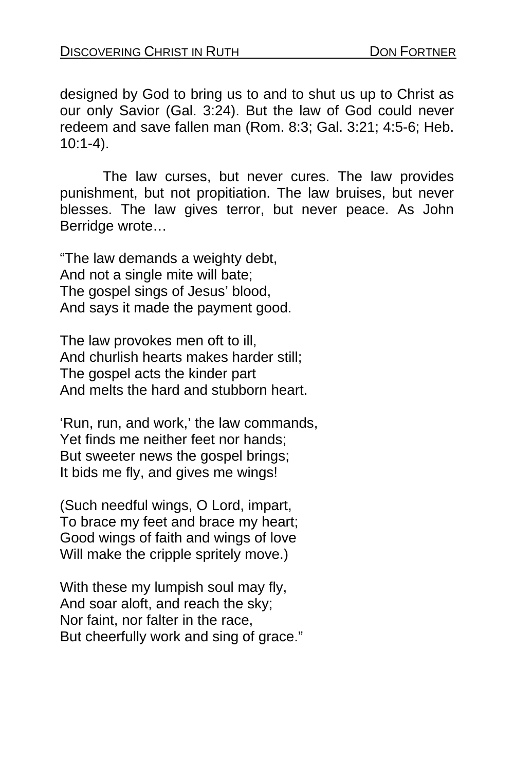designed by God to bring us to and to shut us up to Christ as our only Savior (Gal. 3:24). But the law of God could never redeem and save fallen man (Rom. 8:3; Gal. 3:21; 4:5-6; Heb. 10:1-4).

The law curses, but never cures. The law provides punishment, but not propitiation. The law bruises, but never blesses. The law gives terror, but never peace. As John Berridge wrote…

"The law demands a weighty debt,  
And not a single mite will bate;  
The gospel sings of Jesus' blood,  
And says it made the payment good.

The law provokes men oft to ill,  
And churlish hearts makes harder still;  
The gospel acts the kinder part  
And melts the hard and stubborn heart.

'Run, run, and work,' the law commands,  
Yet finds me neither feet nor hands;  
But sweeter news the gospel brings;  
It bids me fly, and gives me wings!

(Such needful wings, O Lord, impart,  
To brace my feet and brace my heart;  
Good wings of faith and wings of love  
Will make the cripple spritely move.)

With these my lumpish soul may fly,  
And soar aloft, and reach the sky;  
Nor faint, nor falter in the race,  
But cheerfully work and sing of grace."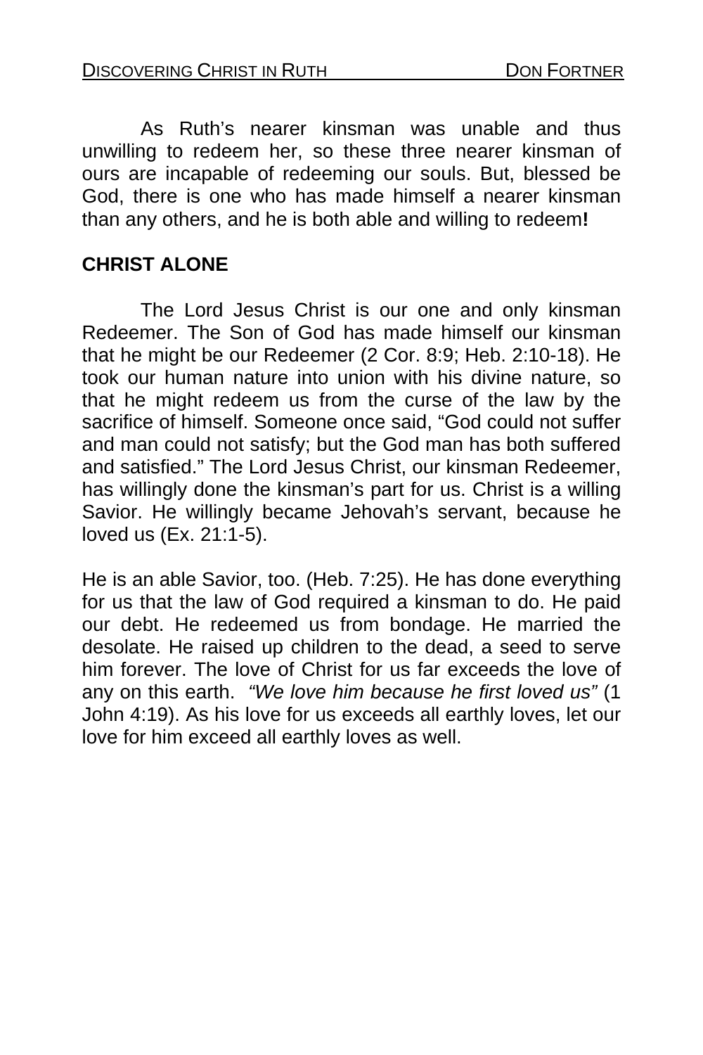As Ruth's nearer kinsman was unable and thus unwilling to redeem her, so these three nearer kinsman of ours are incapable of redeeming our souls. But, blessed be God, there is one who has made himself a nearer kinsman than any others, and he is both able and willing to redeem**!**

## CHRIST ALONE

The Lord Jesus Christ is our one and only kinsman Redeemer. The Son of God has made himself our kinsman that he might be our Redeemer (2 Cor. 8:9; Heb. 2:10-18). He took our human nature into union with his divine nature, so that he might redeem us from the curse of the law by the sacrifice of himself. Someone once said, "God could not suffer and man could not satisfy; but the God man has both suffered and satisfied." The Lord Jesus Christ, our kinsman Redeemer, has willingly done the kinsman's part for us. Christ is a willing Savior. He willingly became Jehovah's servant, because he loved us (Ex. 21:1-5).

He is an able Savior, too. (Heb. 7:25). He has done everything for us that the law of God required a kinsman to do. He paid our debt. He redeemed us from bondage. He married the desolate. He raised up children to the dead, a seed to serve him forever. The love of Christ for us far exceeds the love of any on this earth. *"We love him because he first loved us"* (1 John 4:19). As his love for us exceeds all earthly loves, let our love for him exceed all earthly loves as well.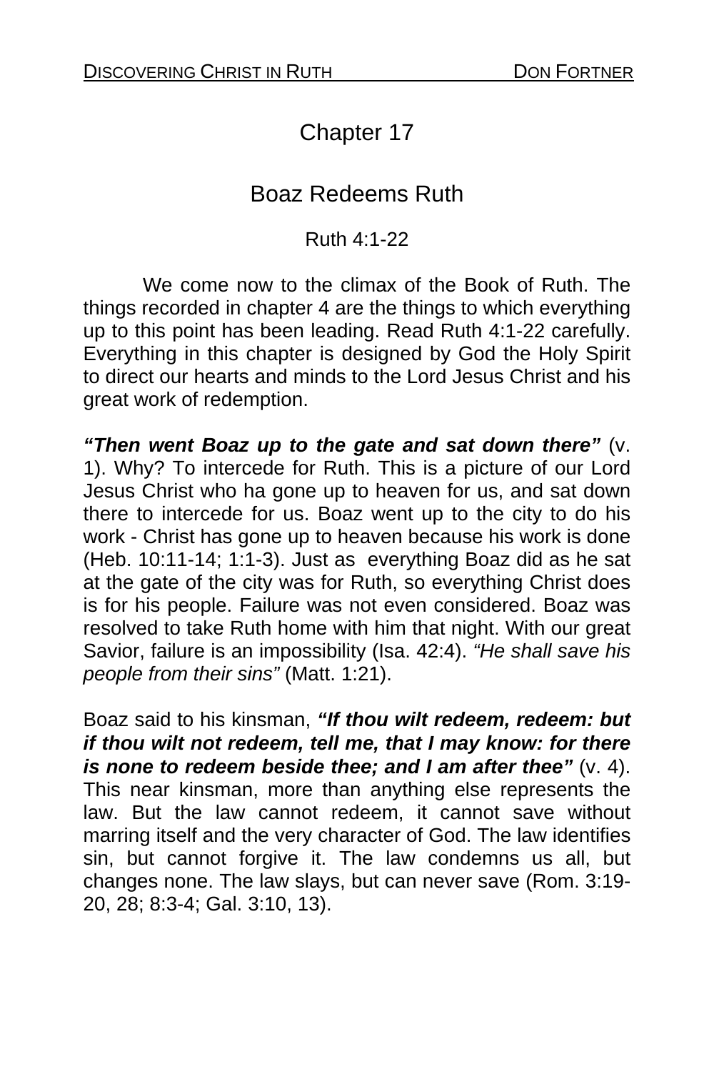# Chapter 17

## Boaz Redeems Ruth

### Ruth 4:1-22

We come now to the climax of the Book of Ruth. The things recorded in chapter 4 are the things to which everything up to this point has been leading. Read Ruth 4:1-22 carefully. Everything in this chapter is designed by God the Holy Spirit to direct our hearts and minds to the Lord Jesus Christ and his great work of redemption.

***"Then went Boaz up to the gate and sat down there"*** (v. 1). Why? To intercede for Ruth. This is a picture of our Lord Jesus Christ who ha gone up to heaven for us, and sat down there to intercede for us. Boaz went up to the city to do his work - Christ has gone up to heaven because his work is done (Heb. 10:11-14; 1:1-3). Just as everything Boaz did as he sat at the gate of the city was for Ruth, so everything Christ does is for his people. Failure was not even considered. Boaz was resolved to take Ruth home with him that night. With our great Savior, failure is an impossibility (Isa. 42:4). *"He shall save his people from their sins"* (Matt. 1:21).

Boaz said to his kinsman, ***"If thou wilt redeem, redeem: but if thou wilt not redeem, tell me, that I may know: for there is none to redeem beside thee; and I am after thee"*** (v. 4). This near kinsman, more than anything else represents the law. But the law cannot redeem, it cannot save without marring itself and the very character of God. The law identifies sin, but cannot forgive it. The law condemns us all, but changes none. The law slays, but can never save (Rom. 3:19-20, 28; 8:3-4; Gal. 3:10, 13).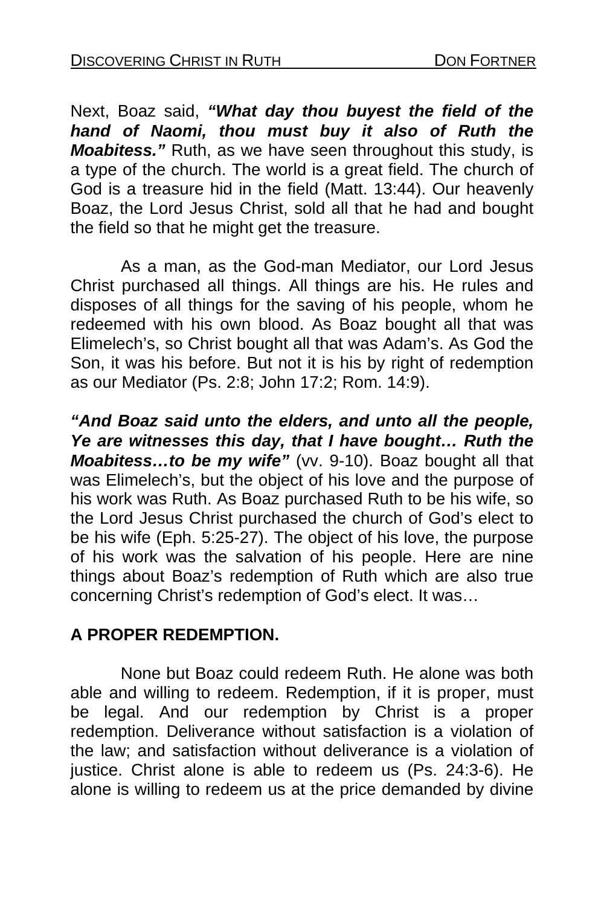Next, Boaz said, ***"What day thou buyest the field of the hand of Naomi, thou must buy it also of Ruth the Moabitess."*** Ruth, as we have seen throughout this study, is a type of the church. The world is a great field. The church of God is a treasure hid in the field (Matt. 13:44). Our heavenly Boaz, the Lord Jesus Christ, sold all that he had and bought the field so that he might get the treasure.

As a man, as the God-man Mediator, our Lord Jesus Christ purchased all things. All things are his. He rules and disposes of all things for the saving of his people, whom he redeemed with his own blood. As Boaz bought all that was Elimelech's, so Christ bought all that was Adam's. As God the Son, it was his before. But not it is his by right of redemption as our Mediator (Ps. 2:8; John 17:2; Rom. 14:9).

***"And Boaz said unto the elders, and unto all the people, Ye are witnesses this day, that I have bought… Ruth the Moabitess…to be my wife"*** (vv. 9-10). Boaz bought all that was Elimelech's, but the object of his love and the purpose of his work was Ruth. As Boaz purchased Ruth to be his wife, so the Lord Jesus Christ purchased the church of God's elect to be his wife (Eph. 5:25-27). The object of his love, the purpose of his work was the salvation of his people. Here are nine things about Boaz's redemption of Ruth which are also true concerning Christ's redemption of God's elect. It was…

**A PROPER REDEMPTION.**

None but Boaz could redeem Ruth. He alone was both able and willing to redeem. Redemption, if it is proper, must be legal. And our redemption by Christ is a proper redemption. Deliverance without satisfaction is a violation of the law; and satisfaction without deliverance is a violation of justice. Christ alone is able to redeem us (Ps. 24:3-6). He alone is willing to redeem us at the price demanded by divine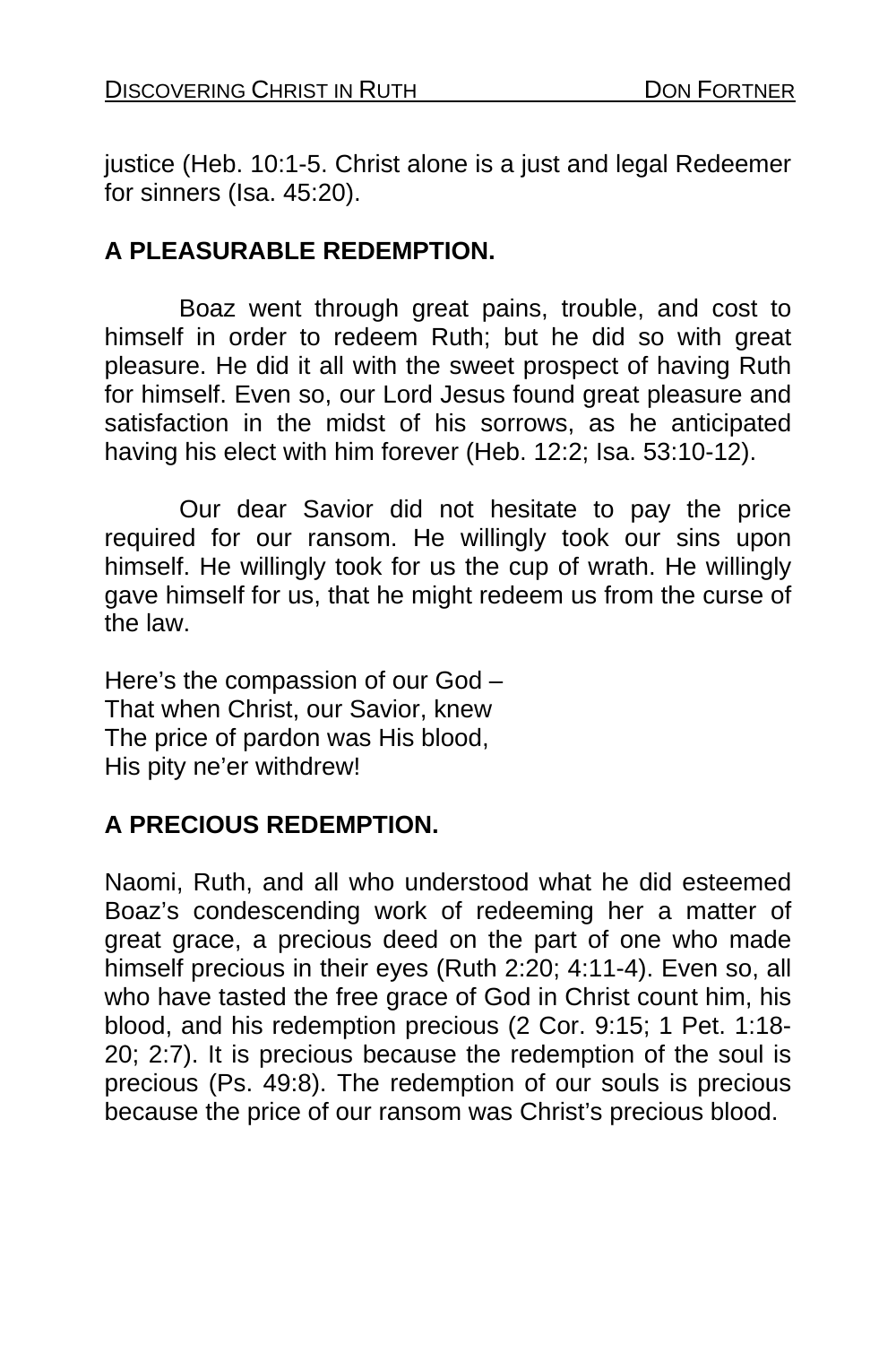justice (Heb. 10:1-5. Christ alone is a just and legal Redeemer for sinners (Isa. 45:20).

**A PLEASURABLE REDEMPTION.**

Boaz went through great pains, trouble, and cost to himself in order to redeem Ruth; but he did so with great pleasure. He did it all with the sweet prospect of having Ruth for himself. Even so, our Lord Jesus found great pleasure and satisfaction in the midst of his sorrows, as he anticipated having his elect with him forever (Heb. 12:2; Isa. 53:10-12).

Our dear Savior did not hesitate to pay the price required for our ransom. He willingly took our sins upon himself. He willingly took for us the cup of wrath. He willingly gave himself for us, that he might redeem us from the curse of the law.

Here's the compassion of our God –  
That when Christ, our Savior, knew  
The price of pardon was His blood,  
His pity ne'er withdrew!

**A PRECIOUS REDEMPTION.**

Naomi, Ruth, and all who understood what he did esteemed Boaz's condescending work of redeeming her a matter of great grace, a precious deed on the part of one who made himself precious in their eyes (Ruth 2:20; 4:11-4). Even so, all who have tasted the free grace of God in Christ count him, his blood, and his redemption precious (2 Cor. 9:15; 1 Pet. 1:18-20; 2:7). It is precious because the redemption of the soul is precious (Ps. 49:8). The redemption of our souls is precious because the price of our ransom was Christ's precious blood.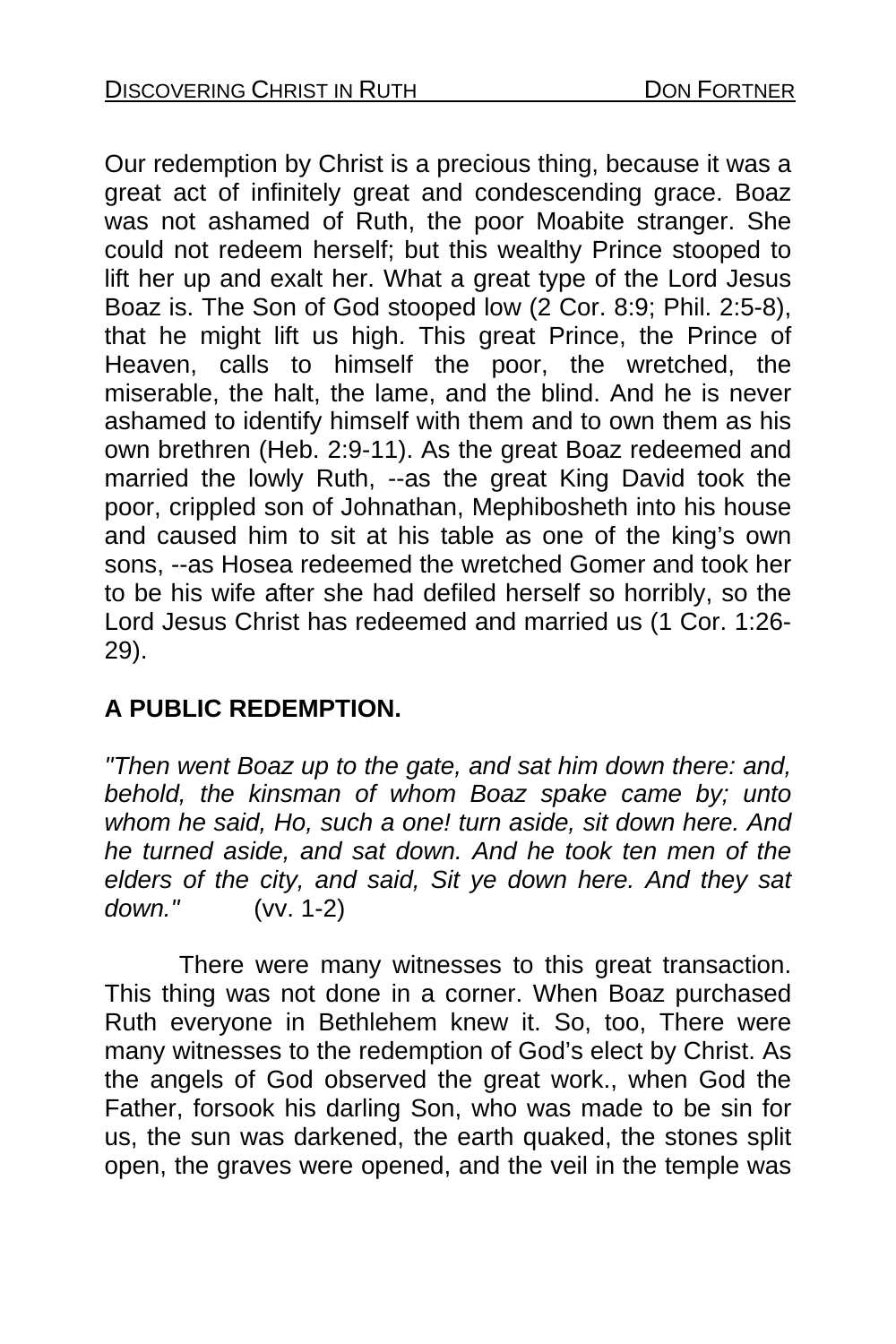Our redemption by Christ is a precious thing, because it was a great act of infinitely great and condescending grace. Boaz was not ashamed of Ruth, the poor Moabite stranger. She could not redeem herself; but this wealthy Prince stooped to lift her up and exalt her. What a great type of the Lord Jesus Boaz is. The Son of God stooped low (2 Cor. 8:9; Phil. 2:5-8), that he might lift us high. This great Prince, the Prince of Heaven, calls to himself the poor, the wretched, the miserable, the halt, the lame, and the blind. And he is never ashamed to identify himself with them and to own them as his own brethren (Heb. 2:9-11). As the great Boaz redeemed and married the lowly Ruth, --as the great King David took the poor, crippled son of Johnathan, Mephibosheth into his house and caused him to sit at his table as one of the king's own sons, --as Hosea redeemed the wretched Gomer and took her to be his wife after she had defiled herself so horribly, so the Lord Jesus Christ has redeemed and married us (1 Cor. 1:26-29).

**A PUBLIC REDEMPTION.**

*"Then went Boaz up to the gate, and sat him down there: and, behold, the kinsman of whom Boaz spake came by; unto whom he said, Ho, such a one! turn aside, sit down here. And he turned aside, and sat down. And he took ten men of the elders of the city, and said, Sit ye down here. And they sat down."* (vv. 1-2)

There were many witnesses to this great transaction. This thing was not done in a corner. When Boaz purchased Ruth everyone in Bethlehem knew it. So, too, There were many witnesses to the redemption of God's elect by Christ. As the angels of God observed the great work., when God the Father, forsook his darling Son, who was made to be sin for us, the sun was darkened, the earth quaked, the stones split open, the graves were opened, and the veil in the temple was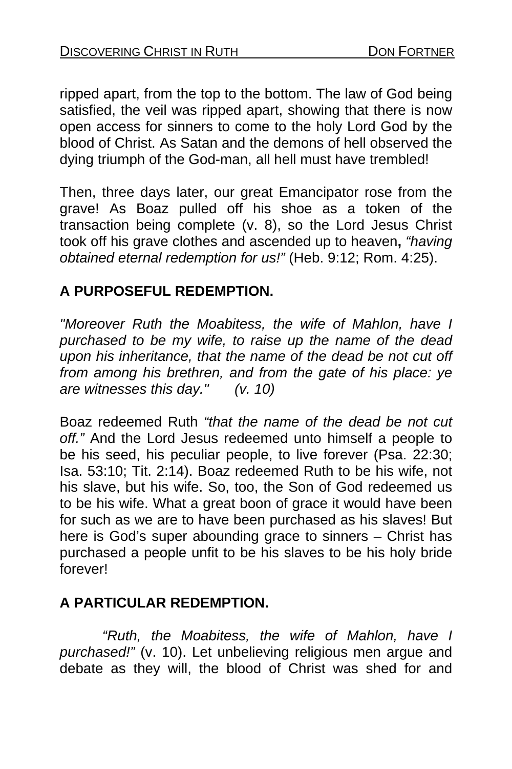ripped apart, from the top to the bottom. The law of God being satisfied, the veil was ripped apart, showing that there is now open access for sinners to come to the holy Lord God by the blood of Christ. As Satan and the demons of hell observed the dying triumph of the God-man, all hell must have trembled!

Then, three days later, our great Emancipator rose from the grave! As Boaz pulled off his shoe as a token of the transaction being complete (v. 8), so the Lord Jesus Christ took off his grave clothes and ascended up to heaven**,** *"having obtained eternal redemption for us!"* (Heb. 9:12; Rom. 4:25).

## A PURPOSEFUL REDEMPTION.

*"Moreover Ruth the Moabitess, the wife of Mahlon, have I purchased to be my wife, to raise up the name of the dead upon his inheritance, that the name of the dead be not cut off from among his brethren, and from the gate of his place: ye are witnesses this day." (v. 10)*

Boaz redeemed Ruth *"that the name of the dead be not cut off."* And the Lord Jesus redeemed unto himself a people to be his seed, his peculiar people, to live forever (Psa. 22:30; Isa. 53:10; Tit. 2:14). Boaz redeemed Ruth to be his wife, not his slave, but his wife. So, too, the Son of God redeemed us to be his wife. What a great boon of grace it would have been for such as we are to have been purchased as his slaves! But here is God's super abounding grace to sinners – Christ has purchased a people unfit to be his slaves to be his holy bride forever!

## A PARTICULAR REDEMPTION.

*"Ruth, the Moabitess, the wife of Mahlon, have I purchased!"* (v. 10). Let unbelieving religious men argue and debate as they will, the blood of Christ was shed for and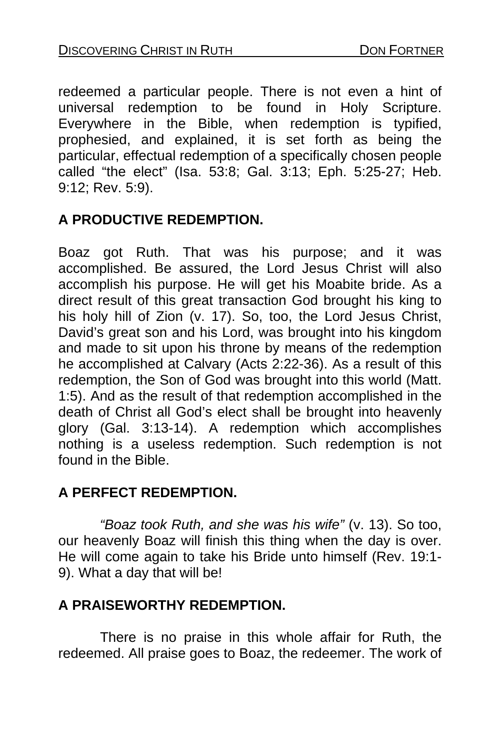redeemed a particular people. There is not even a hint of universal redemption to be found in Holy Scripture. Everywhere in the Bible, when redemption is typified, prophesied, and explained, it is set forth as being the particular, effectual redemption of a specifically chosen people called "the elect" (Isa. 53:8; Gal. 3:13; Eph. 5:25-27; Heb. 9:12; Rev. 5:9).

**A PRODUCTIVE REDEMPTION.**

Boaz got Ruth. That was his purpose; and it was accomplished. Be assured, the Lord Jesus Christ will also accomplish his purpose. He will get his Moabite bride. As a direct result of this great transaction God brought his king to his holy hill of Zion (v. 17). So, too, the Lord Jesus Christ, David's great son and his Lord, was brought into his kingdom and made to sit upon his throne by means of the redemption he accomplished at Calvary (Acts 2:22-36). As a result of this redemption, the Son of God was brought into this world (Matt. 1:5). And as the result of that redemption accomplished in the death of Christ all God's elect shall be brought into heavenly glory (Gal. 3:13-14). A redemption which accomplishes nothing is a useless redemption. Such redemption is not found in the Bible.

**A PERFECT REDEMPTION.**

*"Boaz took Ruth, and she was his wife"* (v. 13). So too, our heavenly Boaz will finish this thing when the day is over. He will come again to take his Bride unto himself (Rev. 19:1-9). What a day that will be!

**A PRAISEWORTHY REDEMPTION.**

There is no praise in this whole affair for Ruth, the redeemed. All praise goes to Boaz, the redeemer. The work of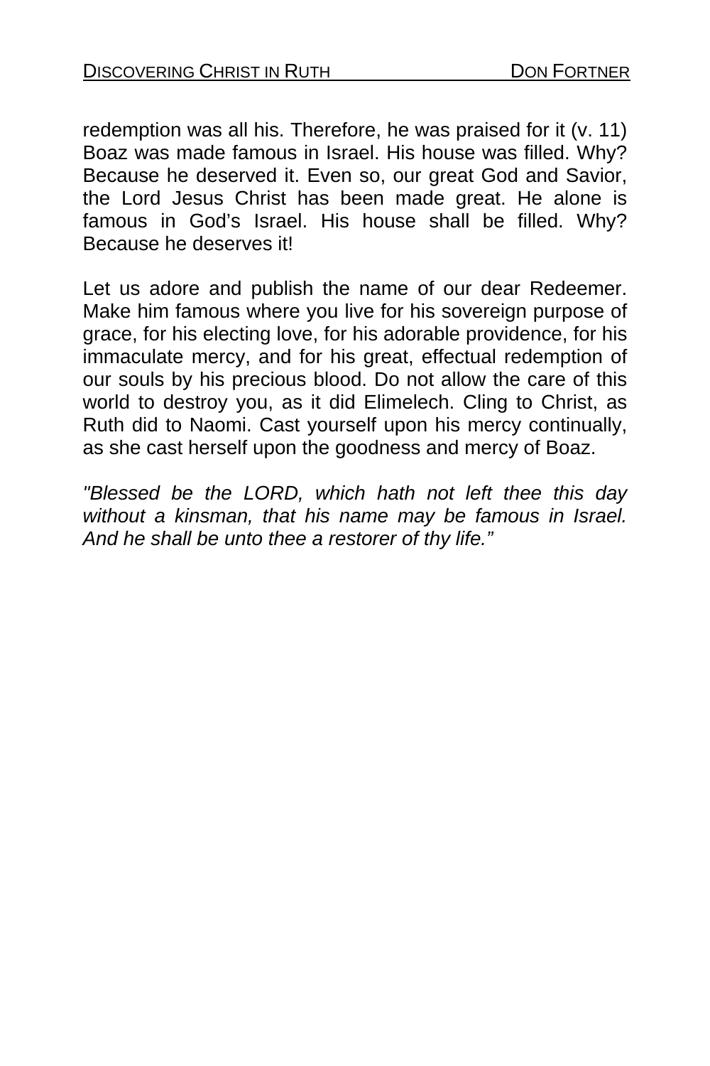redemption was all his. Therefore, he was praised for it (v. 11) Boaz was made famous in Israel. His house was filled. Why? Because he deserved it. Even so, our great God and Savior, the Lord Jesus Christ has been made great. He alone is famous in God's Israel. His house shall be filled. Why? Because he deserves it!

Let us adore and publish the name of our dear Redeemer. Make him famous where you live for his sovereign purpose of grace, for his electing love, for his adorable providence, for his immaculate mercy, and for his great, effectual redemption of our souls by his precious blood. Do not allow the care of this world to destroy you, as it did Elimelech. Cling to Christ, as Ruth did to Naomi. Cast yourself upon his mercy continually, as she cast herself upon the goodness and mercy of Boaz.

*"Blessed be the LORD, which hath not left thee this day without a kinsman, that his name may be famous in Israel. And he shall be unto thee a restorer of thy life."*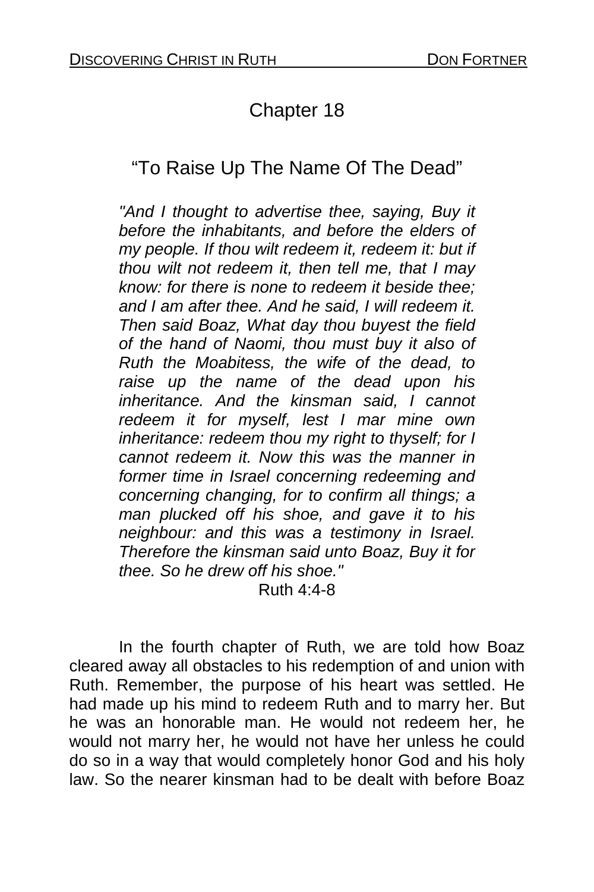# Chapter 18

## "To Raise Up The Name Of The Dead"

> *"And I thought to advertise thee, saying, Buy it before the inhabitants, and before the elders of my people. If thou wilt redeem it, redeem it: but if thou wilt not redeem it, then tell me, that I may know: for there is none to redeem it beside thee; and I am after thee. And he said, I will redeem it. Then said Boaz, What day thou buyest the field of the hand of Naomi, thou must buy it also of Ruth the Moabitess, the wife of the dead, to raise up the name of the dead upon his inheritance. And the kinsman said, I cannot redeem it for myself, lest I mar mine own inheritance: redeem thou my right to thyself; for I cannot redeem it. Now this was the manner in former time in Israel concerning redeeming and concerning changing, for to confirm all things; a man plucked off his shoe, and gave it to his neighbour: and this was a testimony in Israel. Therefore the kinsman said unto Boaz, Buy it for thee. So he drew off his shoe."*
>
> Ruth 4:4-8

In the fourth chapter of Ruth, we are told how Boaz cleared away all obstacles to his redemption of and union with Ruth. Remember, the purpose of his heart was settled. He had made up his mind to redeem Ruth and to marry her. But he was an honorable man. He would not redeem her, he would not marry her, he would not have her unless he could do so in a way that would completely honor God and his holy law. So the nearer kinsman had to be dealt with before Boaz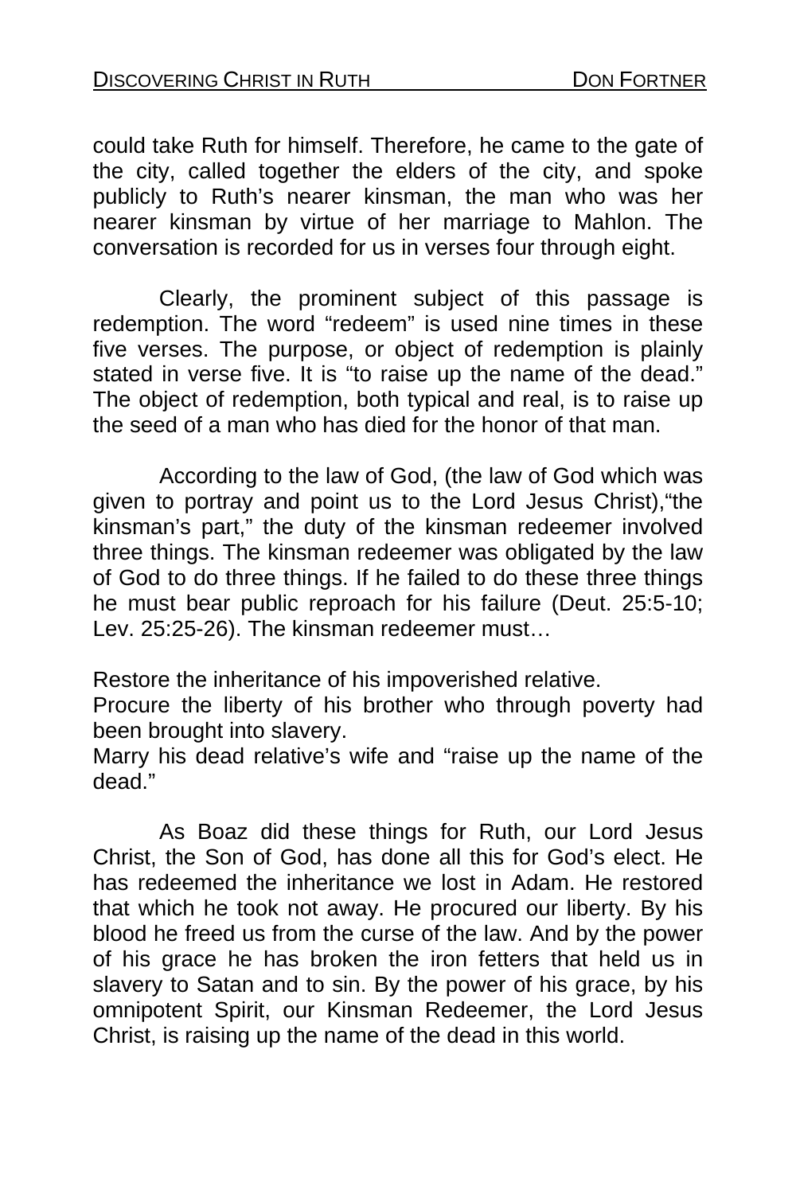could take Ruth for himself. Therefore, he came to the gate of the city, called together the elders of the city, and spoke publicly to Ruth's nearer kinsman, the man who was her nearer kinsman by virtue of her marriage to Mahlon. The conversation is recorded for us in verses four through eight.

Clearly, the prominent subject of this passage is redemption. The word "redeem" is used nine times in these five verses. The purpose, or object of redemption is plainly stated in verse five. It is "to raise up the name of the dead." The object of redemption, both typical and real, is to raise up the seed of a man who has died for the honor of that man.

According to the law of God, (the law of God which was given to portray and point us to the Lord Jesus Christ),"the kinsman's part," the duty of the kinsman redeemer involved three things. The kinsman redeemer was obligated by the law of God to do three things. If he failed to do these three things he must bear public reproach for his failure (Deut. 25:5-10; Lev. 25:25-26). The kinsman redeemer must…

Restore the inheritance of his impoverished relative.
Procure the liberty of his brother who through poverty had been brought into slavery.
Marry his dead relative's wife and "raise up the name of the dead."

As Boaz did these things for Ruth, our Lord Jesus Christ, the Son of God, has done all this for God's elect. He has redeemed the inheritance we lost in Adam. He restored that which he took not away. He procured our liberty. By his blood he freed us from the curse of the law. And by the power of his grace he has broken the iron fetters that held us in slavery to Satan and to sin. By the power of his grace, by his omnipotent Spirit, our Kinsman Redeemer, the Lord Jesus Christ, is raising up the name of the dead in this world.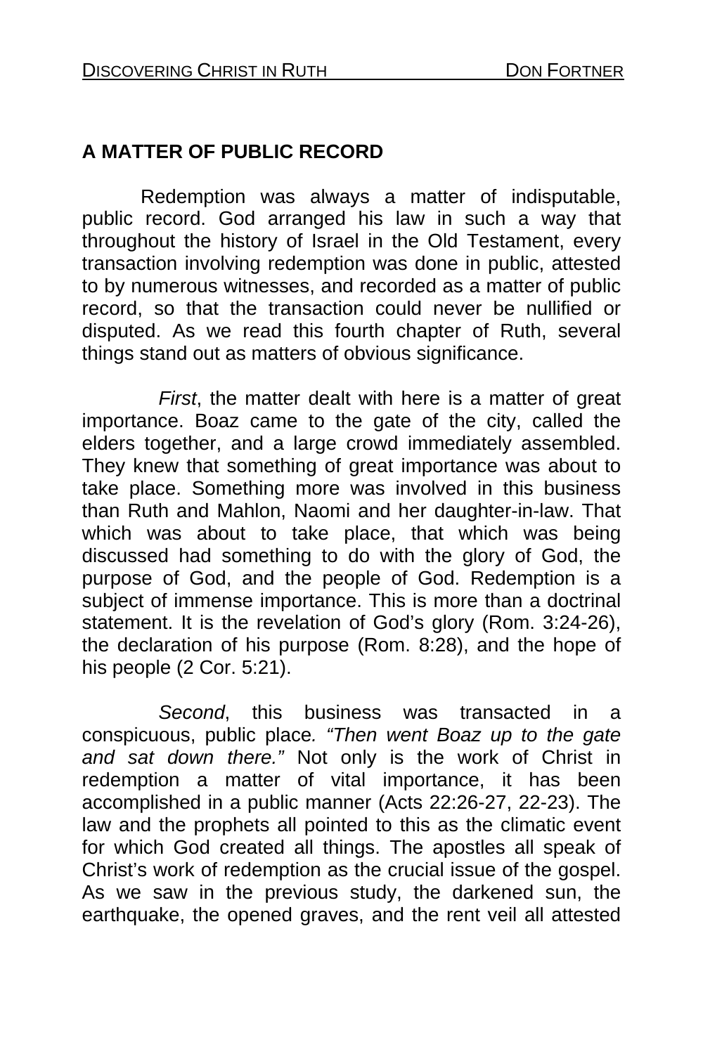## A MATTER OF PUBLIC RECORD

Redemption was always a matter of indisputable, public record. God arranged his law in such a way that throughout the history of Israel in the Old Testament, every transaction involving redemption was done in public, attested to by numerous witnesses, and recorded as a matter of public record, so that the transaction could never be nullified or disputed. As we read this fourth chapter of Ruth, several things stand out as matters of obvious significance.

*First*, the matter dealt with here is a matter of great importance. Boaz came to the gate of the city, called the elders together, and a large crowd immediately assembled. They knew that something of great importance was about to take place. Something more was involved in this business than Ruth and Mahlon, Naomi and her daughter-in-law. That which was about to take place, that which was being discussed had something to do with the glory of God, the purpose of God, and the people of God. Redemption is a subject of immense importance. This is more than a doctrinal statement. It is the revelation of God's glory (Rom. 3:24-26), the declaration of his purpose (Rom. 8:28), and the hope of his people (2 Cor. 5:21).

*Second*, this business was transacted in a conspicuous, public place. *"Then went Boaz up to the gate and sat down there."* Not only is the work of Christ in redemption a matter of vital importance, it has been accomplished in a public manner (Acts 22:26-27, 22-23). The law and the prophets all pointed to this as the climatic event for which God created all things. The apostles all speak of Christ's work of redemption as the crucial issue of the gospel. As we saw in the previous study, the darkened sun, the earthquake, the opened graves, and the rent veil all attested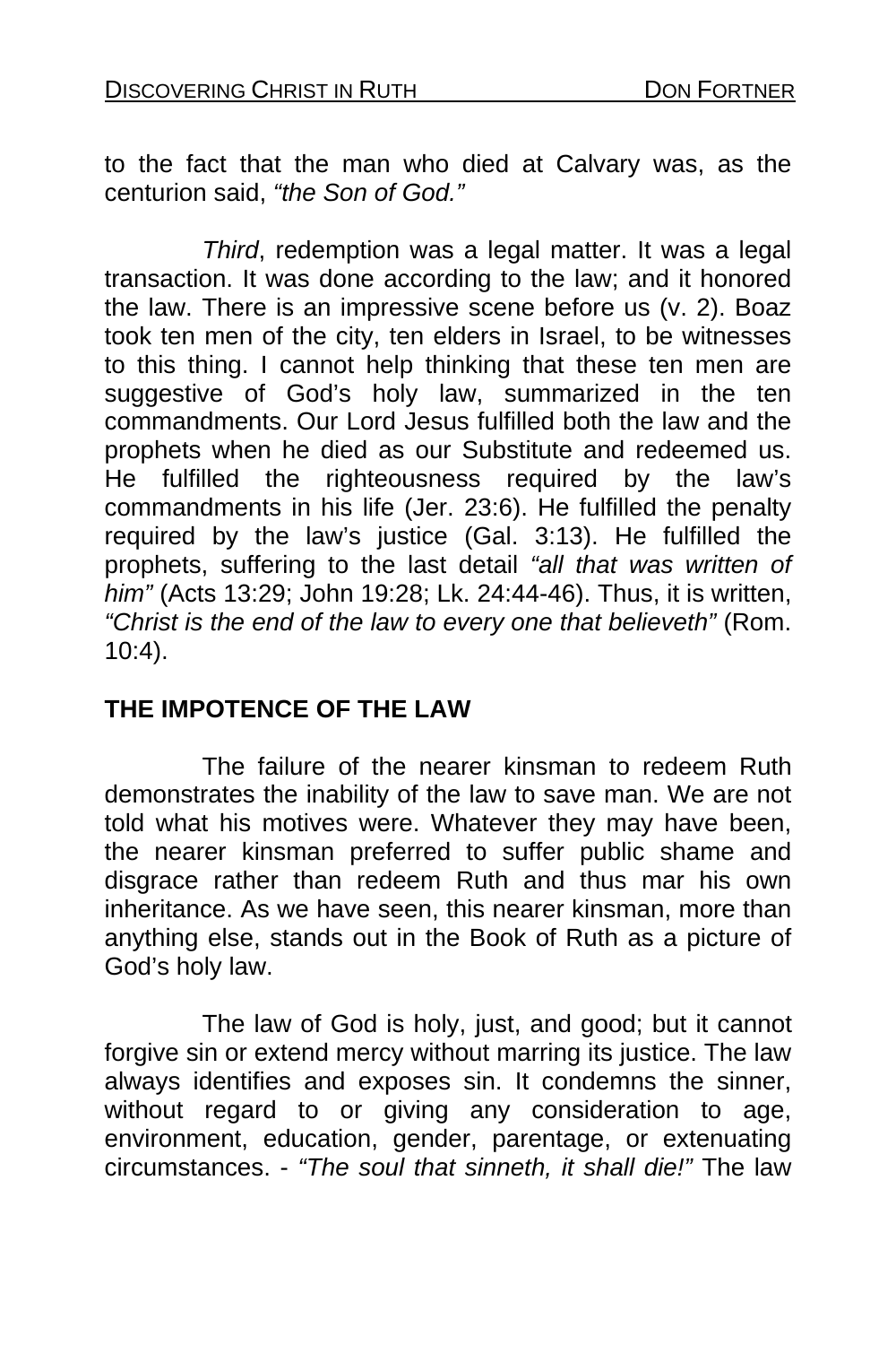to the fact that the man who died at Calvary was, as the centurion said, *"the Son of God."*

*Third*, redemption was a legal matter. It was a legal transaction. It was done according to the law; and it honored the law. There is an impressive scene before us (v. 2). Boaz took ten men of the city, ten elders in Israel, to be witnesses to this thing. I cannot help thinking that these ten men are suggestive of God's holy law, summarized in the ten commandments. Our Lord Jesus fulfilled both the law and the prophets when he died as our Substitute and redeemed us. He fulfilled the righteousness required by the law's commandments in his life (Jer. 23:6). He fulfilled the penalty required by the law's justice (Gal. 3:13). He fulfilled the prophets, suffering to the last detail *"all that was written of him"* (Acts 13:29; John 19:28; Lk. 24:44-46). Thus, it is written, *"Christ is the end of the law to every one that believeth"* (Rom. 10:4).

## THE IMPOTENCE OF THE LAW

The failure of the nearer kinsman to redeem Ruth demonstrates the inability of the law to save man. We are not told what his motives were. Whatever they may have been, the nearer kinsman preferred to suffer public shame and disgrace rather than redeem Ruth and thus mar his own inheritance. As we have seen, this nearer kinsman, more than anything else, stands out in the Book of Ruth as a picture of God's holy law.

The law of God is holy, just, and good; but it cannot forgive sin or extend mercy without marring its justice. The law always identifies and exposes sin. It condemns the sinner, without regard to or giving any consideration to age, environment, education, gender, parentage, or extenuating circumstances. - *"The soul that sinneth, it shall die!"* The law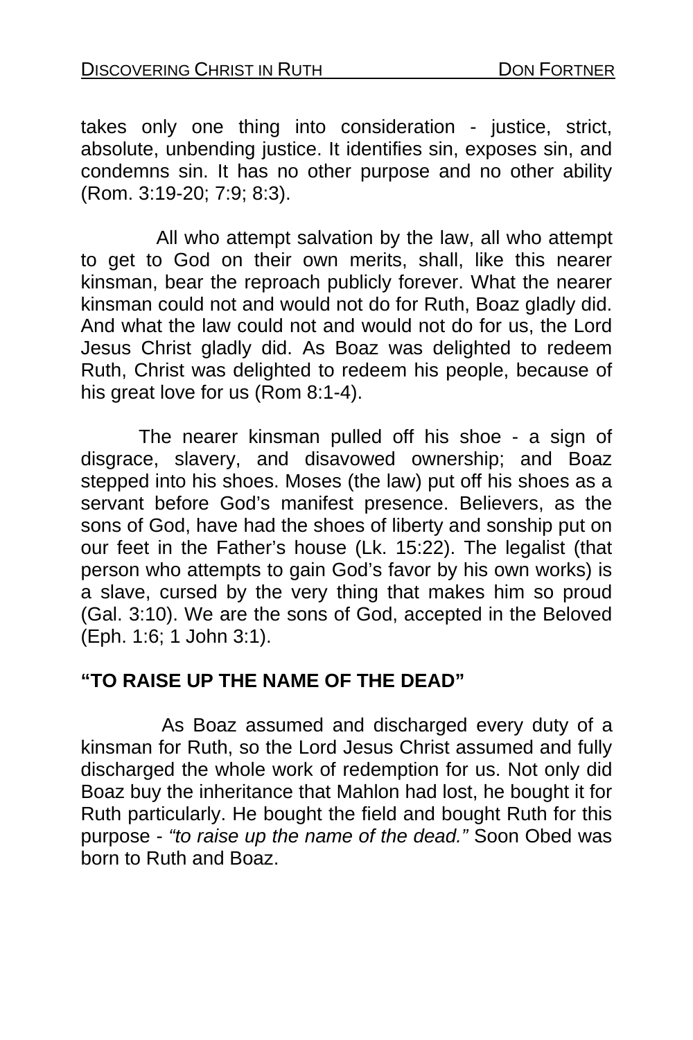takes only one thing into consideration - justice, strict, absolute, unbending justice. It identifies sin, exposes sin, and condemns sin. It has no other purpose and no other ability (Rom. 3:19-20; 7:9; 8:3).

All who attempt salvation by the law, all who attempt to get to God on their own merits, shall, like this nearer kinsman, bear the reproach publicly forever. What the nearer kinsman could not and would not do for Ruth, Boaz gladly did. And what the law could not and would not do for us, the Lord Jesus Christ gladly did. As Boaz was delighted to redeem Ruth, Christ was delighted to redeem his people, because of his great love for us (Rom 8:1-4).

The nearer kinsman pulled off his shoe - a sign of disgrace, slavery, and disavowed ownership; and Boaz stepped into his shoes. Moses (the law) put off his shoes as a servant before God's manifest presence. Believers, as the sons of God, have had the shoes of liberty and sonship put on our feet in the Father's house (Lk. 15:22). The legalist (that person who attempts to gain God's favor by his own works) is a slave, cursed by the very thing that makes him so proud (Gal. 3:10). We are the sons of God, accepted in the Beloved (Eph. 1:6; 1 John 3:1).

**"TO RAISE UP THE NAME OF THE DEAD"**

As Boaz assumed and discharged every duty of a kinsman for Ruth, so the Lord Jesus Christ assumed and fully discharged the whole work of redemption for us. Not only did Boaz buy the inheritance that Mahlon had lost, he bought it for Ruth particularly. He bought the field and bought Ruth for this purpose - *"to raise up the name of the dead."* Soon Obed was born to Ruth and Boaz.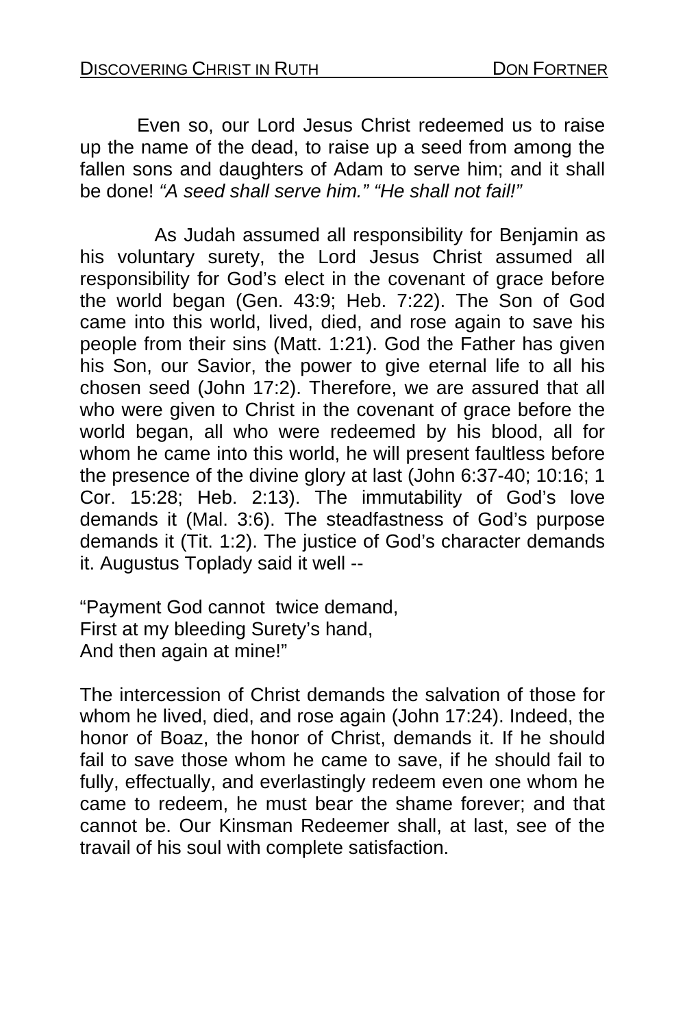Even so, our Lord Jesus Christ redeemed us to raise up the name of the dead, to raise up a seed from among the fallen sons and daughters of Adam to serve him; and it shall be done! *"A seed shall serve him." "He shall not fail!"*

As Judah assumed all responsibility for Benjamin as his voluntary surety, the Lord Jesus Christ assumed all responsibility for God's elect in the covenant of grace before the world began (Gen. 43:9; Heb. 7:22). The Son of God came into this world, lived, died, and rose again to save his people from their sins (Matt. 1:21). God the Father has given his Son, our Savior, the power to give eternal life to all his chosen seed (John 17:2). Therefore, we are assured that all who were given to Christ in the covenant of grace before the world began, all who were redeemed by his blood, all for whom he came into this world, he will present faultless before the presence of the divine glory at last (John 6:37-40; 10:16; 1 Cor. 15:28; Heb. 2:13). The immutability of God's love demands it (Mal. 3:6). The steadfastness of God's purpose demands it (Tit. 1:2). The justice of God's character demands it. Augustus Toplady said it well --

"Payment God cannot twice demand,  
First at my bleeding Surety's hand,  
And then again at mine!"

The intercession of Christ demands the salvation of those for whom he lived, died, and rose again (John 17:24). Indeed, the honor of Boaz, the honor of Christ, demands it. If he should fail to save those whom he came to save, if he should fail to fully, effectually, and everlastingly redeem even one whom he came to redeem, he must bear the shame forever; and that cannot be. Our Kinsman Redeemer shall, at last, see of the travail of his soul with complete satisfaction.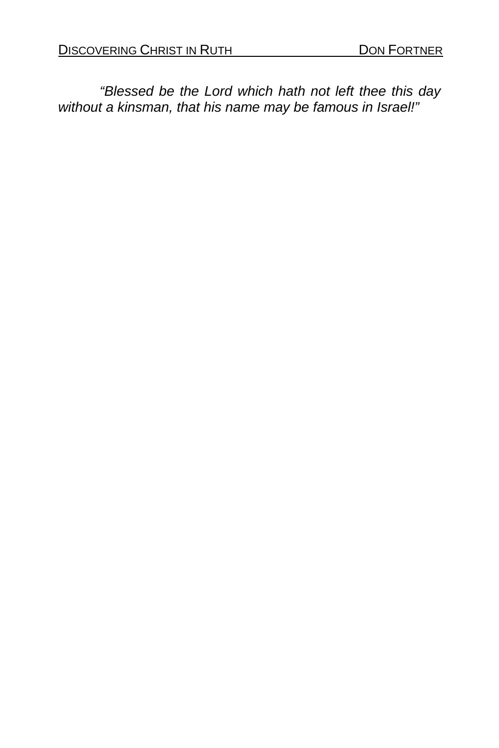*"Blessed be the Lord which hath not left thee this day without a kinsman, that his name may be famous in Israel!"*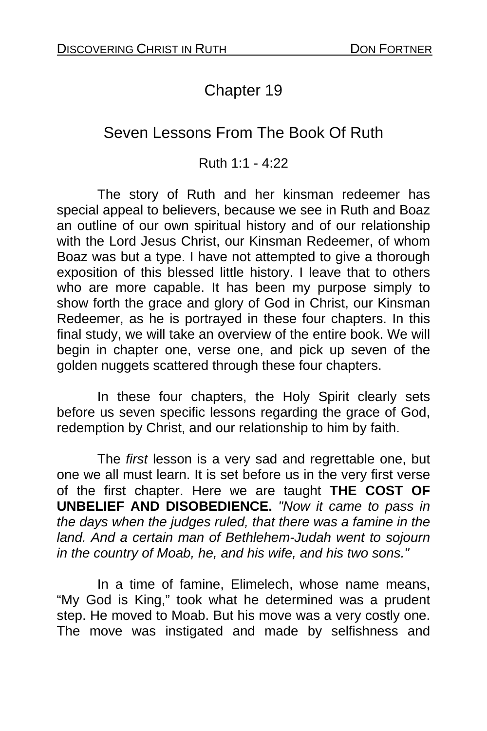# Chapter 19

## Seven Lessons From The Book Of Ruth

Ruth 1:1 - 4:22

The story of Ruth and her kinsman redeemer has special appeal to believers, because we see in Ruth and Boaz an outline of our own spiritual history and of our relationship with the Lord Jesus Christ, our Kinsman Redeemer, of whom Boaz was but a type. I have not attempted to give a thorough exposition of this blessed little history. I leave that to others who are more capable. It has been my purpose simply to show forth the grace and glory of God in Christ, our Kinsman Redeemer, as he is portrayed in these four chapters. In this final study, we will take an overview of the entire book. We will begin in chapter one, verse one, and pick up seven of the golden nuggets scattered through these four chapters.

In these four chapters, the Holy Spirit clearly sets before us seven specific lessons regarding the grace of God, redemption by Christ, and our relationship to him by faith.

The *first* lesson is a very sad and regrettable one, but one we all must learn. It is set before us in the very first verse of the first chapter. Here we are taught **THE COST OF UNBELIEF AND DISOBEDIENCE.** *"Now it came to pass in the days when the judges ruled, that there was a famine in the land. And a certain man of Bethlehem-Judah went to sojourn in the country of Moab, he, and his wife, and his two sons."*

In a time of famine, Elimelech, whose name means, "My God is King," took what he determined was a prudent step. He moved to Moab. But his move was a very costly one. The move was instigated and made by selfishness and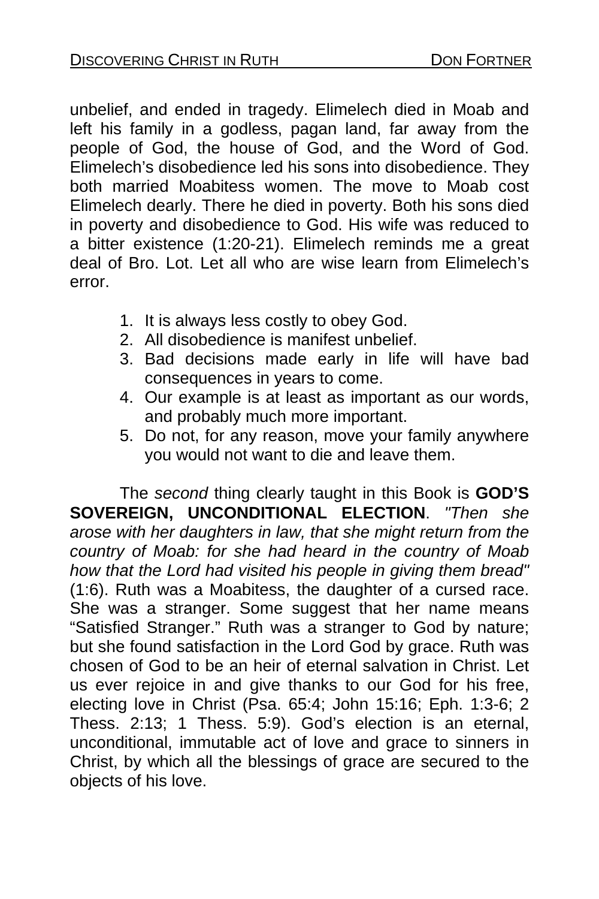unbelief, and ended in tragedy. Elimelech died in Moab and left his family in a godless, pagan land, far away from the people of God, the house of God, and the Word of God. Elimelech's disobedience led his sons into disobedience. They both married Moabitess women. The move to Moab cost Elimelech dearly. There he died in poverty. Both his sons died in poverty and disobedience to God. His wife was reduced to a bitter existence (1:20-21). Elimelech reminds me a great deal of Bro. Lot. Let all who are wise learn from Elimelech's error.

1. It is always less costly to obey God.
2. All disobedience is manifest unbelief.
3. Bad decisions made early in life will have bad consequences in years to come.
4. Our example is at least as important as our words, and probably much more important.
5. Do not, for any reason, move your family anywhere you would not want to die and leave them.

The *second* thing clearly taught in this Book is **GOD'S SOVEREIGN, UNCONDITIONAL ELECTION**. *"Then she arose with her daughters in law, that she might return from the country of Moab: for she had heard in the country of Moab how that the Lord had visited his people in giving them bread"* (1:6). Ruth was a Moabitess, the daughter of a cursed race. She was a stranger. Some suggest that her name means "Satisfied Stranger." Ruth was a stranger to God by nature; but she found satisfaction in the Lord God by grace. Ruth was chosen of God to be an heir of eternal salvation in Christ. Let us ever rejoice in and give thanks to our God for his free, electing love in Christ (Psa. 65:4; John 15:16; Eph. 1:3-6; 2 Thess. 2:13; 1 Thess. 5:9). God's election is an eternal, unconditional, immutable act of love and grace to sinners in Christ, by which all the blessings of grace are secured to the objects of his love.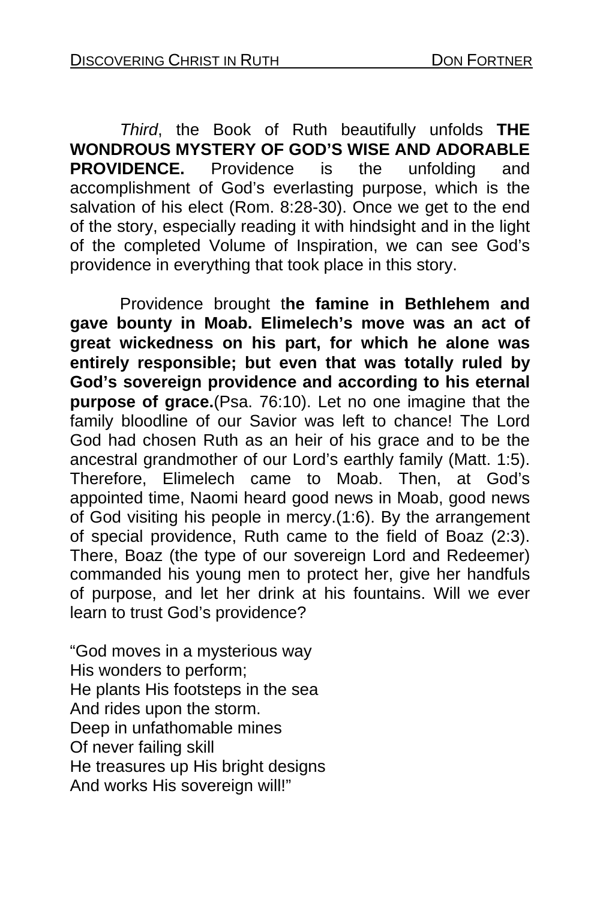*Third*, the Book of Ruth beautifully unfolds **THE WONDROUS MYSTERY OF GOD'S WISE AND ADORABLE PROVIDENCE.** Providence is the unfolding and accomplishment of God's everlasting purpose, which is the salvation of his elect (Rom. 8:28-30). Once we get to the end of the story, especially reading it with hindsight and in the light of the completed Volume of Inspiration, we can see God's providence in everything that took place in this story.

Providence brought t**he famine in Bethlehem and gave bounty in Moab. Elimelech's move was an act of great wickedness on his part, for which he alone was entirely responsible; but even that was totally ruled by God's sovereign providence and according to his eternal purpose of grace.**(Psa. 76:10). Let no one imagine that the family bloodline of our Savior was left to chance! The Lord God had chosen Ruth as an heir of his grace and to be the ancestral grandmother of our Lord's earthly family (Matt. 1:5). Therefore, Elimelech came to Moab. Then, at God's appointed time, Naomi heard good news in Moab, good news of God visiting his people in mercy.(1:6). By the arrangement of special providence, Ruth came to the field of Boaz (2:3). There, Boaz (the type of our sovereign Lord and Redeemer) commanded his young men to protect her, give her handfuls of purpose, and let her drink at his fountains. Will we ever learn to trust God's providence?

"God moves in a mysterious way  
His wonders to perform;  
He plants His footsteps in the sea  
And rides upon the storm.  
Deep in unfathomable mines  
Of never failing skill  
He treasures up His bright designs  
And works His sovereign will!"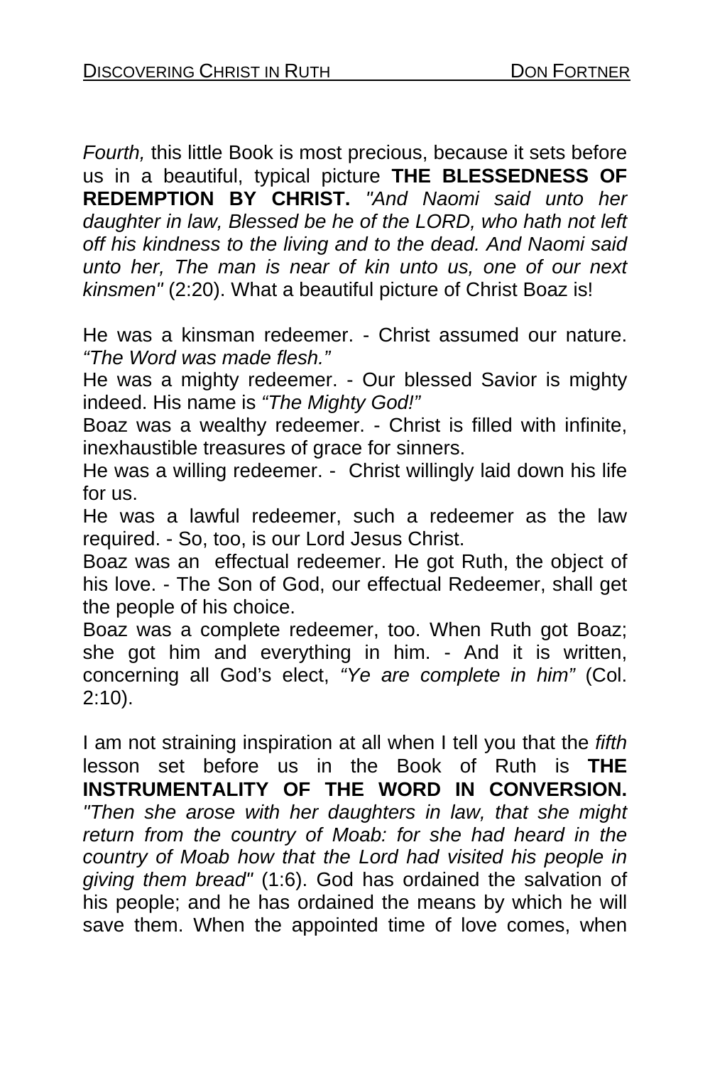*Fourth,* this little Book is most precious, because it sets before us in a beautiful, typical picture **THE BLESSEDNESS OF REDEMPTION BY CHRIST.** *"And Naomi said unto her daughter in law, Blessed be he of the LORD, who hath not left off his kindness to the living and to the dead. And Naomi said unto her, The man is near of kin unto us, one of our next kinsmen"* (2:20). What a beautiful picture of Christ Boaz is!

He was a kinsman redeemer. - Christ assumed our nature. *"The Word was made flesh."*
He was a mighty redeemer. - Our blessed Savior is mighty indeed. His name is *"The Mighty God!"*
Boaz was a wealthy redeemer. - Christ is filled with infinite, inexhaustible treasures of grace for sinners.
He was a willing redeemer. - Christ willingly laid down his life for us.
He was a lawful redeemer, such a redeemer as the law required. - So, too, is our Lord Jesus Christ.
Boaz was an effectual redeemer. He got Ruth, the object of his love. - The Son of God, our effectual Redeemer, shall get the people of his choice.
Boaz was a complete redeemer, too. When Ruth got Boaz; she got him and everything in him. - And it is written, concerning all God's elect, *"Ye are complete in him"* (Col. 2:10).

I am not straining inspiration at all when I tell you that the *fifth* lesson set before us in the Book of Ruth is **THE INSTRUMENTALITY OF THE WORD IN CONVERSION.** *"Then she arose with her daughters in law, that she might return from the country of Moab: for she had heard in the country of Moab how that the Lord had visited his people in giving them bread"* (1:6). God has ordained the salvation of his people; and he has ordained the means by which he will save them. When the appointed time of love comes, when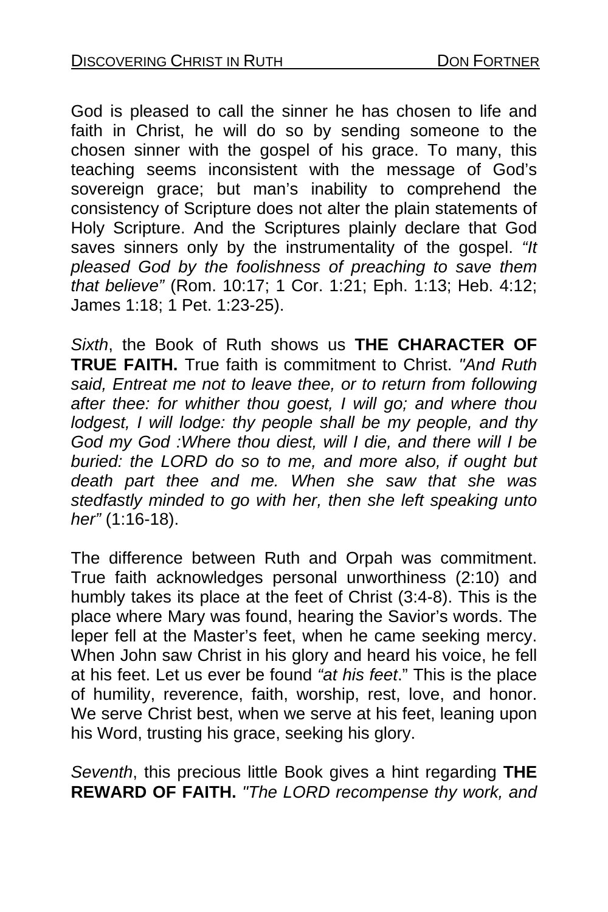God is pleased to call the sinner he has chosen to life and faith in Christ, he will do so by sending someone to the chosen sinner with the gospel of his grace. To many, this teaching seems inconsistent with the message of God's sovereign grace; but man's inability to comprehend the consistency of Scripture does not alter the plain statements of Holy Scripture. And the Scriptures plainly declare that God saves sinners only by the instrumentality of the gospel. *"It pleased God by the foolishness of preaching to save them that believe"* (Rom. 10:17; 1 Cor. 1:21; Eph. 1:13; Heb. 4:12; James 1:18; 1 Pet. 1:23-25).

*Sixth*, the Book of Ruth shows us **THE CHARACTER OF TRUE FAITH.** True faith is commitment to Christ. *"And Ruth said, Entreat me not to leave thee, or to return from following after thee: for whither thou goest, I will go; and where thou lodgest, I will lodge: thy people shall be my people, and thy God my God :Where thou diest, will I die, and there will I be buried: the LORD do so to me, and more also, if ought but death part thee and me. When she saw that she was stedfastly minded to go with her, then she left speaking unto her"* (1:16-18).

The difference between Ruth and Orpah was commitment. True faith acknowledges personal unworthiness (2:10) and humbly takes its place at the feet of Christ (3:4-8). This is the place where Mary was found, hearing the Savior's words. The leper fell at the Master's feet, when he came seeking mercy. When John saw Christ in his glory and heard his voice, he fell at his feet. Let us ever be found *"at his feet*." This is the place of humility, reverence, faith, worship, rest, love, and honor. We serve Christ best, when we serve at his feet, leaning upon his Word, trusting his grace, seeking his glory.

*Seventh*, this precious little Book gives a hint regarding **THE REWARD OF FAITH.** *"The LORD recompense thy work, and*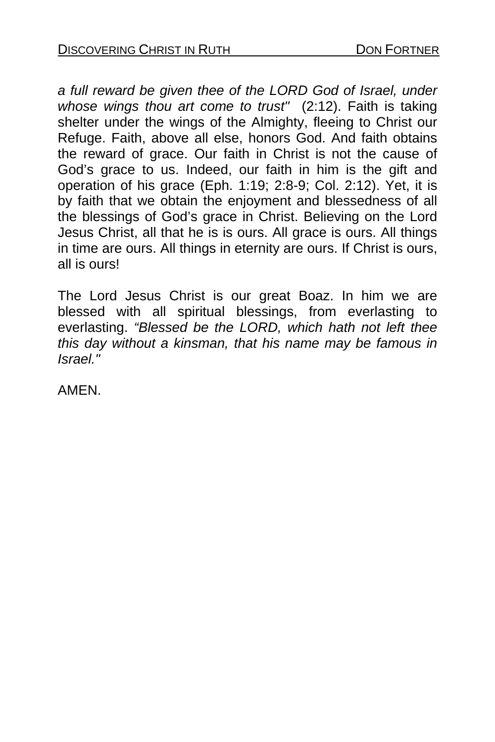*a full reward be given thee of the LORD God of Israel, under whose wings thou art come to trust"* (2:12). Faith is taking shelter under the wings of the Almighty, fleeing to Christ our Refuge. Faith, above all else, honors God. And faith obtains the reward of grace. Our faith in Christ is not the cause of God's grace to us. Indeed, our faith in him is the gift and operation of his grace (Eph. 1:19; 2:8-9; Col. 2:12). Yet, it is by faith that we obtain the enjoyment and blessedness of all the blessings of God's grace in Christ. Believing on the Lord Jesus Christ, all that he is is ours. All grace is ours. All things in time are ours. All things in eternity are ours. If Christ is ours, all is ours!

The Lord Jesus Christ is our great Boaz. In him we are blessed with all spiritual blessings, from everlasting to everlasting. *"Blessed be the LORD, which hath not left thee this day without a kinsman, that his name may be famous in Israel."*

AMEN.